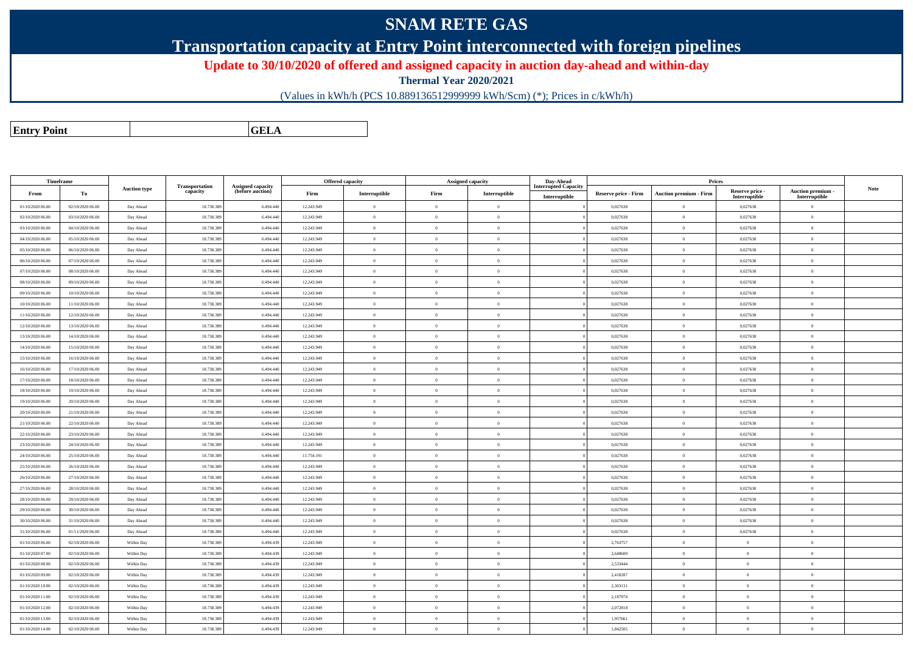# SNAM RETE GAS

## Transportation capacity at Entry Point interconnected with foreign pipelines

### Update to 30/10/2020 of offered and assigned capacity in auction day-ahead and within-day

**Thermal Year 2020/2021**

(Values in kWh/h (PCS 10.889136512999999 kWh/Scm) (*); Prices in c/kWh/h)

| **Entry Point** | **GELA** |
|---|---|

| Timeframe | | Auction type | Transportation capacity | Assigned capacity (before auction) | Offered capacity | | Assigned capacity | | Day-Ahead Interrupted Capacity | Prices | | | | Note |
|---|---|---|---|---|---|---|---|---|---|---|---|---|---|---|
| From | To | | | | Firm | Interruptible | Firm | Interruptible | Interruptible | Reserve price - Firm | Auction premium - Firm | Reserve price - Interruptible | Auction premium - Interruptible | |
| 01/10/2020 06.00 | 02/10/2020 06.00 | Day Ahead | 18.738.389 | 6.494.440 | 12.243.949 | 0 | 0 | 0 | 0 | 0,027638 | 0 | 0,027638 | 0 | |
| 02/10/2020 06.00 | 03/10/2020 06.00 | Day Ahead | 18.738.389 | 6.494.440 | 12.243.949 | 0 | 0 | 0 | 0 | 0,027638 | 0 | 0,027638 | 0 | |
| 03/10/2020 06.00 | 04/10/2020 06.00 | Day Ahead | 18.738.389 | 6.494.440 | 12.243.949 | 0 | 0 | 0 | 0 | 0,027638 | 0 | 0,027638 | 0 | |
| 04/10/2020 06.00 | 05/10/2020 06.00 | Day Ahead | 18.738.389 | 6.494.440 | 12.243.949 | 0 | 0 | 0 | 0 | 0,027638 | 0 | 0,027638 | 0 | |
| 05/10/2020 06.00 | 06/10/2020 06.00 | Day Ahead | 18.738.389 | 6.494.440 | 12.243.949 | 0 | 0 | 0 | 0 | 0,027638 | 0 | 0,027638 | 0 | |
| 06/10/2020 06.00 | 07/10/2020 06.00 | Day Ahead | 18.738.389 | 6.494.440 | 12.243.949 | 0 | 0 | 0 | 0 | 0,027638 | 0 | 0,027638 | 0 | |
| 07/10/2020 06.00 | 08/10/2020 06.00 | Day Ahead | 18.738.389 | 6.494.440 | 12.243.949 | 0 | 0 | 0 | 0 | 0,027638 | 0 | 0,027638 | 0 | |
| 08/10/2020 06.00 | 09/10/2020 06.00 | Day Ahead | 18.738.389 | 6.494.440 | 12.243.949 | 0 | 0 | 0 | 0 | 0,027638 | 0 | 0,027638 | 0 | |
| 09/10/2020 06.00 | 10/10/2020 06.00 | Day Ahead | 18.738.389 | 6.494.440 | 12.243.949 | 0 | 0 | 0 | 0 | 0,027638 | 0 | 0,027638 | 0 | |
| 10/10/2020 06.00 | 11/10/2020 06.00 | Day Ahead | 18.738.389 | 6.494.440 | 12.243.949 | 0 | 0 | 0 | 0 | 0,027638 | 0 | 0,027638 | 0 | |
| 11/10/2020 06.00 | 12/10/2020 06.00 | Day Ahead | 18.738.389 | 6.494.440 | 12.243.949 | 0 | 0 | 0 | 0 | 0,027638 | 0 | 0,027638 | 0 | |
| 12/10/2020 06.00 | 13/10/2020 06.00 | Day Ahead | 18.738.389 | 6.494.440 | 12.243.949 | 0 | 0 | 0 | 0 | 0,027638 | 0 | 0,027638 | 0 | |
| 13/10/2020 06.00 | 14/10/2020 06.00 | Day Ahead | 18.738.389 | 6.494.440 | 12.243.949 | 0 | 0 | 0 | 0 | 0,027638 | 0 | 0,027638 | 0 | |
| 14/10/2020 06.00 | 15/10/2020 06.00 | Day Ahead | 18.738.389 | 6.494.440 | 12.243.949 | 0 | 0 | 0 | 0 | 0,027638 | 0 | 0,027638 | 0 | |
| 15/10/2020 06.00 | 16/10/2020 06.00 | Day Ahead | 18.738.389 | 6.494.440 | 12.243.949 | 0 | 0 | 0 | 0 | 0,027638 | 0 | 0,027638 | 0 | |
| 16/10/2020 06.00 | 17/10/2020 06.00 | Day Ahead | 18.738.389 | 6.494.440 | 12.243.949 | 0 | 0 | 0 | 0 | 0,027638 | 0 | 0,027638 | 0 | |
| 17/10/2020 06.00 | 18/10/2020 06.00 | Day Ahead | 18.738.389 | 6.494.440 | 12.243.949 | 0 | 0 | 0 | 0 | 0,027638 | 0 | 0,027638 | 0 | |
| 18/10/2020 06.00 | 19/10/2020 06.00 | Day Ahead | 18.738.389 | 6.494.440 | 12.243.949 | 0 | 0 | 0 | 0 | 0,027638 | 0 | 0,027638 | 0 | |
| 19/10/2020 06.00 | 20/10/2020 06.00 | Day Ahead | 18.738.389 | 6.494.440 | 12.243.949 | 0 | 0 | 0 | 0 | 0,027638 | 0 | 0,027638 | 0 | |
| 20/10/2020 06.00 | 21/10/2020 06.00 | Day Ahead | 18.738.389 | 6.494.440 | 12.243.949 | 0 | 0 | 0 | 0 | 0,027638 | 0 | 0,027638 | 0 | |
| 21/10/2020 06.00 | 22/10/2020 06.00 | Day Ahead | 18.738.389 | 6.494.440 | 12.243.949 | 0 | 0 | 0 | 0 | 0,027638 | 0 | 0,027638 | 0 | |
| 22/10/2020 06.00 | 23/10/2020 06.00 | Day Ahead | 18.738.389 | 6.494.440 | 12.243.949 | 0 | 0 | 0 | 0 | 0,027638 | 0 | 0,027638 | 0 | |
| 23/10/2020 06.00 | 24/10/2020 06.00 | Day Ahead | 18.738.389 | 6.494.440 | 12.243.949 | 0 | 0 | 0 | 0 | 0,027638 | 0 | 0,027638 | 0 | |
| 24/10/2020 06.00 | 25/10/2020 06.00 | Day Ahead | 18.738.389 | 6.494.440 | 11.754.191 | 0 | 0 | 0 | 0 | 0,027638 | 0 | 0,027638 | 0 | |
| 25/10/2020 06.00 | 26/10/2020 06.00 | Day Ahead | 18.738.389 | 6.494.440 | 12.243.949 | 0 | 0 | 0 | 0 | 0,027638 | 0 | 0,027638 | 0 | |
| 26/10/2020 06.00 | 27/10/2020 06.00 | Day Ahead | 18.738.389 | 6.494.440 | 12.243.949 | 0 | 0 | 0 | 0 | 0,027638 | 0 | 0,027638 | 0 | |
| 27/10/2020 06.00 | 28/10/2020 06.00 | Day Ahead | 18.738.389 | 6.494.440 | 12.243.949 | 0 | 0 | 0 | 0 | 0,027638 | 0 | 0,027638 | 0 | |
| 28/10/2020 06.00 | 29/10/2020 06.00 | Day Ahead | 18.738.389 | 6.494.440 | 12.243.949 | 0 | 0 | 0 | 0 | 0,027638 | 0 | 0,027638 | 0 | |
| 29/10/2020 06.00 | 30/10/2020 06.00 | Day Ahead | 18.738.389 | 6.494.440 | 12.243.949 | 0 | 0 | 0 | 0 | 0,027638 | 0 | 0,027638 | 0 | |
| 30/10/2020 06.00 | 31/10/2020 06.00 | Day Ahead | 18.738.389 | 6.494.440 | 12.243.949 | 0 | 0 | 0 | 0 | 0,027638 | 0 | 0,027638 | 0 | |
| 31/10/2020 06.00 | 01/11/2020 06.00 | Day Ahead | 18.738.389 | 6.494.440 | 12.243.949 | 0 | 0 | 0 | 0 | 0,027638 | 0 | 0,027638 | 0 | |
| 01/10/2020 06.00 | 02/10/2020 06.00 | Within Day | 18.738.389 | 6.494.439 | 12.243.949 | 0 | 0 | 0 | 0 | 2,763757 | 0 | 0 | 0 | |
| 01/10/2020 07.00 | 02/10/2020 06.00 | Within Day | 18.738.389 | 6.494.439 | 12.243.949 | 0 | 0 | 0 | 0 | 2,648600 | 0 | 0 | 0 | |
| 01/10/2020 08.00 | 02/10/2020 06.00 | Within Day | 18.738.389 | 6.494.439 | 12.243.949 | 0 | 0 | 0 | 0 | 2,533444 | 0 | 0 | 0 | |
| 01/10/2020 09.00 | 02/10/2020 06.00 | Within Day | 18.738.389 | 6.494.439 | 12.243.949 | 0 | 0 | 0 | 0 | 2,418287 | 0 | 0 | 0 | |
| 01/10/2020 10.00 | 02/10/2020 06.00 | Within Day | 18.738.389 | 6.494.439 | 12.243.949 | 0 | 0 | 0 | 0 | 2,303131 | 0 | 0 | 0 | |
| 01/10/2020 11.00 | 02/10/2020 06.00 | Within Day | 18.738.389 | 6.494.439 | 12.243.949 | 0 | 0 | 0 | 0 | 2,187974 | 0 | 0 | 0 | |
| 01/10/2020 12.00 | 02/10/2020 06.00 | Within Day | 18.738.389 | 6.494.439 | 12.243.949 | 0 | 0 | 0 | 0 | 2,072818 | 0 | 0 | 0 | |
| 01/10/2020 13.00 | 02/10/2020 06.00 | Within Day | 18.738.389 | 6.494.439 | 12.243.949 | 0 | 0 | 0 | 0 | 1,957661 | 0 | 0 | 0 | |
| 01/10/2020 14.00 | 02/10/2020 06.00 | Within Day | 18.738.389 | 6.494.439 | 12.243.949 | 0 | 0 | 0 | 0 | 1,842505 | 0 | 0 | 0 | |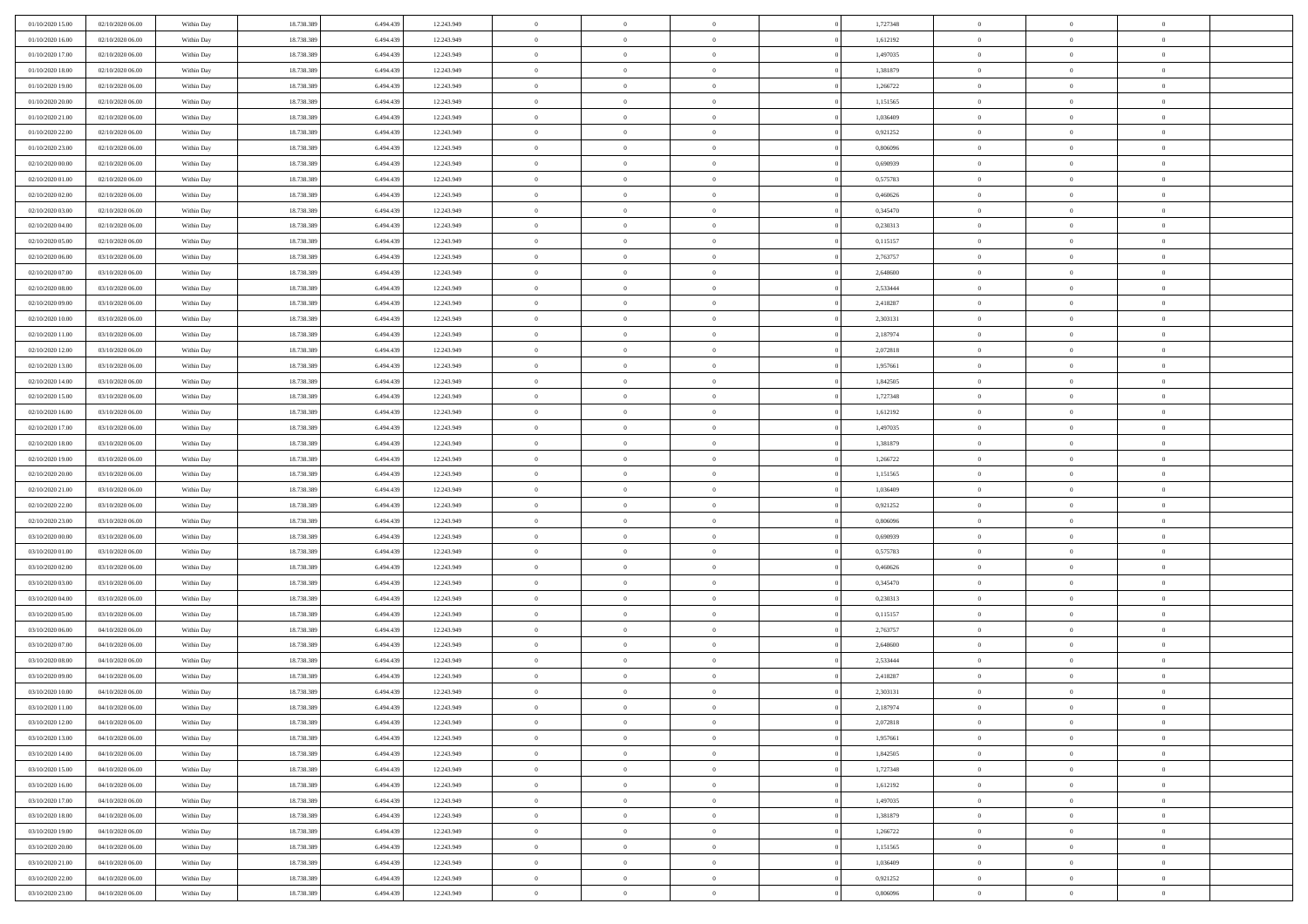| | | | | | | | | | | | | | | |
|---|---|---|---|---|---|---|---|---|---|---|---|---|---|---|
| 01/10/2020 15.00 | 02/10/2020 06.00 | Within Day | 18.738.389 | 6.494.439 | 12.243.949 | 0 | 0 | 0 | | 1,727348 | 0 | 0 | 0 | |
| 01/10/2020 16.00 | 02/10/2020 06.00 | Within Day | 18.738.389 | 6.494.439 | 12.243.949 | 0 | 0 | 0 | | 1,612192 | 0 | 0 | 0 | |
| 01/10/2020 17.00 | 02/10/2020 06.00 | Within Day | 18.738.389 | 6.494.439 | 12.243.949 | 0 | 0 | 0 | | 1,497035 | 0 | 0 | 0 | |
| 01/10/2020 18.00 | 02/10/2020 06.00 | Within Day | 18.738.389 | 6.494.439 | 12.243.949 | 0 | 0 | 0 | | 1,381879 | 0 | 0 | 0 | |
| 01/10/2020 19.00 | 02/10/2020 06.00 | Within Day | 18.738.389 | 6.494.439 | 12.243.949 | 0 | 0 | 0 | | 1,266722 | 0 | 0 | 0 | |
| 01/10/2020 20.00 | 02/10/2020 06.00 | Within Day | 18.738.389 | 6.494.439 | 12.243.949 | 0 | 0 | 0 | | 1,151565 | 0 | 0 | 0 | |
| 01/10/2020 21.00 | 02/10/2020 06.00 | Within Day | 18.738.389 | 6.494.439 | 12.243.949 | 0 | 0 | 0 | | 1,036409 | 0 | 0 | 0 | |
| 01/10/2020 22.00 | 02/10/2020 06.00 | Within Day | 18.738.389 | 6.494.439 | 12.243.949 | 0 | 0 | 0 | | 0,921252 | 0 | 0 | 0 | |
| 01/10/2020 23.00 | 02/10/2020 06.00 | Within Day | 18.738.389 | 6.494.439 | 12.243.949 | 0 | 0 | 0 | | 0,806096 | 0 | 0 | 0 | |
| 02/10/2020 00.00 | 02/10/2020 06.00 | Within Day | 18.738.389 | 6.494.439 | 12.243.949 | 0 | 0 | 0 | | 0,690939 | 0 | 0 | 0 | |
| 02/10/2020 01.00 | 02/10/2020 06.00 | Within Day | 18.738.389 | 6.494.439 | 12.243.949 | 0 | 0 | 0 | | 0,575783 | 0 | 0 | 0 | |
| 02/10/2020 02.00 | 02/10/2020 06.00 | Within Day | 18.738.389 | 6.494.439 | 12.243.949 | 0 | 0 | 0 | | 0,460626 | 0 | 0 | 0 | |
| 02/10/2020 03.00 | 02/10/2020 06.00 | Within Day | 18.738.389 | 6.494.439 | 12.243.949 | 0 | 0 | 0 | | 0,345470 | 0 | 0 | 0 | |
| 02/10/2020 04.00 | 02/10/2020 06.00 | Within Day | 18.738.389 | 6.494.439 | 12.243.949 | 0 | 0 | 0 | | 0,230313 | 0 | 0 | 0 | |
| 02/10/2020 05.00 | 02/10/2020 06.00 | Within Day | 18.738.389 | 6.494.439 | 12.243.949 | 0 | 0 | 0 | | 0,115157 | 0 | 0 | 0 | |
| 02/10/2020 06.00 | 03/10/2020 06.00 | Within Day | 18.738.389 | 6.494.439 | 12.243.949 | 0 | 0 | 0 | | 2,763757 | 0 | 0 | 0 | |
| 02/10/2020 07.00 | 03/10/2020 06.00 | Within Day | 18.738.389 | 6.494.439 | 12.243.949 | 0 | 0 | 0 | | 2,648600 | 0 | 0 | 0 | |
| 02/10/2020 08.00 | 03/10/2020 06.00 | Within Day | 18.738.389 | 6.494.439 | 12.243.949 | 0 | 0 | 0 | | 2,533444 | 0 | 0 | 0 | |
| 02/10/2020 09.00 | 03/10/2020 06.00 | Within Day | 18.738.389 | 6.494.439 | 12.243.949 | 0 | 0 | 0 | | 2,418287 | 0 | 0 | 0 | |
| 02/10/2020 10.00 | 03/10/2020 06.00 | Within Day | 18.738.389 | 6.494.439 | 12.243.949 | 0 | 0 | 0 | | 2,303131 | 0 | 0 | 0 | |
| 02/10/2020 11.00 | 03/10/2020 06.00 | Within Day | 18.738.389 | 6.494.439 | 12.243.949 | 0 | 0 | 0 | | 2,187974 | 0 | 0 | 0 | |
| 02/10/2020 12.00 | 03/10/2020 06.00 | Within Day | 18.738.389 | 6.494.439 | 12.243.949 | 0 | 0 | 0 | | 2,072818 | 0 | 0 | 0 | |
| 02/10/2020 13.00 | 03/10/2020 06.00 | Within Day | 18.738.389 | 6.494.439 | 12.243.949 | 0 | 0 | 0 | | 1,957661 | 0 | 0 | 0 | |
| 02/10/2020 14.00 | 03/10/2020 06.00 | Within Day | 18.738.389 | 6.494.439 | 12.243.949 | 0 | 0 | 0 | | 1,842505 | 0 | 0 | 0 | |
| 02/10/2020 15.00 | 03/10/2020 06.00 | Within Day | 18.738.389 | 6.494.439 | 12.243.949 | 0 | 0 | 0 | | 1,727348 | 0 | 0 | 0 | |
| 02/10/2020 16.00 | 03/10/2020 06.00 | Within Day | 18.738.389 | 6.494.439 | 12.243.949 | 0 | 0 | 0 | | 1,612192 | 0 | 0 | 0 | |
| 02/10/2020 17.00 | 03/10/2020 06.00 | Within Day | 18.738.389 | 6.494.439 | 12.243.949 | 0 | 0 | 0 | | 1,497035 | 0 | 0 | 0 | |
| 02/10/2020 18.00 | 03/10/2020 06.00 | Within Day | 18.738.389 | 6.494.439 | 12.243.949 | 0 | 0 | 0 | | 1,381879 | 0 | 0 | 0 | |
| 02/10/2020 19.00 | 03/10/2020 06.00 | Within Day | 18.738.389 | 6.494.439 | 12.243.949 | 0 | 0 | 0 | | 1,266722 | 0 | 0 | 0 | |
| 02/10/2020 20.00 | 03/10/2020 06.00 | Within Day | 18.738.389 | 6.494.439 | 12.243.949 | 0 | 0 | 0 | | 1,151565 | 0 | 0 | 0 | |
| 02/10/2020 21.00 | 03/10/2020 06.00 | Within Day | 18.738.389 | 6.494.439 | 12.243.949 | 0 | 0 | 0 | | 1,036409 | 0 | 0 | 0 | |
| 02/10/2020 22.00 | 03/10/2020 06.00 | Within Day | 18.738.389 | 6.494.439 | 12.243.949 | 0 | 0 | 0 | | 0,921252 | 0 | 0 | 0 | |
| 02/10/2020 23.00 | 03/10/2020 06.00 | Within Day | 18.738.389 | 6.494.439 | 12.243.949 | 0 | 0 | 0 | | 0,806096 | 0 | 0 | 0 | |
| 03/10/2020 00.00 | 03/10/2020 06.00 | Within Day | 18.738.389 | 6.494.439 | 12.243.949 | 0 | 0 | 0 | | 0,690939 | 0 | 0 | 0 | |
| 03/10/2020 01.00 | 03/10/2020 06.00 | Within Day | 18.738.389 | 6.494.439 | 12.243.949 | 0 | 0 | 0 | | 0,575783 | 0 | 0 | 0 | |
| 03/10/2020 02.00 | 03/10/2020 06.00 | Within Day | 18.738.389 | 6.494.439 | 12.243.949 | 0 | 0 | 0 | | 0,460626 | 0 | 0 | 0 | |
| 03/10/2020 03.00 | 03/10/2020 06.00 | Within Day | 18.738.389 | 6.494.439 | 12.243.949 | 0 | 0 | 0 | | 0,345470 | 0 | 0 | 0 | |
| 03/10/2020 04.00 | 03/10/2020 06.00 | Within Day | 18.738.389 | 6.494.439 | 12.243.949 | 0 | 0 | 0 | | 0,230313 | 0 | 0 | 0 | |
| 03/10/2020 05.00 | 03/10/2020 06.00 | Within Day | 18.738.389 | 6.494.439 | 12.243.949 | 0 | 0 | 0 | | 0,115157 | 0 | 0 | 0 | |
| 03/10/2020 06.00 | 04/10/2020 06.00 | Within Day | 18.738.389 | 6.494.439 | 12.243.949 | 0 | 0 | 0 | | 2,763757 | 0 | 0 | 0 | |
| 03/10/2020 07.00 | 04/10/2020 06.00 | Within Day | 18.738.389 | 6.494.439 | 12.243.949 | 0 | 0 | 0 | | 2,648600 | 0 | 0 | 0 | |
| 03/10/2020 08.00 | 04/10/2020 06.00 | Within Day | 18.738.389 | 6.494.439 | 12.243.949 | 0 | 0 | 0 | | 2,533444 | 0 | 0 | 0 | |
| 03/10/2020 09.00 | 04/10/2020 06.00 | Within Day | 18.738.389 | 6.494.439 | 12.243.949 | 0 | 0 | 0 | | 2,418287 | 0 | 0 | 0 | |
| 03/10/2020 10.00 | 04/10/2020 06.00 | Within Day | 18.738.389 | 6.494.439 | 12.243.949 | 0 | 0 | 0 | | 2,303131 | 0 | 0 | 0 | |
| 03/10/2020 11.00 | 04/10/2020 06.00 | Within Day | 18.738.389 | 6.494.439 | 12.243.949 | 0 | 0 | 0 | | 2,187974 | 0 | 0 | 0 | |
| 03/10/2020 12.00 | 04/10/2020 06.00 | Within Day | 18.738.389 | 6.494.439 | 12.243.949 | 0 | 0 | 0 | | 2,072818 | 0 | 0 | 0 | |
| 03/10/2020 13.00 | 04/10/2020 06.00 | Within Day | 18.738.389 | 6.494.439 | 12.243.949 | 0 | 0 | 0 | | 1,957661 | 0 | 0 | 0 | |
| 03/10/2020 14.00 | 04/10/2020 06.00 | Within Day | 18.738.389 | 6.494.439 | 12.243.949 | 0 | 0 | 0 | | 1,842505 | 0 | 0 | 0 | |
| 03/10/2020 15.00 | 04/10/2020 06.00 | Within Day | 18.738.389 | 6.494.439 | 12.243.949 | 0 | 0 | 0 | | 1,727348 | 0 | 0 | 0 | |
| 03/10/2020 16.00 | 04/10/2020 06.00 | Within Day | 18.738.389 | 6.494.439 | 12.243.949 | 0 | 0 | 0 | | 1,612192 | 0 | 0 | 0 | |
| 03/10/2020 17.00 | 04/10/2020 06.00 | Within Day | 18.738.389 | 6.494.439 | 12.243.949 | 0 | 0 | 0 | | 1,497035 | 0 | 0 | 0 | |
| 03/10/2020 18.00 | 04/10/2020 06.00 | Within Day | 18.738.389 | 6.494.439 | 12.243.949 | 0 | 0 | 0 | | 1,381879 | 0 | 0 | 0 | |
| 03/10/2020 19.00 | 04/10/2020 06.00 | Within Day | 18.738.389 | 6.494.439 | 12.243.949 | 0 | 0 | 0 | | 1,266722 | 0 | 0 | 0 | |
| 03/10/2020 20.00 | 04/10/2020 06.00 | Within Day | 18.738.389 | 6.494.439 | 12.243.949 | 0 | 0 | 0 | | 1,151565 | 0 | 0 | 0 | |
| 03/10/2020 21.00 | 04/10/2020 06.00 | Within Day | 18.738.389 | 6.494.439 | 12.243.949 | 0 | 0 | 0 | | 1,036409 | 0 | 0 | 0 | |
| 03/10/2020 22.00 | 04/10/2020 06.00 | Within Day | 18.738.389 | 6.494.439 | 12.243.949 | 0 | 0 | 0 | | 0,921252 | 0 | 0 | 0 | |
| 03/10/2020 23.00 | 04/10/2020 06.00 | Within Day | 18.738.389 | 6.494.439 | 12.243.949 | 0 | 0 | 0 | | 0,806096 | 0 | 0 | 0 | |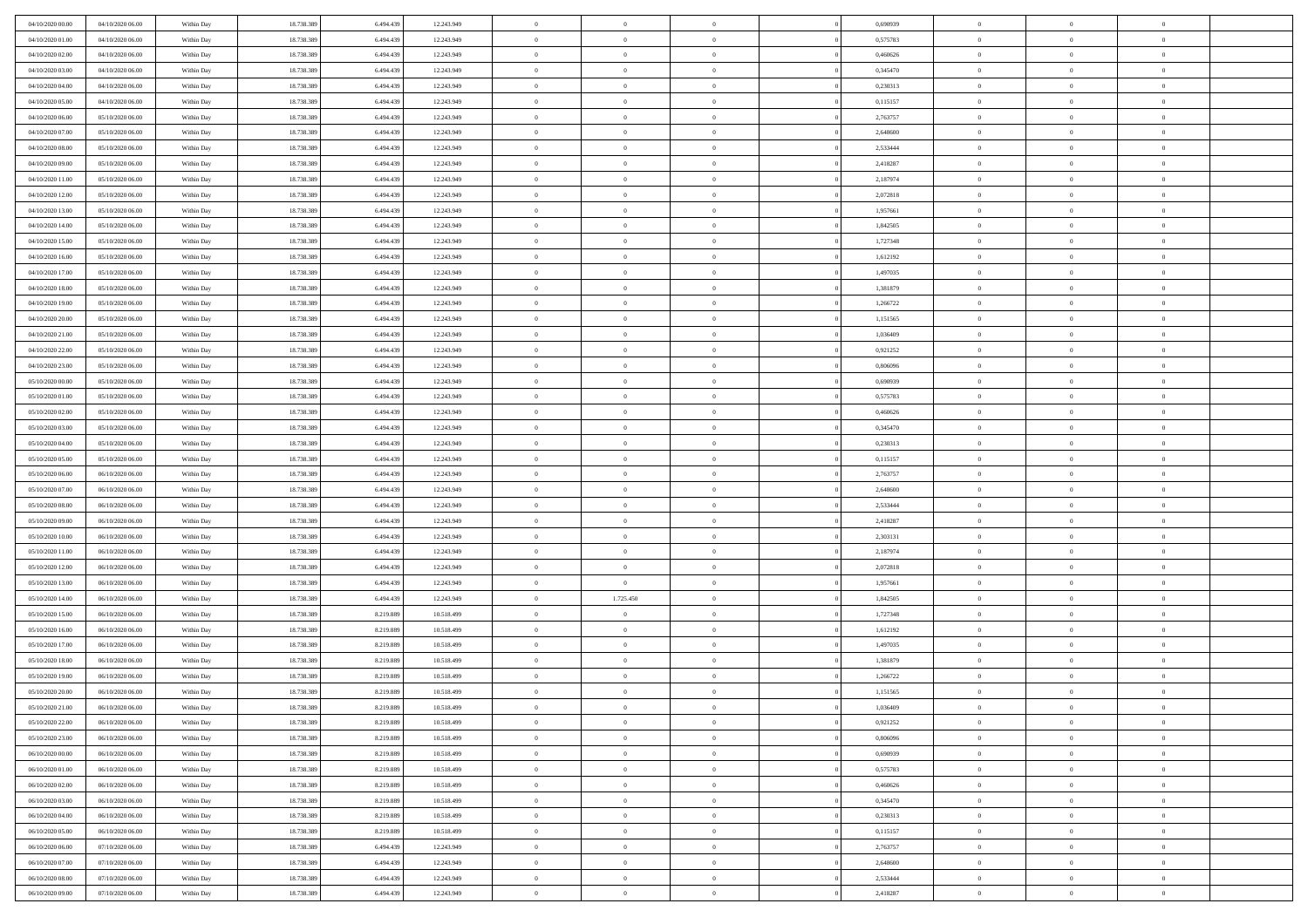| | | | | | | | | | | | | | | |
|---|---|---|---|---|---|---|---|---|---|---|---|---|---|---|
| 04/10/2020 00.00 | 04/10/2020 06.00 | Within Day | 18.738.389 | 6.494.439 | 12.243.949 | 0 | 0 | 0 | | 0,690939 | 0 | 0 | 0 | |
| 04/10/2020 01.00 | 04/10/2020 06.00 | Within Day | 18.738.389 | 6.494.439 | 12.243.949 | 0 | 0 | 0 | | 0,575783 | 0 | 0 | 0 | |
| 04/10/2020 02.00 | 04/10/2020 06.00 | Within Day | 18.738.389 | 6.494.439 | 12.243.949 | 0 | 0 | 0 | | 0,460626 | 0 | 0 | 0 | |
| 04/10/2020 03.00 | 04/10/2020 06.00 | Within Day | 18.738.389 | 6.494.439 | 12.243.949 | 0 | 0 | 0 | | 0,345470 | 0 | 0 | 0 | |
| 04/10/2020 04.00 | 04/10/2020 06.00 | Within Day | 18.738.389 | 6.494.439 | 12.243.949 | 0 | 0 | 0 | | 0,230313 | 0 | 0 | 0 | |
| 04/10/2020 05.00 | 04/10/2020 06.00 | Within Day | 18.738.389 | 6.494.439 | 12.243.949 | 0 | 0 | 0 | | 0,115157 | 0 | 0 | 0 | |
| 04/10/2020 06.00 | 05/10/2020 06.00 | Within Day | 18.738.389 | 6.494.439 | 12.243.949 | 0 | 0 | 0 | | 2,763757 | 0 | 0 | 0 | |
| 04/10/2020 07.00 | 05/10/2020 06.00 | Within Day | 18.738.389 | 6.494.439 | 12.243.949 | 0 | 0 | 0 | | 2,648600 | 0 | 0 | 0 | |
| 04/10/2020 08.00 | 05/10/2020 06.00 | Within Day | 18.738.389 | 6.494.439 | 12.243.949 | 0 | 0 | 0 | | 2,533444 | 0 | 0 | 0 | |
| 04/10/2020 09.00 | 05/10/2020 06.00 | Within Day | 18.738.389 | 6.494.439 | 12.243.949 | 0 | 0 | 0 | | 2,418287 | 0 | 0 | 0 | |
| 04/10/2020 11.00 | 05/10/2020 06.00 | Within Day | 18.738.389 | 6.494.439 | 12.243.949 | 0 | 0 | 0 | | 2,187974 | 0 | 0 | 0 | |
| 04/10/2020 12.00 | 05/10/2020 06.00 | Within Day | 18.738.389 | 6.494.439 | 12.243.949 | 0 | 0 | 0 | | 2,072818 | 0 | 0 | 0 | |
| 04/10/2020 13.00 | 05/10/2020 06.00 | Within Day | 18.738.389 | 6.494.439 | 12.243.949 | 0 | 0 | 0 | | 1,957661 | 0 | 0 | 0 | |
| 04/10/2020 14.00 | 05/10/2020 06.00 | Within Day | 18.738.389 | 6.494.439 | 12.243.949 | 0 | 0 | 0 | | 1,842505 | 0 | 0 | 0 | |
| 04/10/2020 15.00 | 05/10/2020 06.00 | Within Day | 18.738.389 | 6.494.439 | 12.243.949 | 0 | 0 | 0 | | 1,727348 | 0 | 0 | 0 | |
| 04/10/2020 16.00 | 05/10/2020 06.00 | Within Day | 18.738.389 | 6.494.439 | 12.243.949 | 0 | 0 | 0 | | 1,612192 | 0 | 0 | 0 | |
| 04/10/2020 17.00 | 05/10/2020 06.00 | Within Day | 18.738.389 | 6.494.439 | 12.243.949 | 0 | 0 | 0 | | 1,497035 | 0 | 0 | 0 | |
| 04/10/2020 18.00 | 05/10/2020 06.00 | Within Day | 18.738.389 | 6.494.439 | 12.243.949 | 0 | 0 | 0 | | 1,381879 | 0 | 0 | 0 | |
| 04/10/2020 19.00 | 05/10/2020 06.00 | Within Day | 18.738.389 | 6.494.439 | 12.243.949 | 0 | 0 | 0 | | 1,266722 | 0 | 0 | 0 | |
| 04/10/2020 20.00 | 05/10/2020 06.00 | Within Day | 18.738.389 | 6.494.439 | 12.243.949 | 0 | 0 | 0 | | 1,151565 | 0 | 0 | 0 | |
| 04/10/2020 21.00 | 05/10/2020 06.00 | Within Day | 18.738.389 | 6.494.439 | 12.243.949 | 0 | 0 | 0 | | 1,036409 | 0 | 0 | 0 | |
| 04/10/2020 22.00 | 05/10/2020 06.00 | Within Day | 18.738.389 | 6.494.439 | 12.243.949 | 0 | 0 | 0 | | 0,921252 | 0 | 0 | 0 | |
| 04/10/2020 23.00 | 05/10/2020 06.00 | Within Day | 18.738.389 | 6.494.439 | 12.243.949 | 0 | 0 | 0 | | 0,806096 | 0 | 0 | 0 | |
| 05/10/2020 00.00 | 05/10/2020 06.00 | Within Day | 18.738.389 | 6.494.439 | 12.243.949 | 0 | 0 | 0 | | 0,690939 | 0 | 0 | 0 | |
| 05/10/2020 01.00 | 05/10/2020 06.00 | Within Day | 18.738.389 | 6.494.439 | 12.243.949 | 0 | 0 | 0 | | 0,575783 | 0 | 0 | 0 | |
| 05/10/2020 02.00 | 05/10/2020 06.00 | Within Day | 18.738.389 | 6.494.439 | 12.243.949 | 0 | 0 | 0 | | 0,460626 | 0 | 0 | 0 | |
| 05/10/2020 03.00 | 05/10/2020 06.00 | Within Day | 18.738.389 | 6.494.439 | 12.243.949 | 0 | 0 | 0 | | 0,345470 | 0 | 0 | 0 | |
| 05/10/2020 04.00 | 05/10/2020 06.00 | Within Day | 18.738.389 | 6.494.439 | 12.243.949 | 0 | 0 | 0 | | 0,230313 | 0 | 0 | 0 | |
| 05/10/2020 05.00 | 05/10/2020 06.00 | Within Day | 18.738.389 | 6.494.439 | 12.243.949 | 0 | 0 | 0 | | 0,115157 | 0 | 0 | 0 | |
| 05/10/2020 06.00 | 06/10/2020 06.00 | Within Day | 18.738.389 | 6.494.439 | 12.243.949 | 0 | 0 | 0 | | 2,763757 | 0 | 0 | 0 | |
| 05/10/2020 07.00 | 06/10/2020 06.00 | Within Day | 18.738.389 | 6.494.439 | 12.243.949 | 0 | 0 | 0 | | 2,648600 | 0 | 0 | 0 | |
| 05/10/2020 08.00 | 06/10/2020 06.00 | Within Day | 18.738.389 | 6.494.439 | 12.243.949 | 0 | 0 | 0 | | 2,533444 | 0 | 0 | 0 | |
| 05/10/2020 09.00 | 06/10/2020 06.00 | Within Day | 18.738.389 | 6.494.439 | 12.243.949 | 0 | 0 | 0 | | 2,418287 | 0 | 0 | 0 | |
| 05/10/2020 10.00 | 06/10/2020 06.00 | Within Day | 18.738.389 | 6.494.439 | 12.243.949 | 0 | 0 | 0 | | 2,303131 | 0 | 0 | 0 | |
| 05/10/2020 11.00 | 06/10/2020 06.00 | Within Day | 18.738.389 | 6.494.439 | 12.243.949 | 0 | 0 | 0 | | 2,187974 | 0 | 0 | 0 | |
| 05/10/2020 12.00 | 06/10/2020 06.00 | Within Day | 18.738.389 | 6.494.439 | 12.243.949 | 0 | 0 | 0 | | 2,072818 | 0 | 0 | 0 | |
| 05/10/2020 13.00 | 06/10/2020 06.00 | Within Day | 18.738.389 | 6.494.439 | 12.243.949 | 0 | 0 | 0 | | 1,957661 | 0 | 0 | 0 | |
| 05/10/2020 14.00 | 06/10/2020 06.00 | Within Day | 18.738.389 | 6.494.439 | 12.243.949 | 0 | 1.725.450 | 0 | | 1,842505 | 0 | 0 | 0 | |
| 05/10/2020 15.00 | 06/10/2020 06.00 | Within Day | 18.738.389 | 8.219.889 | 10.518.499 | 0 | 0 | 0 | | 1,727348 | 0 | 0 | 0 | |
| 05/10/2020 16.00 | 06/10/2020 06.00 | Within Day | 18.738.389 | 8.219.889 | 10.518.499 | 0 | 0 | 0 | | 1,612192 | 0 | 0 | 0 | |
| 05/10/2020 17.00 | 06/10/2020 06.00 | Within Day | 18.738.389 | 8.219.889 | 10.518.499 | 0 | 0 | 0 | | 1,497035 | 0 | 0 | 0 | |
| 05/10/2020 18.00 | 06/10/2020 06.00 | Within Day | 18.738.389 | 8.219.889 | 10.518.499 | 0 | 0 | 0 | | 1,381879 | 0 | 0 | 0 | |
| 05/10/2020 19.00 | 06/10/2020 06.00 | Within Day | 18.738.389 | 8.219.889 | 10.518.499 | 0 | 0 | 0 | | 1,266722 | 0 | 0 | 0 | |
| 05/10/2020 20.00 | 06/10/2020 06.00 | Within Day | 18.738.389 | 8.219.889 | 10.518.499 | 0 | 0 | 0 | | 1,151565 | 0 | 0 | 0 | |
| 05/10/2020 21.00 | 06/10/2020 06.00 | Within Day | 18.738.389 | 8.219.889 | 10.518.499 | 0 | 0 | 0 | | 1,036409 | 0 | 0 | 0 | |
| 05/10/2020 22.00 | 06/10/2020 06.00 | Within Day | 18.738.389 | 8.219.889 | 10.518.499 | 0 | 0 | 0 | | 0,921252 | 0 | 0 | 0 | |
| 05/10/2020 23.00 | 06/10/2020 06.00 | Within Day | 18.738.389 | 8.219.889 | 10.518.499 | 0 | 0 | 0 | | 0,806096 | 0 | 0 | 0 | |
| 06/10/2020 00.00 | 06/10/2020 06.00 | Within Day | 18.738.389 | 8.219.889 | 10.518.499 | 0 | 0 | 0 | | 0,690939 | 0 | 0 | 0 | |
| 06/10/2020 01.00 | 06/10/2020 06.00 | Within Day | 18.738.389 | 8.219.889 | 10.518.499 | 0 | 0 | 0 | | 0,575783 | 0 | 0 | 0 | |
| 06/10/2020 02.00 | 06/10/2020 06.00 | Within Day | 18.738.389 | 8.219.889 | 10.518.499 | 0 | 0 | 0 | | 0,460626 | 0 | 0 | 0 | |
| 06/10/2020 03.00 | 06/10/2020 06.00 | Within Day | 18.738.389 | 8.219.889 | 10.518.499 | 0 | 0 | 0 | | 0,345470 | 0 | 0 | 0 | |
| 06/10/2020 04.00 | 06/10/2020 06.00 | Within Day | 18.738.389 | 8.219.889 | 10.518.499 | 0 | 0 | 0 | | 0,230313 | 0 | 0 | 0 | |
| 06/10/2020 05.00 | 06/10/2020 06.00 | Within Day | 18.738.389 | 8.219.889 | 10.518.499 | 0 | 0 | 0 | | 0,115157 | 0 | 0 | 0 | |
| 06/10/2020 06.00 | 07/10/2020 06.00 | Within Day | 18.738.389 | 6.494.439 | 12.243.949 | 0 | 0 | 0 | | 2,763757 | 0 | 0 | 0 | |
| 06/10/2020 07.00 | 07/10/2020 06.00 | Within Day | 18.738.389 | 6.494.439 | 12.243.949 | 0 | 0 | 0 | | 2,648600 | 0 | 0 | 0 | |
| 06/10/2020 08.00 | 07/10/2020 06.00 | Within Day | 18.738.389 | 6.494.439 | 12.243.949 | 0 | 0 | 0 | | 2,533444 | 0 | 0 | 0 | |
| 06/10/2020 09.00 | 07/10/2020 06.00 | Within Day | 18.738.389 | 6.494.439 | 12.243.949 | 0 | 0 | 0 | | 2,418287 | 0 | 0 | 0 | |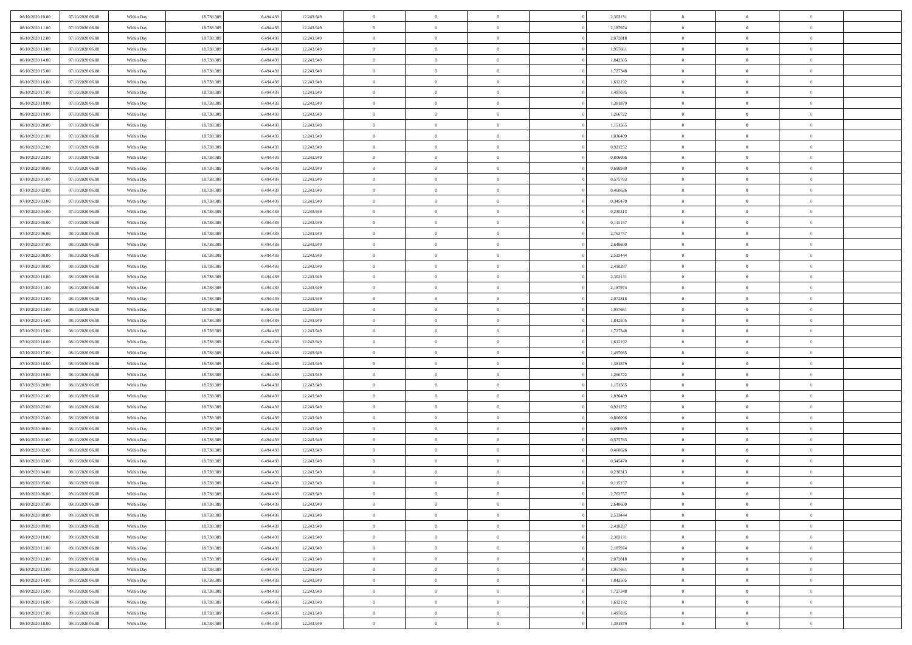| | | | | | | | | | | | | | | |
|---|---|---|---|---|---|---|---|---|---|---|---|---|---|---|
| 06/10/2020 10.00 | 07/10/2020 06.00 | Within Day | 18.738.389 | 6.494.439 | 12.243.949 | 0 | 0 | 0 | | 2,303131 | 0 | 0 | 0 | |
| 06/10/2020 11.00 | 07/10/2020 06.00 | Within Day | 18.738.389 | 6.494.439 | 12.243.949 | 0 | 0 | 0 | | 2,187974 | 0 | 0 | 0 | |
| 06/10/2020 12.00 | 07/10/2020 06.00 | Within Day | 18.738.389 | 6.494.439 | 12.243.949 | 0 | 0 | 0 | | 2,072818 | 0 | 0 | 0 | |
| 06/10/2020 13.00 | 07/10/2020 06.00 | Within Day | 18.738.389 | 6.494.439 | 12.243.949 | 0 | 0 | 0 | | 1,957661 | 0 | 0 | 0 | |
| 06/10/2020 14.00 | 07/10/2020 06.00 | Within Day | 18.738.389 | 6.494.439 | 12.243.949 | 0 | 0 | 0 | | 1,842505 | 0 | 0 | 0 | |
| 06/10/2020 15.00 | 07/10/2020 06.00 | Within Day | 18.738.389 | 6.494.439 | 12.243.949 | 0 | 0 | 0 | | 1,727348 | 0 | 0 | 0 | |
| 06/10/2020 16.00 | 07/10/2020 06.00 | Within Day | 18.738.389 | 6.494.439 | 12.243.949 | 0 | 0 | 0 | | 1,612192 | 0 | 0 | 0 | |
| 06/10/2020 17.00 | 07/10/2020 06.00 | Within Day | 18.738.389 | 6.494.439 | 12.243.949 | 0 | 0 | 0 | | 1,497035 | 0 | 0 | 0 | |
| 06/10/2020 18.00 | 07/10/2020 06.00 | Within Day | 18.738.389 | 6.494.439 | 12.243.949 | 0 | 0 | 0 | | 1,381879 | 0 | 0 | 0 | |
| 06/10/2020 19.00 | 07/10/2020 06.00 | Within Day | 18.738.389 | 6.494.439 | 12.243.949 | 0 | 0 | 0 | | 1,266722 | 0 | 0 | 0 | |
| 06/10/2020 20.00 | 07/10/2020 06.00 | Within Day | 18.738.389 | 6.494.439 | 12.243.949 | 0 | 0 | 0 | | 1,151565 | 0 | 0 | 0 | |
| 06/10/2020 21.00 | 07/10/2020 06.00 | Within Day | 18.738.389 | 6.494.439 | 12.243.949 | 0 | 0 | 0 | | 1,036409 | 0 | 0 | 0 | |
| 06/10/2020 22.00 | 07/10/2020 06.00 | Within Day | 18.738.389 | 6.494.439 | 12.243.949 | 0 | 0 | 0 | | 0,921252 | 0 | 0 | 0 | |
| 06/10/2020 23.00 | 07/10/2020 06.00 | Within Day | 18.738.389 | 6.494.439 | 12.243.949 | 0 | 0 | 0 | | 0,806096 | 0 | 0 | 0 | |
| 07/10/2020 00.00 | 07/10/2020 06.00 | Within Day | 18.738.389 | 6.494.439 | 12.243.949 | 0 | 0 | 0 | | 0,690939 | 0 | 0 | 0 | |
| 07/10/2020 01.00 | 07/10/2020 06.00 | Within Day | 18.738.389 | 6.494.439 | 12.243.949 | 0 | 0 | 0 | | 0,575783 | 0 | 0 | 0 | |
| 07/10/2020 02.00 | 07/10/2020 06.00 | Within Day | 18.738.389 | 6.494.439 | 12.243.949 | 0 | 0 | 0 | | 0,460626 | 0 | 0 | 0 | |
| 07/10/2020 03.00 | 07/10/2020 06.00 | Within Day | 18.738.389 | 6.494.439 | 12.243.949 | 0 | 0 | 0 | | 0,345470 | 0 | 0 | 0 | |
| 07/10/2020 04.00 | 07/10/2020 06.00 | Within Day | 18.738.389 | 6.494.439 | 12.243.949 | 0 | 0 | 0 | | 0,230313 | 0 | 0 | 0 | |
| 07/10/2020 05.00 | 07/10/2020 06.00 | Within Day | 18.738.389 | 6.494.439 | 12.243.949 | 0 | 0 | 0 | | 0,115157 | 0 | 0 | 0 | |
| 07/10/2020 06.00 | 08/10/2020 06.00 | Within Day | 18.738.389 | 6.494.439 | 12.243.949 | 0 | 0 | 0 | | 2,763757 | 0 | 0 | 0 | |
| 07/10/2020 07.00 | 08/10/2020 06.00 | Within Day | 18.738.389 | 6.494.439 | 12.243.949 | 0 | 0 | 0 | | 2,648600 | 0 | 0 | 0 | |
| 07/10/2020 08.00 | 08/10/2020 06.00 | Within Day | 18.738.389 | 6.494.439 | 12.243.949 | 0 | 0 | 0 | | 2,533444 | 0 | 0 | 0 | |
| 07/10/2020 09.00 | 08/10/2020 06.00 | Within Day | 18.738.389 | 6.494.439 | 12.243.949 | 0 | 0 | 0 | | 2,418287 | 0 | 0 | 0 | |
| 07/10/2020 10.00 | 08/10/2020 06.00 | Within Day | 18.738.389 | 6.494.439 | 12.243.949 | 0 | 0 | 0 | | 2,303131 | 0 | 0 | 0 | |
| 07/10/2020 11.00 | 08/10/2020 06.00 | Within Day | 18.738.389 | 6.494.439 | 12.243.949 | 0 | 0 | 0 | | 2,187974 | 0 | 0 | 0 | |
| 07/10/2020 12.00 | 08/10/2020 06.00 | Within Day | 18.738.389 | 6.494.439 | 12.243.949 | 0 | 0 | 0 | | 2,072818 | 0 | 0 | 0 | |
| 07/10/2020 13.00 | 08/10/2020 06.00 | Within Day | 18.738.389 | 6.494.439 | 12.243.949 | 0 | 0 | 0 | | 1,957661 | 0 | 0 | 0 | |
| 07/10/2020 14.00 | 08/10/2020 06.00 | Within Day | 18.738.389 | 6.494.439 | 12.243.949 | 0 | 0 | 0 | | 1,842505 | 0 | 0 | 0 | |
| 07/10/2020 15.00 | 08/10/2020 06.00 | Within Day | 18.738.389 | 6.494.439 | 12.243.949 | 0 | 0 | 0 | | 1,727348 | 0 | 0 | 0 | |
| 07/10/2020 16.00 | 08/10/2020 06.00 | Within Day | 18.738.389 | 6.494.439 | 12.243.949 | 0 | 0 | 0 | | 1,612192 | 0 | 0 | 0 | |
| 07/10/2020 17.00 | 08/10/2020 06.00 | Within Day | 18.738.389 | 6.494.439 | 12.243.949 | 0 | 0 | 0 | | 1,497035 | 0 | 0 | 0 | |
| 07/10/2020 18.00 | 08/10/2020 06.00 | Within Day | 18.738.389 | 6.494.439 | 12.243.949 | 0 | 0 | 0 | | 1,381879 | 0 | 0 | 0 | |
| 07/10/2020 19.00 | 08/10/2020 06.00 | Within Day | 18.738.389 | 6.494.439 | 12.243.949 | 0 | 0 | 0 | | 1,266722 | 0 | 0 | 0 | |
| 07/10/2020 20.00 | 08/10/2020 06.00 | Within Day | 18.738.389 | 6.494.439 | 12.243.949 | 0 | 0 | 0 | | 1,151565 | 0 | 0 | 0 | |
| 07/10/2020 21.00 | 08/10/2020 06.00 | Within Day | 18.738.389 | 6.494.439 | 12.243.949 | 0 | 0 | 0 | | 1,036409 | 0 | 0 | 0 | |
| 07/10/2020 22.00 | 08/10/2020 06.00 | Within Day | 18.738.389 | 6.494.439 | 12.243.949 | 0 | 0 | 0 | | 0,921252 | 0 | 0 | 0 | |
| 07/10/2020 23.00 | 08/10/2020 06.00 | Within Day | 18.738.389 | 6.494.439 | 12.243.949 | 0 | 0 | 0 | | 0,806096 | 0 | 0 | 0 | |
| 08/10/2020 00.00 | 08/10/2020 06.00 | Within Day | 18.738.389 | 6.494.439 | 12.243.949 | 0 | 0 | 0 | | 0,690939 | 0 | 0 | 0 | |
| 08/10/2020 01.00 | 08/10/2020 06.00 | Within Day | 18.738.389 | 6.494.439 | 12.243.949 | 0 | 0 | 0 | | 0,575783 | 0 | 0 | 0 | |
| 08/10/2020 02.00 | 08/10/2020 06.00 | Within Day | 18.738.389 | 6.494.439 | 12.243.949 | 0 | 0 | 0 | | 0,460626 | 0 | 0 | 0 | |
| 08/10/2020 03.00 | 08/10/2020 06.00 | Within Day | 18.738.389 | 6.494.439 | 12.243.949 | 0 | 0 | 0 | | 0,345470 | 0 | 0 | 0 | |
| 08/10/2020 04.00 | 08/10/2020 06.00 | Within Day | 18.738.389 | 6.494.439 | 12.243.949 | 0 | 0 | 0 | | 0,230313 | 0 | 0 | 0 | |
| 08/10/2020 05.00 | 08/10/2020 06.00 | Within Day | 18.738.389 | 6.494.439 | 12.243.949 | 0 | 0 | 0 | | 0,115157 | 0 | 0 | 0 | |
| 08/10/2020 06.00 | 09/10/2020 06.00 | Within Day | 18.738.389 | 6.494.439 | 12.243.949 | 0 | 0 | 0 | | 2,763757 | 0 | 0 | 0 | |
| 08/10/2020 07.00 | 09/10/2020 06.00 | Within Day | 18.738.389 | 6.494.439 | 12.243.949 | 0 | 0 | 0 | | 2,648600 | 0 | 0 | 0 | |
| 08/10/2020 08.00 | 09/10/2020 06.00 | Within Day | 18.738.389 | 6.494.439 | 12.243.949 | 0 | 0 | 0 | | 2,533444 | 0 | 0 | 0 | |
| 08/10/2020 09.00 | 09/10/2020 06.00 | Within Day | 18.738.389 | 6.494.439 | 12.243.949 | 0 | 0 | 0 | | 2,418287 | 0 | 0 | 0 | |
| 08/10/2020 10.00 | 09/10/2020 06.00 | Within Day | 18.738.389 | 6.494.439 | 12.243.949 | 0 | 0 | 0 | | 2,303131 | 0 | 0 | 0 | |
| 08/10/2020 11.00 | 09/10/2020 06.00 | Within Day | 18.738.389 | 6.494.439 | 12.243.949 | 0 | 0 | 0 | | 2,187974 | 0 | 0 | 0 | |
| 08/10/2020 12.00 | 09/10/2020 06.00 | Within Day | 18.738.389 | 6.494.439 | 12.243.949 | 0 | 0 | 0 | | 2,072818 | 0 | 0 | 0 | |
| 08/10/2020 13.00 | 09/10/2020 06.00 | Within Day | 18.738.389 | 6.494.439 | 12.243.949 | 0 | 0 | 0 | | 1,957661 | 0 | 0 | 0 | |
| 08/10/2020 14.00 | 09/10/2020 06.00 | Within Day | 18.738.389 | 6.494.439 | 12.243.949 | 0 | 0 | 0 | | 1,842505 | 0 | 0 | 0 | |
| 08/10/2020 15.00 | 09/10/2020 06.00 | Within Day | 18.738.389 | 6.494.439 | 12.243.949 | 0 | 0 | 0 | | 1,727348 | 0 | 0 | 0 | |
| 08/10/2020 16.00 | 09/10/2020 06.00 | Within Day | 18.738.389 | 6.494.439 | 12.243.949 | 0 | 0 | 0 | | 1,612192 | 0 | 0 | 0 | |
| 08/10/2020 17.00 | 09/10/2020 06.00 | Within Day | 18.738.389 | 6.494.439 | 12.243.949 | 0 | 0 | 0 | | 1,497035 | 0 | 0 | 0 | |
| 08/10/2020 18.00 | 09/10/2020 06.00 | Within Day | 18.738.389 | 6.494.439 | 12.243.949 | 0 | 0 | 0 | | 1,381879 | 0 | 0 | 0 | |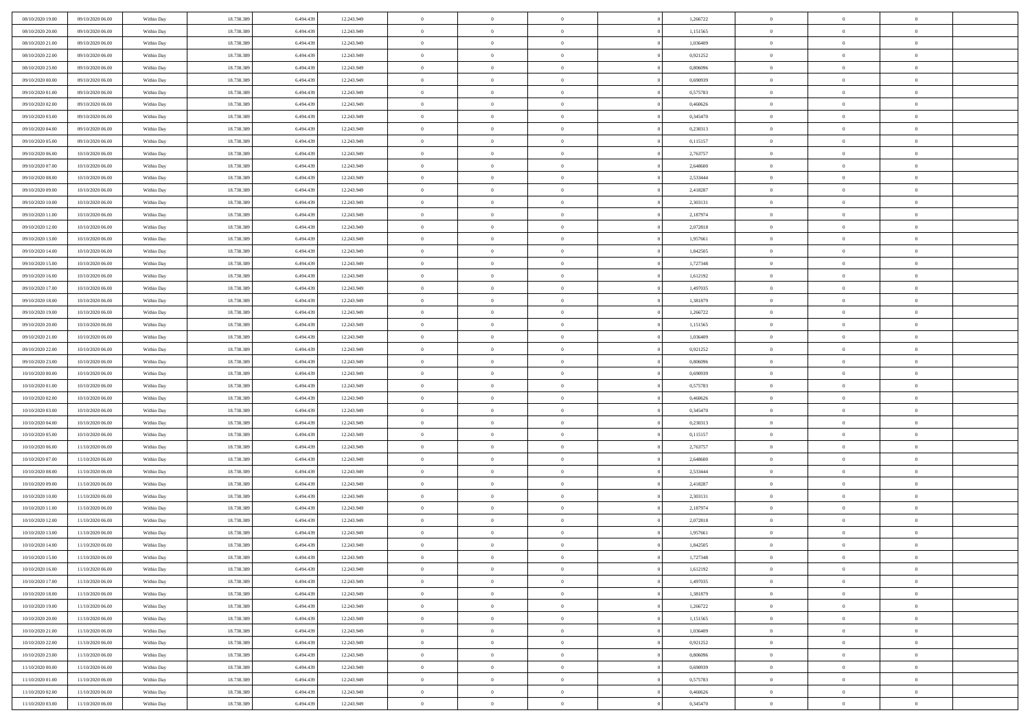| | | | | | | | | | | | | | | |
|---|---|---|---|---|---|---|---|---|---|---|---|---|---|---|
| 08/10/2020 19.00 | 09/10/2020 06.00 | Within Day | 18.738.389 | 6.494.439 | 12.243.949 | 0 | 0 | 0 | | 1,266722 | 0 | 0 | 0 | |
| 08/10/2020 20.00 | 09/10/2020 06.00 | Within Day | 18.738.389 | 6.494.439 | 12.243.949 | 0 | 0 | 0 | | 1,151565 | 0 | 0 | 0 | |
| 08/10/2020 21.00 | 09/10/2020 06.00 | Within Day | 18.738.389 | 6.494.439 | 12.243.949 | 0 | 0 | 0 | | 1,036409 | 0 | 0 | 0 | |
| 08/10/2020 22.00 | 09/10/2020 06.00 | Within Day | 18.738.389 | 6.494.439 | 12.243.949 | 0 | 0 | 0 | | 0,921252 | 0 | 0 | 0 | |
| 08/10/2020 23.00 | 09/10/2020 06.00 | Within Day | 18.738.389 | 6.494.439 | 12.243.949 | 0 | 0 | 0 | | 0,806096 | 0 | 0 | 0 | |
| 09/10/2020 00.00 | 09/10/2020 06.00 | Within Day | 18.738.389 | 6.494.439 | 12.243.949 | 0 | 0 | 0 | | 0,690939 | 0 | 0 | 0 | |
| 09/10/2020 01.00 | 09/10/2020 06.00 | Within Day | 18.738.389 | 6.494.439 | 12.243.949 | 0 | 0 | 0 | | 0,575783 | 0 | 0 | 0 | |
| 09/10/2020 02.00 | 09/10/2020 06.00 | Within Day | 18.738.389 | 6.494.439 | 12.243.949 | 0 | 0 | 0 | | 0,460626 | 0 | 0 | 0 | |
| 09/10/2020 03.00 | 09/10/2020 06.00 | Within Day | 18.738.389 | 6.494.439 | 12.243.949 | 0 | 0 | 0 | | 0,345470 | 0 | 0 | 0 | |
| 09/10/2020 04.00 | 09/10/2020 06.00 | Within Day | 18.738.389 | 6.494.439 | 12.243.949 | 0 | 0 | 0 | | 0,230313 | 0 | 0 | 0 | |
| 09/10/2020 05.00 | 09/10/2020 06.00 | Within Day | 18.738.389 | 6.494.439 | 12.243.949 | 0 | 0 | 0 | | 0,115157 | 0 | 0 | 0 | |
| 09/10/2020 06.00 | 10/10/2020 06.00 | Within Day | 18.738.389 | 6.494.439 | 12.243.949 | 0 | 0 | 0 | | 2,763757 | 0 | 0 | 0 | |
| 09/10/2020 07.00 | 10/10/2020 06.00 | Within Day | 18.738.389 | 6.494.439 | 12.243.949 | 0 | 0 | 0 | | 2,648600 | 0 | 0 | 0 | |
| 09/10/2020 08.00 | 10/10/2020 06.00 | Within Day | 18.738.389 | 6.494.439 | 12.243.949 | 0 | 0 | 0 | | 2,533444 | 0 | 0 | 0 | |
| 09/10/2020 09.00 | 10/10/2020 06.00 | Within Day | 18.738.389 | 6.494.439 | 12.243.949 | 0 | 0 | 0 | | 2,418287 | 0 | 0 | 0 | |
| 09/10/2020 10.00 | 10/10/2020 06.00 | Within Day | 18.738.389 | 6.494.439 | 12.243.949 | 0 | 0 | 0 | | 2,303131 | 0 | 0 | 0 | |
| 09/10/2020 11.00 | 10/10/2020 06.00 | Within Day | 18.738.389 | 6.494.439 | 12.243.949 | 0 | 0 | 0 | | 2,187974 | 0 | 0 | 0 | |
| 09/10/2020 12.00 | 10/10/2020 06.00 | Within Day | 18.738.389 | 6.494.439 | 12.243.949 | 0 | 0 | 0 | | 2,072818 | 0 | 0 | 0 | |
| 09/10/2020 13.00 | 10/10/2020 06.00 | Within Day | 18.738.389 | 6.494.439 | 12.243.949 | 0 | 0 | 0 | | 1,957661 | 0 | 0 | 0 | |
| 09/10/2020 14.00 | 10/10/2020 06.00 | Within Day | 18.738.389 | 6.494.439 | 12.243.949 | 0 | 0 | 0 | | 1,842505 | 0 | 0 | 0 | |
| 09/10/2020 15.00 | 10/10/2020 06.00 | Within Day | 18.738.389 | 6.494.439 | 12.243.949 | 0 | 0 | 0 | | 1,727348 | 0 | 0 | 0 | |
| 09/10/2020 16.00 | 10/10/2020 06.00 | Within Day | 18.738.389 | 6.494.439 | 12.243.949 | 0 | 0 | 0 | | 1,612192 | 0 | 0 | 0 | |
| 09/10/2020 17.00 | 10/10/2020 06.00 | Within Day | 18.738.389 | 6.494.439 | 12.243.949 | 0 | 0 | 0 | | 1,497035 | 0 | 0 | 0 | |
| 09/10/2020 18.00 | 10/10/2020 06.00 | Within Day | 18.738.389 | 6.494.439 | 12.243.949 | 0 | 0 | 0 | | 1,381879 | 0 | 0 | 0 | |
| 09/10/2020 19.00 | 10/10/2020 06.00 | Within Day | 18.738.389 | 6.494.439 | 12.243.949 | 0 | 0 | 0 | | 1,266722 | 0 | 0 | 0 | |
| 09/10/2020 20.00 | 10/10/2020 06.00 | Within Day | 18.738.389 | 6.494.439 | 12.243.949 | 0 | 0 | 0 | | 1,151565 | 0 | 0 | 0 | |
| 09/10/2020 21.00 | 10/10/2020 06.00 | Within Day | 18.738.389 | 6.494.439 | 12.243.949 | 0 | 0 | 0 | | 1,036409 | 0 | 0 | 0 | |
| 09/10/2020 22.00 | 10/10/2020 06.00 | Within Day | 18.738.389 | 6.494.439 | 12.243.949 | 0 | 0 | 0 | | 0,921252 | 0 | 0 | 0 | |
| 09/10/2020 23.00 | 10/10/2020 06.00 | Within Day | 18.738.389 | 6.494.439 | 12.243.949 | 0 | 0 | 0 | | 0,806096 | 0 | 0 | 0 | |
| 10/10/2020 00.00 | 10/10/2020 06.00 | Within Day | 18.738.389 | 6.494.439 | 12.243.949 | 0 | 0 | 0 | | 0,690939 | 0 | 0 | 0 | |
| 10/10/2020 01.00 | 10/10/2020 06.00 | Within Day | 18.738.389 | 6.494.439 | 12.243.949 | 0 | 0 | 0 | | 0,575783 | 0 | 0 | 0 | |
| 10/10/2020 02.00 | 10/10/2020 06.00 | Within Day | 18.738.389 | 6.494.439 | 12.243.949 | 0 | 0 | 0 | | 0,460626 | 0 | 0 | 0 | |
| 10/10/2020 03.00 | 10/10/2020 06.00 | Within Day | 18.738.389 | 6.494.439 | 12.243.949 | 0 | 0 | 0 | | 0,345470 | 0 | 0 | 0 | |
| 10/10/2020 04.00 | 10/10/2020 06.00 | Within Day | 18.738.389 | 6.494.439 | 12.243.949 | 0 | 0 | 0 | | 0,230313 | 0 | 0 | 0 | |
| 10/10/2020 05.00 | 10/10/2020 06.00 | Within Day | 18.738.389 | 6.494.439 | 12.243.949 | 0 | 0 | 0 | | 0,115157 | 0 | 0 | 0 | |
| 10/10/2020 06.00 | 11/10/2020 06.00 | Within Day | 18.738.389 | 6.494.439 | 12.243.949 | 0 | 0 | 0 | | 2,763757 | 0 | 0 | 0 | |
| 10/10/2020 07.00 | 11/10/2020 06.00 | Within Day | 18.738.389 | 6.494.439 | 12.243.949 | 0 | 0 | 0 | | 2,648600 | 0 | 0 | 0 | |
| 10/10/2020 08.00 | 11/10/2020 06.00 | Within Day | 18.738.389 | 6.494.439 | 12.243.949 | 0 | 0 | 0 | | 2,533444 | 0 | 0 | 0 | |
| 10/10/2020 09.00 | 11/10/2020 06.00 | Within Day | 18.738.389 | 6.494.439 | 12.243.949 | 0 | 0 | 0 | | 2,418287 | 0 | 0 | 0 | |
| 10/10/2020 10.00 | 11/10/2020 06.00 | Within Day | 18.738.389 | 6.494.439 | 12.243.949 | 0 | 0 | 0 | | 2,303131 | 0 | 0 | 0 | |
| 10/10/2020 11.00 | 11/10/2020 06.00 | Within Day | 18.738.389 | 6.494.439 | 12.243.949 | 0 | 0 | 0 | | 2,187974 | 0 | 0 | 0 | |
| 10/10/2020 12.00 | 11/10/2020 06.00 | Within Day | 18.738.389 | 6.494.439 | 12.243.949 | 0 | 0 | 0 | | 2,072818 | 0 | 0 | 0 | |
| 10/10/2020 13.00 | 11/10/2020 06.00 | Within Day | 18.738.389 | 6.494.439 | 12.243.949 | 0 | 0 | 0 | | 1,957661 | 0 | 0 | 0 | |
| 10/10/2020 14.00 | 11/10/2020 06.00 | Within Day | 18.738.389 | 6.494.439 | 12.243.949 | 0 | 0 | 0 | | 1,842505 | 0 | 0 | 0 | |
| 10/10/2020 15.00 | 11/10/2020 06.00 | Within Day | 18.738.389 | 6.494.439 | 12.243.949 | 0 | 0 | 0 | | 1,727348 | 0 | 0 | 0 | |
| 10/10/2020 16.00 | 11/10/2020 06.00 | Within Day | 18.738.389 | 6.494.439 | 12.243.949 | 0 | 0 | 0 | | 1,612192 | 0 | 0 | 0 | |
| 10/10/2020 17.00 | 11/10/2020 06.00 | Within Day | 18.738.389 | 6.494.439 | 12.243.949 | 0 | 0 | 0 | | 1,497035 | 0 | 0 | 0 | |
| 10/10/2020 18.00 | 11/10/2020 06.00 | Within Day | 18.738.389 | 6.494.439 | 12.243.949 | 0 | 0 | 0 | | 1,381879 | 0 | 0 | 0 | |
| 10/10/2020 19.00 | 11/10/2020 06.00 | Within Day | 18.738.389 | 6.494.439 | 12.243.949 | 0 | 0 | 0 | | 1,266722 | 0 | 0 | 0 | |
| 10/10/2020 20.00 | 11/10/2020 06.00 | Within Day | 18.738.389 | 6.494.439 | 12.243.949 | 0 | 0 | 0 | | 1,151565 | 0 | 0 | 0 | |
| 10/10/2020 21.00 | 11/10/2020 06.00 | Within Day | 18.738.389 | 6.494.439 | 12.243.949 | 0 | 0 | 0 | | 1,036409 | 0 | 0 | 0 | |
| 10/10/2020 22.00 | 11/10/2020 06.00 | Within Day | 18.738.389 | 6.494.439 | 12.243.949 | 0 | 0 | 0 | | 0,921252 | 0 | 0 | 0 | |
| 10/10/2020 23.00 | 11/10/2020 06.00 | Within Day | 18.738.389 | 6.494.439 | 12.243.949 | 0 | 0 | 0 | | 0,806096 | 0 | 0 | 0 | |
| 11/10/2020 00.00 | 11/10/2020 06.00 | Within Day | 18.738.389 | 6.494.439 | 12.243.949 | 0 | 0 | 0 | | 0,690939 | 0 | 0 | 0 | |
| 11/10/2020 01.00 | 11/10/2020 06.00 | Within Day | 18.738.389 | 6.494.439 | 12.243.949 | 0 | 0 | 0 | | 0,575783 | 0 | 0 | 0 | |
| 11/10/2020 02.00 | 11/10/2020 06.00 | Within Day | 18.738.389 | 6.494.439 | 12.243.949 | 0 | 0 | 0 | | 0,460626 | 0 | 0 | 0 | |
| 11/10/2020 03.00 | 11/10/2020 06.00 | Within Day | 18.738.389 | 6.494.439 | 12.243.949 | 0 | 0 | 0 | | 0,345470 | 0 | 0 | 0 | |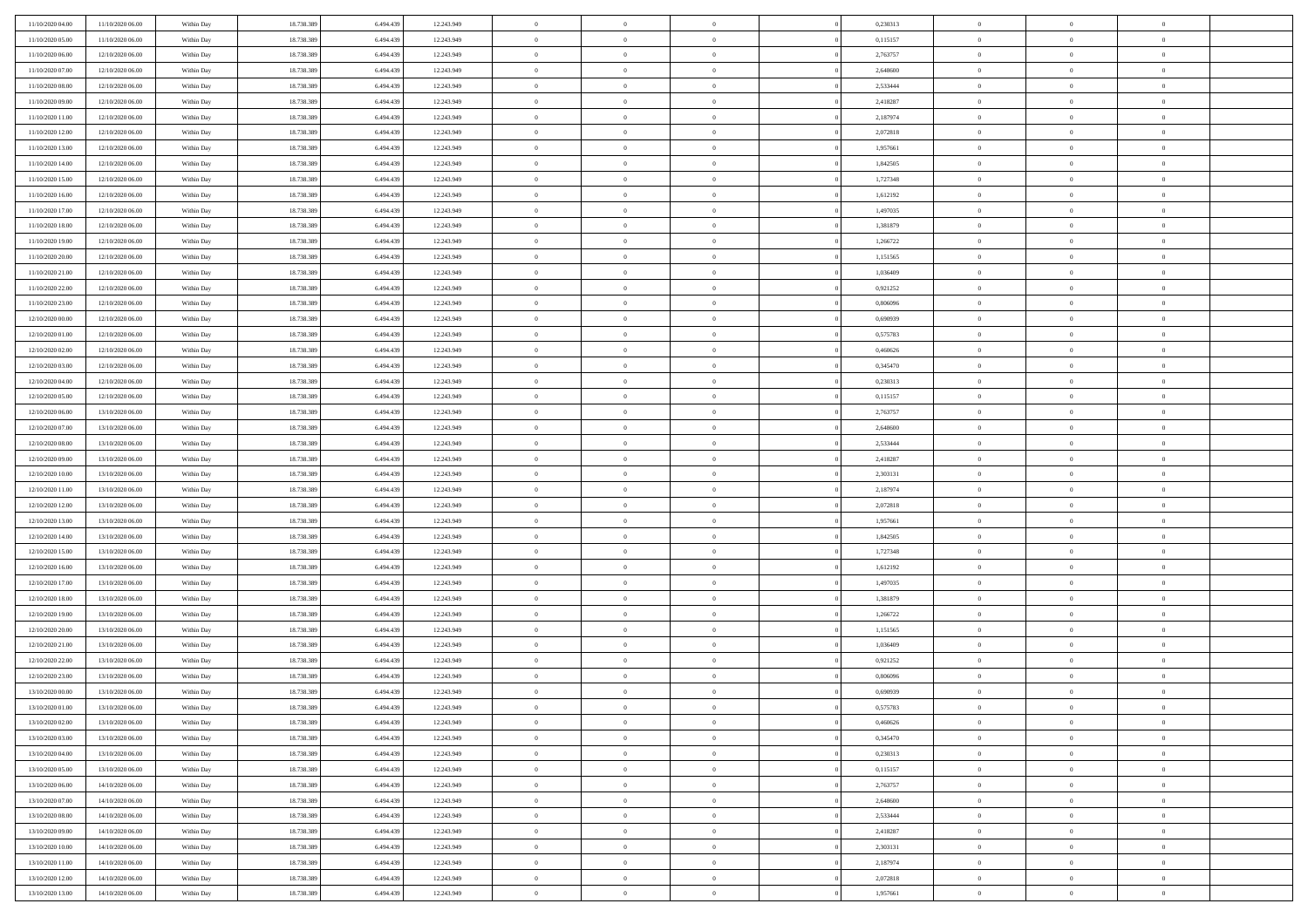| | | | | | | | | | | | | | | |
|---|---|---|---|---|---|---|---|---|---|---|---|---|---|---|
| 11/10/2020 04:00 | 11/10/2020 06:00 | Within Day | 18.738.389 | 6.494.439 | 12.243.949 | 0 | 0 | 0 | | 0,230313 | 0 | 0 | 0 | |
| 11/10/2020 05:00 | 11/10/2020 06:00 | Within Day | 18.738.389 | 6.494.439 | 12.243.949 | 0 | 0 | 0 | | 0,115157 | 0 | 0 | 0 | |
| 11/10/2020 06:00 | 12/10/2020 06:00 | Within Day | 18.738.389 | 6.494.439 | 12.243.949 | 0 | 0 | 0 | | 2,763757 | 0 | 0 | 0 | |
| 11/10/2020 07:00 | 12/10/2020 06:00 | Within Day | 18.738.389 | 6.494.439 | 12.243.949 | 0 | 0 | 0 | | 2,648600 | 0 | 0 | 0 | |
| 11/10/2020 08:00 | 12/10/2020 06:00 | Within Day | 18.738.389 | 6.494.439 | 12.243.949 | 0 | 0 | 0 | | 2,533444 | 0 | 0 | 0 | |
| 11/10/2020 09:00 | 12/10/2020 06:00 | Within Day | 18.738.389 | 6.494.439 | 12.243.949 | 0 | 0 | 0 | | 2,418287 | 0 | 0 | 0 | |
| 11/10/2020 11:00 | 12/10/2020 06:00 | Within Day | 18.738.389 | 6.494.439 | 12.243.949 | 0 | 0 | 0 | | 2,187974 | 0 | 0 | 0 | |
| 11/10/2020 12:00 | 12/10/2020 06:00 | Within Day | 18.738.389 | 6.494.439 | 12.243.949 | 0 | 0 | 0 | | 2,072818 | 0 | 0 | 0 | |
| 11/10/2020 13:00 | 12/10/2020 06:00 | Within Day | 18.738.389 | 6.494.439 | 12.243.949 | 0 | 0 | 0 | | 1,957661 | 0 | 0 | 0 | |
| 11/10/2020 14:00 | 12/10/2020 06:00 | Within Day | 18.738.389 | 6.494.439 | 12.243.949 | 0 | 0 | 0 | | 1,842505 | 0 | 0 | 0 | |
| 11/10/2020 15:00 | 12/10/2020 06:00 | Within Day | 18.738.389 | 6.494.439 | 12.243.949 | 0 | 0 | 0 | | 1,727348 | 0 | 0 | 0 | |
| 11/10/2020 16:00 | 12/10/2020 06:00 | Within Day | 18.738.389 | 6.494.439 | 12.243.949 | 0 | 0 | 0 | | 1,612192 | 0 | 0 | 0 | |
| 11/10/2020 17:00 | 12/10/2020 06:00 | Within Day | 18.738.389 | 6.494.439 | 12.243.949 | 0 | 0 | 0 | | 1,497035 | 0 | 0 | 0 | |
| 11/10/2020 18:00 | 12/10/2020 06:00 | Within Day | 18.738.389 | 6.494.439 | 12.243.949 | 0 | 0 | 0 | | 1,381879 | 0 | 0 | 0 | |
| 11/10/2020 19:00 | 12/10/2020 06:00 | Within Day | 18.738.389 | 6.494.439 | 12.243.949 | 0 | 0 | 0 | | 1,266722 | 0 | 0 | 0 | |
| 11/10/2020 20:00 | 12/10/2020 06:00 | Within Day | 18.738.389 | 6.494.439 | 12.243.949 | 0 | 0 | 0 | | 1,151565 | 0 | 0 | 0 | |
| 11/10/2020 21:00 | 12/10/2020 06:00 | Within Day | 18.738.389 | 6.494.439 | 12.243.949 | 0 | 0 | 0 | | 1,036409 | 0 | 0 | 0 | |
| 11/10/2020 22:00 | 12/10/2020 06:00 | Within Day | 18.738.389 | 6.494.439 | 12.243.949 | 0 | 0 | 0 | | 0,921252 | 0 | 0 | 0 | |
| 11/10/2020 23:00 | 12/10/2020 06:00 | Within Day | 18.738.389 | 6.494.439 | 12.243.949 | 0 | 0 | 0 | | 0,806096 | 0 | 0 | 0 | |
| 12/10/2020 00:00 | 12/10/2020 06:00 | Within Day | 18.738.389 | 6.494.439 | 12.243.949 | 0 | 0 | 0 | | 0,690939 | 0 | 0 | 0 | |
| 12/10/2020 01:00 | 12/10/2020 06:00 | Within Day | 18.738.389 | 6.494.439 | 12.243.949 | 0 | 0 | 0 | | 0,575783 | 0 | 0 | 0 | |
| 12/10/2020 02:00 | 12/10/2020 06:00 | Within Day | 18.738.389 | 6.494.439 | 12.243.949 | 0 | 0 | 0 | | 0,460626 | 0 | 0 | 0 | |
| 12/10/2020 03:00 | 12/10/2020 06:00 | Within Day | 18.738.389 | 6.494.439 | 12.243.949 | 0 | 0 | 0 | | 0,345470 | 0 | 0 | 0 | |
| 12/10/2020 04:00 | 12/10/2020 06:00 | Within Day | 18.738.389 | 6.494.439 | 12.243.949 | 0 | 0 | 0 | | 0,230313 | 0 | 0 | 0 | |
| 12/10/2020 05:00 | 12/10/2020 06:00 | Within Day | 18.738.389 | 6.494.439 | 12.243.949 | 0 | 0 | 0 | | 0,115157 | 0 | 0 | 0 | |
| 12/10/2020 06:00 | 13/10/2020 06:00 | Within Day | 18.738.389 | 6.494.439 | 12.243.949 | 0 | 0 | 0 | | 2,763757 | 0 | 0 | 0 | |
| 12/10/2020 07:00 | 13/10/2020 06:00 | Within Day | 18.738.389 | 6.494.439 | 12.243.949 | 0 | 0 | 0 | | 2,648600 | 0 | 0 | 0 | |
| 12/10/2020 08:00 | 13/10/2020 06:00 | Within Day | 18.738.389 | 6.494.439 | 12.243.949 | 0 | 0 | 0 | | 2,533444 | 0 | 0 | 0 | |
| 12/10/2020 09:00 | 13/10/2020 06:00 | Within Day | 18.738.389 | 6.494.439 | 12.243.949 | 0 | 0 | 0 | | 2,418287 | 0 | 0 | 0 | |
| 12/10/2020 10:00 | 13/10/2020 06:00 | Within Day | 18.738.389 | 6.494.439 | 12.243.949 | 0 | 0 | 0 | | 2,303131 | 0 | 0 | 0 | |
| 12/10/2020 11:00 | 13/10/2020 06:00 | Within Day | 18.738.389 | 6.494.439 | 12.243.949 | 0 | 0 | 0 | | 2,187974 | 0 | 0 | 0 | |
| 12/10/2020 12:00 | 13/10/2020 06:00 | Within Day | 18.738.389 | 6.494.439 | 12.243.949 | 0 | 0 | 0 | | 2,072818 | 0 | 0 | 0 | |
| 12/10/2020 13:00 | 13/10/2020 06:00 | Within Day | 18.738.389 | 6.494.439 | 12.243.949 | 0 | 0 | 0 | | 1,957661 | 0 | 0 | 0 | |
| 12/10/2020 14:00 | 13/10/2020 06:00 | Within Day | 18.738.389 | 6.494.439 | 12.243.949 | 0 | 0 | 0 | | 1,842505 | 0 | 0 | 0 | |
| 12/10/2020 15:00 | 13/10/2020 06:00 | Within Day | 18.738.389 | 6.494.439 | 12.243.949 | 0 | 0 | 0 | | 1,727348 | 0 | 0 | 0 | |
| 12/10/2020 16:00 | 13/10/2020 06:00 | Within Day | 18.738.389 | 6.494.439 | 12.243.949 | 0 | 0 | 0 | | 1,612192 | 0 | 0 | 0 | |
| 12/10/2020 17:00 | 13/10/2020 06:00 | Within Day | 18.738.389 | 6.494.439 | 12.243.949 | 0 | 0 | 0 | | 1,497035 | 0 | 0 | 0 | |
| 12/10/2020 18:00 | 13/10/2020 06:00 | Within Day | 18.738.389 | 6.494.439 | 12.243.949 | 0 | 0 | 0 | | 1,381879 | 0 | 0 | 0 | |
| 12/10/2020 19:00 | 13/10/2020 06:00 | Within Day | 18.738.389 | 6.494.439 | 12.243.949 | 0 | 0 | 0 | | 1,266722 | 0 | 0 | 0 | |
| 12/10/2020 20:00 | 13/10/2020 06:00 | Within Day | 18.738.389 | 6.494.439 | 12.243.949 | 0 | 0 | 0 | | 1,151565 | 0 | 0 | 0 | |
| 12/10/2020 21:00 | 13/10/2020 06:00 | Within Day | 18.738.389 | 6.494.439 | 12.243.949 | 0 | 0 | 0 | | 1,036409 | 0 | 0 | 0 | |
| 12/10/2020 22:00 | 13/10/2020 06:00 | Within Day | 18.738.389 | 6.494.439 | 12.243.949 | 0 | 0 | 0 | | 0,921252 | 0 | 0 | 0 | |
| 12/10/2020 23:00 | 13/10/2020 06:00 | Within Day | 18.738.389 | 6.494.439 | 12.243.949 | 0 | 0 | 0 | | 0,806096 | 0 | 0 | 0 | |
| 13/10/2020 00:00 | 13/10/2020 06:00 | Within Day | 18.738.389 | 6.494.439 | 12.243.949 | 0 | 0 | 0 | | 0,690939 | 0 | 0 | 0 | |
| 13/10/2020 01:00 | 13/10/2020 06:00 | Within Day | 18.738.389 | 6.494.439 | 12.243.949 | 0 | 0 | 0 | | 0,575783 | 0 | 0 | 0 | |
| 13/10/2020 02:00 | 13/10/2020 06:00 | Within Day | 18.738.389 | 6.494.439 | 12.243.949 | 0 | 0 | 0 | | 0,460626 | 0 | 0 | 0 | |
| 13/10/2020 03:00 | 13/10/2020 06:00 | Within Day | 18.738.389 | 6.494.439 | 12.243.949 | 0 | 0 | 0 | | 0,345470 | 0 | 0 | 0 | |
| 13/10/2020 04:00 | 13/10/2020 06:00 | Within Day | 18.738.389 | 6.494.439 | 12.243.949 | 0 | 0 | 0 | | 0,230313 | 0 | 0 | 0 | |
| 13/10/2020 05:00 | 13/10/2020 06:00 | Within Day | 18.738.389 | 6.494.439 | 12.243.949 | 0 | 0 | 0 | | 0,115157 | 0 | 0 | 0 | |
| 13/10/2020 06:00 | 14/10/2020 06:00 | Within Day | 18.738.389 | 6.494.439 | 12.243.949 | 0 | 0 | 0 | | 2,763757 | 0 | 0 | 0 | |
| 13/10/2020 07:00 | 14/10/2020 06:00 | Within Day | 18.738.389 | 6.494.439 | 12.243.949 | 0 | 0 | 0 | | 2,648600 | 0 | 0 | 0 | |
| 13/10/2020 08:00 | 14/10/2020 06:00 | Within Day | 18.738.389 | 6.494.439 | 12.243.949 | 0 | 0 | 0 | | 2,533444 | 0 | 0 | 0 | |
| 13/10/2020 09:00 | 14/10/2020 06:00 | Within Day | 18.738.389 | 6.494.439 | 12.243.949 | 0 | 0 | 0 | | 2,418287 | 0 | 0 | 0 | |
| 13/10/2020 10:00 | 14/10/2020 06:00 | Within Day | 18.738.389 | 6.494.439 | 12.243.949 | 0 | 0 | 0 | | 2,303131 | 0 | 0 | 0 | |
| 13/10/2020 11:00 | 14/10/2020 06:00 | Within Day | 18.738.389 | 6.494.439 | 12.243.949 | 0 | 0 | 0 | | 2,187974 | 0 | 0 | 0 | |
| 13/10/2020 12:00 | 14/10/2020 06:00 | Within Day | 18.738.389 | 6.494.439 | 12.243.949 | 0 | 0 | 0 | | 2,072818 | 0 | 0 | 0 | |
| 13/10/2020 13:00 | 14/10/2020 06:00 | Within Day | 18.738.389 | 6.494.439 | 12.243.949 | 0 | 0 | 0 | | 1,957661 | 0 | 0 | 0 | |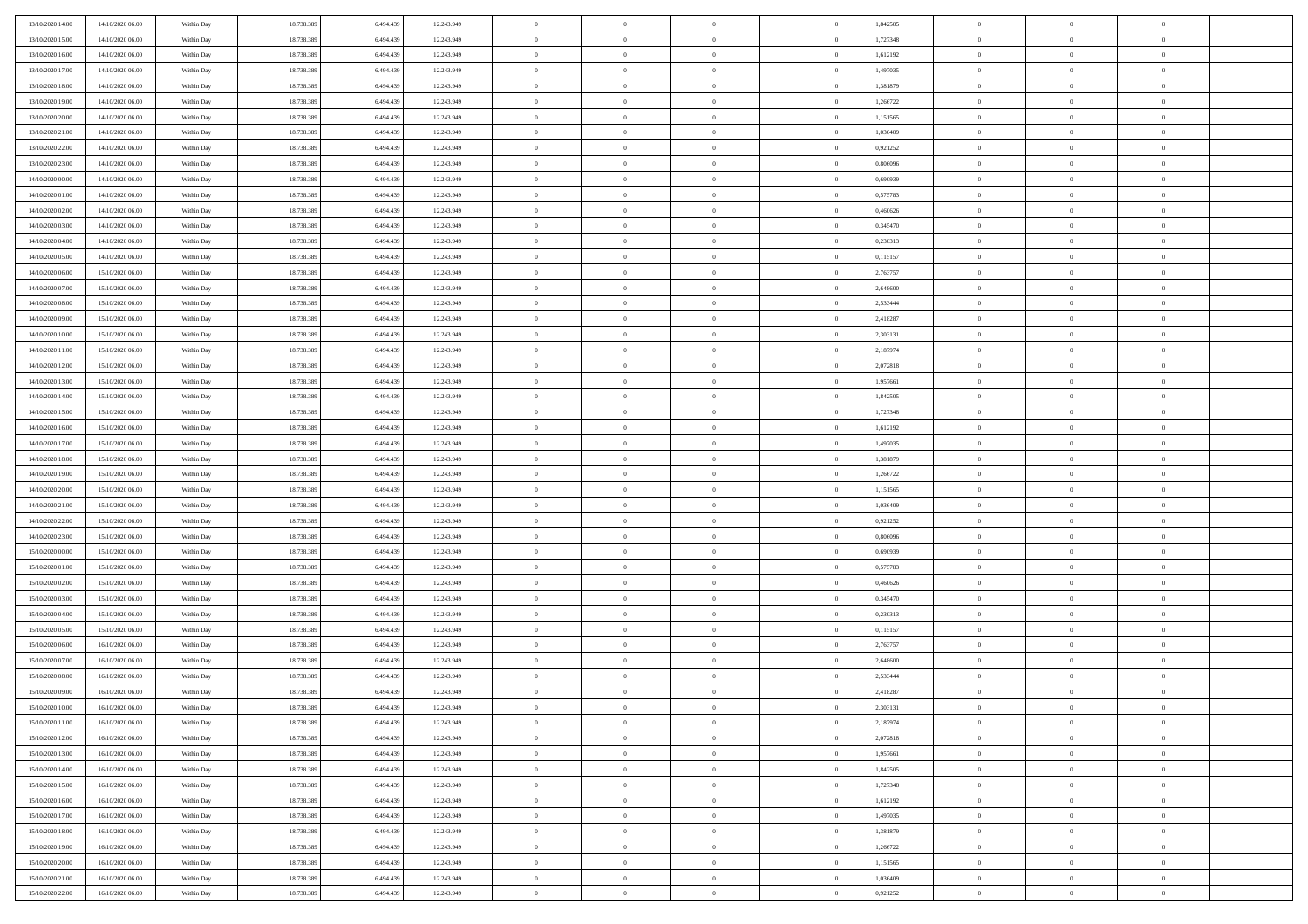| | | | | | | | | | | | | | | |
|---|---|---|---|---|---|---|---|---|---|---|---|---|---|---|
| 13/10/2020 14:00 | 14/10/2020 06:00 | Within Day | 18.738.389 | 6.494.439 | 12.243.949 | 0 | 0 | 0 | 0 | 1,842505 | 0 | 0 | 0 | |
| 13/10/2020 15:00 | 14/10/2020 06:00 | Within Day | 18.738.389 | 6.494.439 | 12.243.949 | 0 | 0 | 0 | 0 | 1,727348 | 0 | 0 | 0 | |
| 13/10/2020 16:00 | 14/10/2020 06:00 | Within Day | 18.738.389 | 6.494.439 | 12.243.949 | 0 | 0 | 0 | 0 | 1,612192 | 0 | 0 | 0 | |
| 13/10/2020 17:00 | 14/10/2020 06:00 | Within Day | 18.738.389 | 6.494.439 | 12.243.949 | 0 | 0 | 0 | 0 | 1,497035 | 0 | 0 | 0 | |
| 13/10/2020 18:00 | 14/10/2020 06:00 | Within Day | 18.738.389 | 6.494.439 | 12.243.949 | 0 | 0 | 0 | 0 | 1,381879 | 0 | 0 | 0 | |
| 13/10/2020 19:00 | 14/10/2020 06:00 | Within Day | 18.738.389 | 6.494.439 | 12.243.949 | 0 | 0 | 0 | 0 | 1,266722 | 0 | 0 | 0 | |
| 13/10/2020 20:00 | 14/10/2020 06:00 | Within Day | 18.738.389 | 6.494.439 | 12.243.949 | 0 | 0 | 0 | 0 | 1,151565 | 0 | 0 | 0 | |
| 13/10/2020 21:00 | 14/10/2020 06:00 | Within Day | 18.738.389 | 6.494.439 | 12.243.949 | 0 | 0 | 0 | 0 | 1,036409 | 0 | 0 | 0 | |
| 13/10/2020 22:00 | 14/10/2020 06:00 | Within Day | 18.738.389 | 6.494.439 | 12.243.949 | 0 | 0 | 0 | 0 | 0,921252 | 0 | 0 | 0 | |
| 13/10/2020 23:00 | 14/10/2020 06:00 | Within Day | 18.738.389 | 6.494.439 | 12.243.949 | 0 | 0 | 0 | 0 | 0,806096 | 0 | 0 | 0 | |
| 14/10/2020 00:00 | 14/10/2020 06:00 | Within Day | 18.738.389 | 6.494.439 | 12.243.949 | 0 | 0 | 0 | 0 | 0,690939 | 0 | 0 | 0 | |
| 14/10/2020 01:00 | 14/10/2020 06:00 | Within Day | 18.738.389 | 6.494.439 | 12.243.949 | 0 | 0 | 0 | 0 | 0,575783 | 0 | 0 | 0 | |
| 14/10/2020 02:00 | 14/10/2020 06:00 | Within Day | 18.738.389 | 6.494.439 | 12.243.949 | 0 | 0 | 0 | 0 | 0,460626 | 0 | 0 | 0 | |
| 14/10/2020 03:00 | 14/10/2020 06:00 | Within Day | 18.738.389 | 6.494.439 | 12.243.949 | 0 | 0 | 0 | 0 | 0,345470 | 0 | 0 | 0 | |
| 14/10/2020 04:00 | 14/10/2020 06:00 | Within Day | 18.738.389 | 6.494.439 | 12.243.949 | 0 | 0 | 0 | 0 | 0,230313 | 0 | 0 | 0 | |
| 14/10/2020 05:00 | 14/10/2020 06:00 | Within Day | 18.738.389 | 6.494.439 | 12.243.949 | 0 | 0 | 0 | 0 | 0,115157 | 0 | 0 | 0 | |
| 14/10/2020 06:00 | 15/10/2020 06:00 | Within Day | 18.738.389 | 6.494.439 | 12.243.949 | 0 | 0 | 0 | 0 | 2,763757 | 0 | 0 | 0 | |
| 14/10/2020 07:00 | 15/10/2020 06:00 | Within Day | 18.738.389 | 6.494.439 | 12.243.949 | 0 | 0 | 0 | 0 | 2,648600 | 0 | 0 | 0 | |
| 14/10/2020 08:00 | 15/10/2020 06:00 | Within Day | 18.738.389 | 6.494.439 | 12.243.949 | 0 | 0 | 0 | 0 | 2,533444 | 0 | 0 | 0 | |
| 14/10/2020 09:00 | 15/10/2020 06:00 | Within Day | 18.738.389 | 6.494.439 | 12.243.949 | 0 | 0 | 0 | 0 | 2,418287 | 0 | 0 | 0 | |
| 14/10/2020 10:00 | 15/10/2020 06:00 | Within Day | 18.738.389 | 6.494.439 | 12.243.949 | 0 | 0 | 0 | 0 | 2,303131 | 0 | 0 | 0 | |
| 14/10/2020 11:00 | 15/10/2020 06:00 | Within Day | 18.738.389 | 6.494.439 | 12.243.949 | 0 | 0 | 0 | 0 | 2,187974 | 0 | 0 | 0 | |
| 14/10/2020 12:00 | 15/10/2020 06:00 | Within Day | 18.738.389 | 6.494.439 | 12.243.949 | 0 | 0 | 0 | 0 | 2,072818 | 0 | 0 | 0 | |
| 14/10/2020 13:00 | 15/10/2020 06:00 | Within Day | 18.738.389 | 6.494.439 | 12.243.949 | 0 | 0 | 0 | 0 | 1,957661 | 0 | 0 | 0 | |
| 14/10/2020 14:00 | 15/10/2020 06:00 | Within Day | 18.738.389 | 6.494.439 | 12.243.949 | 0 | 0 | 0 | 0 | 1,842505 | 0 | 0 | 0 | |
| 14/10/2020 15:00 | 15/10/2020 06:00 | Within Day | 18.738.389 | 6.494.439 | 12.243.949 | 0 | 0 | 0 | 0 | 1,727348 | 0 | 0 | 0 | |
| 14/10/2020 16:00 | 15/10/2020 06:00 | Within Day | 18.738.389 | 6.494.439 | 12.243.949 | 0 | 0 | 0 | 0 | 1,612192 | 0 | 0 | 0 | |
| 14/10/2020 17:00 | 15/10/2020 06:00 | Within Day | 18.738.389 | 6.494.439 | 12.243.949 | 0 | 0 | 0 | 0 | 1,497035 | 0 | 0 | 0 | |
| 14/10/2020 18:00 | 15/10/2020 06:00 | Within Day | 18.738.389 | 6.494.439 | 12.243.949 | 0 | 0 | 0 | 0 | 1,381879 | 0 | 0 | 0 | |
| 14/10/2020 19:00 | 15/10/2020 06:00 | Within Day | 18.738.389 | 6.494.439 | 12.243.949 | 0 | 0 | 0 | 0 | 1,266722 | 0 | 0 | 0 | |
| 14/10/2020 20:00 | 15/10/2020 06:00 | Within Day | 18.738.389 | 6.494.439 | 12.243.949 | 0 | 0 | 0 | 0 | 1,151565 | 0 | 0 | 0 | |
| 14/10/2020 21:00 | 15/10/2020 06:00 | Within Day | 18.738.389 | 6.494.439 | 12.243.949 | 0 | 0 | 0 | 0 | 1,036409 | 0 | 0 | 0 | |
| 14/10/2020 22:00 | 15/10/2020 06:00 | Within Day | 18.738.389 | 6.494.439 | 12.243.949 | 0 | 0 | 0 | 0 | 0,921252 | 0 | 0 | 0 | |
| 14/10/2020 23:00 | 15/10/2020 06:00 | Within Day | 18.738.389 | 6.494.439 | 12.243.949 | 0 | 0 | 0 | 0 | 0,806096 | 0 | 0 | 0 | |
| 15/10/2020 00:00 | 15/10/2020 06:00 | Within Day | 18.738.389 | 6.494.439 | 12.243.949 | 0 | 0 | 0 | 0 | 0,690939 | 0 | 0 | 0 | |
| 15/10/2020 01:00 | 15/10/2020 06:00 | Within Day | 18.738.389 | 6.494.439 | 12.243.949 | 0 | 0 | 0 | 0 | 0,575783 | 0 | 0 | 0 | |
| 15/10/2020 02:00 | 15/10/2020 06:00 | Within Day | 18.738.389 | 6.494.439 | 12.243.949 | 0 | 0 | 0 | 0 | 0,460626 | 0 | 0 | 0 | |
| 15/10/2020 03:00 | 15/10/2020 06:00 | Within Day | 18.738.389 | 6.494.439 | 12.243.949 | 0 | 0 | 0 | 0 | 0,345470 | 0 | 0 | 0 | |
| 15/10/2020 04:00 | 15/10/2020 06:00 | Within Day | 18.738.389 | 6.494.439 | 12.243.949 | 0 | 0 | 0 | 0 | 0,230313 | 0 | 0 | 0 | |
| 15/10/2020 05:00 | 15/10/2020 06:00 | Within Day | 18.738.389 | 6.494.439 | 12.243.949 | 0 | 0 | 0 | 0 | 0,115157 | 0 | 0 | 0 | |
| 15/10/2020 06:00 | 16/10/2020 06:00 | Within Day | 18.738.389 | 6.494.439 | 12.243.949 | 0 | 0 | 0 | 0 | 2,763757 | 0 | 0 | 0 | |
| 15/10/2020 07:00 | 16/10/2020 06:00 | Within Day | 18.738.389 | 6.494.439 | 12.243.949 | 0 | 0 | 0 | 0 | 2,648600 | 0 | 0 | 0 | |
| 15/10/2020 08:00 | 16/10/2020 06:00 | Within Day | 18.738.389 | 6.494.439 | 12.243.949 | 0 | 0 | 0 | 0 | 2,533444 | 0 | 0 | 0 | |
| 15/10/2020 09:00 | 16/10/2020 06:00 | Within Day | 18.738.389 | 6.494.439 | 12.243.949 | 0 | 0 | 0 | 0 | 2,418287 | 0 | 0 | 0 | |
| 15/10/2020 10:00 | 16/10/2020 06:00 | Within Day | 18.738.389 | 6.494.439 | 12.243.949 | 0 | 0 | 0 | 0 | 2,303131 | 0 | 0 | 0 | |
| 15/10/2020 11:00 | 16/10/2020 06:00 | Within Day | 18.738.389 | 6.494.439 | 12.243.949 | 0 | 0 | 0 | 0 | 2,187974 | 0 | 0 | 0 | |
| 15/10/2020 12:00 | 16/10/2020 06:00 | Within Day | 18.738.389 | 6.494.439 | 12.243.949 | 0 | 0 | 0 | 0 | 2,072818 | 0 | 0 | 0 | |
| 15/10/2020 13:00 | 16/10/2020 06:00 | Within Day | 18.738.389 | 6.494.439 | 12.243.949 | 0 | 0 | 0 | 0 | 1,957661 | 0 | 0 | 0 | |
| 15/10/2020 14:00 | 16/10/2020 06:00 | Within Day | 18.738.389 | 6.494.439 | 12.243.949 | 0 | 0 | 0 | 0 | 1,842505 | 0 | 0 | 0 | |
| 15/10/2020 15:00 | 16/10/2020 06:00 | Within Day | 18.738.389 | 6.494.439 | 12.243.949 | 0 | 0 | 0 | 0 | 1,727348 | 0 | 0 | 0 | |
| 15/10/2020 16:00 | 16/10/2020 06:00 | Within Day | 18.738.389 | 6.494.439 | 12.243.949 | 0 | 0 | 0 | 0 | 1,612192 | 0 | 0 | 0 | |
| 15/10/2020 17:00 | 16/10/2020 06:00 | Within Day | 18.738.389 | 6.494.439 | 12.243.949 | 0 | 0 | 0 | 0 | 1,497035 | 0 | 0 | 0 | |
| 15/10/2020 18:00 | 16/10/2020 06:00 | Within Day | 18.738.389 | 6.494.439 | 12.243.949 | 0 | 0 | 0 | 0 | 1,381879 | 0 | 0 | 0 | |
| 15/10/2020 19:00 | 16/10/2020 06:00 | Within Day | 18.738.389 | 6.494.439 | 12.243.949 | 0 | 0 | 0 | 0 | 1,266722 | 0 | 0 | 0 | |
| 15/10/2020 20:00 | 16/10/2020 06:00 | Within Day | 18.738.389 | 6.494.439 | 12.243.949 | 0 | 0 | 0 | 0 | 1,151565 | 0 | 0 | 0 | |
| 15/10/2020 21:00 | 16/10/2020 06:00 | Within Day | 18.738.389 | 6.494.439 | 12.243.949 | 0 | 0 | 0 | 0 | 1,036409 | 0 | 0 | 0 | |
| 15/10/2020 22:00 | 16/10/2020 06:00 | Within Day | 18.738.389 | 6.494.439 | 12.243.949 | 0 | 0 | 0 | 0 | 0,921252 | 0 | 0 | 0 | |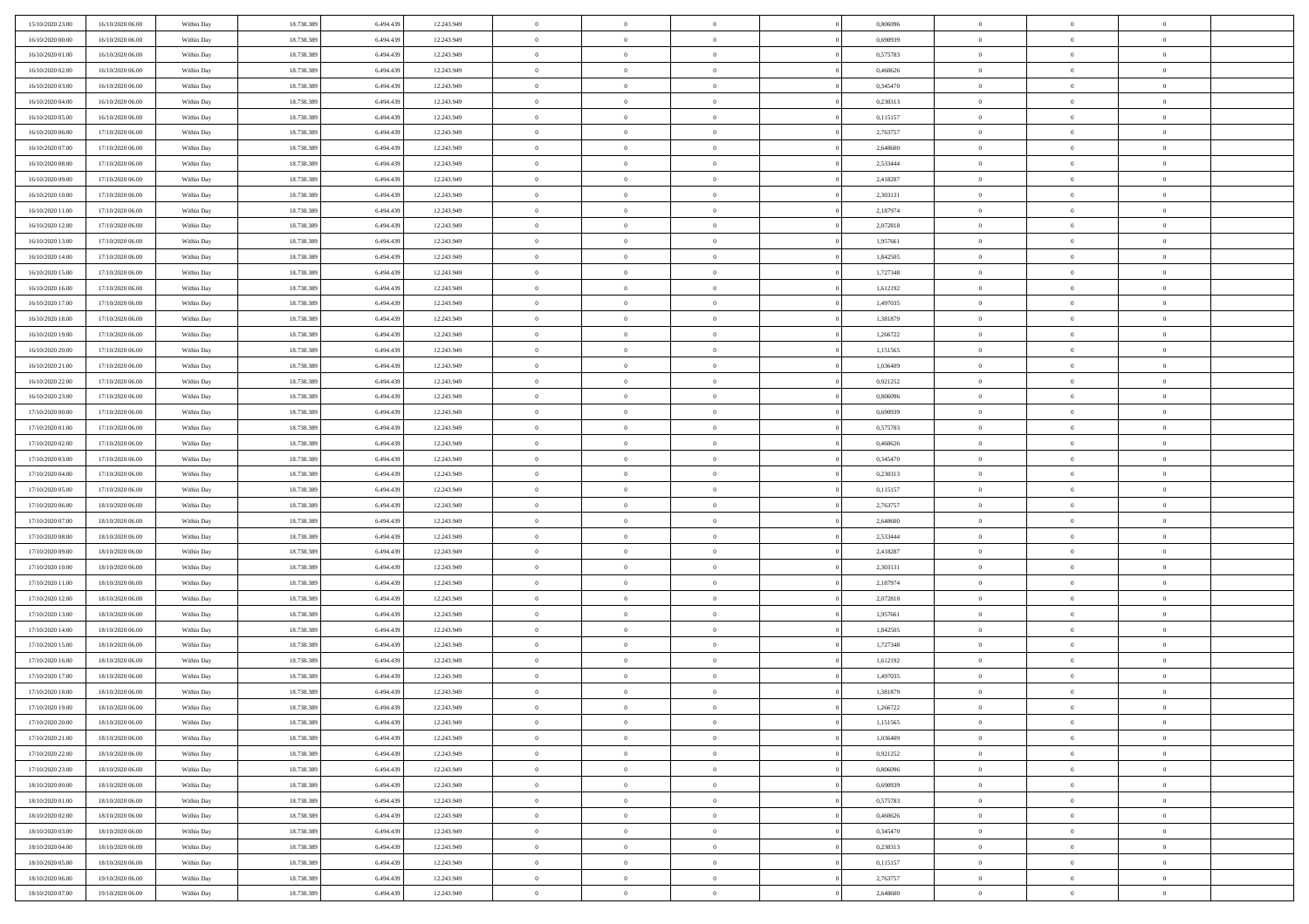| | | | | | | | | | | | | | | |
|---|---|---|---|---|---|---|---|---|---|---|---|---|---|---|
| 15/10/2020 23:00 | 16/10/2020 06:00 | Within Day | 18.738.389 | 6.494.439 | 12.243.949 | 0 | 0 | 0 | | 0,806096 | 0 | 0 | 0 | |
| 16/10/2020 00:00 | 16/10/2020 06:00 | Within Day | 18.738.389 | 6.494.439 | 12.243.949 | 0 | 0 | 0 | | 0,690939 | 0 | 0 | 0 | |
| 16/10/2020 01:00 | 16/10/2020 06:00 | Within Day | 18.738.389 | 6.494.439 | 12.243.949 | 0 | 0 | 0 | | 0,575783 | 0 | 0 | 0 | |
| 16/10/2020 02:00 | 16/10/2020 06:00 | Within Day | 18.738.389 | 6.494.439 | 12.243.949 | 0 | 0 | 0 | | 0,460626 | 0 | 0 | 0 | |
| 16/10/2020 03:00 | 16/10/2020 06:00 | Within Day | 18.738.389 | 6.494.439 | 12.243.949 | 0 | 0 | 0 | | 0,345470 | 0 | 0 | 0 | |
| 16/10/2020 04:00 | 16/10/2020 06:00 | Within Day | 18.738.389 | 6.494.439 | 12.243.949 | 0 | 0 | 0 | | 0,230313 | 0 | 0 | 0 | |
| 16/10/2020 05:00 | 16/10/2020 06:00 | Within Day | 18.738.389 | 6.494.439 | 12.243.949 | 0 | 0 | 0 | | 0,115157 | 0 | 0 | 0 | |
| 16/10/2020 06:00 | 17/10/2020 06:00 | Within Day | 18.738.389 | 6.494.439 | 12.243.949 | 0 | 0 | 0 | | 2,763757 | 0 | 0 | 0 | |
| 16/10/2020 07:00 | 17/10/2020 06:00 | Within Day | 18.738.389 | 6.494.439 | 12.243.949 | 0 | 0 | 0 | | 2,648600 | 0 | 0 | 0 | |
| 16/10/2020 08:00 | 17/10/2020 06:00 | Within Day | 18.738.389 | 6.494.439 | 12.243.949 | 0 | 0 | 0 | | 2,533444 | 0 | 0 | 0 | |
| 16/10/2020 09:00 | 17/10/2020 06:00 | Within Day | 18.738.389 | 6.494.439 | 12.243.949 | 0 | 0 | 0 | | 2,418287 | 0 | 0 | 0 | |
| 16/10/2020 10:00 | 17/10/2020 06:00 | Within Day | 18.738.389 | 6.494.439 | 12.243.949 | 0 | 0 | 0 | | 2,303131 | 0 | 0 | 0 | |
| 16/10/2020 11:00 | 17/10/2020 06:00 | Within Day | 18.738.389 | 6.494.439 | 12.243.949 | 0 | 0 | 0 | | 2,187974 | 0 | 0 | 0 | |
| 16/10/2020 12:00 | 17/10/2020 06:00 | Within Day | 18.738.389 | 6.494.439 | 12.243.949 | 0 | 0 | 0 | | 2,072818 | 0 | 0 | 0 | |
| 16/10/2020 13:00 | 17/10/2020 06:00 | Within Day | 18.738.389 | 6.494.439 | 12.243.949 | 0 | 0 | 0 | | 1,957661 | 0 | 0 | 0 | |
| 16/10/2020 14:00 | 17/10/2020 06:00 | Within Day | 18.738.389 | 6.494.439 | 12.243.949 | 0 | 0 | 0 | | 1,842505 | 0 | 0 | 0 | |
| 16/10/2020 15:00 | 17/10/2020 06:00 | Within Day | 18.738.389 | 6.494.439 | 12.243.949 | 0 | 0 | 0 | | 1,727348 | 0 | 0 | 0 | |
| 16/10/2020 16:00 | 17/10/2020 06:00 | Within Day | 18.738.389 | 6.494.439 | 12.243.949 | 0 | 0 | 0 | | 1,612192 | 0 | 0 | 0 | |
| 16/10/2020 17:00 | 17/10/2020 06:00 | Within Day | 18.738.389 | 6.494.439 | 12.243.949 | 0 | 0 | 0 | | 1,497035 | 0 | 0 | 0 | |
| 16/10/2020 18:00 | 17/10/2020 06:00 | Within Day | 18.738.389 | 6.494.439 | 12.243.949 | 0 | 0 | 0 | | 1,381879 | 0 | 0 | 0 | |
| 16/10/2020 19:00 | 17/10/2020 06:00 | Within Day | 18.738.389 | 6.494.439 | 12.243.949 | 0 | 0 | 0 | | 1,266722 | 0 | 0 | 0 | |
| 16/10/2020 20:00 | 17/10/2020 06:00 | Within Day | 18.738.389 | 6.494.439 | 12.243.949 | 0 | 0 | 0 | | 1,151565 | 0 | 0 | 0 | |
| 16/10/2020 21:00 | 17/10/2020 06:00 | Within Day | 18.738.389 | 6.494.439 | 12.243.949 | 0 | 0 | 0 | | 1,036409 | 0 | 0 | 0 | |
| 16/10/2020 22:00 | 17/10/2020 06:00 | Within Day | 18.738.389 | 6.494.439 | 12.243.949 | 0 | 0 | 0 | | 0,921252 | 0 | 0 | 0 | |
| 16/10/2020 23:00 | 17/10/2020 06:00 | Within Day | 18.738.389 | 6.494.439 | 12.243.949 | 0 | 0 | 0 | | 0,806096 | 0 | 0 | 0 | |
| 17/10/2020 00:00 | 17/10/2020 06:00 | Within Day | 18.738.389 | 6.494.439 | 12.243.949 | 0 | 0 | 0 | | 0,690939 | 0 | 0 | 0 | |
| 17/10/2020 01:00 | 17/10/2020 06:00 | Within Day | 18.738.389 | 6.494.439 | 12.243.949 | 0 | 0 | 0 | | 0,575783 | 0 | 0 | 0 | |
| 17/10/2020 02:00 | 17/10/2020 06:00 | Within Day | 18.738.389 | 6.494.439 | 12.243.949 | 0 | 0 | 0 | | 0,460626 | 0 | 0 | 0 | |
| 17/10/2020 03:00 | 17/10/2020 06:00 | Within Day | 18.738.389 | 6.494.439 | 12.243.949 | 0 | 0 | 0 | | 0,345470 | 0 | 0 | 0 | |
| 17/10/2020 04:00 | 17/10/2020 06:00 | Within Day | 18.738.389 | 6.494.439 | 12.243.949 | 0 | 0 | 0 | | 0,230313 | 0 | 0 | 0 | |
| 17/10/2020 05:00 | 17/10/2020 06:00 | Within Day | 18.738.389 | 6.494.439 | 12.243.949 | 0 | 0 | 0 | | 0,115157 | 0 | 0 | 0 | |
| 17/10/2020 06:00 | 18/10/2020 06:00 | Within Day | 18.738.389 | 6.494.439 | 12.243.949 | 0 | 0 | 0 | | 2,763757 | 0 | 0 | 0 | |
| 17/10/2020 07:00 | 18/10/2020 06:00 | Within Day | 18.738.389 | 6.494.439 | 12.243.949 | 0 | 0 | 0 | | 2,648600 | 0 | 0 | 0 | |
| 17/10/2020 08:00 | 18/10/2020 06:00 | Within Day | 18.738.389 | 6.494.439 | 12.243.949 | 0 | 0 | 0 | | 2,533444 | 0 | 0 | 0 | |
| 17/10/2020 09:00 | 18/10/2020 06:00 | Within Day | 18.738.389 | 6.494.439 | 12.243.949 | 0 | 0 | 0 | | 2,418287 | 0 | 0 | 0 | |
| 17/10/2020 10:00 | 18/10/2020 06:00 | Within Day | 18.738.389 | 6.494.439 | 12.243.949 | 0 | 0 | 0 | | 2,303131 | 0 | 0 | 0 | |
| 17/10/2020 11:00 | 18/10/2020 06:00 | Within Day | 18.738.389 | 6.494.439 | 12.243.949 | 0 | 0 | 0 | | 2,187974 | 0 | 0 | 0 | |
| 17/10/2020 12:00 | 18/10/2020 06:00 | Within Day | 18.738.389 | 6.494.439 | 12.243.949 | 0 | 0 | 0 | | 2,072818 | 0 | 0 | 0 | |
| 17/10/2020 13:00 | 18/10/2020 06:00 | Within Day | 18.738.389 | 6.494.439 | 12.243.949 | 0 | 0 | 0 | | 1,957661 | 0 | 0 | 0 | |
| 17/10/2020 14:00 | 18/10/2020 06:00 | Within Day | 18.738.389 | 6.494.439 | 12.243.949 | 0 | 0 | 0 | | 1,842505 | 0 | 0 | 0 | |
| 17/10/2020 15:00 | 18/10/2020 06:00 | Within Day | 18.738.389 | 6.494.439 | 12.243.949 | 0 | 0 | 0 | | 1,727348 | 0 | 0 | 0 | |
| 17/10/2020 16:00 | 18/10/2020 06:00 | Within Day | 18.738.389 | 6.494.439 | 12.243.949 | 0 | 0 | 0 | | 1,612192 | 0 | 0 | 0 | |
| 17/10/2020 17:00 | 18/10/2020 06:00 | Within Day | 18.738.389 | 6.494.439 | 12.243.949 | 0 | 0 | 0 | | 1,497035 | 0 | 0 | 0 | |
| 17/10/2020 18:00 | 18/10/2020 06:00 | Within Day | 18.738.389 | 6.494.439 | 12.243.949 | 0 | 0 | 0 | | 1,381879 | 0 | 0 | 0 | |
| 17/10/2020 19:00 | 18/10/2020 06:00 | Within Day | 18.738.389 | 6.494.439 | 12.243.949 | 0 | 0 | 0 | | 1,266722 | 0 | 0 | 0 | |
| 17/10/2020 20:00 | 18/10/2020 06:00 | Within Day | 18.738.389 | 6.494.439 | 12.243.949 | 0 | 0 | 0 | | 1,151565 | 0 | 0 | 0 | |
| 17/10/2020 21:00 | 18/10/2020 06:00 | Within Day | 18.738.389 | 6.494.439 | 12.243.949 | 0 | 0 | 0 | | 1,036409 | 0 | 0 | 0 | |
| 17/10/2020 22:00 | 18/10/2020 06:00 | Within Day | 18.738.389 | 6.494.439 | 12.243.949 | 0 | 0 | 0 | | 0,921252 | 0 | 0 | 0 | |
| 17/10/2020 23:00 | 18/10/2020 06:00 | Within Day | 18.738.389 | 6.494.439 | 12.243.949 | 0 | 0 | 0 | | 0,806096 | 0 | 0 | 0 | |
| 18/10/2020 00:00 | 18/10/2020 06:00 | Within Day | 18.738.389 | 6.494.439 | 12.243.949 | 0 | 0 | 0 | | 0,690939 | 0 | 0 | 0 | |
| 18/10/2020 01:00 | 18/10/2020 06:00 | Within Day | 18.738.389 | 6.494.439 | 12.243.949 | 0 | 0 | 0 | | 0,575783 | 0 | 0 | 0 | |
| 18/10/2020 02:00 | 18/10/2020 06:00 | Within Day | 18.738.389 | 6.494.439 | 12.243.949 | 0 | 0 | 0 | | 0,460626 | 0 | 0 | 0 | |
| 18/10/2020 03:00 | 18/10/2020 06:00 | Within Day | 18.738.389 | 6.494.439 | 12.243.949 | 0 | 0 | 0 | | 0,345470 | 0 | 0 | 0 | |
| 18/10/2020 04:00 | 18/10/2020 06:00 | Within Day | 18.738.389 | 6.494.439 | 12.243.949 | 0 | 0 | 0 | | 0,230313 | 0 | 0 | 0 | |
| 18/10/2020 05:00 | 18/10/2020 06:00 | Within Day | 18.738.389 | 6.494.439 | 12.243.949 | 0 | 0 | 0 | | 0,115157 | 0 | 0 | 0 | |
| 18/10/2020 06:00 | 19/10/2020 06:00 | Within Day | 18.738.389 | 6.494.439 | 12.243.949 | 0 | 0 | 0 | | 2,763757 | 0 | 0 | 0 | |
| 18/10/2020 07:00 | 19/10/2020 06:00 | Within Day | 18.738.389 | 6.494.439 | 12.243.949 | 0 | 0 | 0 | | 2,648600 | 0 | 0 | 0 | |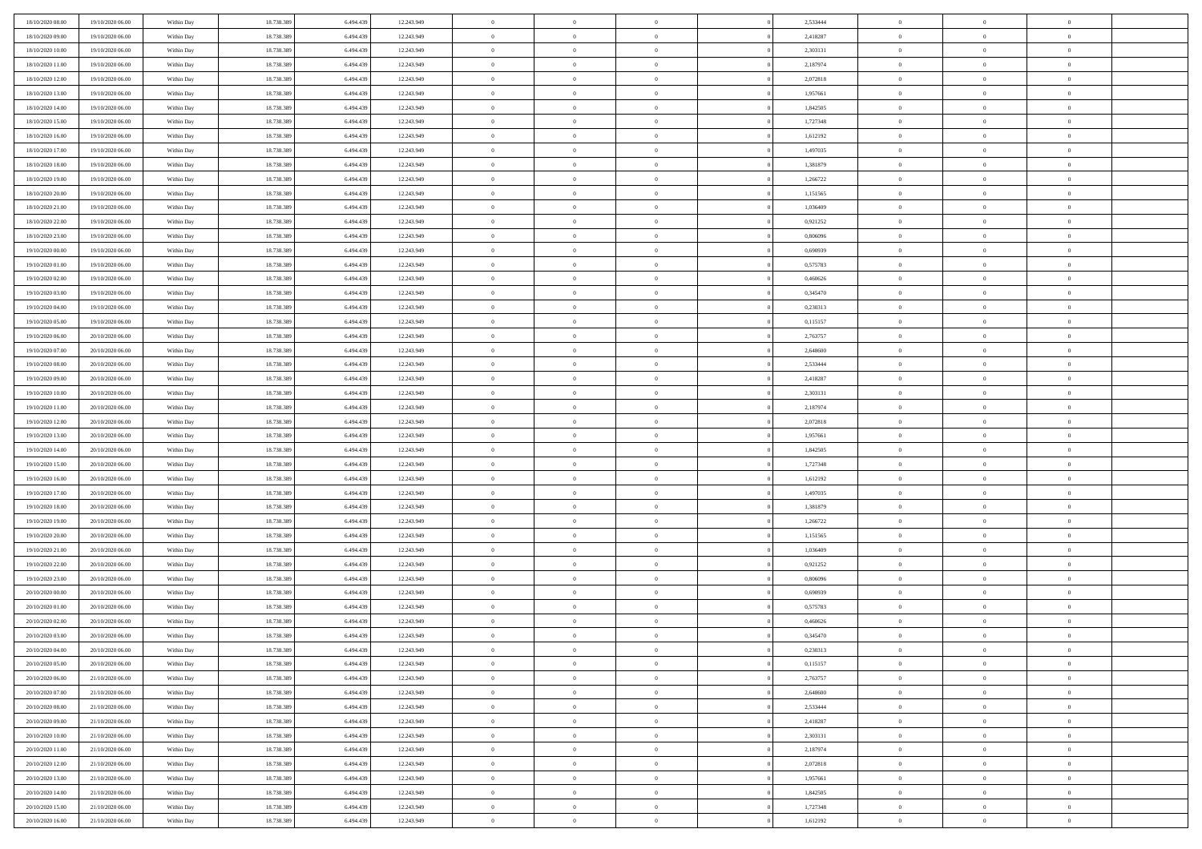| | | | | | | | | | | | | | | |
|---|---|---|---|---|---|---|---|---|---|---|---|---|---|---|
| 18/10/2020 08.00 | 19/10/2020 06.00 | Within Day | 18.738.389 | 6.494.439 | 12.243.949 | 0 | 0 | 0 | | 2,533444 | 0 | 0 | 0 | |
| 18/10/2020 09.00 | 19/10/2020 06.00 | Within Day | 18.738.389 | 6.494.439 | 12.243.949 | 0 | 0 | 0 | | 2,418287 | 0 | 0 | 0 | |
| 18/10/2020 10.00 | 19/10/2020 06.00 | Within Day | 18.738.389 | 6.494.439 | 12.243.949 | 0 | 0 | 0 | | 2,303131 | 0 | 0 | 0 | |
| 18/10/2020 11.00 | 19/10/2020 06.00 | Within Day | 18.738.389 | 6.494.439 | 12.243.949 | 0 | 0 | 0 | | 2,187974 | 0 | 0 | 0 | |
| 18/10/2020 12.00 | 19/10/2020 06.00 | Within Day | 18.738.389 | 6.494.439 | 12.243.949 | 0 | 0 | 0 | | 2,072818 | 0 | 0 | 0 | |
| 18/10/2020 13.00 | 19/10/2020 06.00 | Within Day | 18.738.389 | 6.494.439 | 12.243.949 | 0 | 0 | 0 | | 1,957661 | 0 | 0 | 0 | |
| 18/10/2020 14.00 | 19/10/2020 06.00 | Within Day | 18.738.389 | 6.494.439 | 12.243.949 | 0 | 0 | 0 | | 1,842505 | 0 | 0 | 0 | |
| 18/10/2020 15.00 | 19/10/2020 06.00 | Within Day | 18.738.389 | 6.494.439 | 12.243.949 | 0 | 0 | 0 | | 1,727348 | 0 | 0 | 0 | |
| 18/10/2020 16.00 | 19/10/2020 06.00 | Within Day | 18.738.389 | 6.494.439 | 12.243.949 | 0 | 0 | 0 | | 1,612192 | 0 | 0 | 0 | |
| 18/10/2020 17.00 | 19/10/2020 06.00 | Within Day | 18.738.389 | 6.494.439 | 12.243.949 | 0 | 0 | 0 | | 1,497035 | 0 | 0 | 0 | |
| 18/10/2020 18.00 | 19/10/2020 06.00 | Within Day | 18.738.389 | 6.494.439 | 12.243.949 | 0 | 0 | 0 | | 1,381879 | 0 | 0 | 0 | |
| 18/10/2020 19.00 | 19/10/2020 06.00 | Within Day | 18.738.389 | 6.494.439 | 12.243.949 | 0 | 0 | 0 | | 1,266722 | 0 | 0 | 0 | |
| 18/10/2020 20.00 | 19/10/2020 06.00 | Within Day | 18.738.389 | 6.494.439 | 12.243.949 | 0 | 0 | 0 | | 1,151565 | 0 | 0 | 0 | |
| 18/10/2020 21.00 | 19/10/2020 06.00 | Within Day | 18.738.389 | 6.494.439 | 12.243.949 | 0 | 0 | 0 | | 1,036409 | 0 | 0 | 0 | |
| 18/10/2020 22.00 | 19/10/2020 06.00 | Within Day | 18.738.389 | 6.494.439 | 12.243.949 | 0 | 0 | 0 | | 0,921252 | 0 | 0 | 0 | |
| 18/10/2020 23.00 | 19/10/2020 06.00 | Within Day | 18.738.389 | 6.494.439 | 12.243.949 | 0 | 0 | 0 | | 0,806096 | 0 | 0 | 0 | |
| 19/10/2020 00.00 | 19/10/2020 06.00 | Within Day | 18.738.389 | 6.494.439 | 12.243.949 | 0 | 0 | 0 | | 0,690939 | 0 | 0 | 0 | |
| 19/10/2020 01.00 | 19/10/2020 06.00 | Within Day | 18.738.389 | 6.494.439 | 12.243.949 | 0 | 0 | 0 | | 0,575783 | 0 | 0 | 0 | |
| 19/10/2020 02.00 | 19/10/2020 06.00 | Within Day | 18.738.389 | 6.494.439 | 12.243.949 | 0 | 0 | 0 | | 0,460626 | 0 | 0 | 0 | |
| 19/10/2020 03.00 | 19/10/2020 06.00 | Within Day | 18.738.389 | 6.494.439 | 12.243.949 | 0 | 0 | 0 | | 0,345470 | 0 | 0 | 0 | |
| 19/10/2020 04.00 | 19/10/2020 06.00 | Within Day | 18.738.389 | 6.494.439 | 12.243.949 | 0 | 0 | 0 | | 0,230313 | 0 | 0 | 0 | |
| 19/10/2020 05.00 | 19/10/2020 06.00 | Within Day | 18.738.389 | 6.494.439 | 12.243.949 | 0 | 0 | 0 | | 0,115157 | 0 | 0 | 0 | |
| 19/10/2020 06.00 | 20/10/2020 06.00 | Within Day | 18.738.389 | 6.494.439 | 12.243.949 | 0 | 0 | 0 | | 2,763757 | 0 | 0 | 0 | |
| 19/10/2020 07.00 | 20/10/2020 06.00 | Within Day | 18.738.389 | 6.494.439 | 12.243.949 | 0 | 0 | 0 | | 2,648600 | 0 | 0 | 0 | |
| 19/10/2020 08.00 | 20/10/2020 06.00 | Within Day | 18.738.389 | 6.494.439 | 12.243.949 | 0 | 0 | 0 | | 2,533444 | 0 | 0 | 0 | |
| 19/10/2020 09.00 | 20/10/2020 06.00 | Within Day | 18.738.389 | 6.494.439 | 12.243.949 | 0 | 0 | 0 | | 2,418287 | 0 | 0 | 0 | |
| 19/10/2020 10.00 | 20/10/2020 06.00 | Within Day | 18.738.389 | 6.494.439 | 12.243.949 | 0 | 0 | 0 | | 2,303131 | 0 | 0 | 0 | |
| 19/10/2020 11.00 | 20/10/2020 06.00 | Within Day | 18.738.389 | 6.494.439 | 12.243.949 | 0 | 0 | 0 | | 2,187974 | 0 | 0 | 0 | |
| 19/10/2020 12.00 | 20/10/2020 06.00 | Within Day | 18.738.389 | 6.494.439 | 12.243.949 | 0 | 0 | 0 | | 2,072818 | 0 | 0 | 0 | |
| 19/10/2020 13.00 | 20/10/2020 06.00 | Within Day | 18.738.389 | 6.494.439 | 12.243.949 | 0 | 0 | 0 | | 1,957661 | 0 | 0 | 0 | |
| 19/10/2020 14.00 | 20/10/2020 06.00 | Within Day | 18.738.389 | 6.494.439 | 12.243.949 | 0 | 0 | 0 | | 1,842505 | 0 | 0 | 0 | |
| 19/10/2020 15.00 | 20/10/2020 06.00 | Within Day | 18.738.389 | 6.494.439 | 12.243.949 | 0 | 0 | 0 | | 1,727348 | 0 | 0 | 0 | |
| 19/10/2020 16.00 | 20/10/2020 06.00 | Within Day | 18.738.389 | 6.494.439 | 12.243.949 | 0 | 0 | 0 | | 1,612192 | 0 | 0 | 0 | |
| 19/10/2020 17.00 | 20/10/2020 06.00 | Within Day | 18.738.389 | 6.494.439 | 12.243.949 | 0 | 0 | 0 | | 1,497035 | 0 | 0 | 0 | |
| 19/10/2020 18.00 | 20/10/2020 06.00 | Within Day | 18.738.389 | 6.494.439 | 12.243.949 | 0 | 0 | 0 | | 1,381879 | 0 | 0 | 0 | |
| 19/10/2020 19.00 | 20/10/2020 06.00 | Within Day | 18.738.389 | 6.494.439 | 12.243.949 | 0 | 0 | 0 | | 1,266722 | 0 | 0 | 0 | |
| 19/10/2020 20.00 | 20/10/2020 06.00 | Within Day | 18.738.389 | 6.494.439 | 12.243.949 | 0 | 0 | 0 | | 1,151565 | 0 | 0 | 0 | |
| 19/10/2020 21.00 | 20/10/2020 06.00 | Within Day | 18.738.389 | 6.494.439 | 12.243.949 | 0 | 0 | 0 | | 1,036409 | 0 | 0 | 0 | |
| 19/10/2020 22.00 | 20/10/2020 06.00 | Within Day | 18.738.389 | 6.494.439 | 12.243.949 | 0 | 0 | 0 | | 0,921252 | 0 | 0 | 0 | |
| 19/10/2020 23.00 | 20/10/2020 06.00 | Within Day | 18.738.389 | 6.494.439 | 12.243.949 | 0 | 0 | 0 | | 0,806096 | 0 | 0 | 0 | |
| 20/10/2020 00.00 | 20/10/2020 06.00 | Within Day | 18.738.389 | 6.494.439 | 12.243.949 | 0 | 0 | 0 | | 0,690939 | 0 | 0 | 0 | |
| 20/10/2020 01.00 | 20/10/2020 06.00 | Within Day | 18.738.389 | 6.494.439 | 12.243.949 | 0 | 0 | 0 | | 0,575783 | 0 | 0 | 0 | |
| 20/10/2020 02.00 | 20/10/2020 06.00 | Within Day | 18.738.389 | 6.494.439 | 12.243.949 | 0 | 0 | 0 | | 0,460626 | 0 | 0 | 0 | |
| 20/10/2020 03.00 | 20/10/2020 06.00 | Within Day | 18.738.389 | 6.494.439 | 12.243.949 | 0 | 0 | 0 | | 0,345470 | 0 | 0 | 0 | |
| 20/10/2020 04.00 | 20/10/2020 06.00 | Within Day | 18.738.389 | 6.494.439 | 12.243.949 | 0 | 0 | 0 | | 0,230313 | 0 | 0 | 0 | |
| 20/10/2020 05.00 | 20/10/2020 06.00 | Within Day | 18.738.389 | 6.494.439 | 12.243.949 | 0 | 0 | 0 | | 0,115157 | 0 | 0 | 0 | |
| 20/10/2020 06.00 | 21/10/2020 06.00 | Within Day | 18.738.389 | 6.494.439 | 12.243.949 | 0 | 0 | 0 | | 2,763757 | 0 | 0 | 0 | |
| 20/10/2020 07.00 | 21/10/2020 06.00 | Within Day | 18.738.389 | 6.494.439 | 12.243.949 | 0 | 0 | 0 | | 2,648600 | 0 | 0 | 0 | |
| 20/10/2020 08.00 | 21/10/2020 06.00 | Within Day | 18.738.389 | 6.494.439 | 12.243.949 | 0 | 0 | 0 | | 2,533444 | 0 | 0 | 0 | |
| 20/10/2020 09.00 | 21/10/2020 06.00 | Within Day | 18.738.389 | 6.494.439 | 12.243.949 | 0 | 0 | 0 | | 2,418287 | 0 | 0 | 0 | |
| 20/10/2020 10.00 | 21/10/2020 06.00 | Within Day | 18.738.389 | 6.494.439 | 12.243.949 | 0 | 0 | 0 | | 2,303131 | 0 | 0 | 0 | |
| 20/10/2020 11.00 | 21/10/2020 06.00 | Within Day | 18.738.389 | 6.494.439 | 12.243.949 | 0 | 0 | 0 | | 2,187974 | 0 | 0 | 0 | |
| 20/10/2020 12.00 | 21/10/2020 06.00 | Within Day | 18.738.389 | 6.494.439 | 12.243.949 | 0 | 0 | 0 | | 2,072818 | 0 | 0 | 0 | |
| 20/10/2020 13.00 | 21/10/2020 06.00 | Within Day | 18.738.389 | 6.494.439 | 12.243.949 | 0 | 0 | 0 | | 1,957661 | 0 | 0 | 0 | |
| 20/10/2020 14.00 | 21/10/2020 06.00 | Within Day | 18.738.389 | 6.494.439 | 12.243.949 | 0 | 0 | 0 | | 1,842505 | 0 | 0 | 0 | |
| 20/10/2020 15.00 | 21/10/2020 06.00 | Within Day | 18.738.389 | 6.494.439 | 12.243.949 | 0 | 0 | 0 | | 1,727348 | 0 | 0 | 0 | |
| 20/10/2020 16.00 | 21/10/2020 06.00 | Within Day | 18.738.389 | 6.494.439 | 12.243.949 | 0 | 0 | 0 | | 1,612192 | 0 | 0 | 0 | |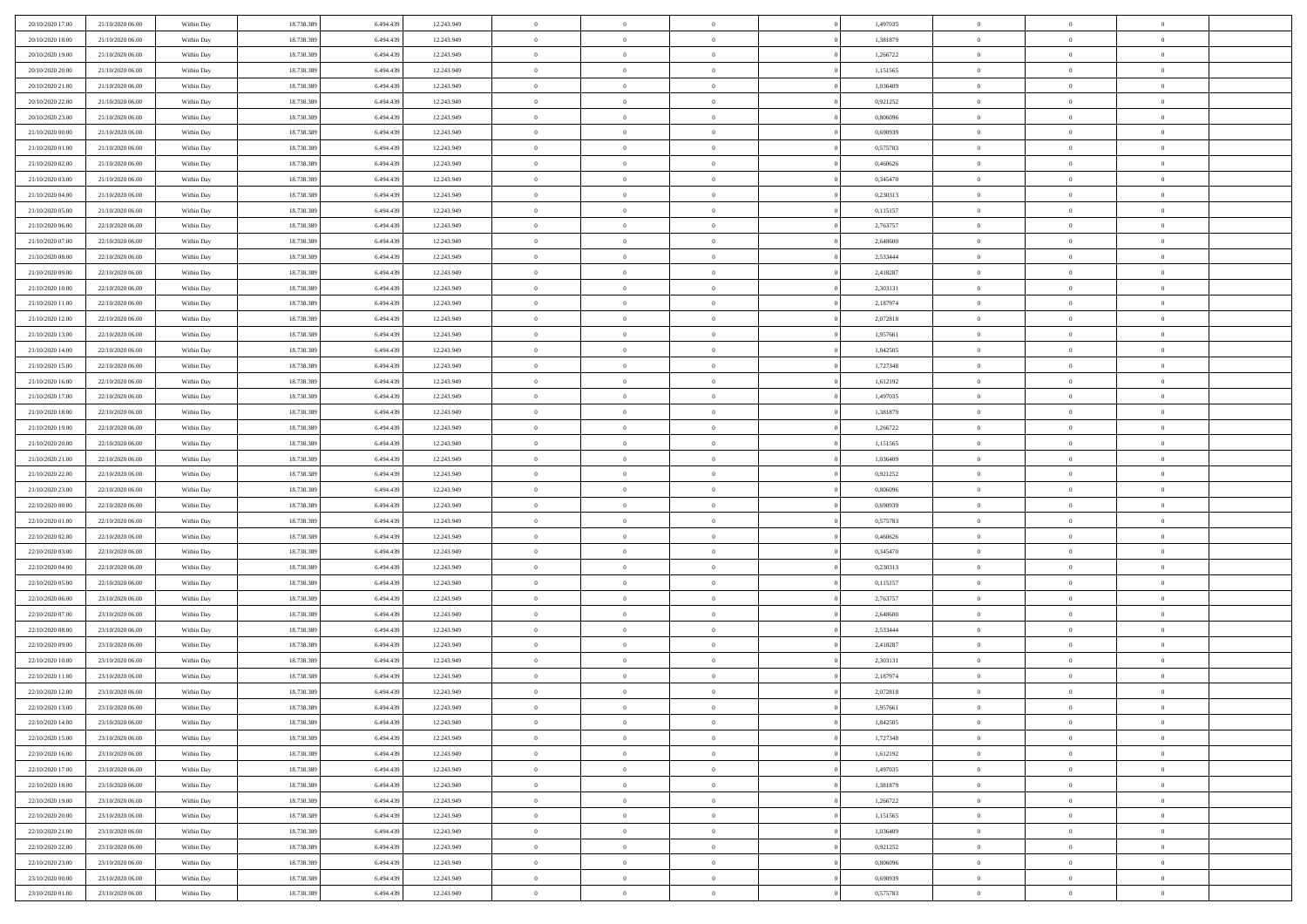| | | | | | | | | | | | | | | |
|---|---|---|---|---|---|---|---|---|---|---|---|---|---|---|
| 20/10/2020 17:00 | 21/10/2020 06:00 | Within Day | 18.738.389 | 6.494.439 | 12.243.949 | 0 | 0 | 0 | | 1,497035 | 0 | 0 | 0 | |
| 20/10/2020 18:00 | 21/10/2020 06:00 | Within Day | 18.738.389 | 6.494.439 | 12.243.949 | 0 | 0 | 0 | | 1,381879 | 0 | 0 | 0 | |
| 20/10/2020 19:00 | 21/10/2020 06:00 | Within Day | 18.738.389 | 6.494.439 | 12.243.949 | 0 | 0 | 0 | | 1,266722 | 0 | 0 | 0 | |
| 20/10/2020 20:00 | 21/10/2020 06:00 | Within Day | 18.738.389 | 6.494.439 | 12.243.949 | 0 | 0 | 0 | | 1,151565 | 0 | 0 | 0 | |
| 20/10/2020 21:00 | 21/10/2020 06:00 | Within Day | 18.738.389 | 6.494.439 | 12.243.949 | 0 | 0 | 0 | | 1,036409 | 0 | 0 | 0 | |
| 20/10/2020 22:00 | 21/10/2020 06:00 | Within Day | 18.738.389 | 6.494.439 | 12.243.949 | 0 | 0 | 0 | | 0,921252 | 0 | 0 | 0 | |
| 20/10/2020 23:00 | 21/10/2020 06:00 | Within Day | 18.738.389 | 6.494.439 | 12.243.949 | 0 | 0 | 0 | | 0,806096 | 0 | 0 | 0 | |
| 21/10/2020 00:00 | 21/10/2020 06:00 | Within Day | 18.738.389 | 6.494.439 | 12.243.949 | 0 | 0 | 0 | | 0,690939 | 0 | 0 | 0 | |
| 21/10/2020 01:00 | 21/10/2020 06:00 | Within Day | 18.738.389 | 6.494.439 | 12.243.949 | 0 | 0 | 0 | | 0,575783 | 0 | 0 | 0 | |
| 21/10/2020 02:00 | 21/10/2020 06:00 | Within Day | 18.738.389 | 6.494.439 | 12.243.949 | 0 | 0 | 0 | | 0,460626 | 0 | 0 | 0 | |
| 21/10/2020 03:00 | 21/10/2020 06:00 | Within Day | 18.738.389 | 6.494.439 | 12.243.949 | 0 | 0 | 0 | | 0,345470 | 0 | 0 | 0 | |
| 21/10/2020 04:00 | 21/10/2020 06:00 | Within Day | 18.738.389 | 6.494.439 | 12.243.949 | 0 | 0 | 0 | | 0,230313 | 0 | 0 | 0 | |
| 21/10/2020 05:00 | 21/10/2020 06:00 | Within Day | 18.738.389 | 6.494.439 | 12.243.949 | 0 | 0 | 0 | | 0,115157 | 0 | 0 | 0 | |
| 21/10/2020 06:00 | 22/10/2020 06:00 | Within Day | 18.738.389 | 6.494.439 | 12.243.949 | 0 | 0 | 0 | | 2,763757 | 0 | 0 | 0 | |
| 21/10/2020 07:00 | 22/10/2020 06:00 | Within Day | 18.738.389 | 6.494.439 | 12.243.949 | 0 | 0 | 0 | | 2,648600 | 0 | 0 | 0 | |
| 21/10/2020 08:00 | 22/10/2020 06:00 | Within Day | 18.738.389 | 6.494.439 | 12.243.949 | 0 | 0 | 0 | | 2,533444 | 0 | 0 | 0 | |
| 21/10/2020 09:00 | 22/10/2020 06:00 | Within Day | 18.738.389 | 6.494.439 | 12.243.949 | 0 | 0 | 0 | | 2,418287 | 0 | 0 | 0 | |
| 21/10/2020 10:00 | 22/10/2020 06:00 | Within Day | 18.738.389 | 6.494.439 | 12.243.949 | 0 | 0 | 0 | | 2,303131 | 0 | 0 | 0 | |
| 21/10/2020 11:00 | 22/10/2020 06:00 | Within Day | 18.738.389 | 6.494.439 | 12.243.949 | 0 | 0 | 0 | | 2,187974 | 0 | 0 | 0 | |
| 21/10/2020 12:00 | 22/10/2020 06:00 | Within Day | 18.738.389 | 6.494.439 | 12.243.949 | 0 | 0 | 0 | | 2,072818 | 0 | 0 | 0 | |
| 21/10/2020 13:00 | 22/10/2020 06:00 | Within Day | 18.738.389 | 6.494.439 | 12.243.949 | 0 | 0 | 0 | | 1,957661 | 0 | 0 | 0 | |
| 21/10/2020 14:00 | 22/10/2020 06:00 | Within Day | 18.738.389 | 6.494.439 | 12.243.949 | 0 | 0 | 0 | | 1,842505 | 0 | 0 | 0 | |
| 21/10/2020 15:00 | 22/10/2020 06:00 | Within Day | 18.738.389 | 6.494.439 | 12.243.949 | 0 | 0 | 0 | | 1,727348 | 0 | 0 | 0 | |
| 21/10/2020 16:00 | 22/10/2020 06:00 | Within Day | 18.738.389 | 6.494.439 | 12.243.949 | 0 | 0 | 0 | | 1,612192 | 0 | 0 | 0 | |
| 21/10/2020 17:00 | 22/10/2020 06:00 | Within Day | 18.738.389 | 6.494.439 | 12.243.949 | 0 | 0 | 0 | | 1,497035 | 0 | 0 | 0 | |
| 21/10/2020 18:00 | 22/10/2020 06:00 | Within Day | 18.738.389 | 6.494.439 | 12.243.949 | 0 | 0 | 0 | | 1,381879 | 0 | 0 | 0 | |
| 21/10/2020 19:00 | 22/10/2020 06:00 | Within Day | 18.738.389 | 6.494.439 | 12.243.949 | 0 | 0 | 0 | | 1,266722 | 0 | 0 | 0 | |
| 21/10/2020 20:00 | 22/10/2020 06:00 | Within Day | 18.738.389 | 6.494.439 | 12.243.949 | 0 | 0 | 0 | | 1,151565 | 0 | 0 | 0 | |
| 21/10/2020 21:00 | 22/10/2020 06:00 | Within Day | 18.738.389 | 6.494.439 | 12.243.949 | 0 | 0 | 0 | | 1,036409 | 0 | 0 | 0 | |
| 21/10/2020 22:00 | 22/10/2020 06:00 | Within Day | 18.738.389 | 6.494.439 | 12.243.949 | 0 | 0 | 0 | | 0,921252 | 0 | 0 | 0 | |
| 21/10/2020 23:00 | 22/10/2020 06:00 | Within Day | 18.738.389 | 6.494.439 | 12.243.949 | 0 | 0 | 0 | | 0,806096 | 0 | 0 | 0 | |
| 22/10/2020 00:00 | 22/10/2020 06:00 | Within Day | 18.738.389 | 6.494.439 | 12.243.949 | 0 | 0 | 0 | | 0,690939 | 0 | 0 | 0 | |
| 22/10/2020 01:00 | 22/10/2020 06:00 | Within Day | 18.738.389 | 6.494.439 | 12.243.949 | 0 | 0 | 0 | | 0,575783 | 0 | 0 | 0 | |
| 22/10/2020 02:00 | 22/10/2020 06:00 | Within Day | 18.738.389 | 6.494.439 | 12.243.949 | 0 | 0 | 0 | | 0,460626 | 0 | 0 | 0 | |
| 22/10/2020 03:00 | 22/10/2020 06:00 | Within Day | 18.738.389 | 6.494.439 | 12.243.949 | 0 | 0 | 0 | | 0,345470 | 0 | 0 | 0 | |
| 22/10/2020 04:00 | 22/10/2020 06:00 | Within Day | 18.738.389 | 6.494.439 | 12.243.949 | 0 | 0 | 0 | | 0,230313 | 0 | 0 | 0 | |
| 22/10/2020 05:00 | 22/10/2020 06:00 | Within Day | 18.738.389 | 6.494.439 | 12.243.949 | 0 | 0 | 0 | | 0,115157 | 0 | 0 | 0 | |
| 22/10/2020 06:00 | 23/10/2020 06:00 | Within Day | 18.738.389 | 6.494.439 | 12.243.949 | 0 | 0 | 0 | | 2,763757 | 0 | 0 | 0 | |
| 22/10/2020 07:00 | 23/10/2020 06:00 | Within Day | 18.738.389 | 6.494.439 | 12.243.949 | 0 | 0 | 0 | | 2,648600 | 0 | 0 | 0 | |
| 22/10/2020 08:00 | 23/10/2020 06:00 | Within Day | 18.738.389 | 6.494.439 | 12.243.949 | 0 | 0 | 0 | | 2,533444 | 0 | 0 | 0 | |
| 22/10/2020 09:00 | 23/10/2020 06:00 | Within Day | 18.738.389 | 6.494.439 | 12.243.949 | 0 | 0 | 0 | | 2,418287 | 0 | 0 | 0 | |
| 22/10/2020 10:00 | 23/10/2020 06:00 | Within Day | 18.738.389 | 6.494.439 | 12.243.949 | 0 | 0 | 0 | | 2,303131 | 0 | 0 | 0 | |
| 22/10/2020 11:00 | 23/10/2020 06:00 | Within Day | 18.738.389 | 6.494.439 | 12.243.949 | 0 | 0 | 0 | | 2,187974 | 0 | 0 | 0 | |
| 22/10/2020 12:00 | 23/10/2020 06:00 | Within Day | 18.738.389 | 6.494.439 | 12.243.949 | 0 | 0 | 0 | | 2,072818 | 0 | 0 | 0 | |
| 22/10/2020 13:00 | 23/10/2020 06:00 | Within Day | 18.738.389 | 6.494.439 | 12.243.949 | 0 | 0 | 0 | | 1,957661 | 0 | 0 | 0 | |
| 22/10/2020 14:00 | 23/10/2020 06:00 | Within Day | 18.738.389 | 6.494.439 | 12.243.949 | 0 | 0 | 0 | | 1,842505 | 0 | 0 | 0 | |
| 22/10/2020 15:00 | 23/10/2020 06:00 | Within Day | 18.738.389 | 6.494.439 | 12.243.949 | 0 | 0 | 0 | | 1,727348 | 0 | 0 | 0 | |
| 22/10/2020 16:00 | 23/10/2020 06:00 | Within Day | 18.738.389 | 6.494.439 | 12.243.949 | 0 | 0 | 0 | | 1,612192 | 0 | 0 | 0 | |
| 22/10/2020 17:00 | 23/10/2020 06:00 | Within Day | 18.738.389 | 6.494.439 | 12.243.949 | 0 | 0 | 0 | | 1,497035 | 0 | 0 | 0 | |
| 22/10/2020 18:00 | 23/10/2020 06:00 | Within Day | 18.738.389 | 6.494.439 | 12.243.949 | 0 | 0 | 0 | | 1,381879 | 0 | 0 | 0 | |
| 22/10/2020 19:00 | 23/10/2020 06:00 | Within Day | 18.738.389 | 6.494.439 | 12.243.949 | 0 | 0 | 0 | | 1,266722 | 0 | 0 | 0 | |
| 22/10/2020 20:00 | 23/10/2020 06:00 | Within Day | 18.738.389 | 6.494.439 | 12.243.949 | 0 | 0 | 0 | | 1,151565 | 0 | 0 | 0 | |
| 22/10/2020 21:00 | 23/10/2020 06:00 | Within Day | 18.738.389 | 6.494.439 | 12.243.949 | 0 | 0 | 0 | | 1,036409 | 0 | 0 | 0 | |
| 22/10/2020 22:00 | 23/10/2020 06:00 | Within Day | 18.738.389 | 6.494.439 | 12.243.949 | 0 | 0 | 0 | | 0,921252 | 0 | 0 | 0 | |
| 22/10/2020 23:00 | 23/10/2020 06:00 | Within Day | 18.738.389 | 6.494.439 | 12.243.949 | 0 | 0 | 0 | | 0,806096 | 0 | 0 | 0 | |
| 23/10/2020 00:00 | 23/10/2020 06:00 | Within Day | 18.738.389 | 6.494.439 | 12.243.949 | 0 | 0 | 0 | | 0,690939 | 0 | 0 | 0 | |
| 23/10/2020 01:00 | 23/10/2020 06:00 | Within Day | 18.738.389 | 6.494.439 | 12.243.949 | 0 | 0 | 0 | | 0,575783 | 0 | 0 | 0 | |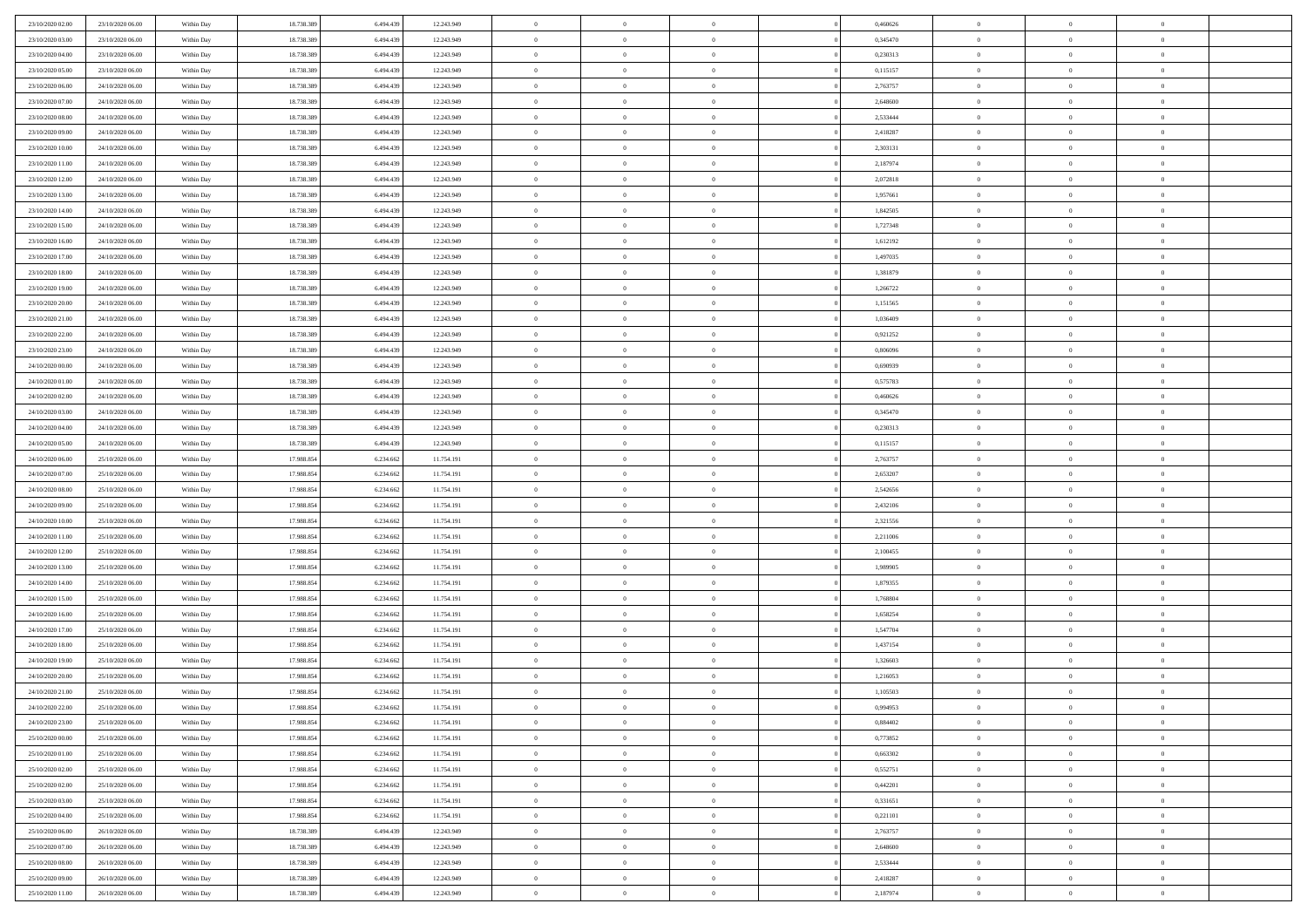| | | | | | | | | | | | | | | |
|---|---|---|---|---|---|---|---|---|---|---|---|---|---|---|
| 23/10/2020 02:00 | 23/10/2020 06:00 | Within Day | 18.738.389 | 6.494.439 | 12.243.949 | 0 | 0 | 0 | | 0,460626 | 0 | 0 | 0 | |
| 23/10/2020 03:00 | 23/10/2020 06:00 | Within Day | 18.738.389 | 6.494.439 | 12.243.949 | 0 | 0 | 0 | | 0,345470 | 0 | 0 | 0 | |
| 23/10/2020 04:00 | 23/10/2020 06:00 | Within Day | 18.738.389 | 6.494.439 | 12.243.949 | 0 | 0 | 0 | | 0,230313 | 0 | 0 | 0 | |
| 23/10/2020 05:00 | 23/10/2020 06:00 | Within Day | 18.738.389 | 6.494.439 | 12.243.949 | 0 | 0 | 0 | | 0,115157 | 0 | 0 | 0 | |
| 23/10/2020 06:00 | 24/10/2020 06:00 | Within Day | 18.738.389 | 6.494.439 | 12.243.949 | 0 | 0 | 0 | | 2,763757 | 0 | 0 | 0 | |
| 23/10/2020 07:00 | 24/10/2020 06:00 | Within Day | 18.738.389 | 6.494.439 | 12.243.949 | 0 | 0 | 0 | | 2,648600 | 0 | 0 | 0 | |
| 23/10/2020 08:00 | 24/10/2020 06:00 | Within Day | 18.738.389 | 6.494.439 | 12.243.949 | 0 | 0 | 0 | | 2,533444 | 0 | 0 | 0 | |
| 23/10/2020 09:00 | 24/10/2020 06:00 | Within Day | 18.738.389 | 6.494.439 | 12.243.949 | 0 | 0 | 0 | | 2,418287 | 0 | 0 | 0 | |
| 23/10/2020 10:00 | 24/10/2020 06:00 | Within Day | 18.738.389 | 6.494.439 | 12.243.949 | 0 | 0 | 0 | | 2,303131 | 0 | 0 | 0 | |
| 23/10/2020 11:00 | 24/10/2020 06:00 | Within Day | 18.738.389 | 6.494.439 | 12.243.949 | 0 | 0 | 0 | | 2,187974 | 0 | 0 | 0 | |
| 23/10/2020 12:00 | 24/10/2020 06:00 | Within Day | 18.738.389 | 6.494.439 | 12.243.949 | 0 | 0 | 0 | | 2,072818 | 0 | 0 | 0 | |
| 23/10/2020 13:00 | 24/10/2020 06:00 | Within Day | 18.738.389 | 6.494.439 | 12.243.949 | 0 | 0 | 0 | | 1,957661 | 0 | 0 | 0 | |
| 23/10/2020 14:00 | 24/10/2020 06:00 | Within Day | 18.738.389 | 6.494.439 | 12.243.949 | 0 | 0 | 0 | | 1,842505 | 0 | 0 | 0 | |
| 23/10/2020 15:00 | 24/10/2020 06:00 | Within Day | 18.738.389 | 6.494.439 | 12.243.949 | 0 | 0 | 0 | | 1,727348 | 0 | 0 | 0 | |
| 23/10/2020 16:00 | 24/10/2020 06:00 | Within Day | 18.738.389 | 6.494.439 | 12.243.949 | 0 | 0 | 0 | | 1,612192 | 0 | 0 | 0 | |
| 23/10/2020 17:00 | 24/10/2020 06:00 | Within Day | 18.738.389 | 6.494.439 | 12.243.949 | 0 | 0 | 0 | | 1,497035 | 0 | 0 | 0 | |
| 23/10/2020 18:00 | 24/10/2020 06:00 | Within Day | 18.738.389 | 6.494.439 | 12.243.949 | 0 | 0 | 0 | | 1,381879 | 0 | 0 | 0 | |
| 23/10/2020 19:00 | 24/10/2020 06:00 | Within Day | 18.738.389 | 6.494.439 | 12.243.949 | 0 | 0 | 0 | | 1,266722 | 0 | 0 | 0 | |
| 23/10/2020 20:00 | 24/10/2020 06:00 | Within Day | 18.738.389 | 6.494.439 | 12.243.949 | 0 | 0 | 0 | | 1,151565 | 0 | 0 | 0 | |
| 23/10/2020 21:00 | 24/10/2020 06:00 | Within Day | 18.738.389 | 6.494.439 | 12.243.949 | 0 | 0 | 0 | | 1,036409 | 0 | 0 | 0 | |
| 23/10/2020 22:00 | 24/10/2020 06:00 | Within Day | 18.738.389 | 6.494.439 | 12.243.949 | 0 | 0 | 0 | | 0,921252 | 0 | 0 | 0 | |
| 23/10/2020 23:00 | 24/10/2020 06:00 | Within Day | 18.738.389 | 6.494.439 | 12.243.949 | 0 | 0 | 0 | | 0,806096 | 0 | 0 | 0 | |
| 24/10/2020 00:00 | 24/10/2020 06:00 | Within Day | 18.738.389 | 6.494.439 | 12.243.949 | 0 | 0 | 0 | | 0,690939 | 0 | 0 | 0 | |
| 24/10/2020 01:00 | 24/10/2020 06:00 | Within Day | 18.738.389 | 6.494.439 | 12.243.949 | 0 | 0 | 0 | | 0,575783 | 0 | 0 | 0 | |
| 24/10/2020 02:00 | 24/10/2020 06:00 | Within Day | 18.738.389 | 6.494.439 | 12.243.949 | 0 | 0 | 0 | | 0,460626 | 0 | 0 | 0 | |
| 24/10/2020 03:00 | 24/10/2020 06:00 | Within Day | 18.738.389 | 6.494.439 | 12.243.949 | 0 | 0 | 0 | | 0,345470 | 0 | 0 | 0 | |
| 24/10/2020 04:00 | 24/10/2020 06:00 | Within Day | 18.738.389 | 6.494.439 | 12.243.949 | 0 | 0 | 0 | | 0,230313 | 0 | 0 | 0 | |
| 24/10/2020 05:00 | 24/10/2020 06:00 | Within Day | 18.738.389 | 6.494.439 | 12.243.949 | 0 | 0 | 0 | | 0,115157 | 0 | 0 | 0 | |
| 24/10/2020 06:00 | 25/10/2020 06:00 | Within Day | 17.988.854 | 6.234.662 | 11.754.191 | 0 | 0 | 0 | | 2,763757 | 0 | 0 | 0 | |
| 24/10/2020 07:00 | 25/10/2020 06:00 | Within Day | 17.988.854 | 6.234.662 | 11.754.191 | 0 | 0 | 0 | | 2,653207 | 0 | 0 | 0 | |
| 24/10/2020 08:00 | 25/10/2020 06:00 | Within Day | 17.988.854 | 6.234.662 | 11.754.191 | 0 | 0 | 0 | | 2,542656 | 0 | 0 | 0 | |
| 24/10/2020 09:00 | 25/10/2020 06:00 | Within Day | 17.988.854 | 6.234.662 | 11.754.191 | 0 | 0 | 0 | | 2,432106 | 0 | 0 | 0 | |
| 24/10/2020 10:00 | 25/10/2020 06:00 | Within Day | 17.988.854 | 6.234.662 | 11.754.191 | 0 | 0 | 0 | | 2,321556 | 0 | 0 | 0 | |
| 24/10/2020 11:00 | 25/10/2020 06:00 | Within Day | 17.988.854 | 6.234.662 | 11.754.191 | 0 | 0 | 0 | | 2,211006 | 0 | 0 | 0 | |
| 24/10/2020 12:00 | 25/10/2020 06:00 | Within Day | 17.988.854 | 6.234.662 | 11.754.191 | 0 | 0 | 0 | | 2,100455 | 0 | 0 | 0 | |
| 24/10/2020 13:00 | 25/10/2020 06:00 | Within Day | 17.988.854 | 6.234.662 | 11.754.191 | 0 | 0 | 0 | | 1,989905 | 0 | 0 | 0 | |
| 24/10/2020 14:00 | 25/10/2020 06:00 | Within Day | 17.988.854 | 6.234.662 | 11.754.191 | 0 | 0 | 0 | | 1,879355 | 0 | 0 | 0 | |
| 24/10/2020 15:00 | 25/10/2020 06:00 | Within Day | 17.988.854 | 6.234.662 | 11.754.191 | 0 | 0 | 0 | | 1,768804 | 0 | 0 | 0 | |
| 24/10/2020 16:00 | 25/10/2020 06:00 | Within Day | 17.988.854 | 6.234.662 | 11.754.191 | 0 | 0 | 0 | | 1,658254 | 0 | 0 | 0 | |
| 24/10/2020 17:00 | 25/10/2020 06:00 | Within Day | 17.988.854 | 6.234.662 | 11.754.191 | 0 | 0 | 0 | | 1,547704 | 0 | 0 | 0 | |
| 24/10/2020 18:00 | 25/10/2020 06:00 | Within Day | 17.988.854 | 6.234.662 | 11.754.191 | 0 | 0 | 0 | | 1,437154 | 0 | 0 | 0 | |
| 24/10/2020 19:00 | 25/10/2020 06:00 | Within Day | 17.988.854 | 6.234.662 | 11.754.191 | 0 | 0 | 0 | | 1,326603 | 0 | 0 | 0 | |
| 24/10/2020 20:00 | 25/10/2020 06:00 | Within Day | 17.988.854 | 6.234.662 | 11.754.191 | 0 | 0 | 0 | | 1,216053 | 0 | 0 | 0 | |
| 24/10/2020 21:00 | 25/10/2020 06:00 | Within Day | 17.988.854 | 6.234.662 | 11.754.191 | 0 | 0 | 0 | | 1,105503 | 0 | 0 | 0 | |
| 24/10/2020 22:00 | 25/10/2020 06:00 | Within Day | 17.988.854 | 6.234.662 | 11.754.191 | 0 | 0 | 0 | | 0,994953 | 0 | 0 | 0 | |
| 24/10/2020 23:00 | 25/10/2020 06:00 | Within Day | 17.988.854 | 6.234.662 | 11.754.191 | 0 | 0 | 0 | | 0,884402 | 0 | 0 | 0 | |
| 25/10/2020 00:00 | 25/10/2020 06:00 | Within Day | 17.988.854 | 6.234.662 | 11.754.191 | 0 | 0 | 0 | | 0,773852 | 0 | 0 | 0 | |
| 25/10/2020 01:00 | 25/10/2020 06:00 | Within Day | 17.988.854 | 6.234.662 | 11.754.191 | 0 | 0 | 0 | | 0,663302 | 0 | 0 | 0 | |
| 25/10/2020 02:00 | 25/10/2020 06:00 | Within Day | 17.988.854 | 6.234.662 | 11.754.191 | 0 | 0 | 0 | | 0,552751 | 0 | 0 | 0 | |
| 25/10/2020 02:00 | 25/10/2020 06:00 | Within Day | 17.988.854 | 6.234.662 | 11.754.191 | 0 | 0 | 0 | | 0,442201 | 0 | 0 | 0 | |
| 25/10/2020 03:00 | 25/10/2020 06:00 | Within Day | 17.988.854 | 6.234.662 | 11.754.191 | 0 | 0 | 0 | | 0,331651 | 0 | 0 | 0 | |
| 25/10/2020 04:00 | 25/10/2020 06:00 | Within Day | 17.988.854 | 6.234.662 | 11.754.191 | 0 | 0 | 0 | | 0,221101 | 0 | 0 | 0 | |
| 25/10/2020 06:00 | 26/10/2020 06:00 | Within Day | 18.738.389 | 6.494.439 | 12.243.949 | 0 | 0 | 0 | | 2,763757 | 0 | 0 | 0 | |
| 25/10/2020 07:00 | 26/10/2020 06:00 | Within Day | 18.738.389 | 6.494.439 | 12.243.949 | 0 | 0 | 0 | | 2,648600 | 0 | 0 | 0 | |
| 25/10/2020 08:00 | 26/10/2020 06:00 | Within Day | 18.738.389 | 6.494.439 | 12.243.949 | 0 | 0 | 0 | | 2,533444 | 0 | 0 | 0 | |
| 25/10/2020 09:00 | 26/10/2020 06:00 | Within Day | 18.738.389 | 6.494.439 | 12.243.949 | 0 | 0 | 0 | | 2,418287 | 0 | 0 | 0 | |
| 25/10/2020 11:00 | 26/10/2020 06:00 | Within Day | 18.738.389 | 6.494.439 | 12.243.949 | 0 | 0 | 0 | | 2,187974 | 0 | 0 | 0 | |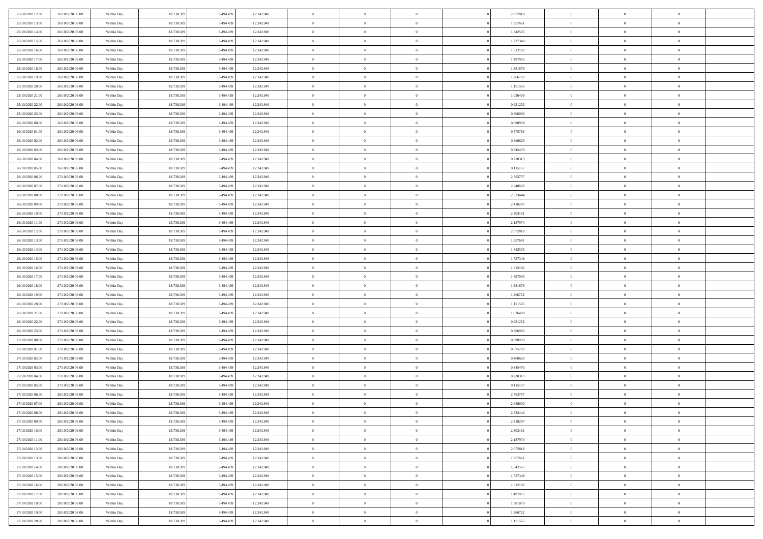| | | | | | | | | | | | | | | |
|---|---|---|---|---|---|---|---|---|---|---|---|---|---|---|
| 25/10/2020 12:00 | 26/10/2020 06:00 | Within Day | 18.738.389 | 6.494.439 | 12.243.949 | 0 | 0 | 0 | | 2,072818 | 0 | 0 | 0 | |
| 25/10/2020 13:00 | 26/10/2020 06:00 | Within Day | 18.738.389 | 6.494.439 | 12.243.949 | 0 | 0 | 0 | | 1,957661 | 0 | 0 | 0 | |
| 25/10/2020 14:00 | 26/10/2020 06:00 | Within Day | 18.738.389 | 6.494.439 | 12.243.949 | 0 | 0 | 0 | | 1,842505 | 0 | 0 | 0 | |
| 25/10/2020 15:00 | 26/10/2020 06:00 | Within Day | 18.738.389 | 6.494.439 | 12.243.949 | 0 | 0 | 0 | | 1,727348 | 0 | 0 | 0 | |
| 25/10/2020 16:00 | 26/10/2020 06:00 | Within Day | 18.738.389 | 6.494.439 | 12.243.949 | 0 | 0 | 0 | | 1,612192 | 0 | 0 | 0 | |
| 25/10/2020 17:00 | 26/10/2020 06:00 | Within Day | 18.738.389 | 6.494.439 | 12.243.949 | 0 | 0 | 0 | | 1,497035 | 0 | 0 | 0 | |
| 25/10/2020 18:00 | 26/10/2020 06:00 | Within Day | 18.738.389 | 6.494.439 | 12.243.949 | 0 | 0 | 0 | | 1,381879 | 0 | 0 | 0 | |
| 25/10/2020 19:00 | 26/10/2020 06:00 | Within Day | 18.738.389 | 6.494.439 | 12.243.949 | 0 | 0 | 0 | | 1,266722 | 0 | 0 | 0 | |
| 25/10/2020 20:00 | 26/10/2020 06:00 | Within Day | 18.738.389 | 6.494.439 | 12.243.949 | 0 | 0 | 0 | | 1,151565 | 0 | 0 | 0 | |
| 25/10/2020 21:00 | 26/10/2020 06:00 | Within Day | 18.738.389 | 6.494.439 | 12.243.949 | 0 | 0 | 0 | | 1,036409 | 0 | 0 | 0 | |
| 25/10/2020 22:00 | 26/10/2020 06:00 | Within Day | 18.738.389 | 6.494.439 | 12.243.949 | 0 | 0 | 0 | | 0,921252 | 0 | 0 | 0 | |
| 25/10/2020 23:00 | 26/10/2020 06:00 | Within Day | 18.738.389 | 6.494.439 | 12.243.949 | 0 | 0 | 0 | | 0,806096 | 0 | 0 | 0 | |
| 26/10/2020 00:00 | 26/10/2020 06:00 | Within Day | 18.738.389 | 6.494.439 | 12.243.949 | 0 | 0 | 0 | | 0,690939 | 0 | 0 | 0 | |
| 26/10/2020 01:00 | 26/10/2020 06:00 | Within Day | 18.738.389 | 6.494.439 | 12.243.949 | 0 | 0 | 0 | | 0,575783 | 0 | 0 | 0 | |
| 26/10/2020 02:00 | 26/10/2020 06:00 | Within Day | 18.738.389 | 6.494.439 | 12.243.949 | 0 | 0 | 0 | | 0,460626 | 0 | 0 | 0 | |
| 26/10/2020 03:00 | 26/10/2020 06:00 | Within Day | 18.738.389 | 6.494.439 | 12.243.949 | 0 | 0 | 0 | | 0,345470 | 0 | 0 | 0 | |
| 26/10/2020 04:00 | 26/10/2020 06:00 | Within Day | 18.738.389 | 6.494.439 | 12.243.949 | 0 | 0 | 0 | | 0,230313 | 0 | 0 | 0 | |
| 26/10/2020 05:00 | 26/10/2020 06:00 | Within Day | 18.738.389 | 6.494.439 | 12.243.949 | 0 | 0 | 0 | | 0,115157 | 0 | 0 | 0 | |
| 26/10/2020 06:00 | 27/10/2020 06:00 | Within Day | 18.738.389 | 6.494.439 | 12.243.949 | 0 | 0 | 0 | | 2,763757 | 0 | 0 | 0 | |
| 26/10/2020 07:00 | 27/10/2020 06:00 | Within Day | 18.738.389 | 6.494.439 | 12.243.949 | 0 | 0 | 0 | | 2,648600 | 0 | 0 | 0 | |
| 26/10/2020 08:00 | 27/10/2020 06:00 | Within Day | 18.738.389 | 6.494.439 | 12.243.949 | 0 | 0 | 0 | | 2,533444 | 0 | 0 | 0 | |
| 26/10/2020 09:00 | 27/10/2020 06:00 | Within Day | 18.738.389 | 6.494.439 | 12.243.949 | 0 | 0 | 0 | | 2,418287 | 0 | 0 | 0 | |
| 26/10/2020 10:00 | 27/10/2020 06:00 | Within Day | 18.738.389 | 6.494.439 | 12.243.949 | 0 | 0 | 0 | | 2,303131 | 0 | 0 | 0 | |
| 26/10/2020 11:00 | 27/10/2020 06:00 | Within Day | 18.738.389 | 6.494.439 | 12.243.949 | 0 | 0 | 0 | | 2,187974 | 0 | 0 | 0 | |
| 26/10/2020 12:00 | 27/10/2020 06:00 | Within Day | 18.738.389 | 6.494.439 | 12.243.949 | 0 | 0 | 0 | | 2,072818 | 0 | 0 | 0 | |
| 26/10/2020 13:00 | 27/10/2020 06:00 | Within Day | 18.738.389 | 6.494.439 | 12.243.949 | 0 | 0 | 0 | | 1,957661 | 0 | 0 | 0 | |
| 26/10/2020 14:00 | 27/10/2020 06:00 | Within Day | 18.738.389 | 6.494.439 | 12.243.949 | 0 | 0 | 0 | | 1,842505 | 0 | 0 | 0 | |
| 26/10/2020 15:00 | 27/10/2020 06:00 | Within Day | 18.738.389 | 6.494.439 | 12.243.949 | 0 | 0 | 0 | | 1,727348 | 0 | 0 | 0 | |
| 26/10/2020 16:00 | 27/10/2020 06:00 | Within Day | 18.738.389 | 6.494.439 | 12.243.949 | 0 | 0 | 0 | | 1,612192 | 0 | 0 | 0 | |
| 26/10/2020 17:00 | 27/10/2020 06:00 | Within Day | 18.738.389 | 6.494.439 | 12.243.949 | 0 | 0 | 0 | | 1,497035 | 0 | 0 | 0 | |
| 26/10/2020 18:00 | 27/10/2020 06:00 | Within Day | 18.738.389 | 6.494.439 | 12.243.949 | 0 | 0 | 0 | | 1,381879 | 0 | 0 | 0 | |
| 26/10/2020 19:00 | 27/10/2020 06:00 | Within Day | 18.738.389 | 6.494.439 | 12.243.949 | 0 | 0 | 0 | | 1,266722 | 0 | 0 | 0 | |
| 26/10/2020 20:00 | 27/10/2020 06:00 | Within Day | 18.738.389 | 6.494.439 | 12.243.949 | 0 | 0 | 0 | | 1,151565 | 0 | 0 | 0 | |
| 26/10/2020 21:00 | 27/10/2020 06:00 | Within Day | 18.738.389 | 6.494.439 | 12.243.949 | 0 | 0 | 0 | | 1,036409 | 0 | 0 | 0 | |
| 26/10/2020 22:00 | 27/10/2020 06:00 | Within Day | 18.738.389 | 6.494.439 | 12.243.949 | 0 | 0 | 0 | | 0,921252 | 0 | 0 | 0 | |
| 26/10/2020 23:00 | 27/10/2020 06:00 | Within Day | 18.738.389 | 6.494.439 | 12.243.949 | 0 | 0 | 0 | | 0,806096 | 0 | 0 | 0 | |
| 27/10/2020 00:00 | 27/10/2020 06:00 | Within Day | 18.738.389 | 6.494.439 | 12.243.949 | 0 | 0 | 0 | | 0,690939 | 0 | 0 | 0 | |
| 27/10/2020 01:00 | 27/10/2020 06:00 | Within Day | 18.738.389 | 6.494.439 | 12.243.949 | 0 | 0 | 0 | | 0,575783 | 0 | 0 | 0 | |
| 27/10/2020 02:00 | 27/10/2020 06:00 | Within Day | 18.738.389 | 6.494.439 | 12.243.949 | 0 | 0 | 0 | | 0,460626 | 0 | 0 | 0 | |
| 27/10/2020 03:00 | 27/10/2020 06:00 | Within Day | 18.738.389 | 6.494.439 | 12.243.949 | 0 | 0 | 0 | | 0,345470 | 0 | 0 | 0 | |
| 27/10/2020 04:00 | 27/10/2020 06:00 | Within Day | 18.738.389 | 6.494.439 | 12.243.949 | 0 | 0 | 0 | | 0,230313 | 0 | 0 | 0 | |
| 27/10/2020 05:00 | 27/10/2020 06:00 | Within Day | 18.738.389 | 6.494.439 | 12.243.949 | 0 | 0 | 0 | | 0,115157 | 0 | 0 | 0 | |
| 27/10/2020 06:00 | 28/10/2020 06:00 | Within Day | 18.738.389 | 6.494.439 | 12.243.949 | 0 | 0 | 0 | | 2,763757 | 0 | 0 | 0 | |
| 27/10/2020 07:00 | 28/10/2020 06:00 | Within Day | 18.738.389 | 6.494.439 | 12.243.949 | 0 | 0 | 0 | | 2,648600 | 0 | 0 | 0 | |
| 27/10/2020 08:00 | 28/10/2020 06:00 | Within Day | 18.738.389 | 6.494.439 | 12.243.949 | 0 | 0 | 0 | | 2,533444 | 0 | 0 | 0 | |
| 27/10/2020 09:00 | 28/10/2020 06:00 | Within Day | 18.738.389 | 6.494.439 | 12.243.949 | 0 | 0 | 0 | | 2,418287 | 0 | 0 | 0 | |
| 27/10/2020 10:00 | 28/10/2020 06:00 | Within Day | 18.738.389 | 6.494.439 | 12.243.949 | 0 | 0 | 0 | | 2,303131 | 0 | 0 | 0 | |
| 27/10/2020 11:00 | 28/10/2020 06:00 | Within Day | 18.738.389 | 6.494.439 | 12.243.949 | 0 | 0 | 0 | | 2,187974 | 0 | 0 | 0 | |
| 27/10/2020 12:00 | 28/10/2020 06:00 | Within Day | 18.738.389 | 6.494.439 | 12.243.949 | 0 | 0 | 0 | | 2,072818 | 0 | 0 | 0 | |
| 27/10/2020 13:00 | 28/10/2020 06:00 | Within Day | 18.738.389 | 6.494.439 | 12.243.949 | 0 | 0 | 0 | | 1,957661 | 0 | 0 | 0 | |
| 27/10/2020 14:00 | 28/10/2020 06:00 | Within Day | 18.738.389 | 6.494.439 | 12.243.949 | 0 | 0 | 0 | | 1,842505 | 0 | 0 | 0 | |
| 27/10/2020 15:00 | 28/10/2020 06:00 | Within Day | 18.738.389 | 6.494.439 | 12.243.949 | 0 | 0 | 0 | | 1,727348 | 0 | 0 | 0 | |
| 27/10/2020 16:00 | 28/10/2020 06:00 | Within Day | 18.738.389 | 6.494.439 | 12.243.949 | 0 | 0 | 0 | | 1,612192 | 0 | 0 | 0 | |
| 27/10/2020 17:00 | 28/10/2020 06:00 | Within Day | 18.738.389 | 6.494.439 | 12.243.949 | 0 | 0 | 0 | | 1,497035 | 0 | 0 | 0 | |
| 27/10/2020 18:00 | 28/10/2020 06:00 | Within Day | 18.738.389 | 6.494.439 | 12.243.949 | 0 | 0 | 0 | | 1,381879 | 0 | 0 | 0 | |
| 27/10/2020 19:00 | 28/10/2020 06:00 | Within Day | 18.738.389 | 6.494.439 | 12.243.949 | 0 | 0 | 0 | | 1,266722 | 0 | 0 | 0 | |
| 27/10/2020 20:00 | 28/10/2020 06:00 | Within Day | 18.738.389 | 6.494.439 | 12.243.949 | 0 | 0 | 0 | | 1,151565 | 0 | 0 | 0 | |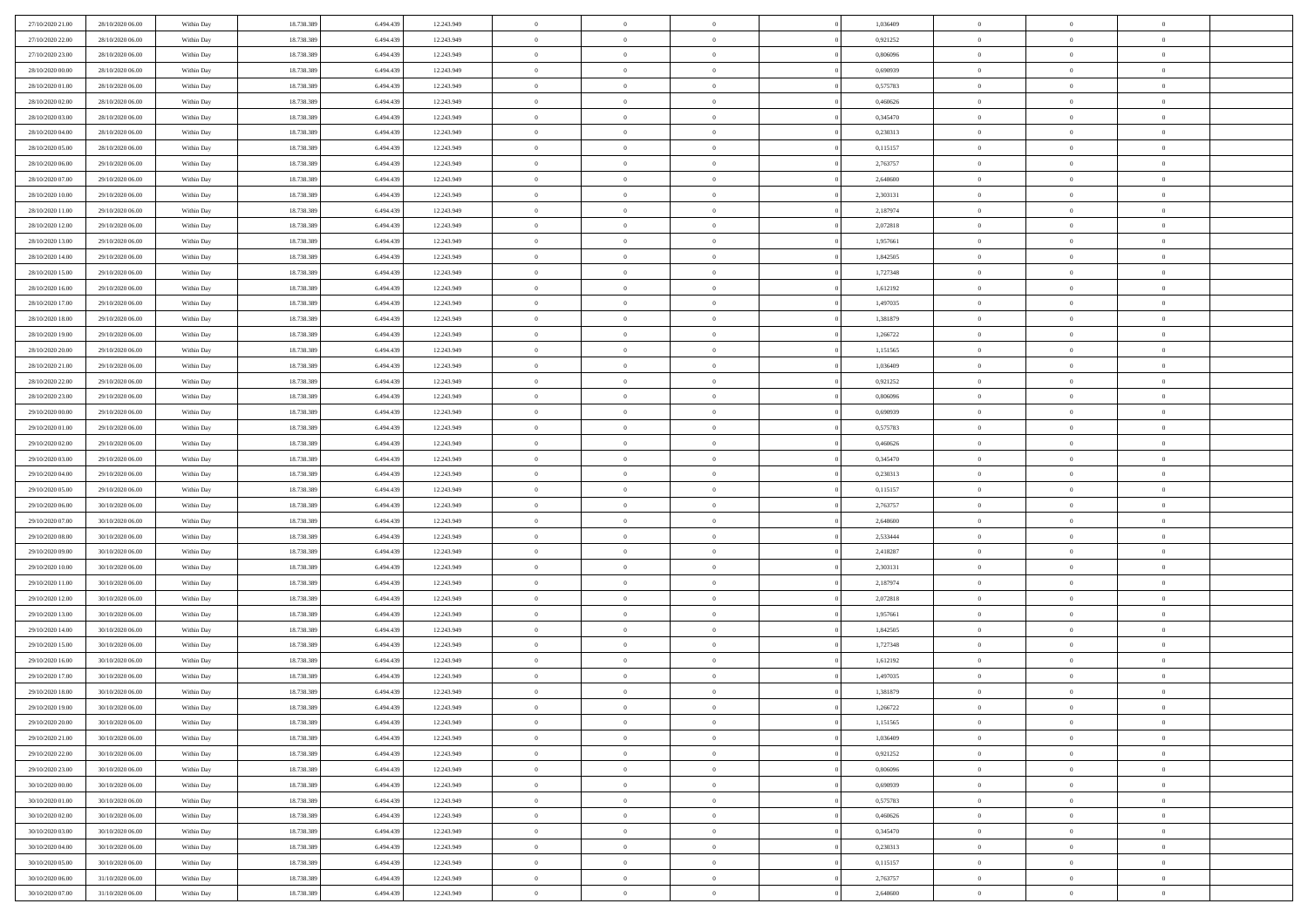| | | | | | | | | | | | | | | |
|---|---|---|---|---|---|---|---|---|---|---|---|---|---|---|
| 27/10/2020 21:00 | 28/10/2020 06:00 | Within Day | 18.738.389 | 6.494.439 | 12.243.949 | 0 | 0 | 0 | | 1,036409 | 0 | 0 | 0 | |
| 27/10/2020 22:00 | 28/10/2020 06:00 | Within Day | 18.738.389 | 6.494.439 | 12.243.949 | 0 | 0 | 0 | | 0,921252 | 0 | 0 | 0 | |
| 27/10/2020 23:00 | 28/10/2020 06:00 | Within Day | 18.738.389 | 6.494.439 | 12.243.949 | 0 | 0 | 0 | | 0,806096 | 0 | 0 | 0 | |
| 28/10/2020 00:00 | 28/10/2020 06:00 | Within Day | 18.738.389 | 6.494.439 | 12.243.949 | 0 | 0 | 0 | | 0,690939 | 0 | 0 | 0 | |
| 28/10/2020 01:00 | 28/10/2020 06:00 | Within Day | 18.738.389 | 6.494.439 | 12.243.949 | 0 | 0 | 0 | | 0,575783 | 0 | 0 | 0 | |
| 28/10/2020 02:00 | 28/10/2020 06:00 | Within Day | 18.738.389 | 6.494.439 | 12.243.949 | 0 | 0 | 0 | | 0,460626 | 0 | 0 | 0 | |
| 28/10/2020 03:00 | 28/10/2020 06:00 | Within Day | 18.738.389 | 6.494.439 | 12.243.949 | 0 | 0 | 0 | | 0,345470 | 0 | 0 | 0 | |
| 28/10/2020 04:00 | 28/10/2020 06:00 | Within Day | 18.738.389 | 6.494.439 | 12.243.949 | 0 | 0 | 0 | | 0,230313 | 0 | 0 | 0 | |
| 28/10/2020 05:00 | 28/10/2020 06:00 | Within Day | 18.738.389 | 6.494.439 | 12.243.949 | 0 | 0 | 0 | | 0,115157 | 0 | 0 | 0 | |
| 28/10/2020 06:00 | 29/10/2020 06:00 | Within Day | 18.738.389 | 6.494.439 | 12.243.949 | 0 | 0 | 0 | | 2,763757 | 0 | 0 | 0 | |
| 28/10/2020 07:00 | 29/10/2020 06:00 | Within Day | 18.738.389 | 6.494.439 | 12.243.949 | 0 | 0 | 0 | | 2,648600 | 0 | 0 | 0 | |
| 28/10/2020 10:00 | 29/10/2020 06:00 | Within Day | 18.738.389 | 6.494.439 | 12.243.949 | 0 | 0 | 0 | | 2,303131 | 0 | 0 | 0 | |
| 28/10/2020 11:00 | 29/10/2020 06:00 | Within Day | 18.738.389 | 6.494.439 | 12.243.949 | 0 | 0 | 0 | | 2,187974 | 0 | 0 | 0 | |
| 28/10/2020 12:00 | 29/10/2020 06:00 | Within Day | 18.738.389 | 6.494.439 | 12.243.949 | 0 | 0 | 0 | | 2,072818 | 0 | 0 | 0 | |
| 28/10/2020 13:00 | 29/10/2020 06:00 | Within Day | 18.738.389 | 6.494.439 | 12.243.949 | 0 | 0 | 0 | | 1,957661 | 0 | 0 | 0 | |
| 28/10/2020 14:00 | 29/10/2020 06:00 | Within Day | 18.738.389 | 6.494.439 | 12.243.949 | 0 | 0 | 0 | | 1,842505 | 0 | 0 | 0 | |
| 28/10/2020 15:00 | 29/10/2020 06:00 | Within Day | 18.738.389 | 6.494.439 | 12.243.949 | 0 | 0 | 0 | | 1,727348 | 0 | 0 | 0 | |
| 28/10/2020 16:00 | 29/10/2020 06:00 | Within Day | 18.738.389 | 6.494.439 | 12.243.949 | 0 | 0 | 0 | | 1,612192 | 0 | 0 | 0 | |
| 28/10/2020 17:00 | 29/10/2020 06:00 | Within Day | 18.738.389 | 6.494.439 | 12.243.949 | 0 | 0 | 0 | | 1,497035 | 0 | 0 | 0 | |
| 28/10/2020 18:00 | 29/10/2020 06:00 | Within Day | 18.738.389 | 6.494.439 | 12.243.949 | 0 | 0 | 0 | | 1,381879 | 0 | 0 | 0 | |
| 28/10/2020 19:00 | 29/10/2020 06:00 | Within Day | 18.738.389 | 6.494.439 | 12.243.949 | 0 | 0 | 0 | | 1,266722 | 0 | 0 | 0 | |
| 28/10/2020 20:00 | 29/10/2020 06:00 | Within Day | 18.738.389 | 6.494.439 | 12.243.949 | 0 | 0 | 0 | | 1,151565 | 0 | 0 | 0 | |
| 28/10/2020 21:00 | 29/10/2020 06:00 | Within Day | 18.738.389 | 6.494.439 | 12.243.949 | 0 | 0 | 0 | | 1,036409 | 0 | 0 | 0 | |
| 28/10/2020 22:00 | 29/10/2020 06:00 | Within Day | 18.738.389 | 6.494.439 | 12.243.949 | 0 | 0 | 0 | | 0,921252 | 0 | 0 | 0 | |
| 28/10/2020 23:00 | 29/10/2020 06:00 | Within Day | 18.738.389 | 6.494.439 | 12.243.949 | 0 | 0 | 0 | | 0,806096 | 0 | 0 | 0 | |
| 29/10/2020 00:00 | 29/10/2020 06:00 | Within Day | 18.738.389 | 6.494.439 | 12.243.949 | 0 | 0 | 0 | | 0,690939 | 0 | 0 | 0 | |
| 29/10/2020 01:00 | 29/10/2020 06:00 | Within Day | 18.738.389 | 6.494.439 | 12.243.949 | 0 | 0 | 0 | | 0,575783 | 0 | 0 | 0 | |
| 29/10/2020 02:00 | 29/10/2020 06:00 | Within Day | 18.738.389 | 6.494.439 | 12.243.949 | 0 | 0 | 0 | | 0,460626 | 0 | 0 | 0 | |
| 29/10/2020 03:00 | 29/10/2020 06:00 | Within Day | 18.738.389 | 6.494.439 | 12.243.949 | 0 | 0 | 0 | | 0,345470 | 0 | 0 | 0 | |
| 29/10/2020 04:00 | 29/10/2020 06:00 | Within Day | 18.738.389 | 6.494.439 | 12.243.949 | 0 | 0 | 0 | | 0,230313 | 0 | 0 | 0 | |
| 29/10/2020 05:00 | 29/10/2020 06:00 | Within Day | 18.738.389 | 6.494.439 | 12.243.949 | 0 | 0 | 0 | | 0,115157 | 0 | 0 | 0 | |
| 29/10/2020 06:00 | 30/10/2020 06:00 | Within Day | 18.738.389 | 6.494.439 | 12.243.949 | 0 | 0 | 0 | | 2,763757 | 0 | 0 | 0 | |
| 29/10/2020 07:00 | 30/10/2020 06:00 | Within Day | 18.738.389 | 6.494.439 | 12.243.949 | 0 | 0 | 0 | | 2,648600 | 0 | 0 | 0 | |
| 29/10/2020 08:00 | 30/10/2020 06:00 | Within Day | 18.738.389 | 6.494.439 | 12.243.949 | 0 | 0 | 0 | | 2,533444 | 0 | 0 | 0 | |
| 29/10/2020 09:00 | 30/10/2020 06:00 | Within Day | 18.738.389 | 6.494.439 | 12.243.949 | 0 | 0 | 0 | | 2,418287 | 0 | 0 | 0 | |
| 29/10/2020 10:00 | 30/10/2020 06:00 | Within Day | 18.738.389 | 6.494.439 | 12.243.949 | 0 | 0 | 0 | | 2,303131 | 0 | 0 | 0 | |
| 29/10/2020 11:00 | 30/10/2020 06:00 | Within Day | 18.738.389 | 6.494.439 | 12.243.949 | 0 | 0 | 0 | | 2,187974 | 0 | 0 | 0 | |
| 29/10/2020 12:00 | 30/10/2020 06:00 | Within Day | 18.738.389 | 6.494.439 | 12.243.949 | 0 | 0 | 0 | | 2,072818 | 0 | 0 | 0 | |
| 29/10/2020 13:00 | 30/10/2020 06:00 | Within Day | 18.738.389 | 6.494.439 | 12.243.949 | 0 | 0 | 0 | | 1,957661 | 0 | 0 | 0 | |
| 29/10/2020 14:00 | 30/10/2020 06:00 | Within Day | 18.738.389 | 6.494.439 | 12.243.949 | 0 | 0 | 0 | | 1,842505 | 0 | 0 | 0 | |
| 29/10/2020 15:00 | 30/10/2020 06:00 | Within Day | 18.738.389 | 6.494.439 | 12.243.949 | 0 | 0 | 0 | | 1,727348 | 0 | 0 | 0 | |
| 29/10/2020 16:00 | 30/10/2020 06:00 | Within Day | 18.738.389 | 6.494.439 | 12.243.949 | 0 | 0 | 0 | | 1,612192 | 0 | 0 | 0 | |
| 29/10/2020 17:00 | 30/10/2020 06:00 | Within Day | 18.738.389 | 6.494.439 | 12.243.949 | 0 | 0 | 0 | | 1,497035 | 0 | 0 | 0 | |
| 29/10/2020 18:00 | 30/10/2020 06:00 | Within Day | 18.738.389 | 6.494.439 | 12.243.949 | 0 | 0 | 0 | | 1,381879 | 0 | 0 | 0 | |
| 29/10/2020 19:00 | 30/10/2020 06:00 | Within Day | 18.738.389 | 6.494.439 | 12.243.949 | 0 | 0 | 0 | | 1,266722 | 0 | 0 | 0 | |
| 29/10/2020 20:00 | 30/10/2020 06:00 | Within Day | 18.738.389 | 6.494.439 | 12.243.949 | 0 | 0 | 0 | | 1,151565 | 0 | 0 | 0 | |
| 29/10/2020 21:00 | 30/10/2020 06:00 | Within Day | 18.738.389 | 6.494.439 | 12.243.949 | 0 | 0 | 0 | | 1,036409 | 0 | 0 | 0 | |
| 29/10/2020 22:00 | 30/10/2020 06:00 | Within Day | 18.738.389 | 6.494.439 | 12.243.949 | 0 | 0 | 0 | | 0,921252 | 0 | 0 | 0 | |
| 29/10/2020 23:00 | 30/10/2020 06:00 | Within Day | 18.738.389 | 6.494.439 | 12.243.949 | 0 | 0 | 0 | | 0,806096 | 0 | 0 | 0 | |
| 30/10/2020 00:00 | 30/10/2020 06:00 | Within Day | 18.738.389 | 6.494.439 | 12.243.949 | 0 | 0 | 0 | | 0,690939 | 0 | 0 | 0 | |
| 30/10/2020 01:00 | 30/10/2020 06:00 | Within Day | 18.738.389 | 6.494.439 | 12.243.949 | 0 | 0 | 0 | | 0,575783 | 0 | 0 | 0 | |
| 30/10/2020 02:00 | 30/10/2020 06:00 | Within Day | 18.738.389 | 6.494.439 | 12.243.949 | 0 | 0 | 0 | | 0,460626 | 0 | 0 | 0 | |
| 30/10/2020 03:00 | 30/10/2020 06:00 | Within Day | 18.738.389 | 6.494.439 | 12.243.949 | 0 | 0 | 0 | | 0,345470 | 0 | 0 | 0 | |
| 30/10/2020 04:00 | 30/10/2020 06:00 | Within Day | 18.738.389 | 6.494.439 | 12.243.949 | 0 | 0 | 0 | | 0,230313 | 0 | 0 | 0 | |
| 30/10/2020 05:00 | 30/10/2020 06:00 | Within Day | 18.738.389 | 6.494.439 | 12.243.949 | 0 | 0 | 0 | | 0,115157 | 0 | 0 | 0 | |
| 30/10/2020 06:00 | 31/10/2020 06:00 | Within Day | 18.738.389 | 6.494.439 | 12.243.949 | 0 | 0 | 0 | | 2,763757 | 0 | 0 | 0 | |
| 30/10/2020 07:00 | 31/10/2020 06:00 | Within Day | 18.738.389 | 6.494.439 | 12.243.949 | 0 | 0 | 0 | | 2,648600 | 0 | 0 | 0 | |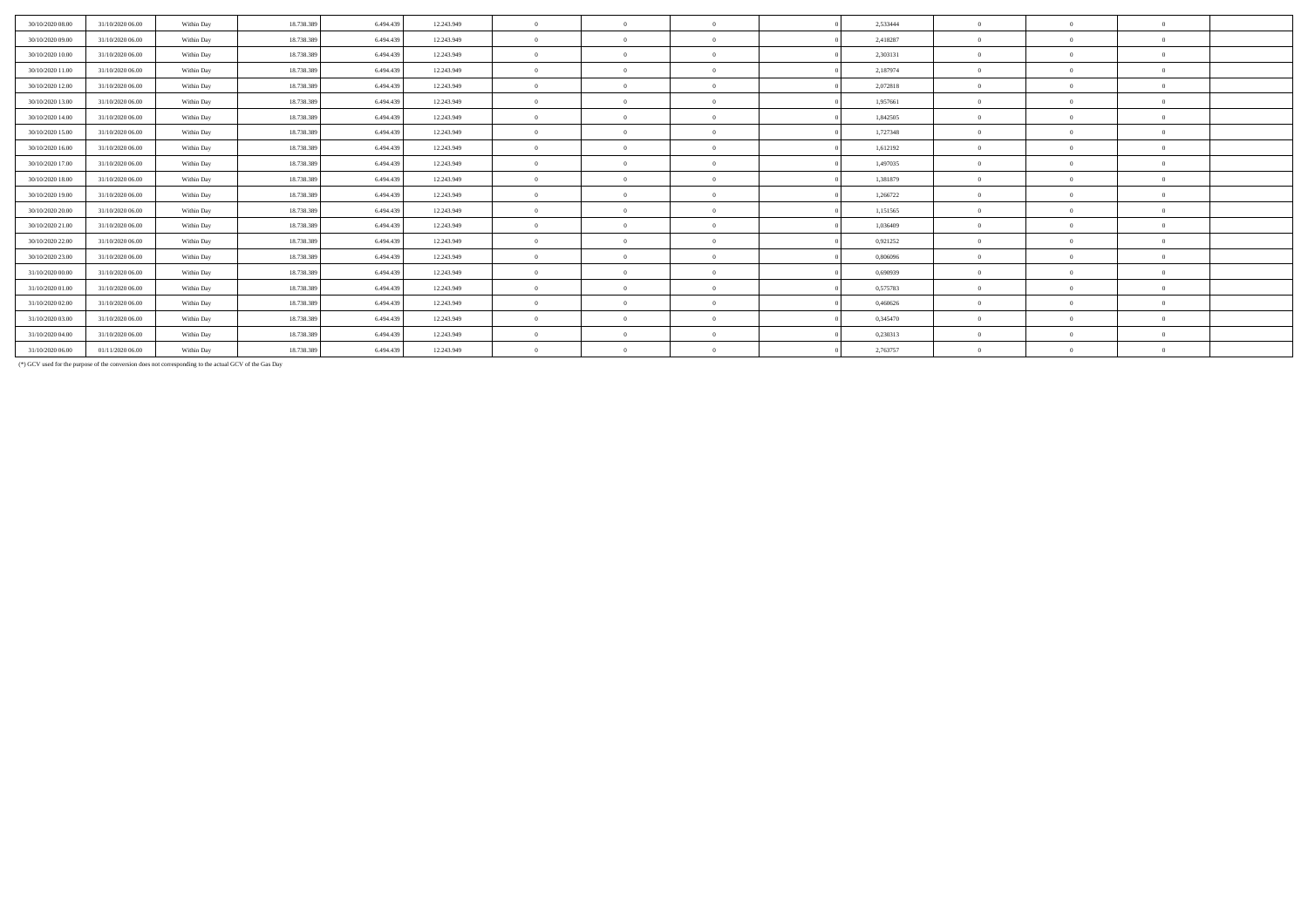| | | | | | | | | | | | | | | | |
|---|---|---|---|---|---|---|---|---|---|---|---|---|---|---|---|
| 30/10/2020 08.00 | 31/10/2020 06.00 | Within Day | 18.738.389 | 6.494.439 | 12.243.949 | 0 | 0 | 0 | | 0 | 2,533444 | 0 | 0 | 0 | |
| 30/10/2020 09.00 | 31/10/2020 06.00 | Within Day | 18.738.389 | 6.494.439 | 12.243.949 | 0 | 0 | 0 | | 0 | 2,418287 | 0 | 0 | 0 | |
| 30/10/2020 10.00 | 31/10/2020 06.00 | Within Day | 18.738.389 | 6.494.439 | 12.243.949 | 0 | 0 | 0 | | 0 | 2,303131 | 0 | 0 | 0 | |
| 30/10/2020 11.00 | 31/10/2020 06.00 | Within Day | 18.738.389 | 6.494.439 | 12.243.949 | 0 | 0 | 0 | | 0 | 2,187974 | 0 | 0 | 0 | |
| 30/10/2020 12.00 | 31/10/2020 06.00 | Within Day | 18.738.389 | 6.494.439 | 12.243.949 | 0 | 0 | 0 | | 0 | 2,072818 | 0 | 0 | 0 | |
| 30/10/2020 13.00 | 31/10/2020 06.00 | Within Day | 18.738.389 | 6.494.439 | 12.243.949 | 0 | 0 | 0 | | 0 | 1,957661 | 0 | 0 | 0 | |
| 30/10/2020 14.00 | 31/10/2020 06.00 | Within Day | 18.738.389 | 6.494.439 | 12.243.949 | 0 | 0 | 0 | | 0 | 1,842505 | 0 | 0 | 0 | |
| 30/10/2020 15.00 | 31/10/2020 06.00 | Within Day | 18.738.389 | 6.494.439 | 12.243.949 | 0 | 0 | 0 | | 0 | 1,727348 | 0 | 0 | 0 | |
| 30/10/2020 16.00 | 31/10/2020 06.00 | Within Day | 18.738.389 | 6.494.439 | 12.243.949 | 0 | 0 | 0 | | 0 | 1,612192 | 0 | 0 | 0 | |
| 30/10/2020 17.00 | 31/10/2020 06.00 | Within Day | 18.738.389 | 6.494.439 | 12.243.949 | 0 | 0 | 0 | | 0 | 1,497035 | 0 | 0 | 0 | |
| 30/10/2020 18.00 | 31/10/2020 06.00 | Within Day | 18.738.389 | 6.494.439 | 12.243.949 | 0 | 0 | 0 | | 0 | 1,381879 | 0 | 0 | 0 | |
| 30/10/2020 19.00 | 31/10/2020 06.00 | Within Day | 18.738.389 | 6.494.439 | 12.243.949 | 0 | 0 | 0 | | 0 | 1,266722 | 0 | 0 | 0 | |
| 30/10/2020 20.00 | 31/10/2020 06.00 | Within Day | 18.738.389 | 6.494.439 | 12.243.949 | 0 | 0 | 0 | | 0 | 1,151565 | 0 | 0 | 0 | |
| 30/10/2020 21.00 | 31/10/2020 06.00 | Within Day | 18.738.389 | 6.494.439 | 12.243.949 | 0 | 0 | 0 | | 0 | 1,036409 | 0 | 0 | 0 | |
| 30/10/2020 22.00 | 31/10/2020 06.00 | Within Day | 18.738.389 | 6.494.439 | 12.243.949 | 0 | 0 | 0 | | 0 | 0,921252 | 0 | 0 | 0 | |
| 30/10/2020 23.00 | 31/10/2020 06.00 | Within Day | 18.738.389 | 6.494.439 | 12.243.949 | 0 | 0 | 0 | | 0 | 0,806096 | 0 | 0 | 0 | |
| 31/10/2020 00.00 | 31/10/2020 06.00 | Within Day | 18.738.389 | 6.494.439 | 12.243.949 | 0 | 0 | 0 | | 0 | 0,690939 | 0 | 0 | 0 | |
| 31/10/2020 01.00 | 31/10/2020 06.00 | Within Day | 18.738.389 | 6.494.439 | 12.243.949 | 0 | 0 | 0 | | 0 | 0,575783 | 0 | 0 | 0 | |
| 31/10/2020 02.00 | 31/10/2020 06.00 | Within Day | 18.738.389 | 6.494.439 | 12.243.949 | 0 | 0 | 0 | | 0 | 0,460626 | 0 | 0 | 0 | |
| 31/10/2020 03.00 | 31/10/2020 06.00 | Within Day | 18.738.389 | 6.494.439 | 12.243.949 | 0 | 0 | 0 | | 0 | 0,345470 | 0 | 0 | 0 | |
| 31/10/2020 04.00 | 31/10/2020 06.00 | Within Day | 18.738.389 | 6.494.439 | 12.243.949 | 0 | 0 | 0 | | 0 | 0,230313 | 0 | 0 | 0 | |
| 31/10/2020 06.00 | 01/11/2020 06.00 | Within Day | 18.738.389 | 6.494.439 | 12.243.949 | 0 | 0 | 0 | | 0 | 2,763757 | 0 | 0 | 0 | |

(*) GCV used for the purpose of the conversion does not corresponding to the actual GCV of the Gas Day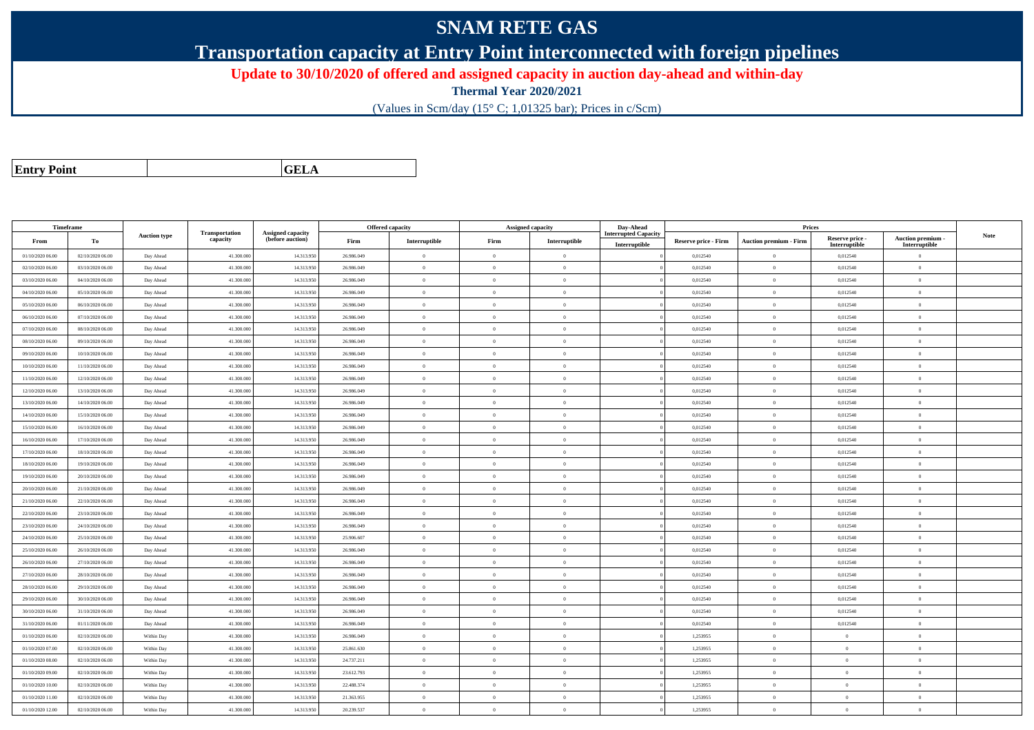# SNAM RETE GAS

## Transportation capacity at Entry Point interconnected with foreign pipelines

**Update to 30/10/2020 of offered and assigned capacity in auction day-ahead and within-day**

**Thermal Year 2020/2021**

(Values in Scm/day (15° C; 1,01325 bar); Prices in c/Scm)

| **Entry Point** | | **GELA** |
|---|---|---|

| Timeframe | | Auction type | Transportation capacity | Assigned capacity (before auction) | Offered capacity | | Assigned capacity | | Day-Ahead Interrupted Capacity | Prices | | | | Note |
|---|---|---|---|---|---|---|---|---|---|---|---|---|---|---|
| From | To | | | | Firm | Interruptible | Firm | Interruptible | Interruptible | Reserve price - Firm | Auction premium - Firm | Reserve price - Interruptible | Auction premium - Interruptible | |
| 01/10/2020 06.00 | 02/10/2020 06.00 | Day Ahead | 41.300.000 | 14.313.950 | 26.986.049 | 0 | 0 | 0 | 0 | 0,012540 | 0 | 0,012540 | 0 | |
| 02/10/2020 06.00 | 03/10/2020 06.00 | Day Ahead | 41.300.000 | 14.313.950 | 26.986.049 | 0 | 0 | 0 | 0 | 0,012540 | 0 | 0,012540 | 0 | |
| 03/10/2020 06.00 | 04/10/2020 06.00 | Day Ahead | 41.300.000 | 14.313.950 | 26.986.049 | 0 | 0 | 0 | 0 | 0,012540 | 0 | 0,012540 | 0 | |
| 04/10/2020 06.00 | 05/10/2020 06.00 | Day Ahead | 41.300.000 | 14.313.950 | 26.986.049 | 0 | 0 | 0 | 0 | 0,012540 | 0 | 0,012540 | 0 | |
| 05/10/2020 06.00 | 06/10/2020 06.00 | Day Ahead | 41.300.000 | 14.313.950 | 26.986.049 | 0 | 0 | 0 | 0 | 0,012540 | 0 | 0,012540 | 0 | |
| 06/10/2020 06.00 | 07/10/2020 06.00 | Day Ahead | 41.300.000 | 14.313.950 | 26.986.049 | 0 | 0 | 0 | 0 | 0,012540 | 0 | 0,012540 | 0 | |
| 07/10/2020 06.00 | 08/10/2020 06.00 | Day Ahead | 41.300.000 | 14.313.950 | 26.986.049 | 0 | 0 | 0 | 0 | 0,012540 | 0 | 0,012540 | 0 | |
| 08/10/2020 06.00 | 09/10/2020 06.00 | Day Ahead | 41.300.000 | 14.313.950 | 26.986.049 | 0 | 0 | 0 | 0 | 0,012540 | 0 | 0,012540 | 0 | |
| 09/10/2020 06.00 | 10/10/2020 06.00 | Day Ahead | 41.300.000 | 14.313.950 | 26.986.049 | 0 | 0 | 0 | 0 | 0,012540 | 0 | 0,012540 | 0 | |
| 10/10/2020 06.00 | 11/10/2020 06.00 | Day Ahead | 41.300.000 | 14.313.950 | 26.986.049 | 0 | 0 | 0 | 0 | 0,012540 | 0 | 0,012540 | 0 | |
| 11/10/2020 06.00 | 12/10/2020 06.00 | Day Ahead | 41.300.000 | 14.313.950 | 26.986.049 | 0 | 0 | 0 | 0 | 0,012540 | 0 | 0,012540 | 0 | |
| 12/10/2020 06.00 | 13/10/2020 06.00 | Day Ahead | 41.300.000 | 14.313.950 | 26.986.049 | 0 | 0 | 0 | 0 | 0,012540 | 0 | 0,012540 | 0 | |
| 13/10/2020 06.00 | 14/10/2020 06.00 | Day Ahead | 41.300.000 | 14.313.950 | 26.986.049 | 0 | 0 | 0 | 0 | 0,012540 | 0 | 0,012540 | 0 | |
| 14/10/2020 06.00 | 15/10/2020 06.00 | Day Ahead | 41.300.000 | 14.313.950 | 26.986.049 | 0 | 0 | 0 | 0 | 0,012540 | 0 | 0,012540 | 0 | |
| 15/10/2020 06.00 | 16/10/2020 06.00 | Day Ahead | 41.300.000 | 14.313.950 | 26.986.049 | 0 | 0 | 0 | 0 | 0,012540 | 0 | 0,012540 | 0 | |
| 16/10/2020 06.00 | 17/10/2020 06.00 | Day Ahead | 41.300.000 | 14.313.950 | 26.986.049 | 0 | 0 | 0 | 0 | 0,012540 | 0 | 0,012540 | 0 | |
| 17/10/2020 06.00 | 18/10/2020 06.00 | Day Ahead | 41.300.000 | 14.313.950 | 26.986.049 | 0 | 0 | 0 | 0 | 0,012540 | 0 | 0,012540 | 0 | |
| 18/10/2020 06.00 | 19/10/2020 06.00 | Day Ahead | 41.300.000 | 14.313.950 | 26.986.049 | 0 | 0 | 0 | 0 | 0,012540 | 0 | 0,012540 | 0 | |
| 19/10/2020 06.00 | 20/10/2020 06.00 | Day Ahead | 41.300.000 | 14.313.950 | 26.986.049 | 0 | 0 | 0 | 0 | 0,012540 | 0 | 0,012540 | 0 | |
| 20/10/2020 06.00 | 21/10/2020 06.00 | Day Ahead | 41.300.000 | 14.313.950 | 26.986.049 | 0 | 0 | 0 | 0 | 0,012540 | 0 | 0,012540 | 0 | |
| 21/10/2020 06.00 | 22/10/2020 06.00 | Day Ahead | 41.300.000 | 14.313.950 | 26.986.049 | 0 | 0 | 0 | 0 | 0,012540 | 0 | 0,012540 | 0 | |
| 22/10/2020 06.00 | 23/10/2020 06.00 | Day Ahead | 41.300.000 | 14.313.950 | 26.986.049 | 0 | 0 | 0 | 0 | 0,012540 | 0 | 0,012540 | 0 | |
| 23/10/2020 06.00 | 24/10/2020 06.00 | Day Ahead | 41.300.000 | 14.313.950 | 26.986.049 | 0 | 0 | 0 | 0 | 0,012540 | 0 | 0,012540 | 0 | |
| 24/10/2020 06.00 | 25/10/2020 06.00 | Day Ahead | 41.300.000 | 14.313.950 | 25.906.607 | 0 | 0 | 0 | 0 | 0,012540 | 0 | 0,012540 | 0 | |
| 25/10/2020 06.00 | 26/10/2020 06.00 | Day Ahead | 41.300.000 | 14.313.950 | 26.986.049 | 0 | 0 | 0 | 0 | 0,012540 | 0 | 0,012540 | 0 | |
| 26/10/2020 06.00 | 27/10/2020 06.00 | Day Ahead | 41.300.000 | 14.313.950 | 26.986.049 | 0 | 0 | 0 | 0 | 0,012540 | 0 | 0,012540 | 0 | |
| 27/10/2020 06.00 | 28/10/2020 06.00 | Day Ahead | 41.300.000 | 14.313.950 | 26.986.049 | 0 | 0 | 0 | 0 | 0,012540 | 0 | 0,012540 | 0 | |
| 28/10/2020 06.00 | 29/10/2020 06.00 | Day Ahead | 41.300.000 | 14.313.950 | 26.986.049 | 0 | 0 | 0 | 0 | 0,012540 | 0 | 0,012540 | 0 | |
| 29/10/2020 06.00 | 30/10/2020 06.00 | Day Ahead | 41.300.000 | 14.313.950 | 26.986.049 | 0 | 0 | 0 | 0 | 0,012540 | 0 | 0,012540 | 0 | |
| 30/10/2020 06.00 | 31/10/2020 06.00 | Day Ahead | 41.300.000 | 14.313.950 | 26.986.049 | 0 | 0 | 0 | 0 | 0,012540 | 0 | 0,012540 | 0 | |
| 31/10/2020 06.00 | 01/11/2020 06.00 | Day Ahead | 41.300.000 | 14.313.950 | 26.986.049 | 0 | 0 | 0 | 0 | 0,012540 | 0 | 0,012540 | 0 | |
| 01/10/2020 06.00 | 02/10/2020 06.00 | Within Day | 41.300.000 | 14.313.950 | 26.986.049 | 0 | 0 | 0 | 0 | 1,253955 | 0 | 0 | 0 | |
| 01/10/2020 07.00 | 02/10/2020 06.00 | Within Day | 41.300.000 | 14.313.950 | 25.861.630 | 0 | 0 | 0 | 0 | 1,253955 | 0 | 0 | 0 | |
| 01/10/2020 08.00 | 02/10/2020 06.00 | Within Day | 41.300.000 | 14.313.950 | 24.737.211 | 0 | 0 | 0 | 0 | 1,253955 | 0 | 0 | 0 | |
| 01/10/2020 09.00 | 02/10/2020 06.00 | Within Day | 41.300.000 | 14.313.950 | 23.612.793 | 0 | 0 | 0 | 0 | 1,253955 | 0 | 0 | 0 | |
| 01/10/2020 10.00 | 02/10/2020 06.00 | Within Day | 41.300.000 | 14.313.950 | 22.488.374 | 0 | 0 | 0 | 0 | 1,253955 | 0 | 0 | 0 | |
| 01/10/2020 11.00 | 02/10/2020 06.00 | Within Day | 41.300.000 | 14.313.950 | 21.363.955 | 0 | 0 | 0 | 0 | 1,253955 | 0 | 0 | 0 | |
| 01/10/2020 12.00 | 02/10/2020 06.00 | Within Day | 41.300.000 | 14.313.950 | 20.239.537 | 0 | 0 | 0 | 0 | 1,253955 | 0 | 0 | 0 | |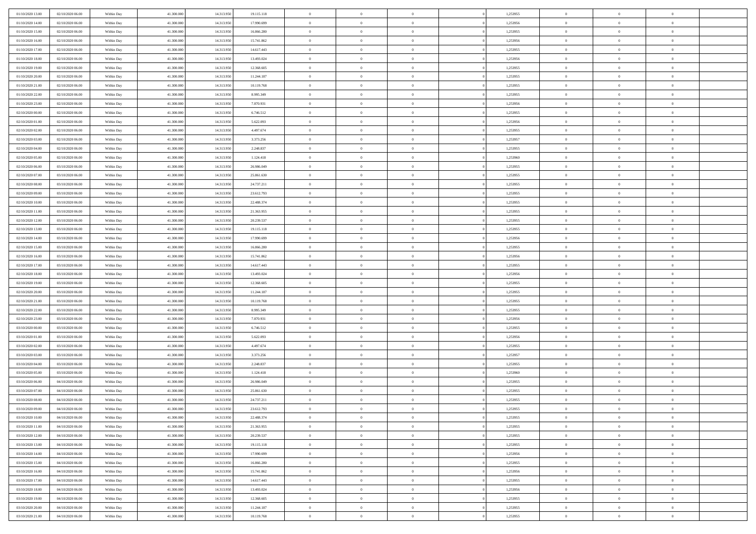| | | | | | | | | | | | | | | |
|---|---|---|---|---|---|---|---|---|---|---|---|---|---|---|
| 01/10/2020 13.00 | 02/10/2020 06.00 | Within Day | 41.300.000 | 14.313.950 | 19.115.118 | 0 | 0 | 0 | | 1,253955 | 0 | 0 | 0 | |
| 01/10/2020 14.00 | 02/10/2020 06.00 | Within Day | 41.300.000 | 14.313.950 | 17.990.699 | 0 | 0 | 0 | | 1,253956 | 0 | 0 | 0 | |
| 01/10/2020 15.00 | 02/10/2020 06.00 | Within Day | 41.300.000 | 14.313.950 | 16.866.280 | 0 | 0 | 0 | | 1,253955 | 0 | 0 | 0 | |
| 01/10/2020 16.00 | 02/10/2020 06.00 | Within Day | 41.300.000 | 14.313.950 | 15.741.862 | 0 | 0 | 0 | | 1,253956 | 0 | 0 | 0 | |
| 01/10/2020 17.00 | 02/10/2020 06.00 | Within Day | 41.300.000 | 14.313.950 | 14.617.443 | 0 | 0 | 0 | | 1,253955 | 0 | 0 | 0 | |
| 01/10/2020 18.00 | 02/10/2020 06.00 | Within Day | 41.300.000 | 14.313.950 | 13.493.024 | 0 | 0 | 0 | | 1,253956 | 0 | 0 | 0 | |
| 01/10/2020 19.00 | 02/10/2020 06.00 | Within Day | 41.300.000 | 14.313.950 | 12.368.605 | 0 | 0 | 0 | | 1,253955 | 0 | 0 | 0 | |
| 01/10/2020 20.00 | 02/10/2020 06.00 | Within Day | 41.300.000 | 14.313.950 | 11.244.187 | 0 | 0 | 0 | | 1,253955 | 0 | 0 | 0 | |
| 01/10/2020 21.00 | 02/10/2020 06.00 | Within Day | 41.300.000 | 14.313.950 | 10.119.768 | 0 | 0 | 0 | | 1,253955 | 0 | 0 | 0 | |
| 01/10/2020 22.00 | 02/10/2020 06.00 | Within Day | 41.300.000 | 14.313.950 | 8.995.349 | 0 | 0 | 0 | | 1,253955 | 0 | 0 | 0 | |
| 01/10/2020 23.00 | 02/10/2020 06.00 | Within Day | 41.300.000 | 14.313.950 | 7.870.931 | 0 | 0 | 0 | | 1,253956 | 0 | 0 | 0 | |
| 02/10/2020 00.00 | 02/10/2020 06.00 | Within Day | 41.300.000 | 14.313.950 | 6.746.512 | 0 | 0 | 0 | | 1,253955 | 0 | 0 | 0 | |
| 02/10/2020 01.00 | 02/10/2020 06.00 | Within Day | 41.300.000 | 14.313.950 | 5.622.093 | 0 | 0 | 0 | | 1,253956 | 0 | 0 | 0 | |
| 02/10/2020 02.00 | 02/10/2020 06.00 | Within Day | 41.300.000 | 14.313.950 | 4.497.674 | 0 | 0 | 0 | | 1,253955 | 0 | 0 | 0 | |
| 02/10/2020 03.00 | 02/10/2020 06.00 | Within Day | 41.300.000 | 14.313.950 | 3.373.256 | 0 | 0 | 0 | | 1,253957 | 0 | 0 | 0 | |
| 02/10/2020 04.00 | 02/10/2020 06.00 | Within Day | 41.300.000 | 14.313.950 | 2.248.837 | 0 | 0 | 0 | | 1,253955 | 0 | 0 | 0 | |
| 02/10/2020 05.00 | 02/10/2020 06.00 | Within Day | 41.300.000 | 14.313.950 | 1.124.418 | 0 | 0 | 0 | | 1,253960 | 0 | 0 | 0 | |
| 02/10/2020 06.00 | 03/10/2020 06.00 | Within Day | 41.300.000 | 14.313.950 | 26.986.049 | 0 | 0 | 0 | | 1,253955 | 0 | 0 | 0 | |
| 02/10/2020 07.00 | 03/10/2020 06.00 | Within Day | 41.300.000 | 14.313.950 | 25.861.630 | 0 | 0 | 0 | | 1,253955 | 0 | 0 | 0 | |
| 02/10/2020 08.00 | 03/10/2020 06.00 | Within Day | 41.300.000 | 14.313.950 | 24.737.211 | 0 | 0 | 0 | | 1,253955 | 0 | 0 | 0 | |
| 02/10/2020 09.00 | 03/10/2020 06.00 | Within Day | 41.300.000 | 14.313.950 | 23.612.793 | 0 | 0 | 0 | | 1,253955 | 0 | 0 | 0 | |
| 02/10/2020 10.00 | 03/10/2020 06.00 | Within Day | 41.300.000 | 14.313.950 | 22.488.374 | 0 | 0 | 0 | | 1,253955 | 0 | 0 | 0 | |
| 02/10/2020 11.00 | 03/10/2020 06.00 | Within Day | 41.300.000 | 14.313.950 | 21.363.955 | 0 | 0 | 0 | | 1,253955 | 0 | 0 | 0 | |
| 02/10/2020 12.00 | 03/10/2020 06.00 | Within Day | 41.300.000 | 14.313.950 | 20.239.537 | 0 | 0 | 0 | | 1,253955 | 0 | 0 | 0 | |
| 02/10/2020 13.00 | 03/10/2020 06.00 | Within Day | 41.300.000 | 14.313.950 | 19.115.118 | 0 | 0 | 0 | | 1,253955 | 0 | 0 | 0 | |
| 02/10/2020 14.00 | 03/10/2020 06.00 | Within Day | 41.300.000 | 14.313.950 | 17.990.699 | 0 | 0 | 0 | | 1,253956 | 0 | 0 | 0 | |
| 02/10/2020 15.00 | 03/10/2020 06.00 | Within Day | 41.300.000 | 14.313.950 | 16.866.280 | 0 | 0 | 0 | | 1,253955 | 0 | 0 | 0 | |
| 02/10/2020 16.00 | 03/10/2020 06.00 | Within Day | 41.300.000 | 14.313.950 | 15.741.862 | 0 | 0 | 0 | | 1,253956 | 0 | 0 | 0 | |
| 02/10/2020 17.00 | 03/10/2020 06.00 | Within Day | 41.300.000 | 14.313.950 | 14.617.443 | 0 | 0 | 0 | | 1,253955 | 0 | 0 | 0 | |
| 02/10/2020 18.00 | 03/10/2020 06.00 | Within Day | 41.300.000 | 14.313.950 | 13.493.024 | 0 | 0 | 0 | | 1,253956 | 0 | 0 | 0 | |
| 02/10/2020 19.00 | 03/10/2020 06.00 | Within Day | 41.300.000 | 14.313.950 | 12.368.605 | 0 | 0 | 0 | | 1,253955 | 0 | 0 | 0 | |
| 02/10/2020 20.00 | 03/10/2020 06.00 | Within Day | 41.300.000 | 14.313.950 | 11.244.187 | 0 | 0 | 0 | | 1,253955 | 0 | 0 | 0 | |
| 02/10/2020 21.00 | 03/10/2020 06.00 | Within Day | 41.300.000 | 14.313.950 | 10.119.768 | 0 | 0 | 0 | | 1,253955 | 0 | 0 | 0 | |
| 02/10/2020 22.00 | 03/10/2020 06.00 | Within Day | 41.300.000 | 14.313.950 | 8.995.349 | 0 | 0 | 0 | | 1,253955 | 0 | 0 | 0 | |
| 02/10/2020 23.00 | 03/10/2020 06.00 | Within Day | 41.300.000 | 14.313.950 | 7.870.931 | 0 | 0 | 0 | | 1,253956 | 0 | 0 | 0 | |
| 03/10/2020 00.00 | 03/10/2020 06.00 | Within Day | 41.300.000 | 14.313.950 | 6.746.512 | 0 | 0 | 0 | | 1,253955 | 0 | 0 | 0 | |
| 03/10/2020 01.00 | 03/10/2020 06.00 | Within Day | 41.300.000 | 14.313.950 | 5.622.093 | 0 | 0 | 0 | | 1,253956 | 0 | 0 | 0 | |
| 03/10/2020 02.00 | 03/10/2020 06.00 | Within Day | 41.300.000 | 14.313.950 | 4.497.674 | 0 | 0 | 0 | | 1,253955 | 0 | 0 | 0 | |
| 03/10/2020 03.00 | 03/10/2020 06.00 | Within Day | 41.300.000 | 14.313.950 | 3.373.256 | 0 | 0 | 0 | | 1,253957 | 0 | 0 | 0 | |
| 03/10/2020 04.00 | 03/10/2020 06.00 | Within Day | 41.300.000 | 14.313.950 | 2.248.837 | 0 | 0 | 0 | | 1,253955 | 0 | 0 | 0 | |
| 03/10/2020 05.00 | 03/10/2020 06.00 | Within Day | 41.300.000 | 14.313.950 | 1.124.418 | 0 | 0 | 0 | | 1,253960 | 0 | 0 | 0 | |
| 03/10/2020 06.00 | 04/10/2020 06.00 | Within Day | 41.300.000 | 14.313.950 | 26.986.049 | 0 | 0 | 0 | | 1,253955 | 0 | 0 | 0 | |
| 03/10/2020 07.00 | 04/10/2020 06.00 | Within Day | 41.300.000 | 14.313.950 | 25.861.630 | 0 | 0 | 0 | | 1,253955 | 0 | 0 | 0 | |
| 03/10/2020 08.00 | 04/10/2020 06.00 | Within Day | 41.300.000 | 14.313.950 | 24.737.211 | 0 | 0 | 0 | | 1,253955 | 0 | 0 | 0 | |
| 03/10/2020 09.00 | 04/10/2020 06.00 | Within Day | 41.300.000 | 14.313.950 | 23.612.793 | 0 | 0 | 0 | | 1,253955 | 0 | 0 | 0 | |
| 03/10/2020 10.00 | 04/10/2020 06.00 | Within Day | 41.300.000 | 14.313.950 | 22.488.374 | 0 | 0 | 0 | | 1,253955 | 0 | 0 | 0 | |
| 03/10/2020 11.00 | 04/10/2020 06.00 | Within Day | 41.300.000 | 14.313.950 | 21.363.955 | 0 | 0 | 0 | | 1,253955 | 0 | 0 | 0 | |
| 03/10/2020 12.00 | 04/10/2020 06.00 | Within Day | 41.300.000 | 14.313.950 | 20.239.537 | 0 | 0 | 0 | | 1,253955 | 0 | 0 | 0 | |
| 03/10/2020 13.00 | 04/10/2020 06.00 | Within Day | 41.300.000 | 14.313.950 | 19.115.118 | 0 | 0 | 0 | | 1,253955 | 0 | 0 | 0 | |
| 03/10/2020 14.00 | 04/10/2020 06.00 | Within Day | 41.300.000 | 14.313.950 | 17.990.699 | 0 | 0 | 0 | | 1,253956 | 0 | 0 | 0 | |
| 03/10/2020 15.00 | 04/10/2020 06.00 | Within Day | 41.300.000 | 14.313.950 | 16.866.280 | 0 | 0 | 0 | | 1,253955 | 0 | 0 | 0 | |
| 03/10/2020 16.00 | 04/10/2020 06.00 | Within Day | 41.300.000 | 14.313.950 | 15.741.862 | 0 | 0 | 0 | | 1,253956 | 0 | 0 | 0 | |
| 03/10/2020 17.00 | 04/10/2020 06.00 | Within Day | 41.300.000 | 14.313.950 | 14.617.443 | 0 | 0 | 0 | | 1,253955 | 0 | 0 | 0 | |
| 03/10/2020 18.00 | 04/10/2020 06.00 | Within Day | 41.300.000 | 14.313.950 | 13.493.024 | 0 | 0 | 0 | | 1,253956 | 0 | 0 | 0 | |
| 03/10/2020 19.00 | 04/10/2020 06.00 | Within Day | 41.300.000 | 14.313.950 | 12.368.605 | 0 | 0 | 0 | | 1,253955 | 0 | 0 | 0 | |
| 03/10/2020 20.00 | 04/10/2020 06.00 | Within Day | 41.300.000 | 14.313.950 | 11.244.187 | 0 | 0 | 0 | | 1,253955 | 0 | 0 | 0 | |
| 03/10/2020 21.00 | 04/10/2020 06.00 | Within Day | 41.300.000 | 14.313.950 | 10.119.768 | 0 | 0 | 0 | | 1,253955 | 0 | 0 | 0 | |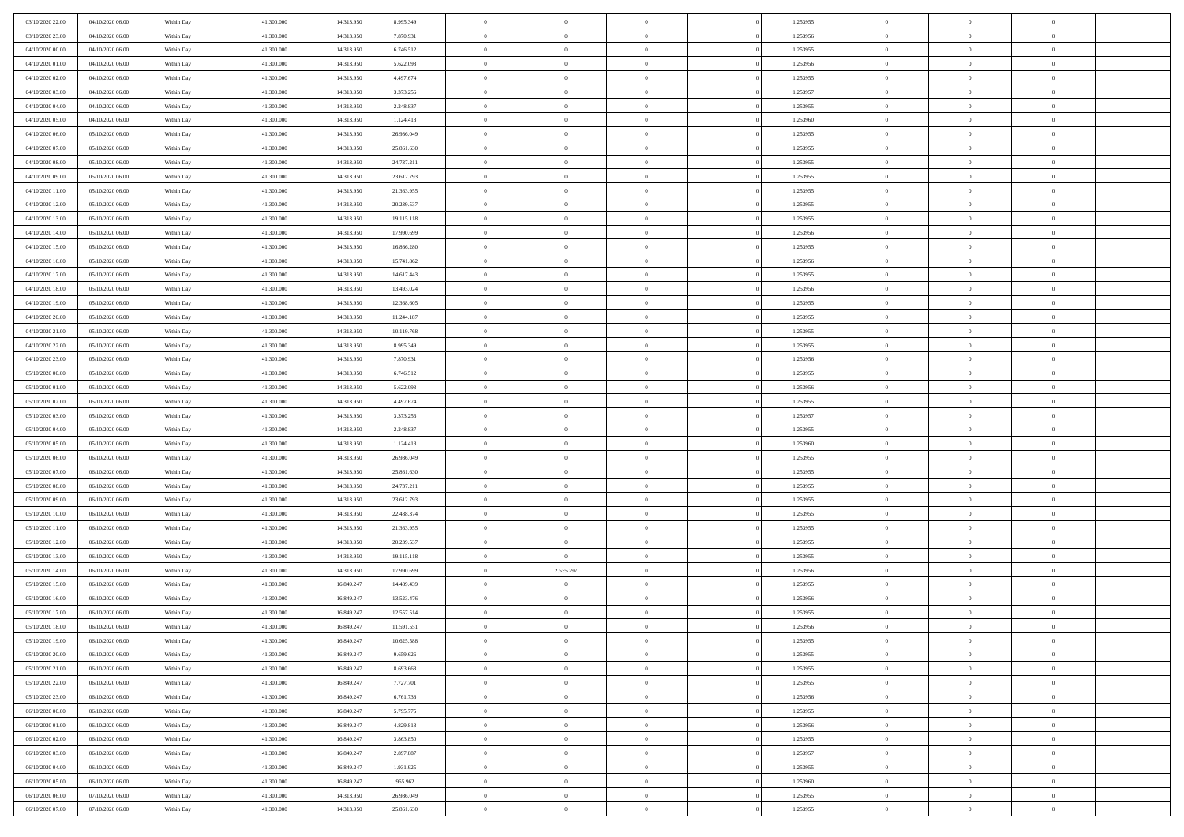| | | | | | | | | | | | | | | |
|---|---|---|---|---|---|---|---|---|---|---|---|---|---|---|
| 03/10/2020 22.00 | 04/10/2020 06.00 | Within Day | 41.300.000 | 14.313.950 | 8.995.349 | 0 | 0 | 0 | 0 | 1,253955 | 0 | 0 | 0 | |
| 03/10/2020 23.00 | 04/10/2020 06.00 | Within Day | 41.300.000 | 14.313.950 | 7.870.931 | 0 | 0 | 0 | 0 | 1,253956 | 0 | 0 | 0 | |
| 04/10/2020 00.00 | 04/10/2020 06.00 | Within Day | 41.300.000 | 14.313.950 | 6.746.512 | 0 | 0 | 0 | 0 | 1,253955 | 0 | 0 | 0 | |
| 04/10/2020 01.00 | 04/10/2020 06.00 | Within Day | 41.300.000 | 14.313.950 | 5.622.093 | 0 | 0 | 0 | 0 | 1,253956 | 0 | 0 | 0 | |
| 04/10/2020 02.00 | 04/10/2020 06.00 | Within Day | 41.300.000 | 14.313.950 | 4.497.674 | 0 | 0 | 0 | 0 | 1,253955 | 0 | 0 | 0 | |
| 04/10/2020 03.00 | 04/10/2020 06.00 | Within Day | 41.300.000 | 14.313.950 | 3.373.256 | 0 | 0 | 0 | 0 | 1,253957 | 0 | 0 | 0 | |
| 04/10/2020 04.00 | 04/10/2020 06.00 | Within Day | 41.300.000 | 14.313.950 | 2.248.837 | 0 | 0 | 0 | 0 | 1,253955 | 0 | 0 | 0 | |
| 04/10/2020 05.00 | 04/10/2020 06.00 | Within Day | 41.300.000 | 14.313.950 | 1.124.418 | 0 | 0 | 0 | 0 | 1,253960 | 0 | 0 | 0 | |
| 04/10/2020 06.00 | 05/10/2020 06.00 | Within Day | 41.300.000 | 14.313.950 | 26.986.049 | 0 | 0 | 0 | 0 | 1,253955 | 0 | 0 | 0 | |
| 04/10/2020 07.00 | 05/10/2020 06.00 | Within Day | 41.300.000 | 14.313.950 | 25.861.630 | 0 | 0 | 0 | 0 | 1,253955 | 0 | 0 | 0 | |
| 04/10/2020 08.00 | 05/10/2020 06.00 | Within Day | 41.300.000 | 14.313.950 | 24.737.211 | 0 | 0 | 0 | 0 | 1,253955 | 0 | 0 | 0 | |
| 04/10/2020 09.00 | 05/10/2020 06.00 | Within Day | 41.300.000 | 14.313.950 | 23.612.793 | 0 | 0 | 0 | 0 | 1,253955 | 0 | 0 | 0 | |
| 04/10/2020 11.00 | 05/10/2020 06.00 | Within Day | 41.300.000 | 14.313.950 | 21.363.955 | 0 | 0 | 0 | 0 | 1,253955 | 0 | 0 | 0 | |
| 04/10/2020 12.00 | 05/10/2020 06.00 | Within Day | 41.300.000 | 14.313.950 | 20.239.537 | 0 | 0 | 0 | 0 | 1,253955 | 0 | 0 | 0 | |
| 04/10/2020 13.00 | 05/10/2020 06.00 | Within Day | 41.300.000 | 14.313.950 | 19.115.118 | 0 | 0 | 0 | 0 | 1,253955 | 0 | 0 | 0 | |
| 04/10/2020 14.00 | 05/10/2020 06.00 | Within Day | 41.300.000 | 14.313.950 | 17.990.699 | 0 | 0 | 0 | 0 | 1,253956 | 0 | 0 | 0 | |
| 04/10/2020 15.00 | 05/10/2020 06.00 | Within Day | 41.300.000 | 14.313.950 | 16.866.280 | 0 | 0 | 0 | 0 | 1,253955 | 0 | 0 | 0 | |
| 04/10/2020 16.00 | 05/10/2020 06.00 | Within Day | 41.300.000 | 14.313.950 | 15.741.862 | 0 | 0 | 0 | 0 | 1,253956 | 0 | 0 | 0 | |
| 04/10/2020 17.00 | 05/10/2020 06.00 | Within Day | 41.300.000 | 14.313.950 | 14.617.443 | 0 | 0 | 0 | 0 | 1,253955 | 0 | 0 | 0 | |
| 04/10/2020 18.00 | 05/10/2020 06.00 | Within Day | 41.300.000 | 14.313.950 | 13.493.024 | 0 | 0 | 0 | 0 | 1,253956 | 0 | 0 | 0 | |
| 04/10/2020 19.00 | 05/10/2020 06.00 | Within Day | 41.300.000 | 14.313.950 | 12.368.605 | 0 | 0 | 0 | 0 | 1,253955 | 0 | 0 | 0 | |
| 04/10/2020 20.00 | 05/10/2020 06.00 | Within Day | 41.300.000 | 14.313.950 | 11.244.187 | 0 | 0 | 0 | 0 | 1,253955 | 0 | 0 | 0 | |
| 04/10/2020 21.00 | 05/10/2020 06.00 | Within Day | 41.300.000 | 14.313.950 | 10.119.768 | 0 | 0 | 0 | 0 | 1,253955 | 0 | 0 | 0 | |
| 04/10/2020 22.00 | 05/10/2020 06.00 | Within Day | 41.300.000 | 14.313.950 | 8.995.349 | 0 | 0 | 0 | 0 | 1,253955 | 0 | 0 | 0 | |
| 04/10/2020 23.00 | 05/10/2020 06.00 | Within Day | 41.300.000 | 14.313.950 | 7.870.931 | 0 | 0 | 0 | 0 | 1,253956 | 0 | 0 | 0 | |
| 05/10/2020 00.00 | 05/10/2020 06.00 | Within Day | 41.300.000 | 14.313.950 | 6.746.512 | 0 | 0 | 0 | 0 | 1,253955 | 0 | 0 | 0 | |
| 05/10/2020 01.00 | 05/10/2020 06.00 | Within Day | 41.300.000 | 14.313.950 | 5.622.093 | 0 | 0 | 0 | 0 | 1,253956 | 0 | 0 | 0 | |
| 05/10/2020 02.00 | 05/10/2020 06.00 | Within Day | 41.300.000 | 14.313.950 | 4.497.674 | 0 | 0 | 0 | 0 | 1,253955 | 0 | 0 | 0 | |
| 05/10/2020 03.00 | 05/10/2020 06.00 | Within Day | 41.300.000 | 14.313.950 | 3.373.256 | 0 | 0 | 0 | 0 | 1,253957 | 0 | 0 | 0 | |
| 05/10/2020 04.00 | 05/10/2020 06.00 | Within Day | 41.300.000 | 14.313.950 | 2.248.837 | 0 | 0 | 0 | 0 | 1,253955 | 0 | 0 | 0 | |
| 05/10/2020 05.00 | 05/10/2020 06.00 | Within Day | 41.300.000 | 14.313.950 | 1.124.418 | 0 | 0 | 0 | 0 | 1,253960 | 0 | 0 | 0 | |
| 05/10/2020 06.00 | 06/10/2020 06.00 | Within Day | 41.300.000 | 14.313.950 | 26.986.049 | 0 | 0 | 0 | 0 | 1,253955 | 0 | 0 | 0 | |
| 05/10/2020 07.00 | 06/10/2020 06.00 | Within Day | 41.300.000 | 14.313.950 | 25.861.630 | 0 | 0 | 0 | 0 | 1,253955 | 0 | 0 | 0 | |
| 05/10/2020 08.00 | 06/10/2020 06.00 | Within Day | 41.300.000 | 14.313.950 | 24.737.211 | 0 | 0 | 0 | 0 | 1,253955 | 0 | 0 | 0 | |
| 05/10/2020 09.00 | 06/10/2020 06.00 | Within Day | 41.300.000 | 14.313.950 | 23.612.793 | 0 | 0 | 0 | 0 | 1,253955 | 0 | 0 | 0 | |
| 05/10/2020 10.00 | 06/10/2020 06.00 | Within Day | 41.300.000 | 14.313.950 | 22.488.374 | 0 | 0 | 0 | 0 | 1,253955 | 0 | 0 | 0 | |
| 05/10/2020 11.00 | 06/10/2020 06.00 | Within Day | 41.300.000 | 14.313.950 | 21.363.955 | 0 | 0 | 0 | 0 | 1,253955 | 0 | 0 | 0 | |
| 05/10/2020 12.00 | 06/10/2020 06.00 | Within Day | 41.300.000 | 14.313.950 | 20.239.537 | 0 | 0 | 0 | 0 | 1,253955 | 0 | 0 | 0 | |
| 05/10/2020 13.00 | 06/10/2020 06.00 | Within Day | 41.300.000 | 14.313.950 | 19.115.118 | 0 | 0 | 0 | 0 | 1,253955 | 0 | 0 | 0 | |
| 05/10/2020 14.00 | 06/10/2020 06.00 | Within Day | 41.300.000 | 14.313.950 | 17.990.699 | 0 | 2.535.297 | 0 | 0 | 1,253956 | 0 | 0 | 0 | |
| 05/10/2020 15.00 | 06/10/2020 06.00 | Within Day | 41.300.000 | 16.849.247 | 14.489.439 | 0 | 0 | 0 | 0 | 1,253955 | 0 | 0 | 0 | |
| 05/10/2020 16.00 | 06/10/2020 06.00 | Within Day | 41.300.000 | 16.849.247 | 13.523.476 | 0 | 0 | 0 | 0 | 1,253956 | 0 | 0 | 0 | |
| 05/10/2020 17.00 | 06/10/2020 06.00 | Within Day | 41.300.000 | 16.849.247 | 12.557.514 | 0 | 0 | 0 | 0 | 1,253955 | 0 | 0 | 0 | |
| 05/10/2020 18.00 | 06/10/2020 06.00 | Within Day | 41.300.000 | 16.849.247 | 11.591.551 | 0 | 0 | 0 | 0 | 1,253956 | 0 | 0 | 0 | |
| 05/10/2020 19.00 | 06/10/2020 06.00 | Within Day | 41.300.000 | 16.849.247 | 10.625.588 | 0 | 0 | 0 | 0 | 1,253955 | 0 | 0 | 0 | |
| 05/10/2020 20.00 | 06/10/2020 06.00 | Within Day | 41.300.000 | 16.849.247 | 9.659.626 | 0 | 0 | 0 | 0 | 1,253955 | 0 | 0 | 0 | |
| 05/10/2020 21.00 | 06/10/2020 06.00 | Within Day | 41.300.000 | 16.849.247 | 8.693.663 | 0 | 0 | 0 | 0 | 1,253955 | 0 | 0 | 0 | |
| 05/10/2020 22.00 | 06/10/2020 06.00 | Within Day | 41.300.000 | 16.849.247 | 7.727.701 | 0 | 0 | 0 | 0 | 1,253955 | 0 | 0 | 0 | |
| 05/10/2020 23.00 | 06/10/2020 06.00 | Within Day | 41.300.000 | 16.849.247 | 6.761.738 | 0 | 0 | 0 | 0 | 1,253956 | 0 | 0 | 0 | |
| 06/10/2020 00.00 | 06/10/2020 06.00 | Within Day | 41.300.000 | 16.849.247 | 5.795.775 | 0 | 0 | 0 | 0 | 1,253955 | 0 | 0 | 0 | |
| 06/10/2020 01.00 | 06/10/2020 06.00 | Within Day | 41.300.000 | 16.849.247 | 4.829.813 | 0 | 0 | 0 | 0 | 1,253956 | 0 | 0 | 0 | |
| 06/10/2020 02.00 | 06/10/2020 06.00 | Within Day | 41.300.000 | 16.849.247 | 3.863.850 | 0 | 0 | 0 | 0 | 1,253955 | 0 | 0 | 0 | |
| 06/10/2020 03.00 | 06/10/2020 06.00 | Within Day | 41.300.000 | 16.849.247 | 2.897.887 | 0 | 0 | 0 | 0 | 1,253957 | 0 | 0 | 0 | |
| 06/10/2020 04.00 | 06/10/2020 06.00 | Within Day | 41.300.000 | 16.849.247 | 1.931.925 | 0 | 0 | 0 | 0 | 1,253955 | 0 | 0 | 0 | |
| 06/10/2020 05.00 | 06/10/2020 06.00 | Within Day | 41.300.000 | 16.849.247 | 965.962 | 0 | 0 | 0 | 0 | 1,253960 | 0 | 0 | 0 | |
| 06/10/2020 06.00 | 07/10/2020 06.00 | Within Day | 41.300.000 | 14.313.950 | 26.986.049 | 0 | 0 | 0 | 0 | 1,253955 | 0 | 0 | 0 | |
| 06/10/2020 07.00 | 07/10/2020 06.00 | Within Day | 41.300.000 | 14.313.950 | 25.861.630 | 0 | 0 | 0 | 0 | 1,253955 | 0 | 0 | 0 | |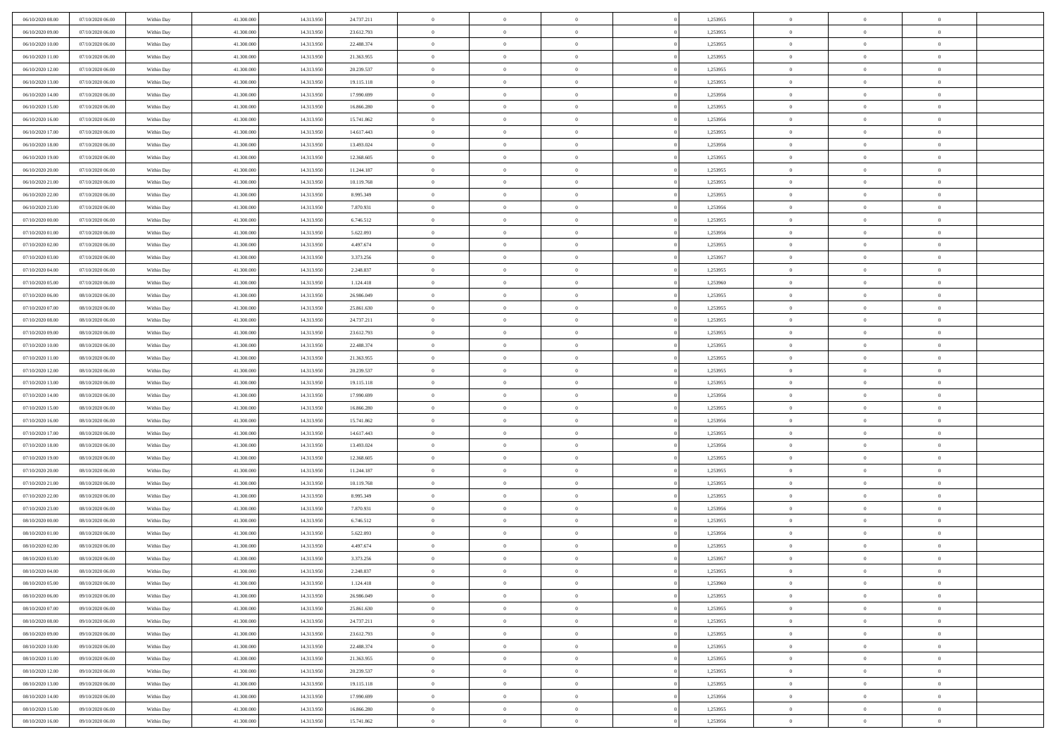| | | | | | | | | | | | | | | |
|---|---|---|---|---|---|---|---|---|---|---|---|---|---|---|
| 06/10/2020 08.00 | 07/10/2020 06.00 | Within Day | 41.300.000 | 14.313.950 | 24.737.211 | 0 | 0 | 0 | 0 | 1,253955 | 0 | 0 | 0 | |
| 06/10/2020 09.00 | 07/10/2020 06.00 | Within Day | 41.300.000 | 14.313.950 | 23.612.793 | 0 | 0 | 0 | 0 | 1,253955 | 0 | 0 | 0 | |
| 06/10/2020 10.00 | 07/10/2020 06.00 | Within Day | 41.300.000 | 14.313.950 | 22.488.374 | 0 | 0 | 0 | 0 | 1,253955 | 0 | 0 | 0 | |
| 06/10/2020 11.00 | 07/10/2020 06.00 | Within Day | 41.300.000 | 14.313.950 | 21.363.955 | 0 | 0 | 0 | 0 | 1,253955 | 0 | 0 | 0 | |
| 06/10/2020 12.00 | 07/10/2020 06.00 | Within Day | 41.300.000 | 14.313.950 | 20.239.537 | 0 | 0 | 0 | 0 | 1,253955 | 0 | 0 | 0 | |
| 06/10/2020 13.00 | 07/10/2020 06.00 | Within Day | 41.300.000 | 14.313.950 | 19.115.118 | 0 | 0 | 0 | 0 | 1,253955 | 0 | 0 | 0 | |
| 06/10/2020 14.00 | 07/10/2020 06.00 | Within Day | 41.300.000 | 14.313.950 | 17.990.699 | 0 | 0 | 0 | 0 | 1,253956 | 0 | 0 | 0 | |
| 06/10/2020 15.00 | 07/10/2020 06.00 | Within Day | 41.300.000 | 14.313.950 | 16.866.280 | 0 | 0 | 0 | 0 | 1,253955 | 0 | 0 | 0 | |
| 06/10/2020 16.00 | 07/10/2020 06.00 | Within Day | 41.300.000 | 14.313.950 | 15.741.862 | 0 | 0 | 0 | 0 | 1,253956 | 0 | 0 | 0 | |
| 06/10/2020 17.00 | 07/10/2020 06.00 | Within Day | 41.300.000 | 14.313.950 | 14.617.443 | 0 | 0 | 0 | 0 | 1,253955 | 0 | 0 | 0 | |
| 06/10/2020 18.00 | 07/10/2020 06.00 | Within Day | 41.300.000 | 14.313.950 | 13.493.024 | 0 | 0 | 0 | 0 | 1,253956 | 0 | 0 | 0 | |
| 06/10/2020 19.00 | 07/10/2020 06.00 | Within Day | 41.300.000 | 14.313.950 | 12.368.605 | 0 | 0 | 0 | 0 | 1,253955 | 0 | 0 | 0 | |
| 06/10/2020 20.00 | 07/10/2020 06.00 | Within Day | 41.300.000 | 14.313.950 | 11.244.187 | 0 | 0 | 0 | 0 | 1,253955 | 0 | 0 | 0 | |
| 06/10/2020 21.00 | 07/10/2020 06.00 | Within Day | 41.300.000 | 14.313.950 | 10.119.768 | 0 | 0 | 0 | 0 | 1,253955 | 0 | 0 | 0 | |
| 06/10/2020 22.00 | 07/10/2020 06.00 | Within Day | 41.300.000 | 14.313.950 | 8.995.349 | 0 | 0 | 0 | 0 | 1,253955 | 0 | 0 | 0 | |
| 06/10/2020 23.00 | 07/10/2020 06.00 | Within Day | 41.300.000 | 14.313.950 | 7.870.931 | 0 | 0 | 0 | 0 | 1,253956 | 0 | 0 | 0 | |
| 07/10/2020 00.00 | 07/10/2020 06.00 | Within Day | 41.300.000 | 14.313.950 | 6.746.512 | 0 | 0 | 0 | 0 | 1,253955 | 0 | 0 | 0 | |
| 07/10/2020 01.00 | 07/10/2020 06.00 | Within Day | 41.300.000 | 14.313.950 | 5.622.093 | 0 | 0 | 0 | 0 | 1,253956 | 0 | 0 | 0 | |
| 07/10/2020 02.00 | 07/10/2020 06.00 | Within Day | 41.300.000 | 14.313.950 | 4.497.674 | 0 | 0 | 0 | 0 | 1,253955 | 0 | 0 | 0 | |
| 07/10/2020 03.00 | 07/10/2020 06.00 | Within Day | 41.300.000 | 14.313.950 | 3.373.256 | 0 | 0 | 0 | 0 | 1,253957 | 0 | 0 | 0 | |
| 07/10/2020 04.00 | 07/10/2020 06.00 | Within Day | 41.300.000 | 14.313.950 | 2.248.837 | 0 | 0 | 0 | 0 | 1,253955 | 0 | 0 | 0 | |
| 07/10/2020 05.00 | 07/10/2020 06.00 | Within Day | 41.300.000 | 14.313.950 | 1.124.418 | 0 | 0 | 0 | 0 | 1,253960 | 0 | 0 | 0 | |
| 07/10/2020 06.00 | 08/10/2020 06.00 | Within Day | 41.300.000 | 14.313.950 | 26.986.049 | 0 | 0 | 0 | 0 | 1,253955 | 0 | 0 | 0 | |
| 07/10/2020 07.00 | 08/10/2020 06.00 | Within Day | 41.300.000 | 14.313.950 | 25.861.630 | 0 | 0 | 0 | 0 | 1,253955 | 0 | 0 | 0 | |
| 07/10/2020 08.00 | 08/10/2020 06.00 | Within Day | 41.300.000 | 14.313.950 | 24.737.211 | 0 | 0 | 0 | 0 | 1,253955 | 0 | 0 | 0 | |
| 07/10/2020 09.00 | 08/10/2020 06.00 | Within Day | 41.300.000 | 14.313.950 | 23.612.793 | 0 | 0 | 0 | 0 | 1,253955 | 0 | 0 | 0 | |
| 07/10/2020 10.00 | 08/10/2020 06.00 | Within Day | 41.300.000 | 14.313.950 | 22.488.374 | 0 | 0 | 0 | 0 | 1,253955 | 0 | 0 | 0 | |
| 07/10/2020 11.00 | 08/10/2020 06.00 | Within Day | 41.300.000 | 14.313.950 | 21.363.955 | 0 | 0 | 0 | 0 | 1,253955 | 0 | 0 | 0 | |
| 07/10/2020 12.00 | 08/10/2020 06.00 | Within Day | 41.300.000 | 14.313.950 | 20.239.537 | 0 | 0 | 0 | 0 | 1,253955 | 0 | 0 | 0 | |
| 07/10/2020 13.00 | 08/10/2020 06.00 | Within Day | 41.300.000 | 14.313.950 | 19.115.118 | 0 | 0 | 0 | 0 | 1,253955 | 0 | 0 | 0 | |
| 07/10/2020 14.00 | 08/10/2020 06.00 | Within Day | 41.300.000 | 14.313.950 | 17.990.699 | 0 | 0 | 0 | 0 | 1,253956 | 0 | 0 | 0 | |
| 07/10/2020 15.00 | 08/10/2020 06.00 | Within Day | 41.300.000 | 14.313.950 | 16.866.280 | 0 | 0 | 0 | 0 | 1,253955 | 0 | 0 | 0 | |
| 07/10/2020 16.00 | 08/10/2020 06.00 | Within Day | 41.300.000 | 14.313.950 | 15.741.862 | 0 | 0 | 0 | 0 | 1,253956 | 0 | 0 | 0 | |
| 07/10/2020 17.00 | 08/10/2020 06.00 | Within Day | 41.300.000 | 14.313.950 | 14.617.443 | 0 | 0 | 0 | 0 | 1,253955 | 0 | 0 | 0 | |
| 07/10/2020 18.00 | 08/10/2020 06.00 | Within Day | 41.300.000 | 14.313.950 | 13.493.024 | 0 | 0 | 0 | 0 | 1,253956 | 0 | 0 | 0 | |
| 07/10/2020 19.00 | 08/10/2020 06.00 | Within Day | 41.300.000 | 14.313.950 | 12.368.605 | 0 | 0 | 0 | 0 | 1,253955 | 0 | 0 | 0 | |
| 07/10/2020 20.00 | 08/10/2020 06.00 | Within Day | 41.300.000 | 14.313.950 | 11.244.187 | 0 | 0 | 0 | 0 | 1,253955 | 0 | 0 | 0 | |
| 07/10/2020 21.00 | 08/10/2020 06.00 | Within Day | 41.300.000 | 14.313.950 | 10.119.768 | 0 | 0 | 0 | 0 | 1,253955 | 0 | 0 | 0 | |
| 07/10/2020 22.00 | 08/10/2020 06.00 | Within Day | 41.300.000 | 14.313.950 | 8.995.349 | 0 | 0 | 0 | 0 | 1,253955 | 0 | 0 | 0 | |
| 07/10/2020 23.00 | 08/10/2020 06.00 | Within Day | 41.300.000 | 14.313.950 | 7.870.931 | 0 | 0 | 0 | 0 | 1,253956 | 0 | 0 | 0 | |
| 08/10/2020 00.00 | 08/10/2020 06.00 | Within Day | 41.300.000 | 14.313.950 | 6.746.512 | 0 | 0 | 0 | 0 | 1,253955 | 0 | 0 | 0 | |
| 08/10/2020 01.00 | 08/10/2020 06.00 | Within Day | 41.300.000 | 14.313.950 | 5.622.093 | 0 | 0 | 0 | 0 | 1,253956 | 0 | 0 | 0 | |
| 08/10/2020 02.00 | 08/10/2020 06.00 | Within Day | 41.300.000 | 14.313.950 | 4.497.674 | 0 | 0 | 0 | 0 | 1,253955 | 0 | 0 | 0 | |
| 08/10/2020 03.00 | 08/10/2020 06.00 | Within Day | 41.300.000 | 14.313.950 | 3.373.256 | 0 | 0 | 0 | 0 | 1,253957 | 0 | 0 | 0 | |
| 08/10/2020 04.00 | 08/10/2020 06.00 | Within Day | 41.300.000 | 14.313.950 | 2.248.837 | 0 | 0 | 0 | 0 | 1,253955 | 0 | 0 | 0 | |
| 08/10/2020 05.00 | 08/10/2020 06.00 | Within Day | 41.300.000 | 14.313.950 | 1.124.418 | 0 | 0 | 0 | 0 | 1,253960 | 0 | 0 | 0 | |
| 08/10/2020 06.00 | 09/10/2020 06.00 | Within Day | 41.300.000 | 14.313.950 | 26.986.049 | 0 | 0 | 0 | 0 | 1,253955 | 0 | 0 | 0 | |
| 08/10/2020 07.00 | 09/10/2020 06.00 | Within Day | 41.300.000 | 14.313.950 | 25.861.630 | 0 | 0 | 0 | 0 | 1,253955 | 0 | 0 | 0 | |
| 08/10/2020 08.00 | 09/10/2020 06.00 | Within Day | 41.300.000 | 14.313.950 | 24.737.211 | 0 | 0 | 0 | 0 | 1,253955 | 0 | 0 | 0 | |
| 08/10/2020 09.00 | 09/10/2020 06.00 | Within Day | 41.300.000 | 14.313.950 | 23.612.793 | 0 | 0 | 0 | 0 | 1,253955 | 0 | 0 | 0 | |
| 08/10/2020 10.00 | 09/10/2020 06.00 | Within Day | 41.300.000 | 14.313.950 | 22.488.374 | 0 | 0 | 0 | 0 | 1,253955 | 0 | 0 | 0 | |
| 08/10/2020 11.00 | 09/10/2020 06.00 | Within Day | 41.300.000 | 14.313.950 | 21.363.955 | 0 | 0 | 0 | 0 | 1,253955 | 0 | 0 | 0 | |
| 08/10/2020 12.00 | 09/10/2020 06.00 | Within Day | 41.300.000 | 14.313.950 | 20.239.537 | 0 | 0 | 0 | 0 | 1,253955 | 0 | 0 | 0 | |
| 08/10/2020 13.00 | 09/10/2020 06.00 | Within Day | 41.300.000 | 14.313.950 | 19.115.118 | 0 | 0 | 0 | 0 | 1,253955 | 0 | 0 | 0 | |
| 08/10/2020 14.00 | 09/10/2020 06.00 | Within Day | 41.300.000 | 14.313.950 | 17.990.699 | 0 | 0 | 0 | 0 | 1,253956 | 0 | 0 | 0 | |
| 08/10/2020 15.00 | 09/10/2020 06.00 | Within Day | 41.300.000 | 14.313.950 | 16.866.280 | 0 | 0 | 0 | 0 | 1,253955 | 0 | 0 | 0 | |
| 08/10/2020 16.00 | 09/10/2020 06.00 | Within Day | 41.300.000 | 14.313.950 | 15.741.862 | 0 | 0 | 0 | 0 | 1,253956 | 0 | 0 | 0 | |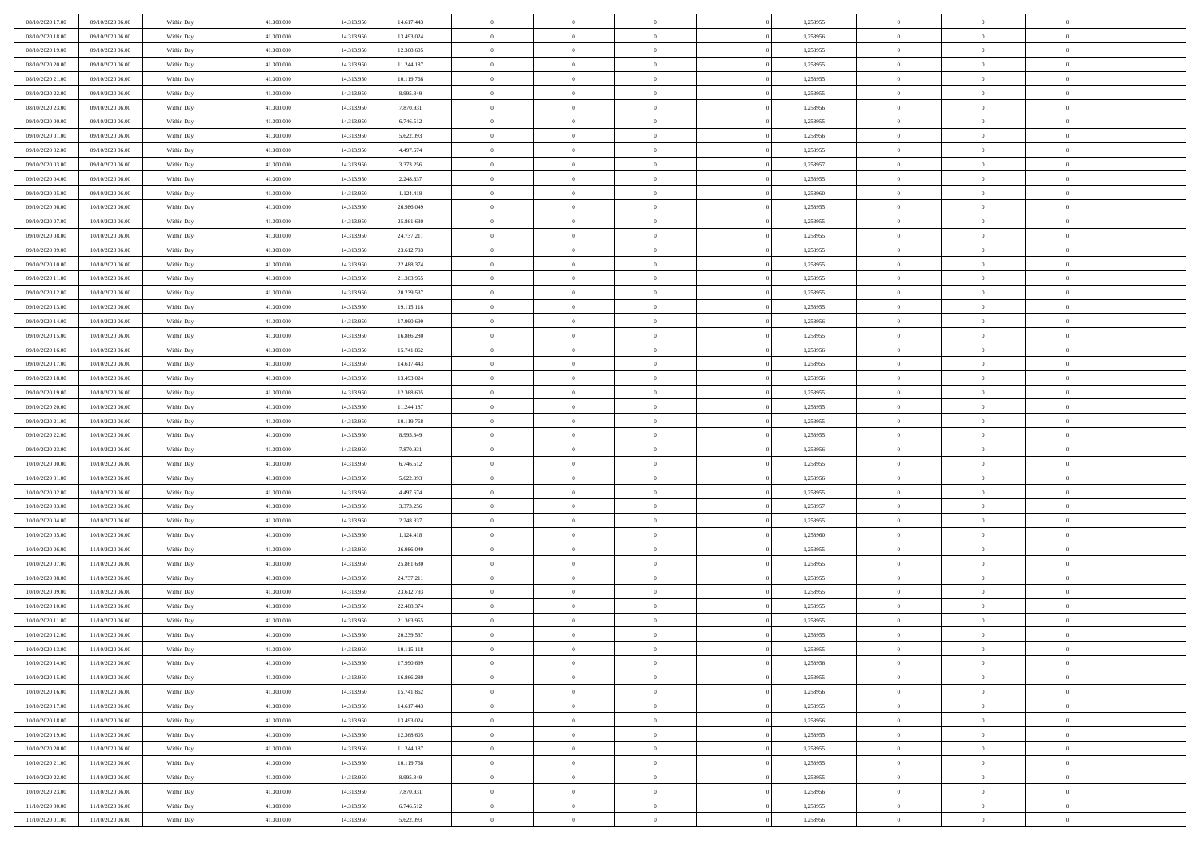| | | | | | | | | | | | | | | |
|---|---|---|---|---|---|---|---|---|---|---|---|---|---|---|
| 08/10/2020 17.00 | 09/10/2020 06.00 | Within Day | 41.300.000 | 14.313.950 | 14.617.443 | 0 | 0 | 0 | | 1,253955 | 0 | 0 | 0 | |
| 08/10/2020 18.00 | 09/10/2020 06.00 | Within Day | 41.300.000 | 14.313.950 | 13.493.024 | 0 | 0 | 0 | | 1,253956 | 0 | 0 | 0 | |
| 08/10/2020 19.00 | 09/10/2020 06.00 | Within Day | 41.300.000 | 14.313.950 | 12.368.605 | 0 | 0 | 0 | | 1,253955 | 0 | 0 | 0 | |
| 08/10/2020 20.00 | 09/10/2020 06.00 | Within Day | 41.300.000 | 14.313.950 | 11.244.187 | 0 | 0 | 0 | | 1,253955 | 0 | 0 | 0 | |
| 08/10/2020 21.00 | 09/10/2020 06.00 | Within Day | 41.300.000 | 14.313.950 | 10.119.768 | 0 | 0 | 0 | | 1,253955 | 0 | 0 | 0 | |
| 08/10/2020 22.00 | 09/10/2020 06.00 | Within Day | 41.300.000 | 14.313.950 | 8.995.349 | 0 | 0 | 0 | | 1,253955 | 0 | 0 | 0 | |
| 08/10/2020 23.00 | 09/10/2020 06.00 | Within Day | 41.300.000 | 14.313.950 | 7.870.931 | 0 | 0 | 0 | | 1,253956 | 0 | 0 | 0 | |
| 09/10/2020 00.00 | 09/10/2020 06.00 | Within Day | 41.300.000 | 14.313.950 | 6.746.512 | 0 | 0 | 0 | | 1,253955 | 0 | 0 | 0 | |
| 09/10/2020 01.00 | 09/10/2020 06.00 | Within Day | 41.300.000 | 14.313.950 | 5.622.093 | 0 | 0 | 0 | | 1,253956 | 0 | 0 | 0 | |
| 09/10/2020 02.00 | 09/10/2020 06.00 | Within Day | 41.300.000 | 14.313.950 | 4.497.674 | 0 | 0 | 0 | | 1,253955 | 0 | 0 | 0 | |
| 09/10/2020 03.00 | 09/10/2020 06.00 | Within Day | 41.300.000 | 14.313.950 | 3.373.256 | 0 | 0 | 0 | | 1,253957 | 0 | 0 | 0 | |
| 09/10/2020 04.00 | 09/10/2020 06.00 | Within Day | 41.300.000 | 14.313.950 | 2.248.837 | 0 | 0 | 0 | | 1,253955 | 0 | 0 | 0 | |
| 09/10/2020 05.00 | 09/10/2020 06.00 | Within Day | 41.300.000 | 14.313.950 | 1.124.418 | 0 | 0 | 0 | | 1,253960 | 0 | 0 | 0 | |
| 09/10/2020 06.00 | 10/10/2020 06.00 | Within Day | 41.300.000 | 14.313.950 | 26.986.049 | 0 | 0 | 0 | | 1,253955 | 0 | 0 | 0 | |
| 09/10/2020 07.00 | 10/10/2020 06.00 | Within Day | 41.300.000 | 14.313.950 | 25.861.630 | 0 | 0 | 0 | | 1,253955 | 0 | 0 | 0 | |
| 09/10/2020 08.00 | 10/10/2020 06.00 | Within Day | 41.300.000 | 14.313.950 | 24.737.211 | 0 | 0 | 0 | | 1,253955 | 0 | 0 | 0 | |
| 09/10/2020 09.00 | 10/10/2020 06.00 | Within Day | 41.300.000 | 14.313.950 | 23.612.793 | 0 | 0 | 0 | | 1,253955 | 0 | 0 | 0 | |
| 09/10/2020 10.00 | 10/10/2020 06.00 | Within Day | 41.300.000 | 14.313.950 | 22.488.374 | 0 | 0 | 0 | | 1,253955 | 0 | 0 | 0 | |
| 09/10/2020 11.00 | 10/10/2020 06.00 | Within Day | 41.300.000 | 14.313.950 | 21.363.955 | 0 | 0 | 0 | | 1,253955 | 0 | 0 | 0 | |
| 09/10/2020 12.00 | 10/10/2020 06.00 | Within Day | 41.300.000 | 14.313.950 | 20.239.537 | 0 | 0 | 0 | | 1,253955 | 0 | 0 | 0 | |
| 09/10/2020 13.00 | 10/10/2020 06.00 | Within Day | 41.300.000 | 14.313.950 | 19.115.118 | 0 | 0 | 0 | | 1,253955 | 0 | 0 | 0 | |
| 09/10/2020 14.00 | 10/10/2020 06.00 | Within Day | 41.300.000 | 14.313.950 | 17.990.699 | 0 | 0 | 0 | | 1,253956 | 0 | 0 | 0 | |
| 09/10/2020 15.00 | 10/10/2020 06.00 | Within Day | 41.300.000 | 14.313.950 | 16.866.280 | 0 | 0 | 0 | | 1,253955 | 0 | 0 | 0 | |
| 09/10/2020 16.00 | 10/10/2020 06.00 | Within Day | 41.300.000 | 14.313.950 | 15.741.862 | 0 | 0 | 0 | | 1,253956 | 0 | 0 | 0 | |
| 09/10/2020 17.00 | 10/10/2020 06.00 | Within Day | 41.300.000 | 14.313.950 | 14.617.443 | 0 | 0 | 0 | | 1,253955 | 0 | 0 | 0 | |
| 09/10/2020 18.00 | 10/10/2020 06.00 | Within Day | 41.300.000 | 14.313.950 | 13.493.024 | 0 | 0 | 0 | | 1,253956 | 0 | 0 | 0 | |
| 09/10/2020 19.00 | 10/10/2020 06.00 | Within Day | 41.300.000 | 14.313.950 | 12.368.605 | 0 | 0 | 0 | | 1,253955 | 0 | 0 | 0 | |
| 09/10/2020 20.00 | 10/10/2020 06.00 | Within Day | 41.300.000 | 14.313.950 | 11.244.187 | 0 | 0 | 0 | | 1,253955 | 0 | 0 | 0 | |
| 09/10/2020 21.00 | 10/10/2020 06.00 | Within Day | 41.300.000 | 14.313.950 | 10.119.768 | 0 | 0 | 0 | | 1,253955 | 0 | 0 | 0 | |
| 09/10/2020 22.00 | 10/10/2020 06.00 | Within Day | 41.300.000 | 14.313.950 | 8.995.349 | 0 | 0 | 0 | | 1,253955 | 0 | 0 | 0 | |
| 09/10/2020 23.00 | 10/10/2020 06.00 | Within Day | 41.300.000 | 14.313.950 | 7.870.931 | 0 | 0 | 0 | | 1,253956 | 0 | 0 | 0 | |
| 10/10/2020 00.00 | 10/10/2020 06.00 | Within Day | 41.300.000 | 14.313.950 | 6.746.512 | 0 | 0 | 0 | | 1,253955 | 0 | 0 | 0 | |
| 10/10/2020 01.00 | 10/10/2020 06.00 | Within Day | 41.300.000 | 14.313.950 | 5.622.093 | 0 | 0 | 0 | | 1,253956 | 0 | 0 | 0 | |
| 10/10/2020 02.00 | 10/10/2020 06.00 | Within Day | 41.300.000 | 14.313.950 | 4.497.674 | 0 | 0 | 0 | | 1,253955 | 0 | 0 | 0 | |
| 10/10/2020 03.00 | 10/10/2020 06.00 | Within Day | 41.300.000 | 14.313.950 | 3.373.256 | 0 | 0 | 0 | | 1,253957 | 0 | 0 | 0 | |
| 10/10/2020 04.00 | 10/10/2020 06.00 | Within Day | 41.300.000 | 14.313.950 | 2.248.837 | 0 | 0 | 0 | | 1,253955 | 0 | 0 | 0 | |
| 10/10/2020 05.00 | 10/10/2020 06.00 | Within Day | 41.300.000 | 14.313.950 | 1.124.418 | 0 | 0 | 0 | | 1,253960 | 0 | 0 | 0 | |
| 10/10/2020 06.00 | 11/10/2020 06.00 | Within Day | 41.300.000 | 14.313.950 | 26.986.049 | 0 | 0 | 0 | | 1,253955 | 0 | 0 | 0 | |
| 10/10/2020 07.00 | 11/10/2020 06.00 | Within Day | 41.300.000 | 14.313.950 | 25.861.630 | 0 | 0 | 0 | | 1,253955 | 0 | 0 | 0 | |
| 10/10/2020 08.00 | 11/10/2020 06.00 | Within Day | 41.300.000 | 14.313.950 | 24.737.211 | 0 | 0 | 0 | | 1,253955 | 0 | 0 | 0 | |
| 10/10/2020 09.00 | 11/10/2020 06.00 | Within Day | 41.300.000 | 14.313.950 | 23.612.793 | 0 | 0 | 0 | | 1,253955 | 0 | 0 | 0 | |
| 10/10/2020 10.00 | 11/10/2020 06.00 | Within Day | 41.300.000 | 14.313.950 | 22.488.374 | 0 | 0 | 0 | | 1,253955 | 0 | 0 | 0 | |
| 10/10/2020 11.00 | 11/10/2020 06.00 | Within Day | 41.300.000 | 14.313.950 | 21.363.955 | 0 | 0 | 0 | | 1,253955 | 0 | 0 | 0 | |
| 10/10/2020 12.00 | 11/10/2020 06.00 | Within Day | 41.300.000 | 14.313.950 | 20.239.537 | 0 | 0 | 0 | | 1,253955 | 0 | 0 | 0 | |
| 10/10/2020 13.00 | 11/10/2020 06.00 | Within Day | 41.300.000 | 14.313.950 | 19.115.118 | 0 | 0 | 0 | | 1,253955 | 0 | 0 | 0 | |
| 10/10/2020 14.00 | 11/10/2020 06.00 | Within Day | 41.300.000 | 14.313.950 | 17.990.699 | 0 | 0 | 0 | | 1,253956 | 0 | 0 | 0 | |
| 10/10/2020 15.00 | 11/10/2020 06.00 | Within Day | 41.300.000 | 14.313.950 | 16.866.280 | 0 | 0 | 0 | | 1,253955 | 0 | 0 | 0 | |
| 10/10/2020 16.00 | 11/10/2020 06.00 | Within Day | 41.300.000 | 14.313.950 | 15.741.862 | 0 | 0 | 0 | | 1,253956 | 0 | 0 | 0 | |
| 10/10/2020 17.00 | 11/10/2020 06.00 | Within Day | 41.300.000 | 14.313.950 | 14.617.443 | 0 | 0 | 0 | | 1,253955 | 0 | 0 | 0 | |
| 10/10/2020 18.00 | 11/10/2020 06.00 | Within Day | 41.300.000 | 14.313.950 | 13.493.024 | 0 | 0 | 0 | | 1,253956 | 0 | 0 | 0 | |
| 10/10/2020 19.00 | 11/10/2020 06.00 | Within Day | 41.300.000 | 14.313.950 | 12.368.605 | 0 | 0 | 0 | | 1,253955 | 0 | 0 | 0 | |
| 10/10/2020 20.00 | 11/10/2020 06.00 | Within Day | 41.300.000 | 14.313.950 | 11.244.187 | 0 | 0 | 0 | | 1,253955 | 0 | 0 | 0 | |
| 10/10/2020 21.00 | 11/10/2020 06.00 | Within Day | 41.300.000 | 14.313.950 | 10.119.768 | 0 | 0 | 0 | | 1,253955 | 0 | 0 | 0 | |
| 10/10/2020 22.00 | 11/10/2020 06.00 | Within Day | 41.300.000 | 14.313.950 | 8.995.349 | 0 | 0 | 0 | | 1,253955 | 0 | 0 | 0 | |
| 10/10/2020 23.00 | 11/10/2020 06.00 | Within Day | 41.300.000 | 14.313.950 | 7.870.931 | 0 | 0 | 0 | | 1,253956 | 0 | 0 | 0 | |
| 11/10/2020 00.00 | 11/10/2020 06.00 | Within Day | 41.300.000 | 14.313.950 | 6.746.512 | 0 | 0 | 0 | | 1,253955 | 0 | 0 | 0 | |
| 11/10/2020 01.00 | 11/10/2020 06.00 | Within Day | 41.300.000 | 14.313.950 | 5.622.093 | 0 | 0 | 0 | | 1,253956 | 0 | 0 | 0 | |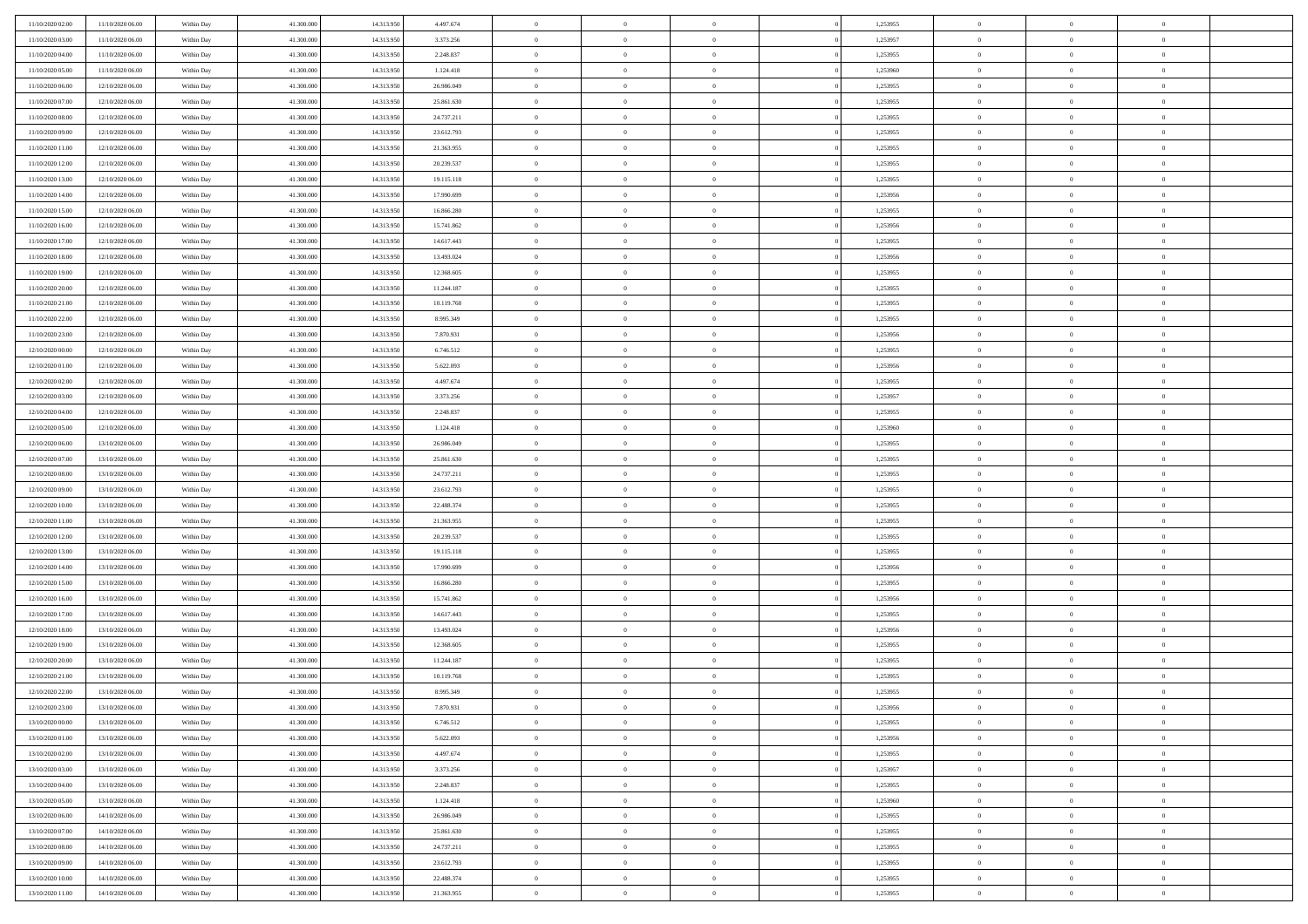| | | | | | | | | | | | | | | |
|---|---|---|---|---|---|---|---|---|---|---|---|---|---|---|
| 11/10/2020 02:00 | 11/10/2020 06:00 | Within Day | 41.300.000 | 14.313.950 | 4.497.674 | 0 | 0 | 0 | | 1,253955 | 0 | 0 | 0 | |
| 11/10/2020 03:00 | 11/10/2020 06:00 | Within Day | 41.300.000 | 14.313.950 | 3.373.256 | 0 | 0 | 0 | | 1,253957 | 0 | 0 | 0 | |
| 11/10/2020 04:00 | 11/10/2020 06:00 | Within Day | 41.300.000 | 14.313.950 | 2.248.837 | 0 | 0 | 0 | | 1,253955 | 0 | 0 | 0 | |
| 11/10/2020 05:00 | 11/10/2020 06:00 | Within Day | 41.300.000 | 14.313.950 | 1.124.418 | 0 | 0 | 0 | | 1,253960 | 0 | 0 | 0 | |
| 11/10/2020 06:00 | 12/10/2020 06:00 | Within Day | 41.300.000 | 14.313.950 | 26.986.049 | 0 | 0 | 0 | | 1,253955 | 0 | 0 | 0 | |
| 11/10/2020 07:00 | 12/10/2020 06:00 | Within Day | 41.300.000 | 14.313.950 | 25.861.630 | 0 | 0 | 0 | | 1,253955 | 0 | 0 | 0 | |
| 11/10/2020 08:00 | 12/10/2020 06:00 | Within Day | 41.300.000 | 14.313.950 | 24.737.211 | 0 | 0 | 0 | | 1,253955 | 0 | 0 | 0 | |
| 11/10/2020 09:00 | 12/10/2020 06:00 | Within Day | 41.300.000 | 14.313.950 | 23.612.793 | 0 | 0 | 0 | | 1,253955 | 0 | 0 | 0 | |
| 11/10/2020 11:00 | 12/10/2020 06:00 | Within Day | 41.300.000 | 14.313.950 | 21.363.955 | 0 | 0 | 0 | | 1,253955 | 0 | 0 | 0 | |
| 11/10/2020 12:00 | 12/10/2020 06:00 | Within Day | 41.300.000 | 14.313.950 | 20.239.537 | 0 | 0 | 0 | | 1,253955 | 0 | 0 | 0 | |
| 11/10/2020 13:00 | 12/10/2020 06:00 | Within Day | 41.300.000 | 14.313.950 | 19.115.118 | 0 | 0 | 0 | | 1,253955 | 0 | 0 | 0 | |
| 11/10/2020 14:00 | 12/10/2020 06:00 | Within Day | 41.300.000 | 14.313.950 | 17.990.699 | 0 | 0 | 0 | | 1,253956 | 0 | 0 | 0 | |
| 11/10/2020 15:00 | 12/10/2020 06:00 | Within Day | 41.300.000 | 14.313.950 | 16.866.280 | 0 | 0 | 0 | | 1,253955 | 0 | 0 | 0 | |
| 11/10/2020 16:00 | 12/10/2020 06:00 | Within Day | 41.300.000 | 14.313.950 | 15.741.862 | 0 | 0 | 0 | | 1,253956 | 0 | 0 | 0 | |
| 11/10/2020 17:00 | 12/10/2020 06:00 | Within Day | 41.300.000 | 14.313.950 | 14.617.443 | 0 | 0 | 0 | | 1,253955 | 0 | 0 | 0 | |
| 11/10/2020 18:00 | 12/10/2020 06:00 | Within Day | 41.300.000 | 14.313.950 | 13.493.024 | 0 | 0 | 0 | | 1,253956 | 0 | 0 | 0 | |
| 11/10/2020 19:00 | 12/10/2020 06:00 | Within Day | 41.300.000 | 14.313.950 | 12.368.605 | 0 | 0 | 0 | | 1,253955 | 0 | 0 | 0 | |
| 11/10/2020 20:00 | 12/10/2020 06:00 | Within Day | 41.300.000 | 14.313.950 | 11.244.187 | 0 | 0 | 0 | | 1,253955 | 0 | 0 | 0 | |
| 11/10/2020 21:00 | 12/10/2020 06:00 | Within Day | 41.300.000 | 14.313.950 | 10.119.768 | 0 | 0 | 0 | | 1,253955 | 0 | 0 | 0 | |
| 11/10/2020 22:00 | 12/10/2020 06:00 | Within Day | 41.300.000 | 14.313.950 | 8.995.349 | 0 | 0 | 0 | | 1,253955 | 0 | 0 | 0 | |
| 11/10/2020 23:00 | 12/10/2020 06:00 | Within Day | 41.300.000 | 14.313.950 | 7.870.931 | 0 | 0 | 0 | | 1,253956 | 0 | 0 | 0 | |
| 12/10/2020 00:00 | 12/10/2020 06:00 | Within Day | 41.300.000 | 14.313.950 | 6.746.512 | 0 | 0 | 0 | | 1,253955 | 0 | 0 | 0 | |
| 12/10/2020 01:00 | 12/10/2020 06:00 | Within Day | 41.300.000 | 14.313.950 | 5.622.093 | 0 | 0 | 0 | | 1,253956 | 0 | 0 | 0 | |
| 12/10/2020 02:00 | 12/10/2020 06:00 | Within Day | 41.300.000 | 14.313.950 | 4.497.674 | 0 | 0 | 0 | | 1,253955 | 0 | 0 | 0 | |
| 12/10/2020 03:00 | 12/10/2020 06:00 | Within Day | 41.300.000 | 14.313.950 | 3.373.256 | 0 | 0 | 0 | | 1,253957 | 0 | 0 | 0 | |
| 12/10/2020 04:00 | 12/10/2020 06:00 | Within Day | 41.300.000 | 14.313.950 | 2.248.837 | 0 | 0 | 0 | | 1,253955 | 0 | 0 | 0 | |
| 12/10/2020 05:00 | 12/10/2020 06:00 | Within Day | 41.300.000 | 14.313.950 | 1.124.418 | 0 | 0 | 0 | | 1,253960 | 0 | 0 | 0 | |
| 12/10/2020 06:00 | 13/10/2020 06:00 | Within Day | 41.300.000 | 14.313.950 | 26.986.049 | 0 | 0 | 0 | | 1,253955 | 0 | 0 | 0 | |
| 12/10/2020 07:00 | 13/10/2020 06:00 | Within Day | 41.300.000 | 14.313.950 | 25.861.630 | 0 | 0 | 0 | | 1,253955 | 0 | 0 | 0 | |
| 12/10/2020 08:00 | 13/10/2020 06:00 | Within Day | 41.300.000 | 14.313.950 | 24.737.211 | 0 | 0 | 0 | | 1,253955 | 0 | 0 | 0 | |
| 12/10/2020 09:00 | 13/10/2020 06:00 | Within Day | 41.300.000 | 14.313.950 | 23.612.793 | 0 | 0 | 0 | | 1,253955 | 0 | 0 | 0 | |
| 12/10/2020 10:00 | 13/10/2020 06:00 | Within Day | 41.300.000 | 14.313.950 | 22.488.374 | 0 | 0 | 0 | | 1,253955 | 0 | 0 | 0 | |
| 12/10/2020 11:00 | 13/10/2020 06:00 | Within Day | 41.300.000 | 14.313.950 | 21.363.955 | 0 | 0 | 0 | | 1,253955 | 0 | 0 | 0 | |
| 12/10/2020 12:00 | 13/10/2020 06:00 | Within Day | 41.300.000 | 14.313.950 | 20.239.537 | 0 | 0 | 0 | | 1,253955 | 0 | 0 | 0 | |
| 12/10/2020 13:00 | 13/10/2020 06:00 | Within Day | 41.300.000 | 14.313.950 | 19.115.118 | 0 | 0 | 0 | | 1,253955 | 0 | 0 | 0 | |
| 12/10/2020 14:00 | 13/10/2020 06:00 | Within Day | 41.300.000 | 14.313.950 | 17.990.699 | 0 | 0 | 0 | | 1,253956 | 0 | 0 | 0 | |
| 12/10/2020 15:00 | 13/10/2020 06:00 | Within Day | 41.300.000 | 14.313.950 | 16.866.280 | 0 | 0 | 0 | | 1,253955 | 0 | 0 | 0 | |
| 12/10/2020 16:00 | 13/10/2020 06:00 | Within Day | 41.300.000 | 14.313.950 | 15.741.862 | 0 | 0 | 0 | | 1,253956 | 0 | 0 | 0 | |
| 12/10/2020 17:00 | 13/10/2020 06:00 | Within Day | 41.300.000 | 14.313.950 | 14.617.443 | 0 | 0 | 0 | | 1,253955 | 0 | 0 | 0 | |
| 12/10/2020 18:00 | 13/10/2020 06:00 | Within Day | 41.300.000 | 14.313.950 | 13.493.024 | 0 | 0 | 0 | | 1,253956 | 0 | 0 | 0 | |
| 12/10/2020 19:00 | 13/10/2020 06:00 | Within Day | 41.300.000 | 14.313.950 | 12.368.605 | 0 | 0 | 0 | | 1,253955 | 0 | 0 | 0 | |
| 12/10/2020 20:00 | 13/10/2020 06:00 | Within Day | 41.300.000 | 14.313.950 | 11.244.187 | 0 | 0 | 0 | | 1,253955 | 0 | 0 | 0 | |
| 12/10/2020 21:00 | 13/10/2020 06:00 | Within Day | 41.300.000 | 14.313.950 | 10.119.768 | 0 | 0 | 0 | | 1,253955 | 0 | 0 | 0 | |
| 12/10/2020 22:00 | 13/10/2020 06:00 | Within Day | 41.300.000 | 14.313.950 | 8.995.349 | 0 | 0 | 0 | | 1,253955 | 0 | 0 | 0 | |
| 12/10/2020 23:00 | 13/10/2020 06:00 | Within Day | 41.300.000 | 14.313.950 | 7.870.931 | 0 | 0 | 0 | | 1,253956 | 0 | 0 | 0 | |
| 13/10/2020 00:00 | 13/10/2020 06:00 | Within Day | 41.300.000 | 14.313.950 | 6.746.512 | 0 | 0 | 0 | | 1,253955 | 0 | 0 | 0 | |
| 13/10/2020 01:00 | 13/10/2020 06:00 | Within Day | 41.300.000 | 14.313.950 | 5.622.093 | 0 | 0 | 0 | | 1,253956 | 0 | 0 | 0 | |
| 13/10/2020 02:00 | 13/10/2020 06:00 | Within Day | 41.300.000 | 14.313.950 | 4.497.674 | 0 | 0 | 0 | | 1,253955 | 0 | 0 | 0 | |
| 13/10/2020 03:00 | 13/10/2020 06:00 | Within Day | 41.300.000 | 14.313.950 | 3.373.256 | 0 | 0 | 0 | | 1,253957 | 0 | 0 | 0 | |
| 13/10/2020 04:00 | 13/10/2020 06:00 | Within Day | 41.300.000 | 14.313.950 | 2.248.837 | 0 | 0 | 0 | | 1,253955 | 0 | 0 | 0 | |
| 13/10/2020 05:00 | 13/10/2020 06:00 | Within Day | 41.300.000 | 14.313.950 | 1.124.418 | 0 | 0 | 0 | | 1,253960 | 0 | 0 | 0 | |
| 13/10/2020 06:00 | 14/10/2020 06:00 | Within Day | 41.300.000 | 14.313.950 | 26.986.049 | 0 | 0 | 0 | | 1,253955 | 0 | 0 | 0 | |
| 13/10/2020 07:00 | 14/10/2020 06:00 | Within Day | 41.300.000 | 14.313.950 | 25.861.630 | 0 | 0 | 0 | | 1,253955 | 0 | 0 | 0 | |
| 13/10/2020 08:00 | 14/10/2020 06:00 | Within Day | 41.300.000 | 14.313.950 | 24.737.211 | 0 | 0 | 0 | | 1,253955 | 0 | 0 | 0 | |
| 13/10/2020 09:00 | 14/10/2020 06:00 | Within Day | 41.300.000 | 14.313.950 | 23.612.793 | 0 | 0 | 0 | | 1,253955 | 0 | 0 | 0 | |
| 13/10/2020 10:00 | 14/10/2020 06:00 | Within Day | 41.300.000 | 14.313.950 | 22.488.374 | 0 | 0 | 0 | | 1,253955 | 0 | 0 | 0 | |
| 13/10/2020 11:00 | 14/10/2020 06:00 | Within Day | 41.300.000 | 14.313.950 | 21.363.955 | 0 | 0 | 0 | | 1,253955 | 0 | 0 | 0 | |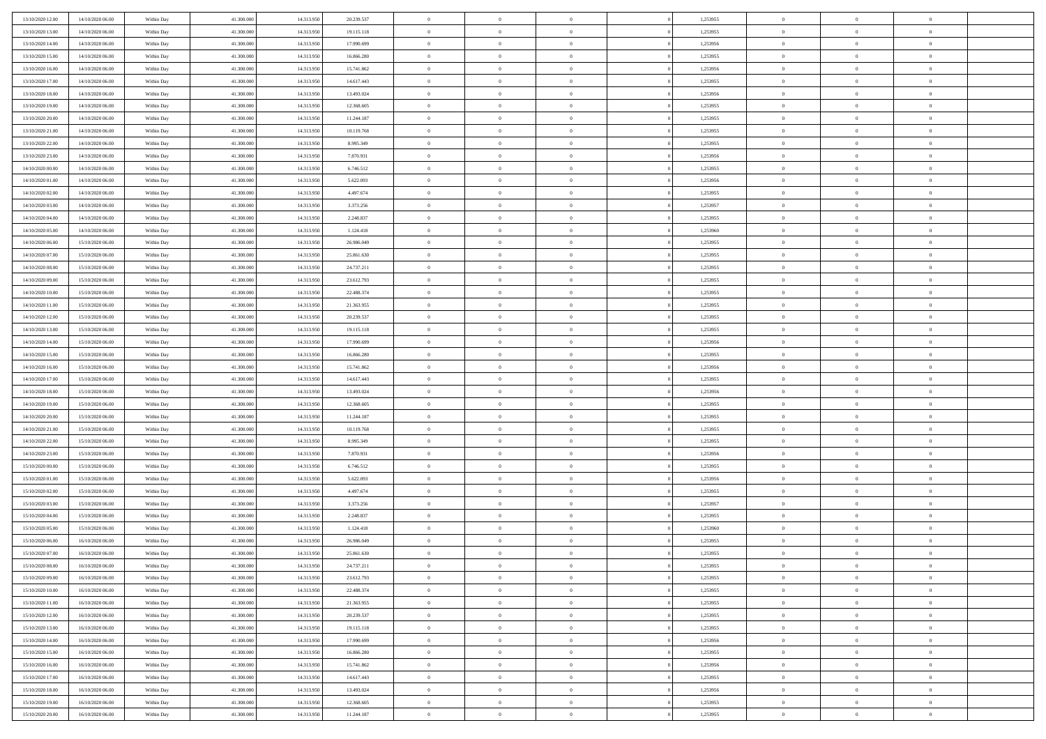| | | | | | | | | | | | | | | |
|---|---|---|---|---|---|---|---|---|---|---|---|---|---|---|
| 13/10/2020 12:00 | 14/10/2020 06:00 | Within Day | 41.300.000 | 14.313.950 | 20.239.537 | 0 | 0 | 0 | 0 | 1,253955 | 0 | 0 | 0 | |
| 13/10/2020 13:00 | 14/10/2020 06:00 | Within Day | 41.300.000 | 14.313.950 | 19.115.118 | 0 | 0 | 0 | 0 | 1,253955 | 0 | 0 | 0 | |
| 13/10/2020 14:00 | 14/10/2020 06:00 | Within Day | 41.300.000 | 14.313.950 | 17.990.699 | 0 | 0 | 0 | 0 | 1,253956 | 0 | 0 | 0 | |
| 13/10/2020 15:00 | 14/10/2020 06:00 | Within Day | 41.300.000 | 14.313.950 | 16.866.280 | 0 | 0 | 0 | 0 | 1,253955 | 0 | 0 | 0 | |
| 13/10/2020 16:00 | 14/10/2020 06:00 | Within Day | 41.300.000 | 14.313.950 | 15.741.862 | 0 | 0 | 0 | 0 | 1,253956 | 0 | 0 | 0 | |
| 13/10/2020 17:00 | 14/10/2020 06:00 | Within Day | 41.300.000 | 14.313.950 | 14.617.443 | 0 | 0 | 0 | 0 | 1,253955 | 0 | 0 | 0 | |
| 13/10/2020 18:00 | 14/10/2020 06:00 | Within Day | 41.300.000 | 14.313.950 | 13.493.024 | 0 | 0 | 0 | 0 | 1,253956 | 0 | 0 | 0 | |
| 13/10/2020 19:00 | 14/10/2020 06:00 | Within Day | 41.300.000 | 14.313.950 | 12.368.605 | 0 | 0 | 0 | 0 | 1,253955 | 0 | 0 | 0 | |
| 13/10/2020 20:00 | 14/10/2020 06:00 | Within Day | 41.300.000 | 14.313.950 | 11.244.187 | 0 | 0 | 0 | 0 | 1,253955 | 0 | 0 | 0 | |
| 13/10/2020 21:00 | 14/10/2020 06:00 | Within Day | 41.300.000 | 14.313.950 | 10.119.768 | 0 | 0 | 0 | 0 | 1,253955 | 0 | 0 | 0 | |
| 13/10/2020 22:00 | 14/10/2020 06:00 | Within Day | 41.300.000 | 14.313.950 | 8.995.349 | 0 | 0 | 0 | 0 | 1,253955 | 0 | 0 | 0 | |
| 13/10/2020 23:00 | 14/10/2020 06:00 | Within Day | 41.300.000 | 14.313.950 | 7.870.931 | 0 | 0 | 0 | 0 | 1,253956 | 0 | 0 | 0 | |
| 14/10/2020 00:00 | 14/10/2020 06:00 | Within Day | 41.300.000 | 14.313.950 | 6.746.512 | 0 | 0 | 0 | 0 | 1,253955 | 0 | 0 | 0 | |
| 14/10/2020 01:00 | 14/10/2020 06:00 | Within Day | 41.300.000 | 14.313.950 | 5.622.093 | 0 | 0 | 0 | 0 | 1,253956 | 0 | 0 | 0 | |
| 14/10/2020 02:00 | 14/10/2020 06:00 | Within Day | 41.300.000 | 14.313.950 | 4.497.674 | 0 | 0 | 0 | 0 | 1,253955 | 0 | 0 | 0 | |
| 14/10/2020 03:00 | 14/10/2020 06:00 | Within Day | 41.300.000 | 14.313.950 | 3.373.256 | 0 | 0 | 0 | 0 | 1,253957 | 0 | 0 | 0 | |
| 14/10/2020 04:00 | 14/10/2020 06:00 | Within Day | 41.300.000 | 14.313.950 | 2.248.837 | 0 | 0 | 0 | 0 | 1,253955 | 0 | 0 | 0 | |
| 14/10/2020 05:00 | 14/10/2020 06:00 | Within Day | 41.300.000 | 14.313.950 | 1.124.418 | 0 | 0 | 0 | 0 | 1,253960 | 0 | 0 | 0 | |
| 14/10/2020 06:00 | 15/10/2020 06:00 | Within Day | 41.300.000 | 14.313.950 | 26.986.049 | 0 | 0 | 0 | 0 | 1,253955 | 0 | 0 | 0 | |
| 14/10/2020 07:00 | 15/10/2020 06:00 | Within Day | 41.300.000 | 14.313.950 | 25.861.630 | 0 | 0 | 0 | 0 | 1,253955 | 0 | 0 | 0 | |
| 14/10/2020 08:00 | 15/10/2020 06:00 | Within Day | 41.300.000 | 14.313.950 | 24.737.211 | 0 | 0 | 0 | 0 | 1,253955 | 0 | 0 | 0 | |
| 14/10/2020 09:00 | 15/10/2020 06:00 | Within Day | 41.300.000 | 14.313.950 | 23.612.793 | 0 | 0 | 0 | 0 | 1,253955 | 0 | 0 | 0 | |
| 14/10/2020 10:00 | 15/10/2020 06:00 | Within Day | 41.300.000 | 14.313.950 | 22.488.374 | 0 | 0 | 0 | 0 | 1,253955 | 0 | 0 | 0 | |
| 14/10/2020 11:00 | 15/10/2020 06:00 | Within Day | 41.300.000 | 14.313.950 | 21.363.955 | 0 | 0 | 0 | 0 | 1,253955 | 0 | 0 | 0 | |
| 14/10/2020 12:00 | 15/10/2020 06:00 | Within Day | 41.300.000 | 14.313.950 | 20.239.537 | 0 | 0 | 0 | 0 | 1,253955 | 0 | 0 | 0 | |
| 14/10/2020 13:00 | 15/10/2020 06:00 | Within Day | 41.300.000 | 14.313.950 | 19.115.118 | 0 | 0 | 0 | 0 | 1,253955 | 0 | 0 | 0 | |
| 14/10/2020 14:00 | 15/10/2020 06:00 | Within Day | 41.300.000 | 14.313.950 | 17.990.699 | 0 | 0 | 0 | 0 | 1,253956 | 0 | 0 | 0 | |
| 14/10/2020 15:00 | 15/10/2020 06:00 | Within Day | 41.300.000 | 14.313.950 | 16.866.280 | 0 | 0 | 0 | 0 | 1,253955 | 0 | 0 | 0 | |
| 14/10/2020 16:00 | 15/10/2020 06:00 | Within Day | 41.300.000 | 14.313.950 | 15.741.862 | 0 | 0 | 0 | 0 | 1,253956 | 0 | 0 | 0 | |
| 14/10/2020 17:00 | 15/10/2020 06:00 | Within Day | 41.300.000 | 14.313.950 | 14.617.443 | 0 | 0 | 0 | 0 | 1,253955 | 0 | 0 | 0 | |
| 14/10/2020 18:00 | 15/10/2020 06:00 | Within Day | 41.300.000 | 14.313.950 | 13.493.024 | 0 | 0 | 0 | 0 | 1,253956 | 0 | 0 | 0 | |
| 14/10/2020 19:00 | 15/10/2020 06:00 | Within Day | 41.300.000 | 14.313.950 | 12.368.605 | 0 | 0 | 0 | 0 | 1,253955 | 0 | 0 | 0 | |
| 14/10/2020 20:00 | 15/10/2020 06:00 | Within Day | 41.300.000 | 14.313.950 | 11.244.187 | 0 | 0 | 0 | 0 | 1,253955 | 0 | 0 | 0 | |
| 14/10/2020 21:00 | 15/10/2020 06:00 | Within Day | 41.300.000 | 14.313.950 | 10.119.768 | 0 | 0 | 0 | 0 | 1,253955 | 0 | 0 | 0 | |
| 14/10/2020 22:00 | 15/10/2020 06:00 | Within Day | 41.300.000 | 14.313.950 | 8.995.349 | 0 | 0 | 0 | 0 | 1,253955 | 0 | 0 | 0 | |
| 14/10/2020 23:00 | 15/10/2020 06:00 | Within Day | 41.300.000 | 14.313.950 | 7.870.931 | 0 | 0 | 0 | 0 | 1,253956 | 0 | 0 | 0 | |
| 15/10/2020 00:00 | 15/10/2020 06:00 | Within Day | 41.300.000 | 14.313.950 | 6.746.512 | 0 | 0 | 0 | 0 | 1,253955 | 0 | 0 | 0 | |
| 15/10/2020 01:00 | 15/10/2020 06:00 | Within Day | 41.300.000 | 14.313.950 | 5.622.093 | 0 | 0 | 0 | 0 | 1,253956 | 0 | 0 | 0 | |
| 15/10/2020 02:00 | 15/10/2020 06:00 | Within Day | 41.300.000 | 14.313.950 | 4.497.674 | 0 | 0 | 0 | 0 | 1,253955 | 0 | 0 | 0 | |
| 15/10/2020 03:00 | 15/10/2020 06:00 | Within Day | 41.300.000 | 14.313.950 | 3.373.256 | 0 | 0 | 0 | 0 | 1,253957 | 0 | 0 | 0 | |
| 15/10/2020 04:00 | 15/10/2020 06:00 | Within Day | 41.300.000 | 14.313.950 | 2.248.837 | 0 | 0 | 0 | 0 | 1,253955 | 0 | 0 | 0 | |
| 15/10/2020 05:00 | 15/10/2020 06:00 | Within Day | 41.300.000 | 14.313.950 | 1.124.418 | 0 | 0 | 0 | 0 | 1,253960 | 0 | 0 | 0 | |
| 15/10/2020 06:00 | 16/10/2020 06:00 | Within Day | 41.300.000 | 14.313.950 | 26.986.049 | 0 | 0 | 0 | 0 | 1,253955 | 0 | 0 | 0 | |
| 15/10/2020 07:00 | 16/10/2020 06:00 | Within Day | 41.300.000 | 14.313.950 | 25.861.630 | 0 | 0 | 0 | 0 | 1,253955 | 0 | 0 | 0 | |
| 15/10/2020 08:00 | 16/10/2020 06:00 | Within Day | 41.300.000 | 14.313.950 | 24.737.211 | 0 | 0 | 0 | 0 | 1,253955 | 0 | 0 | 0 | |
| 15/10/2020 09:00 | 16/10/2020 06:00 | Within Day | 41.300.000 | 14.313.950 | 23.612.793 | 0 | 0 | 0 | 0 | 1,253955 | 0 | 0 | 0 | |
| 15/10/2020 10:00 | 16/10/2020 06:00 | Within Day | 41.300.000 | 14.313.950 | 22.488.374 | 0 | 0 | 0 | 0 | 1,253955 | 0 | 0 | 0 | |
| 15/10/2020 11:00 | 16/10/2020 06:00 | Within Day | 41.300.000 | 14.313.950 | 21.363.955 | 0 | 0 | 0 | 0 | 1,253955 | 0 | 0 | 0 | |
| 15/10/2020 12:00 | 16/10/2020 06:00 | Within Day | 41.300.000 | 14.313.950 | 20.239.537 | 0 | 0 | 0 | 0 | 1,253955 | 0 | 0 | 0 | |
| 15/10/2020 13:00 | 16/10/2020 06:00 | Within Day | 41.300.000 | 14.313.950 | 19.115.118 | 0 | 0 | 0 | 0 | 1,253955 | 0 | 0 | 0 | |
| 15/10/2020 14:00 | 16/10/2020 06:00 | Within Day | 41.300.000 | 14.313.950 | 17.990.699 | 0 | 0 | 0 | 0 | 1,253956 | 0 | 0 | 0 | |
| 15/10/2020 15:00 | 16/10/2020 06:00 | Within Day | 41.300.000 | 14.313.950 | 16.866.280 | 0 | 0 | 0 | 0 | 1,253955 | 0 | 0 | 0 | |
| 15/10/2020 16:00 | 16/10/2020 06:00 | Within Day | 41.300.000 | 14.313.950 | 15.741.862 | 0 | 0 | 0 | 0 | 1,253956 | 0 | 0 | 0 | |
| 15/10/2020 17:00 | 16/10/2020 06:00 | Within Day | 41.300.000 | 14.313.950 | 14.617.443 | 0 | 0 | 0 | 0 | 1,253955 | 0 | 0 | 0 | |
| 15/10/2020 18:00 | 16/10/2020 06:00 | Within Day | 41.300.000 | 14.313.950 | 13.493.024 | 0 | 0 | 0 | 0 | 1,253956 | 0 | 0 | 0 | |
| 15/10/2020 19:00 | 16/10/2020 06:00 | Within Day | 41.300.000 | 14.313.950 | 12.368.605 | 0 | 0 | 0 | 0 | 1,253955 | 0 | 0 | 0 | |
| 15/10/2020 20:00 | 16/10/2020 06:00 | Within Day | 41.300.000 | 14.313.950 | 11.244.187 | 0 | 0 | 0 | 0 | 1,253955 | 0 | 0 | 0 | |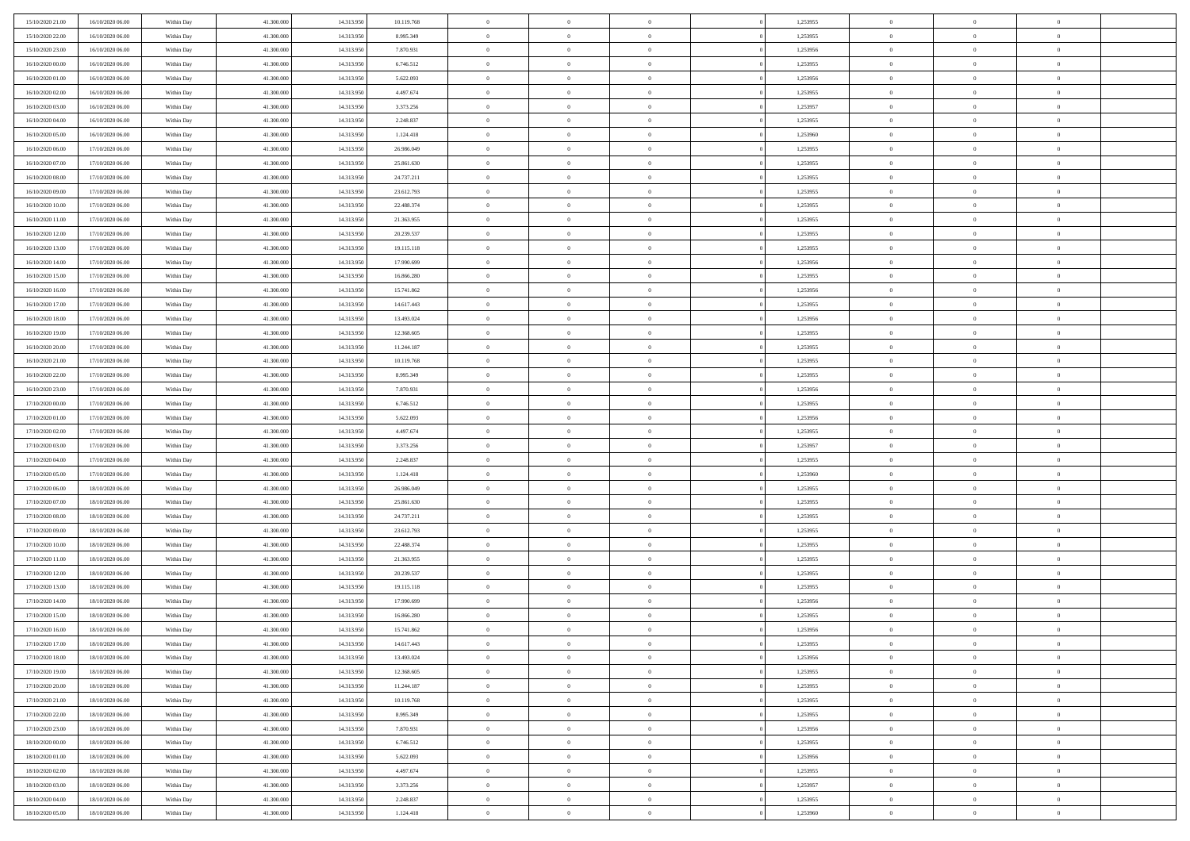| | | | | | | | | | | | | | | |
|---|---|---|---|---|---|---|---|---|---|---|---|---|---|---|
| 15/10/2020 21:00 | 16/10/2020 06:00 | Within Day | 41.300.000 | 14.313.950 | 10.119.768 | 0 | 0 | 0 | | 1,253955 | 0 | 0 | 0 | |
| 15/10/2020 22:00 | 16/10/2020 06:00 | Within Day | 41.300.000 | 14.313.950 | 8.995.349 | 0 | 0 | 0 | | 1,253955 | 0 | 0 | 0 | |
| 15/10/2020 23:00 | 16/10/2020 06:00 | Within Day | 41.300.000 | 14.313.950 | 7.870.931 | 0 | 0 | 0 | | 1,253956 | 0 | 0 | 0 | |
| 16/10/2020 00:00 | 16/10/2020 06:00 | Within Day | 41.300.000 | 14.313.950 | 6.746.512 | 0 | 0 | 0 | | 1,253955 | 0 | 0 | 0 | |
| 16/10/2020 01:00 | 16/10/2020 06:00 | Within Day | 41.300.000 | 14.313.950 | 5.622.093 | 0 | 0 | 0 | | 1,253956 | 0 | 0 | 0 | |
| 16/10/2020 02:00 | 16/10/2020 06:00 | Within Day | 41.300.000 | 14.313.950 | 4.497.674 | 0 | 0 | 0 | | 1,253955 | 0 | 0 | 0 | |
| 16/10/2020 03:00 | 16/10/2020 06:00 | Within Day | 41.300.000 | 14.313.950 | 3.373.256 | 0 | 0 | 0 | | 1,253957 | 0 | 0 | 0 | |
| 16/10/2020 04:00 | 16/10/2020 06:00 | Within Day | 41.300.000 | 14.313.950 | 2.248.837 | 0 | 0 | 0 | | 1,253955 | 0 | 0 | 0 | |
| 16/10/2020 05:00 | 16/10/2020 06:00 | Within Day | 41.300.000 | 14.313.950 | 1.124.418 | 0 | 0 | 0 | | 1,253960 | 0 | 0 | 0 | |
| 16/10/2020 06:00 | 17/10/2020 06:00 | Within Day | 41.300.000 | 14.313.950 | 26.986.049 | 0 | 0 | 0 | | 1,253955 | 0 | 0 | 0 | |
| 16/10/2020 07:00 | 17/10/2020 06:00 | Within Day | 41.300.000 | 14.313.950 | 25.861.630 | 0 | 0 | 0 | | 1,253955 | 0 | 0 | 0 | |
| 16/10/2020 08:00 | 17/10/2020 06:00 | Within Day | 41.300.000 | 14.313.950 | 24.737.211 | 0 | 0 | 0 | | 1,253955 | 0 | 0 | 0 | |
| 16/10/2020 09:00 | 17/10/2020 06:00 | Within Day | 41.300.000 | 14.313.950 | 23.612.793 | 0 | 0 | 0 | | 1,253955 | 0 | 0 | 0 | |
| 16/10/2020 10:00 | 17/10/2020 06:00 | Within Day | 41.300.000 | 14.313.950 | 22.488.374 | 0 | 0 | 0 | | 1,253955 | 0 | 0 | 0 | |
| 16/10/2020 11:00 | 17/10/2020 06:00 | Within Day | 41.300.000 | 14.313.950 | 21.363.955 | 0 | 0 | 0 | | 1,253955 | 0 | 0 | 0 | |
| 16/10/2020 12:00 | 17/10/2020 06:00 | Within Day | 41.300.000 | 14.313.950 | 20.239.537 | 0 | 0 | 0 | | 1,253955 | 0 | 0 | 0 | |
| 16/10/2020 13:00 | 17/10/2020 06:00 | Within Day | 41.300.000 | 14.313.950 | 19.115.118 | 0 | 0 | 0 | | 1,253955 | 0 | 0 | 0 | |
| 16/10/2020 14:00 | 17/10/2020 06:00 | Within Day | 41.300.000 | 14.313.950 | 17.990.699 | 0 | 0 | 0 | | 1,253956 | 0 | 0 | 0 | |
| 16/10/2020 15:00 | 17/10/2020 06:00 | Within Day | 41.300.000 | 14.313.950 | 16.866.280 | 0 | 0 | 0 | | 1,253955 | 0 | 0 | 0 | |
| 16/10/2020 16:00 | 17/10/2020 06:00 | Within Day | 41.300.000 | 14.313.950 | 15.741.862 | 0 | 0 | 0 | | 1,253956 | 0 | 0 | 0 | |
| 16/10/2020 17:00 | 17/10/2020 06:00 | Within Day | 41.300.000 | 14.313.950 | 14.617.443 | 0 | 0 | 0 | | 1,253955 | 0 | 0 | 0 | |
| 16/10/2020 18:00 | 17/10/2020 06:00 | Within Day | 41.300.000 | 14.313.950 | 13.493.024 | 0 | 0 | 0 | | 1,253956 | 0 | 0 | 0 | |
| 16/10/2020 19:00 | 17/10/2020 06:00 | Within Day | 41.300.000 | 14.313.950 | 12.368.605 | 0 | 0 | 0 | | 1,253955 | 0 | 0 | 0 | |
| 16/10/2020 20:00 | 17/10/2020 06:00 | Within Day | 41.300.000 | 14.313.950 | 11.244.187 | 0 | 0 | 0 | | 1,253955 | 0 | 0 | 0 | |
| 16/10/2020 21:00 | 17/10/2020 06:00 | Within Day | 41.300.000 | 14.313.950 | 10.119.768 | 0 | 0 | 0 | | 1,253955 | 0 | 0 | 0 | |
| 16/10/2020 22:00 | 17/10/2020 06:00 | Within Day | 41.300.000 | 14.313.950 | 8.995.349 | 0 | 0 | 0 | | 1,253955 | 0 | 0 | 0 | |
| 16/10/2020 23:00 | 17/10/2020 06:00 | Within Day | 41.300.000 | 14.313.950 | 7.870.931 | 0 | 0 | 0 | | 1,253956 | 0 | 0 | 0 | |
| 17/10/2020 00:00 | 17/10/2020 06:00 | Within Day | 41.300.000 | 14.313.950 | 6.746.512 | 0 | 0 | 0 | | 1,253955 | 0 | 0 | 0 | |
| 17/10/2020 01:00 | 17/10/2020 06:00 | Within Day | 41.300.000 | 14.313.950 | 5.622.093 | 0 | 0 | 0 | | 1,253956 | 0 | 0 | 0 | |
| 17/10/2020 02:00 | 17/10/2020 06:00 | Within Day | 41.300.000 | 14.313.950 | 4.497.674 | 0 | 0 | 0 | | 1,253955 | 0 | 0 | 0 | |
| 17/10/2020 03:00 | 17/10/2020 06:00 | Within Day | 41.300.000 | 14.313.950 | 3.373.256 | 0 | 0 | 0 | | 1,253957 | 0 | 0 | 0 | |
| 17/10/2020 04:00 | 17/10/2020 06:00 | Within Day | 41.300.000 | 14.313.950 | 2.248.837 | 0 | 0 | 0 | | 1,253955 | 0 | 0 | 0 | |
| 17/10/2020 05:00 | 17/10/2020 06:00 | Within Day | 41.300.000 | 14.313.950 | 1.124.418 | 0 | 0 | 0 | | 1,253960 | 0 | 0 | 0 | |
| 17/10/2020 06:00 | 18/10/2020 06:00 | Within Day | 41.300.000 | 14.313.950 | 26.986.049 | 0 | 0 | 0 | | 1,253955 | 0 | 0 | 0 | |
| 17/10/2020 07:00 | 18/10/2020 06:00 | Within Day | 41.300.000 | 14.313.950 | 25.861.630 | 0 | 0 | 0 | | 1,253955 | 0 | 0 | 0 | |
| 17/10/2020 08:00 | 18/10/2020 06:00 | Within Day | 41.300.000 | 14.313.950 | 24.737.211 | 0 | 0 | 0 | | 1,253955 | 0 | 0 | 0 | |
| 17/10/2020 09:00 | 18/10/2020 06:00 | Within Day | 41.300.000 | 14.313.950 | 23.612.793 | 0 | 0 | 0 | | 1,253955 | 0 | 0 | 0 | |
| 17/10/2020 10:00 | 18/10/2020 06:00 | Within Day | 41.300.000 | 14.313.950 | 22.488.374 | 0 | 0 | 0 | | 1,253955 | 0 | 0 | 0 | |
| 17/10/2020 11:00 | 18/10/2020 06:00 | Within Day | 41.300.000 | 14.313.950 | 21.363.955 | 0 | 0 | 0 | | 1,253955 | 0 | 0 | 0 | |
| 17/10/2020 12:00 | 18/10/2020 06:00 | Within Day | 41.300.000 | 14.313.950 | 20.239.537 | 0 | 0 | 0 | | 1,253955 | 0 | 0 | 0 | |
| 17/10/2020 13:00 | 18/10/2020 06:00 | Within Day | 41.300.000 | 14.313.950 | 19.115.118 | 0 | 0 | 0 | | 1,253955 | 0 | 0 | 0 | |
| 17/10/2020 14:00 | 18/10/2020 06:00 | Within Day | 41.300.000 | 14.313.950 | 17.990.699 | 0 | 0 | 0 | | 1,253956 | 0 | 0 | 0 | |
| 17/10/2020 15:00 | 18/10/2020 06:00 | Within Day | 41.300.000 | 14.313.950 | 16.866.280 | 0 | 0 | 0 | | 1,253955 | 0 | 0 | 0 | |
| 17/10/2020 16:00 | 18/10/2020 06:00 | Within Day | 41.300.000 | 14.313.950 | 15.741.862 | 0 | 0 | 0 | | 1,253956 | 0 | 0 | 0 | |
| 17/10/2020 17:00 | 18/10/2020 06:00 | Within Day | 41.300.000 | 14.313.950 | 14.617.443 | 0 | 0 | 0 | | 1,253955 | 0 | 0 | 0 | |
| 17/10/2020 18:00 | 18/10/2020 06:00 | Within Day | 41.300.000 | 14.313.950 | 13.493.024 | 0 | 0 | 0 | | 1,253956 | 0 | 0 | 0 | |
| 17/10/2020 19:00 | 18/10/2020 06:00 | Within Day | 41.300.000 | 14.313.950 | 12.368.605 | 0 | 0 | 0 | | 1,253955 | 0 | 0 | 0 | |
| 17/10/2020 20:00 | 18/10/2020 06:00 | Within Day | 41.300.000 | 14.313.950 | 11.244.187 | 0 | 0 | 0 | | 1,253955 | 0 | 0 | 0 | |
| 17/10/2020 21:00 | 18/10/2020 06:00 | Within Day | 41.300.000 | 14.313.950 | 10.119.768 | 0 | 0 | 0 | | 1,253955 | 0 | 0 | 0 | |
| 17/10/2020 22:00 | 18/10/2020 06:00 | Within Day | 41.300.000 | 14.313.950 | 8.995.349 | 0 | 0 | 0 | | 1,253955 | 0 | 0 | 0 | |
| 17/10/2020 23:00 | 18/10/2020 06:00 | Within Day | 41.300.000 | 14.313.950 | 7.870.931 | 0 | 0 | 0 | | 1,253956 | 0 | 0 | 0 | |
| 18/10/2020 00:00 | 18/10/2020 06:00 | Within Day | 41.300.000 | 14.313.950 | 6.746.512 | 0 | 0 | 0 | | 1,253955 | 0 | 0 | 0 | |
| 18/10/2020 01:00 | 18/10/2020 06:00 | Within Day | 41.300.000 | 14.313.950 | 5.622.093 | 0 | 0 | 0 | | 1,253956 | 0 | 0 | 0 | |
| 18/10/2020 02:00 | 18/10/2020 06:00 | Within Day | 41.300.000 | 14.313.950 | 4.497.674 | 0 | 0 | 0 | | 1,253955 | 0 | 0 | 0 | |
| 18/10/2020 03:00 | 18/10/2020 06:00 | Within Day | 41.300.000 | 14.313.950 | 3.373.256 | 0 | 0 | 0 | | 1,253957 | 0 | 0 | 0 | |
| 18/10/2020 04:00 | 18/10/2020 06:00 | Within Day | 41.300.000 | 14.313.950 | 2.248.837 | 0 | 0 | 0 | | 1,253955 | 0 | 0 | 0 | |
| 18/10/2020 05:00 | 18/10/2020 06:00 | Within Day | 41.300.000 | 14.313.950 | 1.124.418 | 0 | 0 | 0 | | 1,253960 | 0 | 0 | 0 | |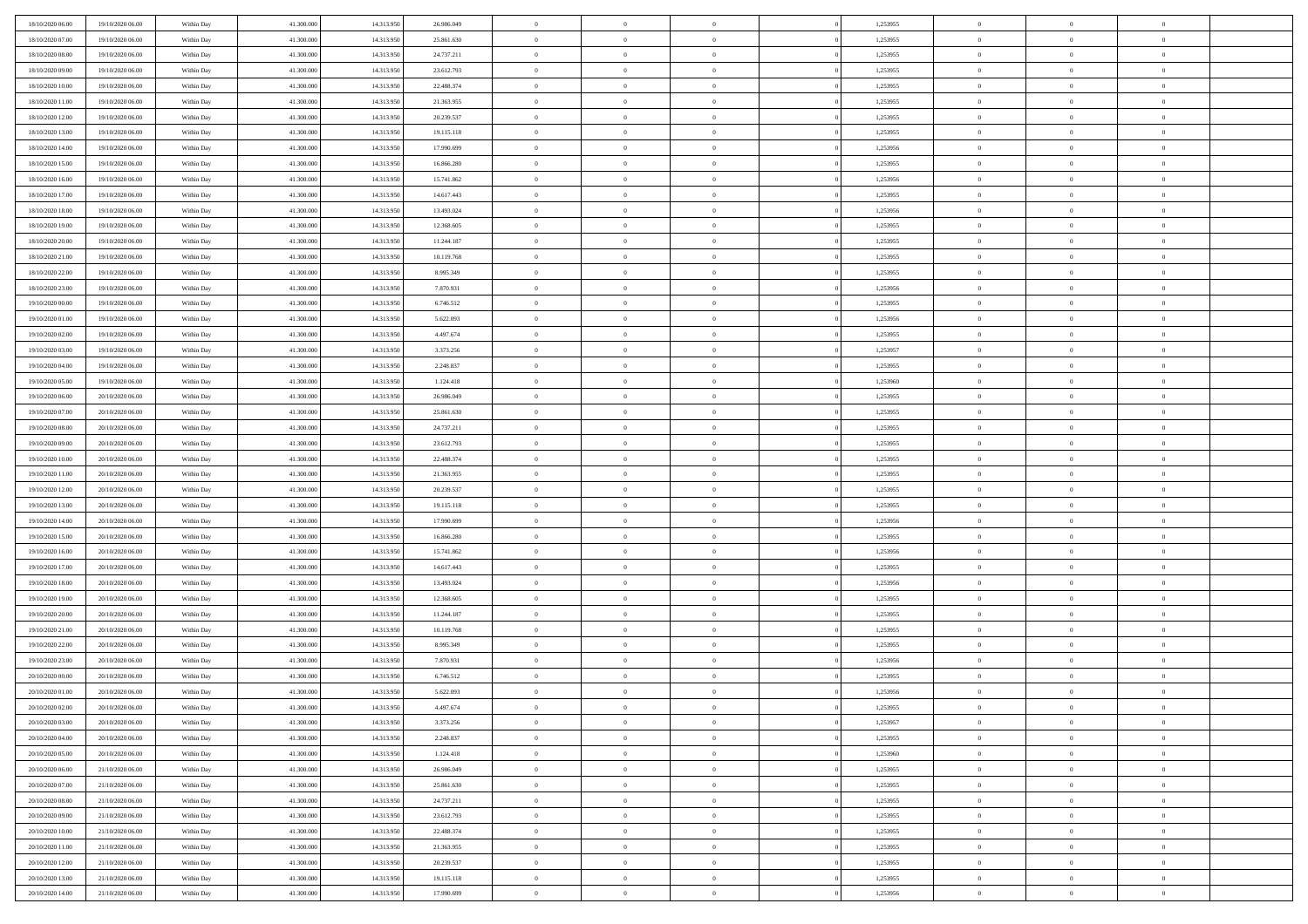| | | | | | | | | | | | | | | |
|---|---|---|---|---|---|---|---|---|---|---|---|---|---|---|
| 18/10/2020 06:00 | 19/10/2020 06:00 | Within Day | 41.300.000 | 14.313.950 | 26.986.049 | 0 | 0 | 0 | | 1,253955 | 0 | 0 | 0 | |
| 18/10/2020 07:00 | 19/10/2020 06:00 | Within Day | 41.300.000 | 14.313.950 | 25.861.630 | 0 | 0 | 0 | | 1,253955 | 0 | 0 | 0 | |
| 18/10/2020 08:00 | 19/10/2020 06:00 | Within Day | 41.300.000 | 14.313.950 | 24.737.211 | 0 | 0 | 0 | | 1,253955 | 0 | 0 | 0 | |
| 18/10/2020 09:00 | 19/10/2020 06:00 | Within Day | 41.300.000 | 14.313.950 | 23.612.793 | 0 | 0 | 0 | | 1,253955 | 0 | 0 | 0 | |
| 18/10/2020 10:00 | 19/10/2020 06:00 | Within Day | 41.300.000 | 14.313.950 | 22.488.374 | 0 | 0 | 0 | | 1,253955 | 0 | 0 | 0 | |
| 18/10/2020 11:00 | 19/10/2020 06:00 | Within Day | 41.300.000 | 14.313.950 | 21.363.955 | 0 | 0 | 0 | | 1,253955 | 0 | 0 | 0 | |
| 18/10/2020 12:00 | 19/10/2020 06:00 | Within Day | 41.300.000 | 14.313.950 | 20.239.537 | 0 | 0 | 0 | | 1,253955 | 0 | 0 | 0 | |
| 18/10/2020 13:00 | 19/10/2020 06:00 | Within Day | 41.300.000 | 14.313.950 | 19.115.118 | 0 | 0 | 0 | | 1,253955 | 0 | 0 | 0 | |
| 18/10/2020 14:00 | 19/10/2020 06:00 | Within Day | 41.300.000 | 14.313.950 | 17.990.699 | 0 | 0 | 0 | | 1,253956 | 0 | 0 | 0 | |
| 18/10/2020 15:00 | 19/10/2020 06:00 | Within Day | 41.300.000 | 14.313.950 | 16.866.280 | 0 | 0 | 0 | | 1,253955 | 0 | 0 | 0 | |
| 18/10/2020 16:00 | 19/10/2020 06:00 | Within Day | 41.300.000 | 14.313.950 | 15.741.862 | 0 | 0 | 0 | | 1,253956 | 0 | 0 | 0 | |
| 18/10/2020 17:00 | 19/10/2020 06:00 | Within Day | 41.300.000 | 14.313.950 | 14.617.443 | 0 | 0 | 0 | | 1,253955 | 0 | 0 | 0 | |
| 18/10/2020 18:00 | 19/10/2020 06:00 | Within Day | 41.300.000 | 14.313.950 | 13.493.024 | 0 | 0 | 0 | | 1,253956 | 0 | 0 | 0 | |
| 18/10/2020 19:00 | 19/10/2020 06:00 | Within Day | 41.300.000 | 14.313.950 | 12.368.605 | 0 | 0 | 0 | | 1,253955 | 0 | 0 | 0 | |
| 18/10/2020 20:00 | 19/10/2020 06:00 | Within Day | 41.300.000 | 14.313.950 | 11.244.187 | 0 | 0 | 0 | | 1,253955 | 0 | 0 | 0 | |
| 18/10/2020 21:00 | 19/10/2020 06:00 | Within Day | 41.300.000 | 14.313.950 | 10.119.768 | 0 | 0 | 0 | | 1,253955 | 0 | 0 | 0 | |
| 18/10/2020 22:00 | 19/10/2020 06:00 | Within Day | 41.300.000 | 14.313.950 | 8.995.349 | 0 | 0 | 0 | | 1,253955 | 0 | 0 | 0 | |
| 18/10/2020 23:00 | 19/10/2020 06:00 | Within Day | 41.300.000 | 14.313.950 | 7.870.931 | 0 | 0 | 0 | | 1,253956 | 0 | 0 | 0 | |
| 19/10/2020 00:00 | 19/10/2020 06:00 | Within Day | 41.300.000 | 14.313.950 | 6.746.512 | 0 | 0 | 0 | | 1,253955 | 0 | 0 | 0 | |
| 19/10/2020 01:00 | 19/10/2020 06:00 | Within Day | 41.300.000 | 14.313.950 | 5.622.093 | 0 | 0 | 0 | | 1,253956 | 0 | 0 | 0 | |
| 19/10/2020 02:00 | 19/10/2020 06:00 | Within Day | 41.300.000 | 14.313.950 | 4.497.674 | 0 | 0 | 0 | | 1,253955 | 0 | 0 | 0 | |
| 19/10/2020 03:00 | 19/10/2020 06:00 | Within Day | 41.300.000 | 14.313.950 | 3.373.256 | 0 | 0 | 0 | | 1,253957 | 0 | 0 | 0 | |
| 19/10/2020 04:00 | 19/10/2020 06:00 | Within Day | 41.300.000 | 14.313.950 | 2.248.837 | 0 | 0 | 0 | | 1,253955 | 0 | 0 | 0 | |
| 19/10/2020 05:00 | 19/10/2020 06:00 | Within Day | 41.300.000 | 14.313.950 | 1.124.418 | 0 | 0 | 0 | | 1,253960 | 0 | 0 | 0 | |
| 19/10/2020 06:00 | 20/10/2020 06:00 | Within Day | 41.300.000 | 14.313.950 | 26.986.049 | 0 | 0 | 0 | | 1,253955 | 0 | 0 | 0 | |
| 19/10/2020 07:00 | 20/10/2020 06:00 | Within Day | 41.300.000 | 14.313.950 | 25.861.630 | 0 | 0 | 0 | | 1,253955 | 0 | 0 | 0 | |
| 19/10/2020 08:00 | 20/10/2020 06:00 | Within Day | 41.300.000 | 14.313.950 | 24.737.211 | 0 | 0 | 0 | | 1,253955 | 0 | 0 | 0 | |
| 19/10/2020 09:00 | 20/10/2020 06:00 | Within Day | 41.300.000 | 14.313.950 | 23.612.793 | 0 | 0 | 0 | | 1,253955 | 0 | 0 | 0 | |
| 19/10/2020 10:00 | 20/10/2020 06:00 | Within Day | 41.300.000 | 14.313.950 | 22.488.374 | 0 | 0 | 0 | | 1,253955 | 0 | 0 | 0 | |
| 19/10/2020 11:00 | 20/10/2020 06:00 | Within Day | 41.300.000 | 14.313.950 | 21.363.955 | 0 | 0 | 0 | | 1,253955 | 0 | 0 | 0 | |
| 19/10/2020 12:00 | 20/10/2020 06:00 | Within Day | 41.300.000 | 14.313.950 | 20.239.537 | 0 | 0 | 0 | | 1,253955 | 0 | 0 | 0 | |
| 19/10/2020 13:00 | 20/10/2020 06:00 | Within Day | 41.300.000 | 14.313.950 | 19.115.118 | 0 | 0 | 0 | | 1,253955 | 0 | 0 | 0 | |
| 19/10/2020 14:00 | 20/10/2020 06:00 | Within Day | 41.300.000 | 14.313.950 | 17.990.699 | 0 | 0 | 0 | | 1,253956 | 0 | 0 | 0 | |
| 19/10/2020 15:00 | 20/10/2020 06:00 | Within Day | 41.300.000 | 14.313.950 | 16.866.280 | 0 | 0 | 0 | | 1,253955 | 0 | 0 | 0 | |
| 19/10/2020 16:00 | 20/10/2020 06:00 | Within Day | 41.300.000 | 14.313.950 | 15.741.862 | 0 | 0 | 0 | | 1,253956 | 0 | 0 | 0 | |
| 19/10/2020 17:00 | 20/10/2020 06:00 | Within Day | 41.300.000 | 14.313.950 | 14.617.443 | 0 | 0 | 0 | | 1,253955 | 0 | 0 | 0 | |
| 19/10/2020 18:00 | 20/10/2020 06:00 | Within Day | 41.300.000 | 14.313.950 | 13.493.024 | 0 | 0 | 0 | | 1,253956 | 0 | 0 | 0 | |
| 19/10/2020 19:00 | 20/10/2020 06:00 | Within Day | 41.300.000 | 14.313.950 | 12.368.605 | 0 | 0 | 0 | | 1,253955 | 0 | 0 | 0 | |
| 19/10/2020 20:00 | 20/10/2020 06:00 | Within Day | 41.300.000 | 14.313.950 | 11.244.187 | 0 | 0 | 0 | | 1,253955 | 0 | 0 | 0 | |
| 19/10/2020 21:00 | 20/10/2020 06:00 | Within Day | 41.300.000 | 14.313.950 | 10.119.768 | 0 | 0 | 0 | | 1,253955 | 0 | 0 | 0 | |
| 19/10/2020 22:00 | 20/10/2020 06:00 | Within Day | 41.300.000 | 14.313.950 | 8.995.349 | 0 | 0 | 0 | | 1,253955 | 0 | 0 | 0 | |
| 19/10/2020 23:00 | 20/10/2020 06:00 | Within Day | 41.300.000 | 14.313.950 | 7.870.931 | 0 | 0 | 0 | | 1,253956 | 0 | 0 | 0 | |
| 20/10/2020 00:00 | 20/10/2020 06:00 | Within Day | 41.300.000 | 14.313.950 | 6.746.512 | 0 | 0 | 0 | | 1,253955 | 0 | 0 | 0 | |
| 20/10/2020 01:00 | 20/10/2020 06:00 | Within Day | 41.300.000 | 14.313.950 | 5.622.093 | 0 | 0 | 0 | | 1,253956 | 0 | 0 | 0 | |
| 20/10/2020 02:00 | 20/10/2020 06:00 | Within Day | 41.300.000 | 14.313.950 | 4.497.674 | 0 | 0 | 0 | | 1,253955 | 0 | 0 | 0 | |
| 20/10/2020 03:00 | 20/10/2020 06:00 | Within Day | 41.300.000 | 14.313.950 | 3.373.256 | 0 | 0 | 0 | | 1,253957 | 0 | 0 | 0 | |
| 20/10/2020 04:00 | 20/10/2020 06:00 | Within Day | 41.300.000 | 14.313.950 | 2.248.837 | 0 | 0 | 0 | | 1,253955 | 0 | 0 | 0 | |
| 20/10/2020 05:00 | 20/10/2020 06:00 | Within Day | 41.300.000 | 14.313.950 | 1.124.418 | 0 | 0 | 0 | | 1,253960 | 0 | 0 | 0 | |
| 20/10/2020 06:00 | 21/10/2020 06:00 | Within Day | 41.300.000 | 14.313.950 | 26.986.049 | 0 | 0 | 0 | | 1,253955 | 0 | 0 | 0 | |
| 20/10/2020 07:00 | 21/10/2020 06:00 | Within Day | 41.300.000 | 14.313.950 | 25.861.630 | 0 | 0 | 0 | | 1,253955 | 0 | 0 | 0 | |
| 20/10/2020 08:00 | 21/10/2020 06:00 | Within Day | 41.300.000 | 14.313.950 | 24.737.211 | 0 | 0 | 0 | | 1,253955 | 0 | 0 | 0 | |
| 20/10/2020 09:00 | 21/10/2020 06:00 | Within Day | 41.300.000 | 14.313.950 | 23.612.793 | 0 | 0 | 0 | | 1,253955 | 0 | 0 | 0 | |
| 20/10/2020 10:00 | 21/10/2020 06:00 | Within Day | 41.300.000 | 14.313.950 | 22.488.374 | 0 | 0 | 0 | | 1,253955 | 0 | 0 | 0 | |
| 20/10/2020 11:00 | 21/10/2020 06:00 | Within Day | 41.300.000 | 14.313.950 | 21.363.955 | 0 | 0 | 0 | | 1,253955 | 0 | 0 | 0 | |
| 20/10/2020 12:00 | 21/10/2020 06:00 | Within Day | 41.300.000 | 14.313.950 | 20.239.537 | 0 | 0 | 0 | | 1,253955 | 0 | 0 | 0 | |
| 20/10/2020 13:00 | 21/10/2020 06:00 | Within Day | 41.300.000 | 14.313.950 | 19.115.118 | 0 | 0 | 0 | | 1,253955 | 0 | 0 | 0 | |
| 20/10/2020 14:00 | 21/10/2020 06:00 | Within Day | 41.300.000 | 14.313.950 | 17.990.699 | 0 | 0 | 0 | | 1,253956 | 0 | 0 | 0 | |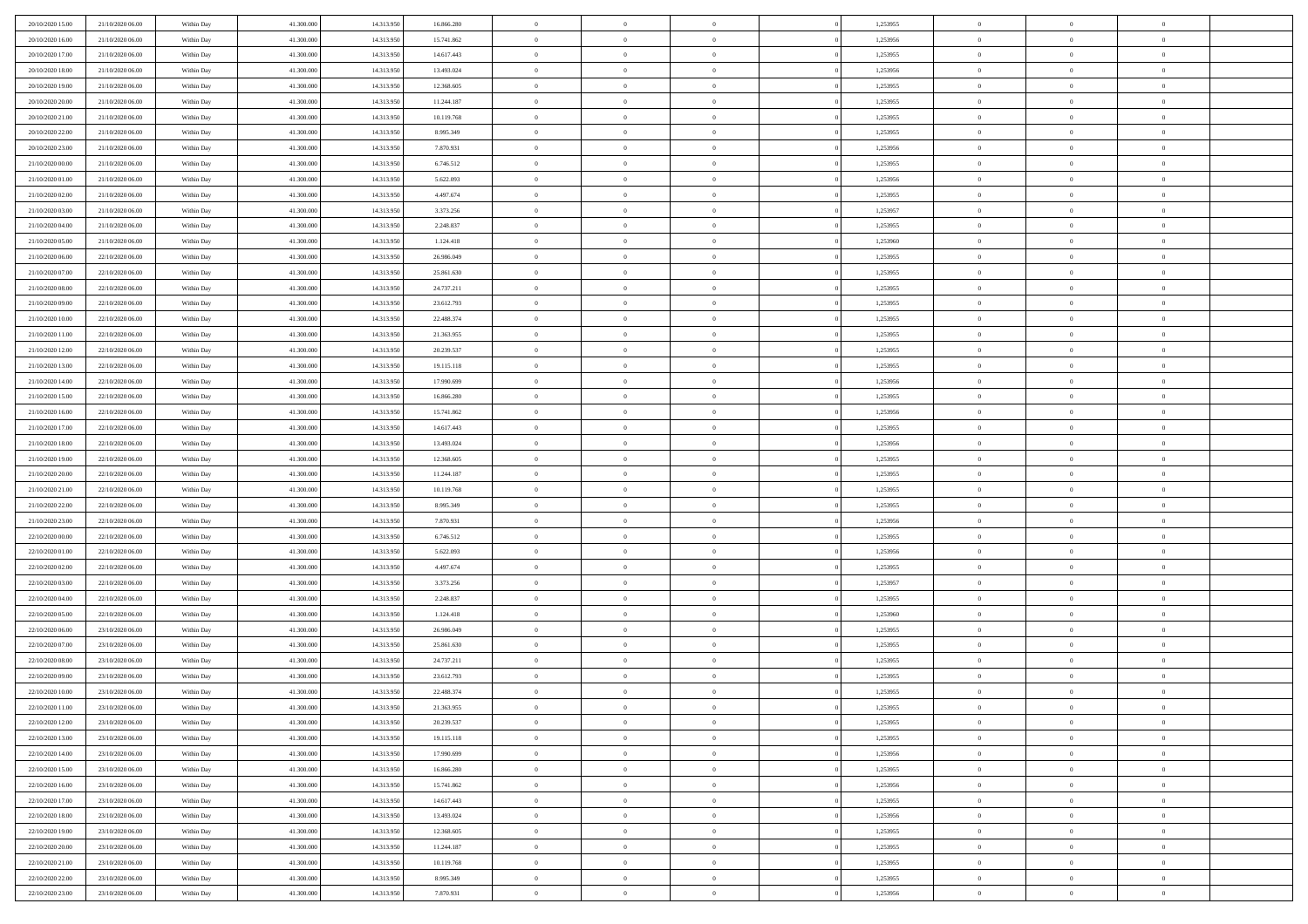| | | | | | | | | | | | | | | |
|---|---|---|---|---|---|---|---|---|---|---|---|---|---|---|
| 20/10/2020 15.00 | 21/10/2020 06.00 | Within Day | 41.300.000 | 14.313.950 | 16.866.280 | 0 | 0 | 0 | | 1,253955 | 0 | 0 | 0 | |
| 20/10/2020 16.00 | 21/10/2020 06.00 | Within Day | 41.300.000 | 14.313.950 | 15.741.862 | 0 | 0 | 0 | | 1,253956 | 0 | 0 | 0 | |
| 20/10/2020 17.00 | 21/10/2020 06.00 | Within Day | 41.300.000 | 14.313.950 | 14.617.443 | 0 | 0 | 0 | | 1,253955 | 0 | 0 | 0 | |
| 20/10/2020 18.00 | 21/10/2020 06.00 | Within Day | 41.300.000 | 14.313.950 | 13.493.024 | 0 | 0 | 0 | | 1,253956 | 0 | 0 | 0 | |
| 20/10/2020 19.00 | 21/10/2020 06.00 | Within Day | 41.300.000 | 14.313.950 | 12.368.605 | 0 | 0 | 0 | | 1,253955 | 0 | 0 | 0 | |
| 20/10/2020 20.00 | 21/10/2020 06.00 | Within Day | 41.300.000 | 14.313.950 | 11.244.187 | 0 | 0 | 0 | | 1,253955 | 0 | 0 | 0 | |
| 20/10/2020 21.00 | 21/10/2020 06.00 | Within Day | 41.300.000 | 14.313.950 | 10.119.768 | 0 | 0 | 0 | | 1,253955 | 0 | 0 | 0 | |
| 20/10/2020 22.00 | 21/10/2020 06.00 | Within Day | 41.300.000 | 14.313.950 | 8.995.349 | 0 | 0 | 0 | | 1,253955 | 0 | 0 | 0 | |
| 20/10/2020 23.00 | 21/10/2020 06.00 | Within Day | 41.300.000 | 14.313.950 | 7.870.931 | 0 | 0 | 0 | | 1,253956 | 0 | 0 | 0 | |
| 21/10/2020 00.00 | 21/10/2020 06.00 | Within Day | 41.300.000 | 14.313.950 | 6.746.512 | 0 | 0 | 0 | | 1,253955 | 0 | 0 | 0 | |
| 21/10/2020 01.00 | 21/10/2020 06.00 | Within Day | 41.300.000 | 14.313.950 | 5.622.093 | 0 | 0 | 0 | | 1,253956 | 0 | 0 | 0 | |
| 21/10/2020 02.00 | 21/10/2020 06.00 | Within Day | 41.300.000 | 14.313.950 | 4.497.674 | 0 | 0 | 0 | | 1,253955 | 0 | 0 | 0 | |
| 21/10/2020 03.00 | 21/10/2020 06.00 | Within Day | 41.300.000 | 14.313.950 | 3.373.256 | 0 | 0 | 0 | | 1,253957 | 0 | 0 | 0 | |
| 21/10/2020 04.00 | 21/10/2020 06.00 | Within Day | 41.300.000 | 14.313.950 | 2.248.837 | 0 | 0 | 0 | | 1,253955 | 0 | 0 | 0 | |
| 21/10/2020 05.00 | 21/10/2020 06.00 | Within Day | 41.300.000 | 14.313.950 | 1.124.418 | 0 | 0 | 0 | | 1,253960 | 0 | 0 | 0 | |
| 21/10/2020 06.00 | 22/10/2020 06.00 | Within Day | 41.300.000 | 14.313.950 | 26.986.049 | 0 | 0 | 0 | | 1,253955 | 0 | 0 | 0 | |
| 21/10/2020 07.00 | 22/10/2020 06.00 | Within Day | 41.300.000 | 14.313.950 | 25.861.630 | 0 | 0 | 0 | | 1,253955 | 0 | 0 | 0 | |
| 21/10/2020 08.00 | 22/10/2020 06.00 | Within Day | 41.300.000 | 14.313.950 | 24.737.211 | 0 | 0 | 0 | | 1,253955 | 0 | 0 | 0 | |
| 21/10/2020 09.00 | 22/10/2020 06.00 | Within Day | 41.300.000 | 14.313.950 | 23.612.793 | 0 | 0 | 0 | | 1,253955 | 0 | 0 | 0 | |
| 21/10/2020 10.00 | 22/10/2020 06.00 | Within Day | 41.300.000 | 14.313.950 | 22.488.374 | 0 | 0 | 0 | | 1,253955 | 0 | 0 | 0 | |
| 21/10/2020 11.00 | 22/10/2020 06.00 | Within Day | 41.300.000 | 14.313.950 | 21.363.955 | 0 | 0 | 0 | | 1,253955 | 0 | 0 | 0 | |
| 21/10/2020 12.00 | 22/10/2020 06.00 | Within Day | 41.300.000 | 14.313.950 | 20.239.537 | 0 | 0 | 0 | | 1,253955 | 0 | 0 | 0 | |
| 21/10/2020 13.00 | 22/10/2020 06.00 | Within Day | 41.300.000 | 14.313.950 | 19.115.118 | 0 | 0 | 0 | | 1,253955 | 0 | 0 | 0 | |
| 21/10/2020 14.00 | 22/10/2020 06.00 | Within Day | 41.300.000 | 14.313.950 | 17.990.699 | 0 | 0 | 0 | | 1,253956 | 0 | 0 | 0 | |
| 21/10/2020 15.00 | 22/10/2020 06.00 | Within Day | 41.300.000 | 14.313.950 | 16.866.280 | 0 | 0 | 0 | | 1,253955 | 0 | 0 | 0 | |
| 21/10/2020 16.00 | 22/10/2020 06.00 | Within Day | 41.300.000 | 14.313.950 | 15.741.862 | 0 | 0 | 0 | | 1,253956 | 0 | 0 | 0 | |
| 21/10/2020 17.00 | 22/10/2020 06.00 | Within Day | 41.300.000 | 14.313.950 | 14.617.443 | 0 | 0 | 0 | | 1,253955 | 0 | 0 | 0 | |
| 21/10/2020 18.00 | 22/10/2020 06.00 | Within Day | 41.300.000 | 14.313.950 | 13.493.024 | 0 | 0 | 0 | | 1,253956 | 0 | 0 | 0 | |
| 21/10/2020 19.00 | 22/10/2020 06.00 | Within Day | 41.300.000 | 14.313.950 | 12.368.605 | 0 | 0 | 0 | | 1,253955 | 0 | 0 | 0 | |
| 21/10/2020 20.00 | 22/10/2020 06.00 | Within Day | 41.300.000 | 14.313.950 | 11.244.187 | 0 | 0 | 0 | | 1,253955 | 0 | 0 | 0 | |
| 21/10/2020 21.00 | 22/10/2020 06.00 | Within Day | 41.300.000 | 14.313.950 | 10.119.768 | 0 | 0 | 0 | | 1,253955 | 0 | 0 | 0 | |
| 21/10/2020 22.00 | 22/10/2020 06.00 | Within Day | 41.300.000 | 14.313.950 | 8.995.349 | 0 | 0 | 0 | | 1,253955 | 0 | 0 | 0 | |
| 21/10/2020 23.00 | 22/10/2020 06.00 | Within Day | 41.300.000 | 14.313.950 | 7.870.931 | 0 | 0 | 0 | | 1,253956 | 0 | 0 | 0 | |
| 22/10/2020 00.00 | 22/10/2020 06.00 | Within Day | 41.300.000 | 14.313.950 | 6.746.512 | 0 | 0 | 0 | | 1,253955 | 0 | 0 | 0 | |
| 22/10/2020 01.00 | 22/10/2020 06.00 | Within Day | 41.300.000 | 14.313.950 | 5.622.093 | 0 | 0 | 0 | | 1,253956 | 0 | 0 | 0 | |
| 22/10/2020 02.00 | 22/10/2020 06.00 | Within Day | 41.300.000 | 14.313.950 | 4.497.674 | 0 | 0 | 0 | | 1,253955 | 0 | 0 | 0 | |
| 22/10/2020 03.00 | 22/10/2020 06.00 | Within Day | 41.300.000 | 14.313.950 | 3.373.256 | 0 | 0 | 0 | | 1,253957 | 0 | 0 | 0 | |
| 22/10/2020 04.00 | 22/10/2020 06.00 | Within Day | 41.300.000 | 14.313.950 | 2.248.837 | 0 | 0 | 0 | | 1,253955 | 0 | 0 | 0 | |
| 22/10/2020 05.00 | 22/10/2020 06.00 | Within Day | 41.300.000 | 14.313.950 | 1.124.418 | 0 | 0 | 0 | | 1,253960 | 0 | 0 | 0 | |
| 22/10/2020 06.00 | 23/10/2020 06.00 | Within Day | 41.300.000 | 14.313.950 | 26.986.049 | 0 | 0 | 0 | | 1,253955 | 0 | 0 | 0 | |
| 22/10/2020 07.00 | 23/10/2020 06.00 | Within Day | 41.300.000 | 14.313.950 | 25.861.630 | 0 | 0 | 0 | | 1,253955 | 0 | 0 | 0 | |
| 22/10/2020 08.00 | 23/10/2020 06.00 | Within Day | 41.300.000 | 14.313.950 | 24.737.211 | 0 | 0 | 0 | | 1,253955 | 0 | 0 | 0 | |
| 22/10/2020 09.00 | 23/10/2020 06.00 | Within Day | 41.300.000 | 14.313.950 | 23.612.793 | 0 | 0 | 0 | | 1,253955 | 0 | 0 | 0 | |
| 22/10/2020 10.00 | 23/10/2020 06.00 | Within Day | 41.300.000 | 14.313.950 | 22.488.374 | 0 | 0 | 0 | | 1,253955 | 0 | 0 | 0 | |
| 22/10/2020 11.00 | 23/10/2020 06.00 | Within Day | 41.300.000 | 14.313.950 | 21.363.955 | 0 | 0 | 0 | | 1,253955 | 0 | 0 | 0 | |
| 22/10/2020 12.00 | 23/10/2020 06.00 | Within Day | 41.300.000 | 14.313.950 | 20.239.537 | 0 | 0 | 0 | | 1,253955 | 0 | 0 | 0 | |
| 22/10/2020 13.00 | 23/10/2020 06.00 | Within Day | 41.300.000 | 14.313.950 | 19.115.118 | 0 | 0 | 0 | | 1,253955 | 0 | 0 | 0 | |
| 22/10/2020 14.00 | 23/10/2020 06.00 | Within Day | 41.300.000 | 14.313.950 | 17.990.699 | 0 | 0 | 0 | | 1,253956 | 0 | 0 | 0 | |
| 22/10/2020 15.00 | 23/10/2020 06.00 | Within Day | 41.300.000 | 14.313.950 | 16.866.280 | 0 | 0 | 0 | | 1,253955 | 0 | 0 | 0 | |
| 22/10/2020 16.00 | 23/10/2020 06.00 | Within Day | 41.300.000 | 14.313.950 | 15.741.862 | 0 | 0 | 0 | | 1,253956 | 0 | 0 | 0 | |
| 22/10/2020 17.00 | 23/10/2020 06.00 | Within Day | 41.300.000 | 14.313.950 | 14.617.443 | 0 | 0 | 0 | | 1,253955 | 0 | 0 | 0 | |
| 22/10/2020 18.00 | 23/10/2020 06.00 | Within Day | 41.300.000 | 14.313.950 | 13.493.024 | 0 | 0 | 0 | | 1,253956 | 0 | 0 | 0 | |
| 22/10/2020 19.00 | 23/10/2020 06.00 | Within Day | 41.300.000 | 14.313.950 | 12.368.605 | 0 | 0 | 0 | | 1,253955 | 0 | 0 | 0 | |
| 22/10/2020 20.00 | 23/10/2020 06.00 | Within Day | 41.300.000 | 14.313.950 | 11.244.187 | 0 | 0 | 0 | | 1,253955 | 0 | 0 | 0 | |
| 22/10/2020 21.00 | 23/10/2020 06.00 | Within Day | 41.300.000 | 14.313.950 | 10.119.768 | 0 | 0 | 0 | | 1,253955 | 0 | 0 | 0 | |
| 22/10/2020 22.00 | 23/10/2020 06.00 | Within Day | 41.300.000 | 14.313.950 | 8.995.349 | 0 | 0 | 0 | | 1,253955 | 0 | 0 | 0 | |
| 22/10/2020 23.00 | 23/10/2020 06.00 | Within Day | 41.300.000 | 14.313.950 | 7.870.931 | 0 | 0 | 0 | | 1,253956 | 0 | 0 | 0 | |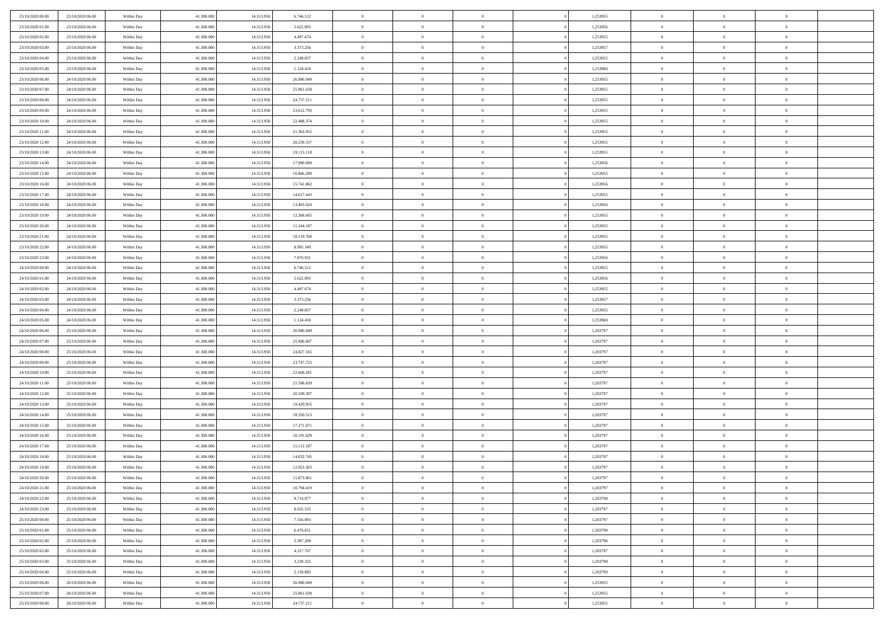| | | | | | | | | | | | | | | |
|---|---|---|---|---|---|---|---|---|---|---|---|---|---|---|
| 23/10/2020 00:00 | 23/10/2020 06:00 | Within Day | 41.300.000 | 14.313.950 | 6.746.512 | 0 | 0 | 0 | 0 | 1,253955 | 0 | 0 | 0 | |
| 23/10/2020 01:00 | 23/10/2020 06:00 | Within Day | 41.300.000 | 14.313.950 | 5.622.093 | 0 | 0 | 0 | 0 | 1,253956 | 0 | 0 | 0 | |
| 23/10/2020 02:00 | 23/10/2020 06:00 | Within Day | 41.300.000 | 14.313.950 | 4.497.674 | 0 | 0 | 0 | 0 | 1,253955 | 0 | 0 | 0 | |
| 23/10/2020 03:00 | 23/10/2020 06:00 | Within Day | 41.300.000 | 14.313.950 | 3.373.256 | 0 | 0 | 0 | 0 | 1,253957 | 0 | 0 | 0 | |
| 23/10/2020 04:00 | 23/10/2020 06:00 | Within Day | 41.300.000 | 14.313.950 | 2.248.837 | 0 | 0 | 0 | 0 | 1,253955 | 0 | 0 | 0 | |
| 23/10/2020 05:00 | 23/10/2020 06:00 | Within Day | 41.300.000 | 14.313.950 | 1.124.418 | 0 | 0 | 0 | 0 | 1,253960 | 0 | 0 | 0 | |
| 23/10/2020 06:00 | 24/10/2020 06:00 | Within Day | 41.300.000 | 14.313.950 | 26.986.049 | 0 | 0 | 0 | 0 | 1,253955 | 0 | 0 | 0 | |
| 23/10/2020 07:00 | 24/10/2020 06:00 | Within Day | 41.300.000 | 14.313.950 | 25.861.630 | 0 | 0 | 0 | 0 | 1,253955 | 0 | 0 | 0 | |
| 23/10/2020 08:00 | 24/10/2020 06:00 | Within Day | 41.300.000 | 14.313.950 | 24.737.211 | 0 | 0 | 0 | 0 | 1,253955 | 0 | 0 | 0 | |
| 23/10/2020 09:00 | 24/10/2020 06:00 | Within Day | 41.300.000 | 14.313.950 | 23.612.793 | 0 | 0 | 0 | 0 | 1,253955 | 0 | 0 | 0 | |
| 23/10/2020 10:00 | 24/10/2020 06:00 | Within Day | 41.300.000 | 14.313.950 | 22.488.374 | 0 | 0 | 0 | 0 | 1,253955 | 0 | 0 | 0 | |
| 23/10/2020 11:00 | 24/10/2020 06:00 | Within Day | 41.300.000 | 14.313.950 | 21.363.955 | 0 | 0 | 0 | 0 | 1,253955 | 0 | 0 | 0 | |
| 23/10/2020 12:00 | 24/10/2020 06:00 | Within Day | 41.300.000 | 14.313.950 | 20.239.537 | 0 | 0 | 0 | 0 | 1,253955 | 0 | 0 | 0 | |
| 23/10/2020 13:00 | 24/10/2020 06:00 | Within Day | 41.300.000 | 14.313.950 | 19.115.118 | 0 | 0 | 0 | 0 | 1,253955 | 0 | 0 | 0 | |
| 23/10/2020 14:00 | 24/10/2020 06:00 | Within Day | 41.300.000 | 14.313.950 | 17.990.699 | 0 | 0 | 0 | 0 | 1,253956 | 0 | 0 | 0 | |
| 23/10/2020 15:00 | 24/10/2020 06:00 | Within Day | 41.300.000 | 14.313.950 | 16.866.280 | 0 | 0 | 0 | 0 | 1,253955 | 0 | 0 | 0 | |
| 23/10/2020 16:00 | 24/10/2020 06:00 | Within Day | 41.300.000 | 14.313.950 | 15.741.862 | 0 | 0 | 0 | 0 | 1,253956 | 0 | 0 | 0 | |
| 23/10/2020 17:00 | 24/10/2020 06:00 | Within Day | 41.300.000 | 14.313.950 | 14.617.443 | 0 | 0 | 0 | 0 | 1,253955 | 0 | 0 | 0 | |
| 23/10/2020 18:00 | 24/10/2020 06:00 | Within Day | 41.300.000 | 14.313.950 | 13.493.024 | 0 | 0 | 0 | 0 | 1,253956 | 0 | 0 | 0 | |
| 23/10/2020 19:00 | 24/10/2020 06:00 | Within Day | 41.300.000 | 14.313.950 | 12.368.605 | 0 | 0 | 0 | 0 | 1,253955 | 0 | 0 | 0 | |
| 23/10/2020 20:00 | 24/10/2020 06:00 | Within Day | 41.300.000 | 14.313.950 | 11.244.187 | 0 | 0 | 0 | 0 | 1,253955 | 0 | 0 | 0 | |
| 23/10/2020 21:00 | 24/10/2020 06:00 | Within Day | 41.300.000 | 14.313.950 | 10.119.768 | 0 | 0 | 0 | 0 | 1,253955 | 0 | 0 | 0 | |
| 23/10/2020 22:00 | 24/10/2020 06:00 | Within Day | 41.300.000 | 14.313.950 | 8.995.349 | 0 | 0 | 0 | 0 | 1,253955 | 0 | 0 | 0 | |
| 23/10/2020 23:00 | 24/10/2020 06:00 | Within Day | 41.300.000 | 14.313.950 | 7.870.931 | 0 | 0 | 0 | 0 | 1,253956 | 0 | 0 | 0 | |
| 24/10/2020 00:00 | 24/10/2020 06:00 | Within Day | 41.300.000 | 14.313.950 | 6.746.512 | 0 | 0 | 0 | 0 | 1,253955 | 0 | 0 | 0 | |
| 24/10/2020 01:00 | 24/10/2020 06:00 | Within Day | 41.300.000 | 14.313.950 | 5.622.093 | 0 | 0 | 0 | 0 | 1,253956 | 0 | 0 | 0 | |
| 24/10/2020 02:00 | 24/10/2020 06:00 | Within Day | 41.300.000 | 14.313.950 | 4.497.674 | 0 | 0 | 0 | 0 | 1,253955 | 0 | 0 | 0 | |
| 24/10/2020 03:00 | 24/10/2020 06:00 | Within Day | 41.300.000 | 14.313.950 | 3.373.256 | 0 | 0 | 0 | 0 | 1,253957 | 0 | 0 | 0 | |
| 24/10/2020 04:00 | 24/10/2020 06:00 | Within Day | 41.300.000 | 14.313.950 | 2.248.837 | 0 | 0 | 0 | 0 | 1,253955 | 0 | 0 | 0 | |
| 24/10/2020 05:00 | 24/10/2020 06:00 | Within Day | 41.300.000 | 14.313.950 | 1.124.418 | 0 | 0 | 0 | 0 | 1,253960 | 0 | 0 | 0 | |
| 24/10/2020 06:00 | 25/10/2020 06:00 | Within Day | 41.300.000 | 14.313.950 | 26.986.049 | 0 | 0 | 0 | 0 | 1,203797 | 0 | 0 | 0 | |
| 24/10/2020 07:00 | 25/10/2020 06:00 | Within Day | 41.300.000 | 14.313.950 | 25.906.607 | 0 | 0 | 0 | 0 | 1,203797 | 0 | 0 | 0 | |
| 24/10/2020 08:00 | 25/10/2020 06:00 | Within Day | 41.300.000 | 14.313.950 | 24.827.165 | 0 | 0 | 0 | 0 | 1,203797 | 0 | 0 | 0 | |
| 24/10/2020 09:00 | 25/10/2020 06:00 | Within Day | 41.300.000 | 14.313.950 | 23.747.723 | 0 | 0 | 0 | 0 | 1,203797 | 0 | 0 | 0 | |
| 24/10/2020 10:00 | 25/10/2020 06:00 | Within Day | 41.300.000 | 14.313.950 | 22.668.281 | 0 | 0 | 0 | 0 | 1,203797 | 0 | 0 | 0 | |
| 24/10/2020 11:00 | 25/10/2020 06:00 | Within Day | 41.300.000 | 14.313.950 | 21.588.839 | 0 | 0 | 0 | 0 | 1,203797 | 0 | 0 | 0 | |
| 24/10/2020 12:00 | 25/10/2020 06:00 | Within Day | 41.300.000 | 14.313.950 | 20.509.397 | 0 | 0 | 0 | 0 | 1,203797 | 0 | 0 | 0 | |
| 24/10/2020 13:00 | 25/10/2020 06:00 | Within Day | 41.300.000 | 14.313.950 | 19.429.955 | 0 | 0 | 0 | 0 | 1,203797 | 0 | 0 | 0 | |
| 24/10/2020 14:00 | 25/10/2020 06:00 | Within Day | 41.300.000 | 14.313.950 | 18.350.513 | 0 | 0 | 0 | 0 | 1,203797 | 0 | 0 | 0 | |
| 24/10/2020 15:00 | 25/10/2020 06:00 | Within Day | 41.300.000 | 14.313.950 | 17.271.071 | 0 | 0 | 0 | 0 | 1,203797 | 0 | 0 | 0 | |
| 24/10/2020 16:00 | 25/10/2020 06:00 | Within Day | 41.300.000 | 14.313.950 | 16.191.629 | 0 | 0 | 0 | 0 | 1,203797 | 0 | 0 | 0 | |
| 24/10/2020 17:00 | 25/10/2020 06:00 | Within Day | 41.300.000 | 14.313.950 | 15.112.187 | 0 | 0 | 0 | 0 | 1,203797 | 0 | 0 | 0 | |
| 24/10/2020 18:00 | 25/10/2020 06:00 | Within Day | 41.300.000 | 14.313.950 | 14.032.745 | 0 | 0 | 0 | 0 | 1,203797 | 0 | 0 | 0 | |
| 24/10/2020 19:00 | 25/10/2020 06:00 | Within Day | 41.300.000 | 14.313.950 | 12.953.303 | 0 | 0 | 0 | 0 | 1,203797 | 0 | 0 | 0 | |
| 24/10/2020 20:00 | 25/10/2020 06:00 | Within Day | 41.300.000 | 14.313.950 | 11.873.861 | 0 | 0 | 0 | 0 | 1,203797 | 0 | 0 | 0 | |
| 24/10/2020 21:00 | 25/10/2020 06:00 | Within Day | 41.300.000 | 14.313.950 | 10.794.419 | 0 | 0 | 0 | 0 | 1,203797 | 0 | 0 | 0 | |
| 24/10/2020 22:00 | 25/10/2020 06:00 | Within Day | 41.300.000 | 14.313.950 | 9.714.977 | 0 | 0 | 0 | 0 | 1,203798 | 0 | 0 | 0 | |
| 24/10/2020 23:00 | 25/10/2020 06:00 | Within Day | 41.300.000 | 14.313.950 | 8.635.535 | 0 | 0 | 0 | 0 | 1,203797 | 0 | 0 | 0 | |
| 25/10/2020 00:00 | 25/10/2020 06:00 | Within Day | 41.300.000 | 14.313.950 | 7.556.093 | 0 | 0 | 0 | 0 | 1,203797 | 0 | 0 | 0 | |
| 25/10/2020 01:00 | 25/10/2020 06:00 | Within Day | 41.300.000 | 14.313.950 | 6.476.651 | 0 | 0 | 0 | 0 | 1,203798 | 0 | 0 | 0 | |
| 25/10/2020 02:00 | 25/10/2020 06:00 | Within Day | 41.300.000 | 14.313.950 | 5.397.209 | 0 | 0 | 0 | 0 | 1,203796 | 0 | 0 | 0 | |
| 25/10/2020 02:00 | 25/10/2020 06:00 | Within Day | 41.300.000 | 14.313.950 | 4.317.767 | 0 | 0 | 0 | 0 | 1,203797 | 0 | 0 | 0 | |
| 25/10/2020 03:00 | 25/10/2020 06:00 | Within Day | 41.300.000 | 14.313.950 | 3.238.325 | 0 | 0 | 0 | 0 | 1,203798 | 0 | 0 | 0 | |
| 25/10/2020 04:00 | 25/10/2020 06:00 | Within Day | 41.300.000 | 14.313.950 | 2.158.883 | 0 | 0 | 0 | 0 | 1,203799 | 0 | 0 | 0 | |
| 25/10/2020 06:00 | 26/10/2020 06:00 | Within Day | 41.300.000 | 14.313.950 | 26.986.049 | 0 | 0 | 0 | 0 | 1,253955 | 0 | 0 | 0 | |
| 25/10/2020 07:00 | 26/10/2020 06:00 | Within Day | 41.300.000 | 14.313.950 | 25.861.630 | 0 | 0 | 0 | 0 | 1,253955 | 0 | 0 | 0 | |
| 25/10/2020 08:00 | 26/10/2020 06:00 | Within Day | 41.300.000 | 14.313.950 | 24.737.211 | 0 | 0 | 0 | 0 | 1,253955 | 0 | 0 | 0 | |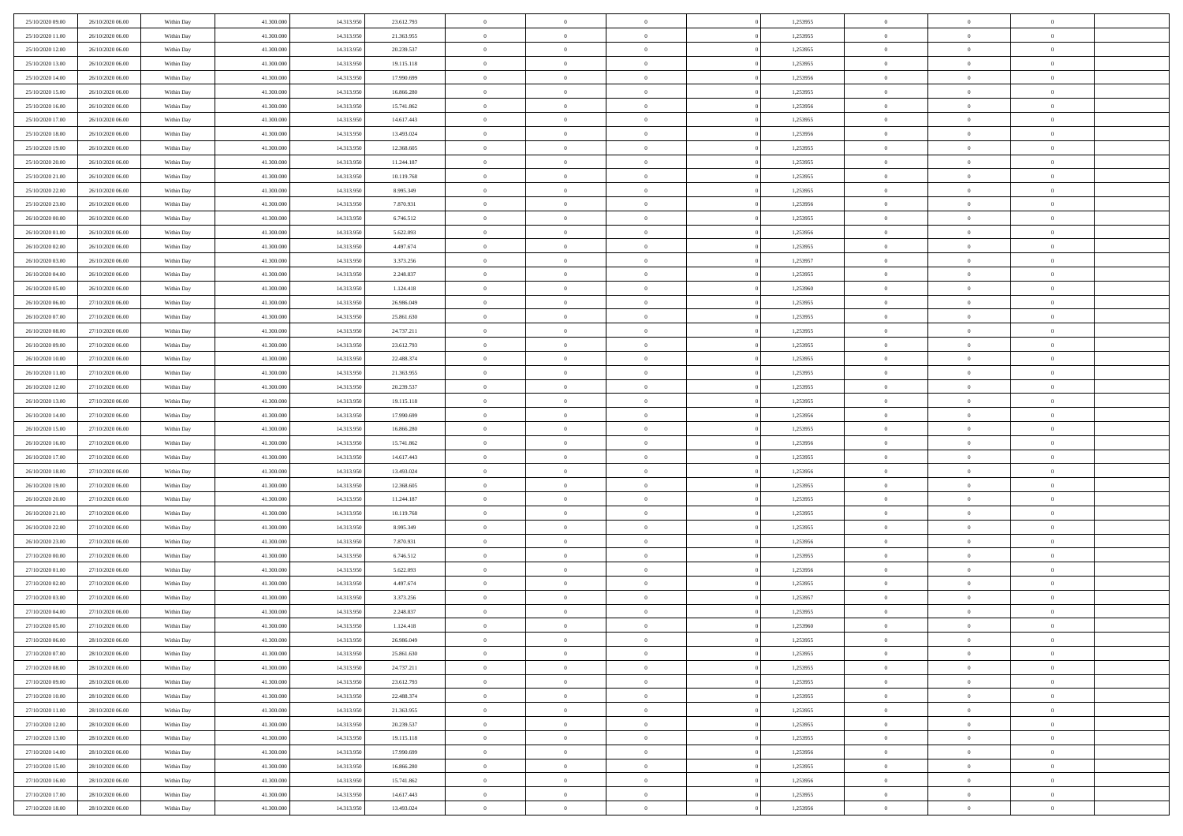| | | | | | | | | | | | | | | |
|---|---|---|---|---|---|---|---|---|---|---|---|---|---|---|
| 25/10/2020 09:00 | 26/10/2020 06:00 | Within Day | 41.300.000 | 14.313.950 | 23.612.793 | 0 | 0 | 0 | | 1,253955 | 0 | 0 | 0 | |
| 25/10/2020 11:00 | 26/10/2020 06:00 | Within Day | 41.300.000 | 14.313.950 | 21.363.955 | 0 | 0 | 0 | | 1,253955 | 0 | 0 | 0 | |
| 25/10/2020 12:00 | 26/10/2020 06:00 | Within Day | 41.300.000 | 14.313.950 | 20.239.537 | 0 | 0 | 0 | | 1,253955 | 0 | 0 | 0 | |
| 25/10/2020 13:00 | 26/10/2020 06:00 | Within Day | 41.300.000 | 14.313.950 | 19.115.118 | 0 | 0 | 0 | | 1,253955 | 0 | 0 | 0 | |
| 25/10/2020 14:00 | 26/10/2020 06:00 | Within Day | 41.300.000 | 14.313.950 | 17.990.699 | 0 | 0 | 0 | | 1,253956 | 0 | 0 | 0 | |
| 25/10/2020 15:00 | 26/10/2020 06:00 | Within Day | 41.300.000 | 14.313.950 | 16.866.280 | 0 | 0 | 0 | | 1,253955 | 0 | 0 | 0 | |
| 25/10/2020 16:00 | 26/10/2020 06:00 | Within Day | 41.300.000 | 14.313.950 | 15.741.862 | 0 | 0 | 0 | | 1,253956 | 0 | 0 | 0 | |
| 25/10/2020 17:00 | 26/10/2020 06:00 | Within Day | 41.300.000 | 14.313.950 | 14.617.443 | 0 | 0 | 0 | | 1,253955 | 0 | 0 | 0 | |
| 25/10/2020 18:00 | 26/10/2020 06:00 | Within Day | 41.300.000 | 14.313.950 | 13.493.024 | 0 | 0 | 0 | | 1,253956 | 0 | 0 | 0 | |
| 25/10/2020 19:00 | 26/10/2020 06:00 | Within Day | 41.300.000 | 14.313.950 | 12.368.605 | 0 | 0 | 0 | | 1,253955 | 0 | 0 | 0 | |
| 25/10/2020 20:00 | 26/10/2020 06:00 | Within Day | 41.300.000 | 14.313.950 | 11.244.187 | 0 | 0 | 0 | | 1,253955 | 0 | 0 | 0 | |
| 25/10/2020 21:00 | 26/10/2020 06:00 | Within Day | 41.300.000 | 14.313.950 | 10.119.768 | 0 | 0 | 0 | | 1,253955 | 0 | 0 | 0 | |
| 25/10/2020 22:00 | 26/10/2020 06:00 | Within Day | 41.300.000 | 14.313.950 | 8.995.349 | 0 | 0 | 0 | | 1,253955 | 0 | 0 | 0 | |
| 25/10/2020 23:00 | 26/10/2020 06:00 | Within Day | 41.300.000 | 14.313.950 | 7.870.931 | 0 | 0 | 0 | | 1,253956 | 0 | 0 | 0 | |
| 26/10/2020 00:00 | 26/10/2020 06:00 | Within Day | 41.300.000 | 14.313.950 | 6.746.512 | 0 | 0 | 0 | | 1,253955 | 0 | 0 | 0 | |
| 26/10/2020 01:00 | 26/10/2020 06:00 | Within Day | 41.300.000 | 14.313.950 | 5.622.093 | 0 | 0 | 0 | | 1,253956 | 0 | 0 | 0 | |
| 26/10/2020 02:00 | 26/10/2020 06:00 | Within Day | 41.300.000 | 14.313.950 | 4.497.674 | 0 | 0 | 0 | | 1,253955 | 0 | 0 | 0 | |
| 26/10/2020 03:00 | 26/10/2020 06:00 | Within Day | 41.300.000 | 14.313.950 | 3.373.256 | 0 | 0 | 0 | | 1,253957 | 0 | 0 | 0 | |
| 26/10/2020 04:00 | 26/10/2020 06:00 | Within Day | 41.300.000 | 14.313.950 | 2.248.837 | 0 | 0 | 0 | | 1,253955 | 0 | 0 | 0 | |
| 26/10/2020 05:00 | 26/10/2020 06:00 | Within Day | 41.300.000 | 14.313.950 | 1.124.418 | 0 | 0 | 0 | | 1,253960 | 0 | 0 | 0 | |
| 26/10/2020 06:00 | 27/10/2020 06:00 | Within Day | 41.300.000 | 14.313.950 | 26.986.049 | 0 | 0 | 0 | | 1,253955 | 0 | 0 | 0 | |
| 26/10/2020 07:00 | 27/10/2020 06:00 | Within Day | 41.300.000 | 14.313.950 | 25.861.630 | 0 | 0 | 0 | | 1,253955 | 0 | 0 | 0 | |
| 26/10/2020 08:00 | 27/10/2020 06:00 | Within Day | 41.300.000 | 14.313.950 | 24.737.211 | 0 | 0 | 0 | | 1,253955 | 0 | 0 | 0 | |
| 26/10/2020 09:00 | 27/10/2020 06:00 | Within Day | 41.300.000 | 14.313.950 | 23.612.793 | 0 | 0 | 0 | | 1,253955 | 0 | 0 | 0 | |
| 26/10/2020 10:00 | 27/10/2020 06:00 | Within Day | 41.300.000 | 14.313.950 | 22.488.374 | 0 | 0 | 0 | | 1,253955 | 0 | 0 | 0 | |
| 26/10/2020 11:00 | 27/10/2020 06:00 | Within Day | 41.300.000 | 14.313.950 | 21.363.955 | 0 | 0 | 0 | | 1,253955 | 0 | 0 | 0 | |
| 26/10/2020 12:00 | 27/10/2020 06:00 | Within Day | 41.300.000 | 14.313.950 | 20.239.537 | 0 | 0 | 0 | | 1,253955 | 0 | 0 | 0 | |
| 26/10/2020 13:00 | 27/10/2020 06:00 | Within Day | 41.300.000 | 14.313.950 | 19.115.118 | 0 | 0 | 0 | | 1,253955 | 0 | 0 | 0 | |
| 26/10/2020 14:00 | 27/10/2020 06:00 | Within Day | 41.300.000 | 14.313.950 | 17.990.699 | 0 | 0 | 0 | | 1,253956 | 0 | 0 | 0 | |
| 26/10/2020 15:00 | 27/10/2020 06:00 | Within Day | 41.300.000 | 14.313.950 | 16.866.280 | 0 | 0 | 0 | | 1,253955 | 0 | 0 | 0 | |
| 26/10/2020 16:00 | 27/10/2020 06:00 | Within Day | 41.300.000 | 14.313.950 | 15.741.862 | 0 | 0 | 0 | | 1,253956 | 0 | 0 | 0 | |
| 26/10/2020 17:00 | 27/10/2020 06:00 | Within Day | 41.300.000 | 14.313.950 | 14.617.443 | 0 | 0 | 0 | | 1,253955 | 0 | 0 | 0 | |
| 26/10/2020 18:00 | 27/10/2020 06:00 | Within Day | 41.300.000 | 14.313.950 | 13.493.024 | 0 | 0 | 0 | | 1,253956 | 0 | 0 | 0 | |
| 26/10/2020 19:00 | 27/10/2020 06:00 | Within Day | 41.300.000 | 14.313.950 | 12.368.605 | 0 | 0 | 0 | | 1,253955 | 0 | 0 | 0 | |
| 26/10/2020 20:00 | 27/10/2020 06:00 | Within Day | 41.300.000 | 14.313.950 | 11.244.187 | 0 | 0 | 0 | | 1,253955 | 0 | 0 | 0 | |
| 26/10/2020 21:00 | 27/10/2020 06:00 | Within Day | 41.300.000 | 14.313.950 | 10.119.768 | 0 | 0 | 0 | | 1,253955 | 0 | 0 | 0 | |
| 26/10/2020 22:00 | 27/10/2020 06:00 | Within Day | 41.300.000 | 14.313.950 | 8.995.349 | 0 | 0 | 0 | | 1,253955 | 0 | 0 | 0 | |
| 26/10/2020 23:00 | 27/10/2020 06:00 | Within Day | 41.300.000 | 14.313.950 | 7.870.931 | 0 | 0 | 0 | | 1,253956 | 0 | 0 | 0 | |
| 27/10/2020 00:00 | 27/10/2020 06:00 | Within Day | 41.300.000 | 14.313.950 | 6.746.512 | 0 | 0 | 0 | | 1,253955 | 0 | 0 | 0 | |
| 27/10/2020 01:00 | 27/10/2020 06:00 | Within Day | 41.300.000 | 14.313.950 | 5.622.093 | 0 | 0 | 0 | | 1,253956 | 0 | 0 | 0 | |
| 27/10/2020 02:00 | 27/10/2020 06:00 | Within Day | 41.300.000 | 14.313.950 | 4.497.674 | 0 | 0 | 0 | | 1,253955 | 0 | 0 | 0 | |
| 27/10/2020 03:00 | 27/10/2020 06:00 | Within Day | 41.300.000 | 14.313.950 | 3.373.256 | 0 | 0 | 0 | | 1,253957 | 0 | 0 | 0 | |
| 27/10/2020 04:00 | 27/10/2020 06:00 | Within Day | 41.300.000 | 14.313.950 | 2.248.837 | 0 | 0 | 0 | | 1,253955 | 0 | 0 | 0 | |
| 27/10/2020 05:00 | 27/10/2020 06:00 | Within Day | 41.300.000 | 14.313.950 | 1.124.418 | 0 | 0 | 0 | | 1,253960 | 0 | 0 | 0 | |
| 27/10/2020 06:00 | 28/10/2020 06:00 | Within Day | 41.300.000 | 14.313.950 | 26.986.049 | 0 | 0 | 0 | | 1,253955 | 0 | 0 | 0 | |
| 27/10/2020 07:00 | 28/10/2020 06:00 | Within Day | 41.300.000 | 14.313.950 | 25.861.630 | 0 | 0 | 0 | | 1,253955 | 0 | 0 | 0 | |
| 27/10/2020 08:00 | 28/10/2020 06:00 | Within Day | 41.300.000 | 14.313.950 | 24.737.211 | 0 | 0 | 0 | | 1,253955 | 0 | 0 | 0 | |
| 27/10/2020 09:00 | 28/10/2020 06:00 | Within Day | 41.300.000 | 14.313.950 | 23.612.793 | 0 | 0 | 0 | | 1,253955 | 0 | 0 | 0 | |
| 27/10/2020 10:00 | 28/10/2020 06:00 | Within Day | 41.300.000 | 14.313.950 | 22.488.374 | 0 | 0 | 0 | | 1,253955 | 0 | 0 | 0 | |
| 27/10/2020 11:00 | 28/10/2020 06:00 | Within Day | 41.300.000 | 14.313.950 | 21.363.955 | 0 | 0 | 0 | | 1,253955 | 0 | 0 | 0 | |
| 27/10/2020 12:00 | 28/10/2020 06:00 | Within Day | 41.300.000 | 14.313.950 | 20.239.537 | 0 | 0 | 0 | | 1,253955 | 0 | 0 | 0 | |
| 27/10/2020 13:00 | 28/10/2020 06:00 | Within Day | 41.300.000 | 14.313.950 | 19.115.118 | 0 | 0 | 0 | | 1,253955 | 0 | 0 | 0 | |
| 27/10/2020 14:00 | 28/10/2020 06:00 | Within Day | 41.300.000 | 14.313.950 | 17.990.699 | 0 | 0 | 0 | | 1,253956 | 0 | 0 | 0 | |
| 27/10/2020 15:00 | 28/10/2020 06:00 | Within Day | 41.300.000 | 14.313.950 | 16.866.280 | 0 | 0 | 0 | | 1,253955 | 0 | 0 | 0 | |
| 27/10/2020 16:00 | 28/10/2020 06:00 | Within Day | 41.300.000 | 14.313.950 | 15.741.862 | 0 | 0 | 0 | | 1,253956 | 0 | 0 | 0 | |
| 27/10/2020 17:00 | 28/10/2020 06:00 | Within Day | 41.300.000 | 14.313.950 | 14.617.443 | 0 | 0 | 0 | | 1,253955 | 0 | 0 | 0 | |
| 27/10/2020 18:00 | 28/10/2020 06:00 | Within Day | 41.300.000 | 14.313.950 | 13.493.024 | 0 | 0 | 0 | | 1,253956 | 0 | 0 | 0 | |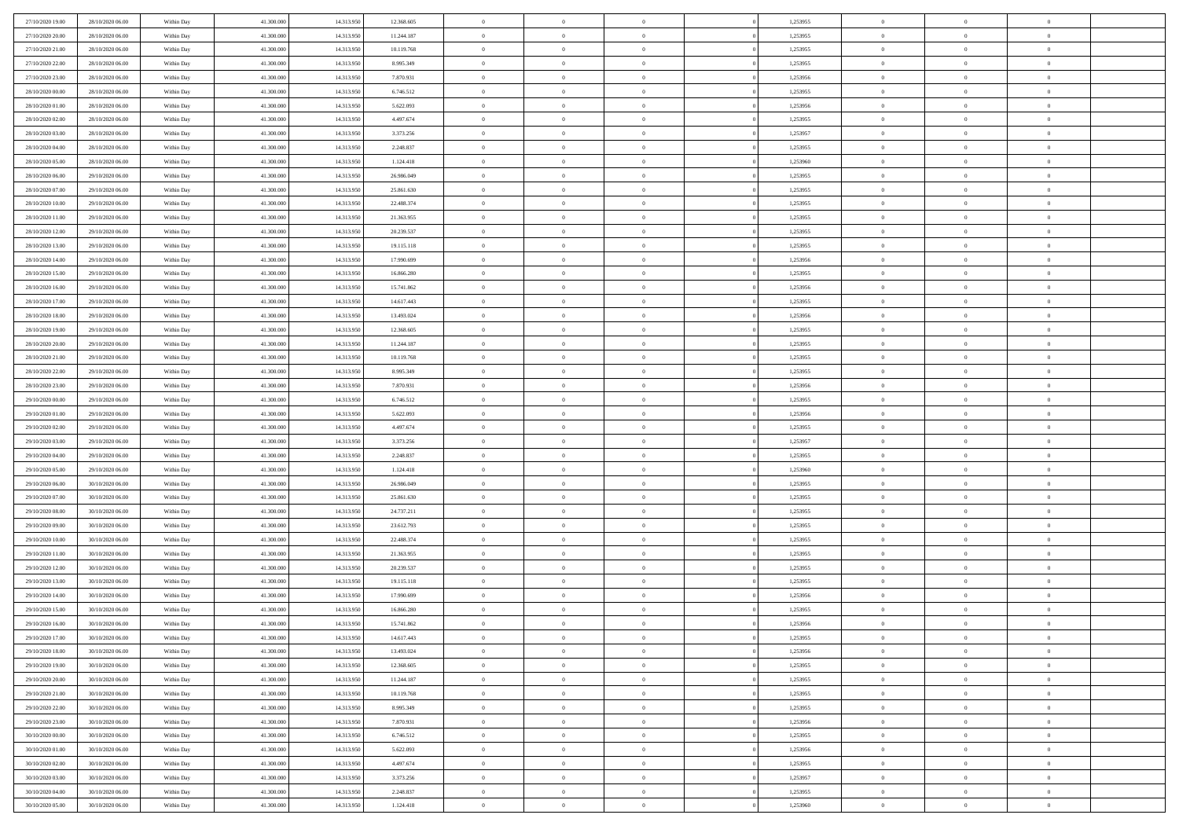| | | | | | | | | | | | | | | |
|---|---|---|---|---|---|---|---|---|---|---|---|---|---|---|
| 27/10/2020 19.00 | 28/10/2020 06.00 | Within Day | 41.300.000 | 14.313.950 | 12.368.605 | 0 | 0 | 0 | | 1,253955 | 0 | 0 | 0 | |
| 27/10/2020 20.00 | 28/10/2020 06.00 | Within Day | 41.300.000 | 14.313.950 | 11.244.187 | 0 | 0 | 0 | | 1,253955 | 0 | 0 | 0 | |
| 27/10/2020 21.00 | 28/10/2020 06.00 | Within Day | 41.300.000 | 14.313.950 | 10.119.768 | 0 | 0 | 0 | | 1,253955 | 0 | 0 | 0 | |
| 27/10/2020 22.00 | 28/10/2020 06.00 | Within Day | 41.300.000 | 14.313.950 | 8.995.349 | 0 | 0 | 0 | | 1,253955 | 0 | 0 | 0 | |
| 27/10/2020 23.00 | 28/10/2020 06.00 | Within Day | 41.300.000 | 14.313.950 | 7.870.931 | 0 | 0 | 0 | | 1,253956 | 0 | 0 | 0 | |
| 28/10/2020 00.00 | 28/10/2020 06.00 | Within Day | 41.300.000 | 14.313.950 | 6.746.512 | 0 | 0 | 0 | | 1,253955 | 0 | 0 | 0 | |
| 28/10/2020 01.00 | 28/10/2020 06.00 | Within Day | 41.300.000 | 14.313.950 | 5.622.093 | 0 | 0 | 0 | | 1,253956 | 0 | 0 | 0 | |
| 28/10/2020 02.00 | 28/10/2020 06.00 | Within Day | 41.300.000 | 14.313.950 | 4.497.674 | 0 | 0 | 0 | | 1,253955 | 0 | 0 | 0 | |
| 28/10/2020 03.00 | 28/10/2020 06.00 | Within Day | 41.300.000 | 14.313.950 | 3.373.256 | 0 | 0 | 0 | | 1,253957 | 0 | 0 | 0 | |
| 28/10/2020 04.00 | 28/10/2020 06.00 | Within Day | 41.300.000 | 14.313.950 | 2.248.837 | 0 | 0 | 0 | | 1,253955 | 0 | 0 | 0 | |
| 28/10/2020 05.00 | 28/10/2020 06.00 | Within Day | 41.300.000 | 14.313.950 | 1.124.418 | 0 | 0 | 0 | | 1,253960 | 0 | 0 | 0 | |
| 28/10/2020 06.00 | 29/10/2020 06.00 | Within Day | 41.300.000 | 14.313.950 | 26.986.049 | 0 | 0 | 0 | | 1,253955 | 0 | 0 | 0 | |
| 28/10/2020 07.00 | 29/10/2020 06.00 | Within Day | 41.300.000 | 14.313.950 | 25.861.630 | 0 | 0 | 0 | | 1,253955 | 0 | 0 | 0 | |
| 28/10/2020 10.00 | 29/10/2020 06.00 | Within Day | 41.300.000 | 14.313.950 | 22.488.374 | 0 | 0 | 0 | | 1,253955 | 0 | 0 | 0 | |
| 28/10/2020 11.00 | 29/10/2020 06.00 | Within Day | 41.300.000 | 14.313.950 | 21.363.955 | 0 | 0 | 0 | | 1,253955 | 0 | 0 | 0 | |
| 28/10/2020 12.00 | 29/10/2020 06.00 | Within Day | 41.300.000 | 14.313.950 | 20.239.537 | 0 | 0 | 0 | | 1,253955 | 0 | 0 | 0 | |
| 28/10/2020 13.00 | 29/10/2020 06.00 | Within Day | 41.300.000 | 14.313.950 | 19.115.118 | 0 | 0 | 0 | | 1,253955 | 0 | 0 | 0 | |
| 28/10/2020 14.00 | 29/10/2020 06.00 | Within Day | 41.300.000 | 14.313.950 | 17.990.699 | 0 | 0 | 0 | | 1,253956 | 0 | 0 | 0 | |
| 28/10/2020 15.00 | 29/10/2020 06.00 | Within Day | 41.300.000 | 14.313.950 | 16.866.280 | 0 | 0 | 0 | | 1,253955 | 0 | 0 | 0 | |
| 28/10/2020 16.00 | 29/10/2020 06.00 | Within Day | 41.300.000 | 14.313.950 | 15.741.862 | 0 | 0 | 0 | | 1,253956 | 0 | 0 | 0 | |
| 28/10/2020 17.00 | 29/10/2020 06.00 | Within Day | 41.300.000 | 14.313.950 | 14.617.443 | 0 | 0 | 0 | | 1,253955 | 0 | 0 | 0 | |
| 28/10/2020 18.00 | 29/10/2020 06.00 | Within Day | 41.300.000 | 14.313.950 | 13.493.024 | 0 | 0 | 0 | | 1,253956 | 0 | 0 | 0 | |
| 28/10/2020 19.00 | 29/10/2020 06.00 | Within Day | 41.300.000 | 14.313.950 | 12.368.605 | 0 | 0 | 0 | | 1,253955 | 0 | 0 | 0 | |
| 28/10/2020 20.00 | 29/10/2020 06.00 | Within Day | 41.300.000 | 14.313.950 | 11.244.187 | 0 | 0 | 0 | | 1,253955 | 0 | 0 | 0 | |
| 28/10/2020 21.00 | 29/10/2020 06.00 | Within Day | 41.300.000 | 14.313.950 | 10.119.768 | 0 | 0 | 0 | | 1,253955 | 0 | 0 | 0 | |
| 28/10/2020 22.00 | 29/10/2020 06.00 | Within Day | 41.300.000 | 14.313.950 | 8.995.349 | 0 | 0 | 0 | | 1,253955 | 0 | 0 | 0 | |
| 28/10/2020 23.00 | 29/10/2020 06.00 | Within Day | 41.300.000 | 14.313.950 | 7.870.931 | 0 | 0 | 0 | | 1,253956 | 0 | 0 | 0 | |
| 29/10/2020 00.00 | 29/10/2020 06.00 | Within Day | 41.300.000 | 14.313.950 | 6.746.512 | 0 | 0 | 0 | | 1,253955 | 0 | 0 | 0 | |
| 29/10/2020 01.00 | 29/10/2020 06.00 | Within Day | 41.300.000 | 14.313.950 | 5.622.093 | 0 | 0 | 0 | | 1,253956 | 0 | 0 | 0 | |
| 29/10/2020 02.00 | 29/10/2020 06.00 | Within Day | 41.300.000 | 14.313.950 | 4.497.674 | 0 | 0 | 0 | | 1,253955 | 0 | 0 | 0 | |
| 29/10/2020 03.00 | 29/10/2020 06.00 | Within Day | 41.300.000 | 14.313.950 | 3.373.256 | 0 | 0 | 0 | | 1,253957 | 0 | 0 | 0 | |
| 29/10/2020 04.00 | 29/10/2020 06.00 | Within Day | 41.300.000 | 14.313.950 | 2.248.837 | 0 | 0 | 0 | | 1,253955 | 0 | 0 | 0 | |
| 29/10/2020 05.00 | 29/10/2020 06.00 | Within Day | 41.300.000 | 14.313.950 | 1.124.418 | 0 | 0 | 0 | | 1,253960 | 0 | 0 | 0 | |
| 29/10/2020 06.00 | 30/10/2020 06.00 | Within Day | 41.300.000 | 14.313.950 | 26.986.049 | 0 | 0 | 0 | | 1,253955 | 0 | 0 | 0 | |
| 29/10/2020 07.00 | 30/10/2020 06.00 | Within Day | 41.300.000 | 14.313.950 | 25.861.630 | 0 | 0 | 0 | | 1,253955 | 0 | 0 | 0 | |
| 29/10/2020 08.00 | 30/10/2020 06.00 | Within Day | 41.300.000 | 14.313.950 | 24.737.211 | 0 | 0 | 0 | | 1,253955 | 0 | 0 | 0 | |
| 29/10/2020 09.00 | 30/10/2020 06.00 | Within Day | 41.300.000 | 14.313.950 | 23.612.793 | 0 | 0 | 0 | | 1,253955 | 0 | 0 | 0 | |
| 29/10/2020 10.00 | 30/10/2020 06.00 | Within Day | 41.300.000 | 14.313.950 | 22.488.374 | 0 | 0 | 0 | | 1,253955 | 0 | 0 | 0 | |
| 29/10/2020 11.00 | 30/10/2020 06.00 | Within Day | 41.300.000 | 14.313.950 | 21.363.955 | 0 | 0 | 0 | | 1,253955 | 0 | 0 | 0 | |
| 29/10/2020 12.00 | 30/10/2020 06.00 | Within Day | 41.300.000 | 14.313.950 | 20.239.537 | 0 | 0 | 0 | | 1,253955 | 0 | 0 | 0 | |
| 29/10/2020 13.00 | 30/10/2020 06.00 | Within Day | 41.300.000 | 14.313.950 | 19.115.118 | 0 | 0 | 0 | | 1,253955 | 0 | 0 | 0 | |
| 29/10/2020 14.00 | 30/10/2020 06.00 | Within Day | 41.300.000 | 14.313.950 | 17.990.699 | 0 | 0 | 0 | | 1,253956 | 0 | 0 | 0 | |
| 29/10/2020 15.00 | 30/10/2020 06.00 | Within Day | 41.300.000 | 14.313.950 | 16.866.280 | 0 | 0 | 0 | | 1,253955 | 0 | 0 | 0 | |
| 29/10/2020 16.00 | 30/10/2020 06.00 | Within Day | 41.300.000 | 14.313.950 | 15.741.862 | 0 | 0 | 0 | | 1,253956 | 0 | 0 | 0 | |
| 29/10/2020 17.00 | 30/10/2020 06.00 | Within Day | 41.300.000 | 14.313.950 | 14.617.443 | 0 | 0 | 0 | | 1,253955 | 0 | 0 | 0 | |
| 29/10/2020 18.00 | 30/10/2020 06.00 | Within Day | 41.300.000 | 14.313.950 | 13.493.024 | 0 | 0 | 0 | | 1,253956 | 0 | 0 | 0 | |
| 29/10/2020 19.00 | 30/10/2020 06.00 | Within Day | 41.300.000 | 14.313.950 | 12.368.605 | 0 | 0 | 0 | | 1,253955 | 0 | 0 | 0 | |
| 29/10/2020 20.00 | 30/10/2020 06.00 | Within Day | 41.300.000 | 14.313.950 | 11.244.187 | 0 | 0 | 0 | | 1,253955 | 0 | 0 | 0 | |
| 29/10/2020 21.00 | 30/10/2020 06.00 | Within Day | 41.300.000 | 14.313.950 | 10.119.768 | 0 | 0 | 0 | | 1,253955 | 0 | 0 | 0 | |
| 29/10/2020 22.00 | 30/10/2020 06.00 | Within Day | 41.300.000 | 14.313.950 | 8.995.349 | 0 | 0 | 0 | | 1,253955 | 0 | 0 | 0 | |
| 29/10/2020 23.00 | 30/10/2020 06.00 | Within Day | 41.300.000 | 14.313.950 | 7.870.931 | 0 | 0 | 0 | | 1,253956 | 0 | 0 | 0 | |
| 30/10/2020 00.00 | 30/10/2020 06.00 | Within Day | 41.300.000 | 14.313.950 | 6.746.512 | 0 | 0 | 0 | | 1,253955 | 0 | 0 | 0 | |
| 30/10/2020 01.00 | 30/10/2020 06.00 | Within Day | 41.300.000 | 14.313.950 | 5.622.093 | 0 | 0 | 0 | | 1,253956 | 0 | 0 | 0 | |
| 30/10/2020 02.00 | 30/10/2020 06.00 | Within Day | 41.300.000 | 14.313.950 | 4.497.674 | 0 | 0 | 0 | | 1,253955 | 0 | 0 | 0 | |
| 30/10/2020 03.00 | 30/10/2020 06.00 | Within Day | 41.300.000 | 14.313.950 | 3.373.256 | 0 | 0 | 0 | | 1,253957 | 0 | 0 | 0 | |
| 30/10/2020 04.00 | 30/10/2020 06.00 | Within Day | 41.300.000 | 14.313.950 | 2.248.837 | 0 | 0 | 0 | | 1,253955 | 0 | 0 | 0 | |
| 30/10/2020 05.00 | 30/10/2020 06.00 | Within Day | 41.300.000 | 14.313.950 | 1.124.418 | 0 | 0 | 0 | | 1,253960 | 0 | 0 | 0 | |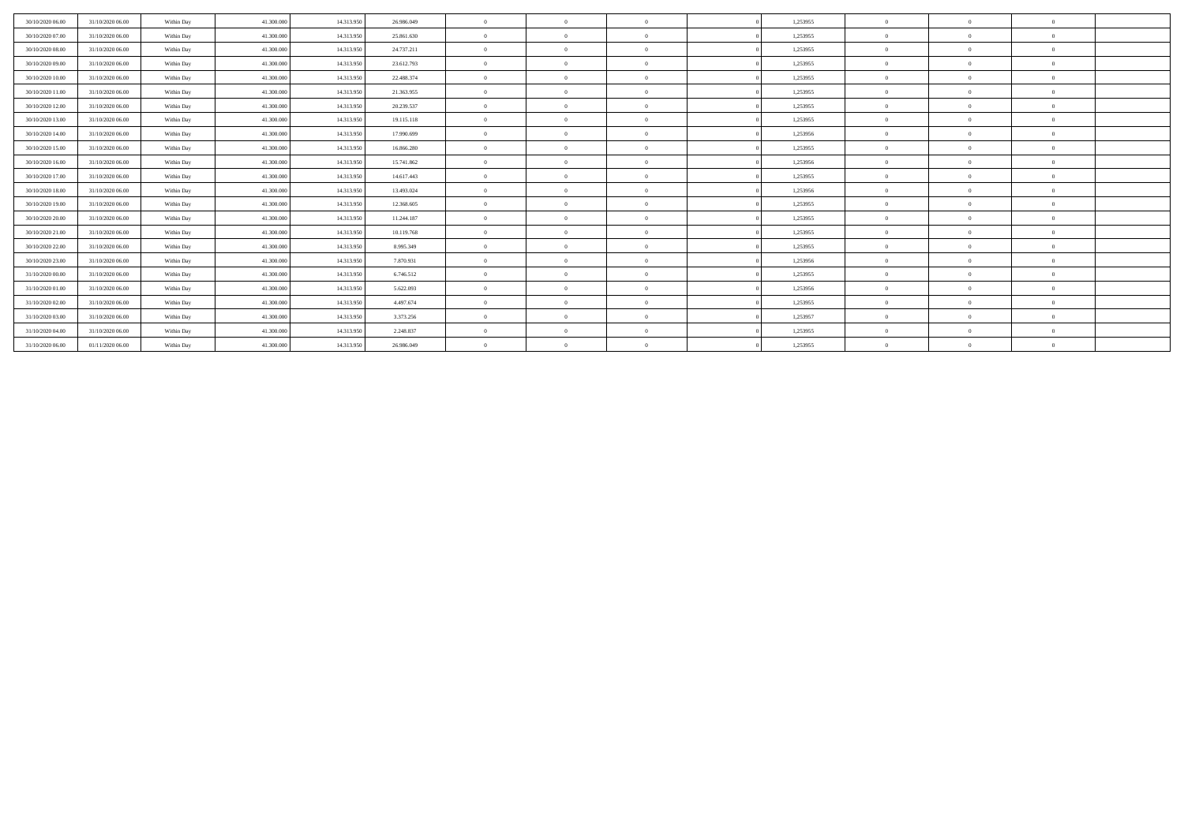| | | | | | | | | | | | | | | | |
|---|---|---|---|---|---|---|---|---|---|---|---|---|---|---|---|
| 30/10/2020 06.00 | 31/10/2020 06.00 | Within Day | 41.300.000 | 14.313.950 | 26.986.049 | 0 | 0 | 0 | | 0 | 1,253955 | 0 | 0 | 0 | |
| 30/10/2020 07.00 | 31/10/2020 06.00 | Within Day | 41.300.000 | 14.313.950 | 25.861.630 | 0 | 0 | 0 | | 0 | 1,253955 | 0 | 0 | 0 | |
| 30/10/2020 08.00 | 31/10/2020 06.00 | Within Day | 41.300.000 | 14.313.950 | 24.737.211 | 0 | 0 | 0 | | 0 | 1,253955 | 0 | 0 | 0 | |
| 30/10/2020 09.00 | 31/10/2020 06.00 | Within Day | 41.300.000 | 14.313.950 | 23.612.793 | 0 | 0 | 0 | | 0 | 1,253955 | 0 | 0 | 0 | |
| 30/10/2020 10.00 | 31/10/2020 06.00 | Within Day | 41.300.000 | 14.313.950 | 22.488.374 | 0 | 0 | 0 | | 0 | 1,253955 | 0 | 0 | 0 | |
| 30/10/2020 11.00 | 31/10/2020 06.00 | Within Day | 41.300.000 | 14.313.950 | 21.363.955 | 0 | 0 | 0 | | 0 | 1,253955 | 0 | 0 | 0 | |
| 30/10/2020 12.00 | 31/10/2020 06.00 | Within Day | 41.300.000 | 14.313.950 | 20.239.537 | 0 | 0 | 0 | | 0 | 1,253955 | 0 | 0 | 0 | |
| 30/10/2020 13.00 | 31/10/2020 06.00 | Within Day | 41.300.000 | 14.313.950 | 19.115.118 | 0 | 0 | 0 | | 0 | 1,253955 | 0 | 0 | 0 | |
| 30/10/2020 14.00 | 31/10/2020 06.00 | Within Day | 41.300.000 | 14.313.950 | 17.990.699 | 0 | 0 | 0 | | 0 | 1,253956 | 0 | 0 | 0 | |
| 30/10/2020 15.00 | 31/10/2020 06.00 | Within Day | 41.300.000 | 14.313.950 | 16.866.280 | 0 | 0 | 0 | | 0 | 1,253955 | 0 | 0 | 0 | |
| 30/10/2020 16.00 | 31/10/2020 06.00 | Within Day | 41.300.000 | 14.313.950 | 15.741.862 | 0 | 0 | 0 | | 0 | 1,253956 | 0 | 0 | 0 | |
| 30/10/2020 17.00 | 31/10/2020 06.00 | Within Day | 41.300.000 | 14.313.950 | 14.617.443 | 0 | 0 | 0 | | 0 | 1,253955 | 0 | 0 | 0 | |
| 30/10/2020 18.00 | 31/10/2020 06.00 | Within Day | 41.300.000 | 14.313.950 | 13.493.024 | 0 | 0 | 0 | | 0 | 1,253956 | 0 | 0 | 0 | |
| 30/10/2020 19.00 | 31/10/2020 06.00 | Within Day | 41.300.000 | 14.313.950 | 12.368.605 | 0 | 0 | 0 | | 0 | 1,253955 | 0 | 0 | 0 | |
| 30/10/2020 20.00 | 31/10/2020 06.00 | Within Day | 41.300.000 | 14.313.950 | 11.244.187 | 0 | 0 | 0 | | 0 | 1,253955 | 0 | 0 | 0 | |
| 30/10/2020 21.00 | 31/10/2020 06.00 | Within Day | 41.300.000 | 14.313.950 | 10.119.768 | 0 | 0 | 0 | | 0 | 1,253955 | 0 | 0 | 0 | |
| 30/10/2020 22.00 | 31/10/2020 06.00 | Within Day | 41.300.000 | 14.313.950 | 8.995.349 | 0 | 0 | 0 | | 0 | 1,253955 | 0 | 0 | 0 | |
| 30/10/2020 23.00 | 31/10/2020 06.00 | Within Day | 41.300.000 | 14.313.950 | 7.870.931 | 0 | 0 | 0 | | 0 | 1,253956 | 0 | 0 | 0 | |
| 31/10/2020 00.00 | 31/10/2020 06.00 | Within Day | 41.300.000 | 14.313.950 | 6.746.512 | 0 | 0 | 0 | | 0 | 1,253955 | 0 | 0 | 0 | |
| 31/10/2020 01.00 | 31/10/2020 06.00 | Within Day | 41.300.000 | 14.313.950 | 5.622.093 | 0 | 0 | 0 | | 0 | 1,253956 | 0 | 0 | 0 | |
| 31/10/2020 02.00 | 31/10/2020 06.00 | Within Day | 41.300.000 | 14.313.950 | 4.497.674 | 0 | 0 | 0 | | 0 | 1,253955 | 0 | 0 | 0 | |
| 31/10/2020 03.00 | 31/10/2020 06.00 | Within Day | 41.300.000 | 14.313.950 | 3.373.256 | 0 | 0 | 0 | | 0 | 1,253957 | 0 | 0 | 0 | |
| 31/10/2020 04.00 | 31/10/2020 06.00 | Within Day | 41.300.000 | 14.313.950 | 2.248.837 | 0 | 0 | 0 | | 0 | 1,253955 | 0 | 0 | 0 | |
| 31/10/2020 06.00 | 01/11/2020 06.00 | Within Day | 41.300.000 | 14.313.950 | 26.986.049 | 0 | 0 | 0 | | 0 | 1,253955 | 0 | 0 | 0 | |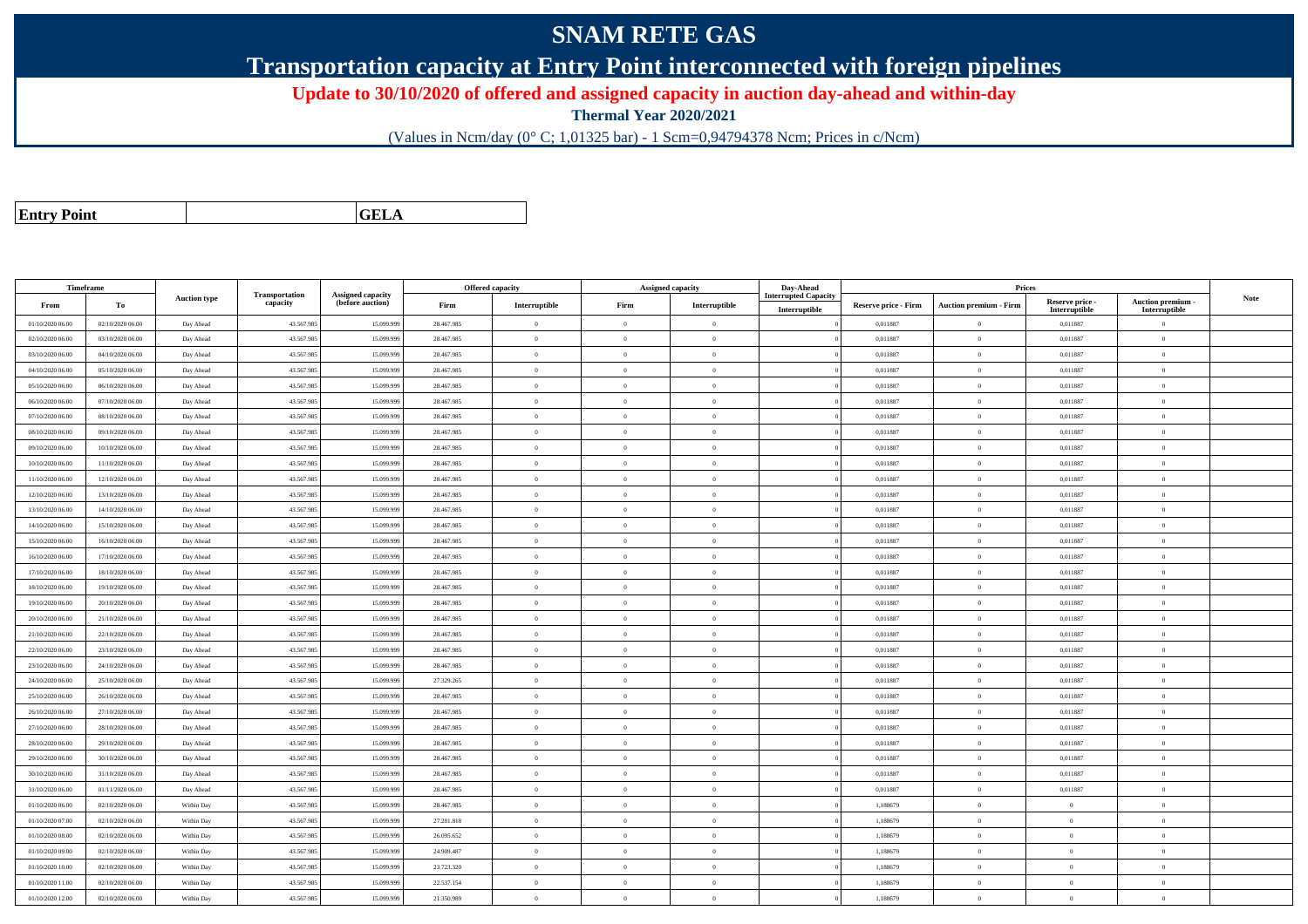# SNAM RETE GAS

## Transportation capacity at Entry Point interconnected with foreign pipelines

**Update to 30/10/2020 of offered and assigned capacity in auction day-ahead and within-day**

**Thermal Year 2020/2021**

(Values in Ncm/day (0° C; 1,01325 bar) - 1 Scm=0,94794378 Ncm; Prices in c/Ncm)

| **Entry Point** | | **GELA** |
|---|---|---|

| Timeframe | | Auction type | Transportation capacity | Assigned capacity (before auction) | Offered capacity | | Assigned capacity | | Day-Ahead Interrupted Capacity | Prices | | | | Note |
|---|---|---|---|---|---|---|---|---|---|---|---|---|---|---|
| From | To | | | | Firm | Interruptible | Firm | Interruptible | Interruptible | Reserve price - Firm | Auction premium - Firm | Reserve price - Interruptible | Auction premium - Interruptible | |
| 01/10/2020 06.00 | 02/10/2020 06.00 | Day Ahead | 43.567.985 | 15.099.999 | 28.467.985 | 0 | 0 | 0 | 0 | 0,011887 | 0 | 0,011887 | 0 | |
| 02/10/2020 06.00 | 03/10/2020 06.00 | Day Ahead | 43.567.985 | 15.099.999 | 28.467.985 | 0 | 0 | 0 | 0 | 0,011887 | 0 | 0,011887 | 0 | |
| 03/10/2020 06.00 | 04/10/2020 06.00 | Day Ahead | 43.567.985 | 15.099.999 | 28.467.985 | 0 | 0 | 0 | 0 | 0,011887 | 0 | 0,011887 | 0 | |
| 04/10/2020 06.00 | 05/10/2020 06.00 | Day Ahead | 43.567.985 | 15.099.999 | 28.467.985 | 0 | 0 | 0 | 0 | 0,011887 | 0 | 0,011887 | 0 | |
| 05/10/2020 06.00 | 06/10/2020 06.00 | Day Ahead | 43.567.985 | 15.099.999 | 28.467.985 | 0 | 0 | 0 | 0 | 0,011887 | 0 | 0,011887 | 0 | |
| 06/10/2020 06.00 | 07/10/2020 06.00 | Day Ahead | 43.567.985 | 15.099.999 | 28.467.985 | 0 | 0 | 0 | 0 | 0,011887 | 0 | 0,011887 | 0 | |
| 07/10/2020 06.00 | 08/10/2020 06.00 | Day Ahead | 43.567.985 | 15.099.999 | 28.467.985 | 0 | 0 | 0 | 0 | 0,011887 | 0 | 0,011887 | 0 | |
| 08/10/2020 06.00 | 09/10/2020 06.00 | Day Ahead | 43.567.985 | 15.099.999 | 28.467.985 | 0 | 0 | 0 | 0 | 0,011887 | 0 | 0,011887 | 0 | |
| 09/10/2020 06.00 | 10/10/2020 06.00 | Day Ahead | 43.567.985 | 15.099.999 | 28.467.985 | 0 | 0 | 0 | 0 | 0,011887 | 0 | 0,011887 | 0 | |
| 10/10/2020 06.00 | 11/10/2020 06.00 | Day Ahead | 43.567.985 | 15.099.999 | 28.467.985 | 0 | 0 | 0 | 0 | 0,011887 | 0 | 0,011887 | 0 | |
| 11/10/2020 06.00 | 12/10/2020 06.00 | Day Ahead | 43.567.985 | 15.099.999 | 28.467.985 | 0 | 0 | 0 | 0 | 0,011887 | 0 | 0,011887 | 0 | |
| 12/10/2020 06.00 | 13/10/2020 06.00 | Day Ahead | 43.567.985 | 15.099.999 | 28.467.985 | 0 | 0 | 0 | 0 | 0,011887 | 0 | 0,011887 | 0 | |
| 13/10/2020 06.00 | 14/10/2020 06.00 | Day Ahead | 43.567.985 | 15.099.999 | 28.467.985 | 0 | 0 | 0 | 0 | 0,011887 | 0 | 0,011887 | 0 | |
| 14/10/2020 06.00 | 15/10/2020 06.00 | Day Ahead | 43.567.985 | 15.099.999 | 28.467.985 | 0 | 0 | 0 | 0 | 0,011887 | 0 | 0,011887 | 0 | |
| 15/10/2020 06.00 | 16/10/2020 06.00 | Day Ahead | 43.567.985 | 15.099.999 | 28.467.985 | 0 | 0 | 0 | 0 | 0,011887 | 0 | 0,011887 | 0 | |
| 16/10/2020 06.00 | 17/10/2020 06.00 | Day Ahead | 43.567.985 | 15.099.999 | 28.467.985 | 0 | 0 | 0 | 0 | 0,011887 | 0 | 0,011887 | 0 | |
| 17/10/2020 06.00 | 18/10/2020 06.00 | Day Ahead | 43.567.985 | 15.099.999 | 28.467.985 | 0 | 0 | 0 | 0 | 0,011887 | 0 | 0,011887 | 0 | |
| 18/10/2020 06.00 | 19/10/2020 06.00 | Day Ahead | 43.567.985 | 15.099.999 | 28.467.985 | 0 | 0 | 0 | 0 | 0,011887 | 0 | 0,011887 | 0 | |
| 19/10/2020 06.00 | 20/10/2020 06.00 | Day Ahead | 43.567.985 | 15.099.999 | 28.467.985 | 0 | 0 | 0 | 0 | 0,011887 | 0 | 0,011887 | 0 | |
| 20/10/2020 06.00 | 21/10/2020 06.00 | Day Ahead | 43.567.985 | 15.099.999 | 28.467.985 | 0 | 0 | 0 | 0 | 0,011887 | 0 | 0,011887 | 0 | |
| 21/10/2020 06.00 | 22/10/2020 06.00 | Day Ahead | 43.567.985 | 15.099.999 | 28.467.985 | 0 | 0 | 0 | 0 | 0,011887 | 0 | 0,011887 | 0 | |
| 22/10/2020 06.00 | 23/10/2020 06.00 | Day Ahead | 43.567.985 | 15.099.999 | 28.467.985 | 0 | 0 | 0 | 0 | 0,011887 | 0 | 0,011887 | 0 | |
| 23/10/2020 06.00 | 24/10/2020 06.00 | Day Ahead | 43.567.985 | 15.099.999 | 28.467.985 | 0 | 0 | 0 | 0 | 0,011887 | 0 | 0,011887 | 0 | |
| 24/10/2020 06.00 | 25/10/2020 06.00 | Day Ahead | 43.567.985 | 15.099.999 | 27.329.265 | 0 | 0 | 0 | 0 | 0,011887 | 0 | 0,011887 | 0 | |
| 25/10/2020 06.00 | 26/10/2020 06.00 | Day Ahead | 43.567.985 | 15.099.999 | 28.467.985 | 0 | 0 | 0 | 0 | 0,011887 | 0 | 0,011887 | 0 | |
| 26/10/2020 06.00 | 27/10/2020 06.00 | Day Ahead | 43.567.985 | 15.099.999 | 28.467.985 | 0 | 0 | 0 | 0 | 0,011887 | 0 | 0,011887 | 0 | |
| 27/10/2020 06.00 | 28/10/2020 06.00 | Day Ahead | 43.567.985 | 15.099.999 | 28.467.985 | 0 | 0 | 0 | 0 | 0,011887 | 0 | 0,011887 | 0 | |
| 28/10/2020 06.00 | 29/10/2020 06.00 | Day Ahead | 43.567.985 | 15.099.999 | 28.467.985 | 0 | 0 | 0 | 0 | 0,011887 | 0 | 0,011887 | 0 | |
| 29/10/2020 06.00 | 30/10/2020 06.00 | Day Ahead | 43.567.985 | 15.099.999 | 28.467.985 | 0 | 0 | 0 | 0 | 0,011887 | 0 | 0,011887 | 0 | |
| 30/10/2020 06.00 | 31/10/2020 06.00 | Day Ahead | 43.567.985 | 15.099.999 | 28.467.985 | 0 | 0 | 0 | 0 | 0,011887 | 0 | 0,011887 | 0 | |
| 31/10/2020 06.00 | 01/11/2020 06.00 | Day Ahead | 43.567.985 | 15.099.999 | 28.467.985 | 0 | 0 | 0 | 0 | 0,011887 | 0 | 0,011887 | 0 | |
| 01/10/2020 06.00 | 02/10/2020 06.00 | Within Day | 43.567.985 | 15.099.999 | 28.467.985 | 0 | 0 | 0 | 0 | 1,188679 | 0 | 0 | 0 | |
| 01/10/2020 07.00 | 02/10/2020 06.00 | Within Day | 43.567.985 | 15.099.999 | 27.281.818 | 0 | 0 | 0 | 0 | 1,188679 | 0 | 0 | 0 | |
| 01/10/2020 08.00 | 02/10/2020 06.00 | Within Day | 43.567.985 | 15.099.999 | 26.095.652 | 0 | 0 | 0 | 0 | 1,188679 | 0 | 0 | 0 | |
| 01/10/2020 09.00 | 02/10/2020 06.00 | Within Day | 43.567.985 | 15.099.999 | 24.909.487 | 0 | 0 | 0 | 0 | 1,188679 | 0 | 0 | 0 | |
| 01/10/2020 10.00 | 02/10/2020 06.00 | Within Day | 43.567.985 | 15.099.999 | 23.723.320 | 0 | 0 | 0 | 0 | 1,188679 | 0 | 0 | 0 | |
| 01/10/2020 11.00 | 02/10/2020 06.00 | Within Day | 43.567.985 | 15.099.999 | 22.537.154 | 0 | 0 | 0 | 0 | 1,188679 | 0 | 0 | 0 | |
| 01/10/2020 12.00 | 02/10/2020 06.00 | Within Day | 43.567.985 | 15.099.999 | 21.350.989 | 0 | 0 | 0 | 0 | 1,188679 | 0 | 0 | 0 | |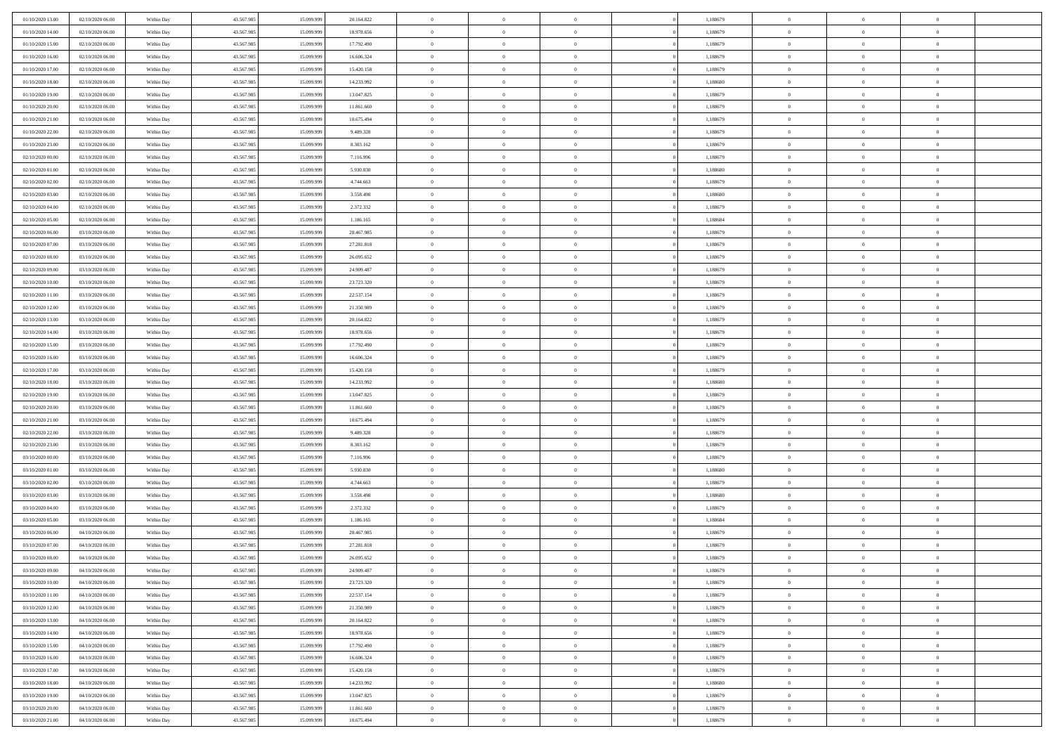| | | | | | | | | | | | | | | |
|---|---|---|---|---|---|---|---|---|---|---|---|---|---|---|
| 01/10/2020 13.00 | 02/10/2020 06.00 | Within Day | 43.567.985 | 15.099.999 | 20.164.822 | 0 | 0 | 0 | | 1,188679 | 0 | 0 | 0 | |
| 01/10/2020 14.00 | 02/10/2020 06.00 | Within Day | 43.567.985 | 15.099.999 | 18.978.656 | 0 | 0 | 0 | | 1,188679 | 0 | 0 | 0 | |
| 01/10/2020 15.00 | 02/10/2020 06.00 | Within Day | 43.567.985 | 15.099.999 | 17.792.490 | 0 | 0 | 0 | | 1,188679 | 0 | 0 | 0 | |
| 01/10/2020 16.00 | 02/10/2020 06.00 | Within Day | 43.567.985 | 15.099.999 | 16.606.324 | 0 | 0 | 0 | | 1,188679 | 0 | 0 | 0 | |
| 01/10/2020 17.00 | 02/10/2020 06.00 | Within Day | 43.567.985 | 15.099.999 | 15.420.158 | 0 | 0 | 0 | | 1,188679 | 0 | 0 | 0 | |
| 01/10/2020 18.00 | 02/10/2020 06.00 | Within Day | 43.567.985 | 15.099.999 | 14.233.992 | 0 | 0 | 0 | | 1,188680 | 0 | 0 | 0 | |
| 01/10/2020 19.00 | 02/10/2020 06.00 | Within Day | 43.567.985 | 15.099.999 | 13.047.825 | 0 | 0 | 0 | | 1,188679 | 0 | 0 | 0 | |
| 01/10/2020 20.00 | 02/10/2020 06.00 | Within Day | 43.567.985 | 15.099.999 | 11.861.660 | 0 | 0 | 0 | | 1,188679 | 0 | 0 | 0 | |
| 01/10/2020 21.00 | 02/10/2020 06.00 | Within Day | 43.567.985 | 15.099.999 | 10.675.494 | 0 | 0 | 0 | | 1,188679 | 0 | 0 | 0 | |
| 01/10/2020 22.00 | 02/10/2020 06.00 | Within Day | 43.567.985 | 15.099.999 | 9.489.328 | 0 | 0 | 0 | | 1,188679 | 0 | 0 | 0 | |
| 01/10/2020 23.00 | 02/10/2020 06.00 | Within Day | 43.567.985 | 15.099.999 | 8.303.162 | 0 | 0 | 0 | | 1,188679 | 0 | 0 | 0 | |
| 02/10/2020 00.00 | 02/10/2020 06.00 | Within Day | 43.567.985 | 15.099.999 | 7.116.996 | 0 | 0 | 0 | | 1,188679 | 0 | 0 | 0 | |
| 02/10/2020 01.00 | 02/10/2020 06.00 | Within Day | 43.567.985 | 15.099.999 | 5.930.830 | 0 | 0 | 0 | | 1,188680 | 0 | 0 | 0 | |
| 02/10/2020 02.00 | 02/10/2020 06.00 | Within Day | 43.567.985 | 15.099.999 | 4.744.663 | 0 | 0 | 0 | | 1,188679 | 0 | 0 | 0 | |
| 02/10/2020 03.00 | 02/10/2020 06.00 | Within Day | 43.567.985 | 15.099.999 | 3.558.498 | 0 | 0 | 0 | | 1,188680 | 0 | 0 | 0 | |
| 02/10/2020 04.00 | 02/10/2020 06.00 | Within Day | 43.567.985 | 15.099.999 | 2.372.332 | 0 | 0 | 0 | | 1,188679 | 0 | 0 | 0 | |
| 02/10/2020 05.00 | 02/10/2020 06.00 | Within Day | 43.567.985 | 15.099.999 | 1.186.165 | 0 | 0 | 0 | | 1,188684 | 0 | 0 | 0 | |
| 02/10/2020 06.00 | 03/10/2020 06.00 | Within Day | 43.567.985 | 15.099.999 | 28.467.985 | 0 | 0 | 0 | | 1,188679 | 0 | 0 | 0 | |
| 02/10/2020 07.00 | 03/10/2020 06.00 | Within Day | 43.567.985 | 15.099.999 | 27.281.818 | 0 | 0 | 0 | | 1,188679 | 0 | 0 | 0 | |
| 02/10/2020 08.00 | 03/10/2020 06.00 | Within Day | 43.567.985 | 15.099.999 | 26.095.652 | 0 | 0 | 0 | | 1,188679 | 0 | 0 | 0 | |
| 02/10/2020 09.00 | 03/10/2020 06.00 | Within Day | 43.567.985 | 15.099.999 | 24.909.487 | 0 | 0 | 0 | | 1,188679 | 0 | 0 | 0 | |
| 02/10/2020 10.00 | 03/10/2020 06.00 | Within Day | 43.567.985 | 15.099.999 | 23.723.320 | 0 | 0 | 0 | | 1,188679 | 0 | 0 | 0 | |
| 02/10/2020 11.00 | 03/10/2020 06.00 | Within Day | 43.567.985 | 15.099.999 | 22.537.154 | 0 | 0 | 0 | | 1,188679 | 0 | 0 | 0 | |
| 02/10/2020 12.00 | 03/10/2020 06.00 | Within Day | 43.567.985 | 15.099.999 | 21.350.989 | 0 | 0 | 0 | | 1,188679 | 0 | 0 | 0 | |
| 02/10/2020 13.00 | 03/10/2020 06.00 | Within Day | 43.567.985 | 15.099.999 | 20.164.822 | 0 | 0 | 0 | | 1,188679 | 0 | 0 | 0 | |
| 02/10/2020 14.00 | 03/10/2020 06.00 | Within Day | 43.567.985 | 15.099.999 | 18.978.656 | 0 | 0 | 0 | | 1,188679 | 0 | 0 | 0 | |
| 02/10/2020 15.00 | 03/10/2020 06.00 | Within Day | 43.567.985 | 15.099.999 | 17.792.490 | 0 | 0 | 0 | | 1,188679 | 0 | 0 | 0 | |
| 02/10/2020 16.00 | 03/10/2020 06.00 | Within Day | 43.567.985 | 15.099.999 | 16.606.324 | 0 | 0 | 0 | | 1,188679 | 0 | 0 | 0 | |
| 02/10/2020 17.00 | 03/10/2020 06.00 | Within Day | 43.567.985 | 15.099.999 | 15.420.158 | 0 | 0 | 0 | | 1,188679 | 0 | 0 | 0 | |
| 02/10/2020 18.00 | 03/10/2020 06.00 | Within Day | 43.567.985 | 15.099.999 | 14.233.992 | 0 | 0 | 0 | | 1,188680 | 0 | 0 | 0 | |
| 02/10/2020 19.00 | 03/10/2020 06.00 | Within Day | 43.567.985 | 15.099.999 | 13.047.825 | 0 | 0 | 0 | | 1,188679 | 0 | 0 | 0 | |
| 02/10/2020 20.00 | 03/10/2020 06.00 | Within Day | 43.567.985 | 15.099.999 | 11.861.660 | 0 | 0 | 0 | | 1,188679 | 0 | 0 | 0 | |
| 02/10/2020 21.00 | 03/10/2020 06.00 | Within Day | 43.567.985 | 15.099.999 | 10.675.494 | 0 | 0 | 0 | | 1,188679 | 0 | 0 | 0 | |
| 02/10/2020 22.00 | 03/10/2020 06.00 | Within Day | 43.567.985 | 15.099.999 | 9.489.328 | 0 | 0 | 0 | | 1,188679 | 0 | 0 | 0 | |
| 02/10/2020 23.00 | 03/10/2020 06.00 | Within Day | 43.567.985 | 15.099.999 | 8.303.162 | 0 | 0 | 0 | | 1,188679 | 0 | 0 | 0 | |
| 03/10/2020 00.00 | 03/10/2020 06.00 | Within Day | 43.567.985 | 15.099.999 | 7.116.996 | 0 | 0 | 0 | | 1,188679 | 0 | 0 | 0 | |
| 03/10/2020 01.00 | 03/10/2020 06.00 | Within Day | 43.567.985 | 15.099.999 | 5.930.830 | 0 | 0 | 0 | | 1,188680 | 0 | 0 | 0 | |
| 03/10/2020 02.00 | 03/10/2020 06.00 | Within Day | 43.567.985 | 15.099.999 | 4.744.663 | 0 | 0 | 0 | | 1,188679 | 0 | 0 | 0 | |
| 03/10/2020 03.00 | 03/10/2020 06.00 | Within Day | 43.567.985 | 15.099.999 | 3.558.498 | 0 | 0 | 0 | | 1,188680 | 0 | 0 | 0 | |
| 03/10/2020 04.00 | 03/10/2020 06.00 | Within Day | 43.567.985 | 15.099.999 | 2.372.332 | 0 | 0 | 0 | | 1,188679 | 0 | 0 | 0 | |
| 03/10/2020 05.00 | 03/10/2020 06.00 | Within Day | 43.567.985 | 15.099.999 | 1.186.165 | 0 | 0 | 0 | | 1,188684 | 0 | 0 | 0 | |
| 03/10/2020 06.00 | 04/10/2020 06.00 | Within Day | 43.567.985 | 15.099.999 | 28.467.985 | 0 | 0 | 0 | | 1,188679 | 0 | 0 | 0 | |
| 03/10/2020 07.00 | 04/10/2020 06.00 | Within Day | 43.567.985 | 15.099.999 | 27.281.818 | 0 | 0 | 0 | | 1,188679 | 0 | 0 | 0 | |
| 03/10/2020 08.00 | 04/10/2020 06.00 | Within Day | 43.567.985 | 15.099.999 | 26.095.652 | 0 | 0 | 0 | | 1,188679 | 0 | 0 | 0 | |
| 03/10/2020 09.00 | 04/10/2020 06.00 | Within Day | 43.567.985 | 15.099.999 | 24.909.487 | 0 | 0 | 0 | | 1,188679 | 0 | 0 | 0 | |
| 03/10/2020 10.00 | 04/10/2020 06.00 | Within Day | 43.567.985 | 15.099.999 | 23.723.320 | 0 | 0 | 0 | | 1,188679 | 0 | 0 | 0 | |
| 03/10/2020 11.00 | 04/10/2020 06.00 | Within Day | 43.567.985 | 15.099.999 | 22.537.154 | 0 | 0 | 0 | | 1,188679 | 0 | 0 | 0 | |
| 03/10/2020 12.00 | 04/10/2020 06.00 | Within Day | 43.567.985 | 15.099.999 | 21.350.989 | 0 | 0 | 0 | | 1,188679 | 0 | 0 | 0 | |
| 03/10/2020 13.00 | 04/10/2020 06.00 | Within Day | 43.567.985 | 15.099.999 | 20.164.822 | 0 | 0 | 0 | | 1,188679 | 0 | 0 | 0 | |
| 03/10/2020 14.00 | 04/10/2020 06.00 | Within Day | 43.567.985 | 15.099.999 | 18.978.656 | 0 | 0 | 0 | | 1,188679 | 0 | 0 | 0 | |
| 03/10/2020 15.00 | 04/10/2020 06.00 | Within Day | 43.567.985 | 15.099.999 | 17.792.490 | 0 | 0 | 0 | | 1,188679 | 0 | 0 | 0 | |
| 03/10/2020 16.00 | 04/10/2020 06.00 | Within Day | 43.567.985 | 15.099.999 | 16.606.324 | 0 | 0 | 0 | | 1,188679 | 0 | 0 | 0 | |
| 03/10/2020 17.00 | 04/10/2020 06.00 | Within Day | 43.567.985 | 15.099.999 | 15.420.158 | 0 | 0 | 0 | | 1,188679 | 0 | 0 | 0 | |
| 03/10/2020 18.00 | 04/10/2020 06.00 | Within Day | 43.567.985 | 15.099.999 | 14.233.992 | 0 | 0 | 0 | | 1,188680 | 0 | 0 | 0 | |
| 03/10/2020 19.00 | 04/10/2020 06.00 | Within Day | 43.567.985 | 15.099.999 | 13.047.825 | 0 | 0 | 0 | | 1,188679 | 0 | 0 | 0 | |
| 03/10/2020 20.00 | 04/10/2020 06.00 | Within Day | 43.567.985 | 15.099.999 | 11.861.660 | 0 | 0 | 0 | | 1,188679 | 0 | 0 | 0 | |
| 03/10/2020 21.00 | 04/10/2020 06.00 | Within Day | 43.567.985 | 15.099.999 | 10.675.494 | 0 | 0 | 0 | | 1,188679 | 0 | 0 | 0 | |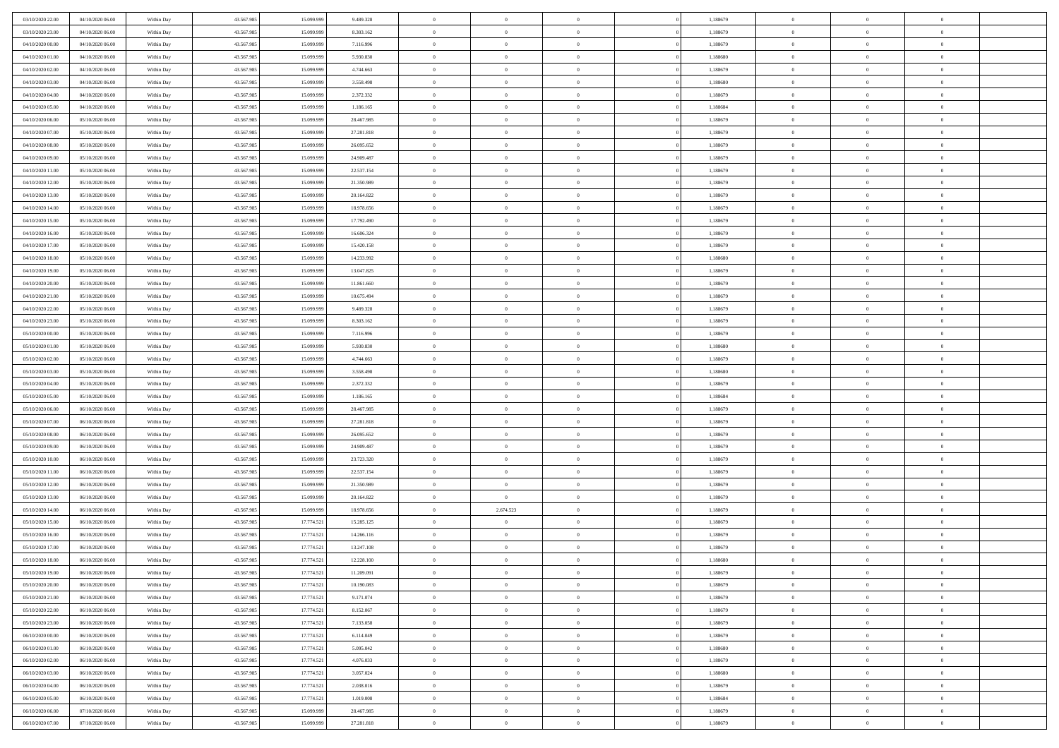| | | | | | | | | | | | | | | |
|---|---|---|---|---|---|---|---|---|---|---|---|---|---|---|
| 03/10/2020 22.00 | 04/10/2020 06.00 | Within Day | 43.567.985 | 15.099.999 | 9.489.328 | 0 | 0 | 0 | | 1,188679 | 0 | 0 | 0 | |
| 03/10/2020 23.00 | 04/10/2020 06.00 | Within Day | 43.567.985 | 15.099.999 | 8.303.162 | 0 | 0 | 0 | | 1,188679 | 0 | 0 | 0 | |
| 04/10/2020 00.00 | 04/10/2020 06.00 | Within Day | 43.567.985 | 15.099.999 | 7.116.996 | 0 | 0 | 0 | | 1,188679 | 0 | 0 | 0 | |
| 04/10/2020 01.00 | 04/10/2020 06.00 | Within Day | 43.567.985 | 15.099.999 | 5.930.830 | 0 | 0 | 0 | | 1,188680 | 0 | 0 | 0 | |
| 04/10/2020 02.00 | 04/10/2020 06.00 | Within Day | 43.567.985 | 15.099.999 | 4.744.663 | 0 | 0 | 0 | | 1,188679 | 0 | 0 | 0 | |
| 04/10/2020 03.00 | 04/10/2020 06.00 | Within Day | 43.567.985 | 15.099.999 | 3.558.498 | 0 | 0 | 0 | | 1,188680 | 0 | 0 | 0 | |
| 04/10/2020 04.00 | 04/10/2020 06.00 | Within Day | 43.567.985 | 15.099.999 | 2.372.332 | 0 | 0 | 0 | | 1,188679 | 0 | 0 | 0 | |
| 04/10/2020 05.00 | 04/10/2020 06.00 | Within Day | 43.567.985 | 15.099.999 | 1.186.165 | 0 | 0 | 0 | | 1,188684 | 0 | 0 | 0 | |
| 04/10/2020 06.00 | 05/10/2020 06.00 | Within Day | 43.567.985 | 15.099.999 | 28.467.985 | 0 | 0 | 0 | | 1,188679 | 0 | 0 | 0 | |
| 04/10/2020 07.00 | 05/10/2020 06.00 | Within Day | 43.567.985 | 15.099.999 | 27.281.818 | 0 | 0 | 0 | | 1,188679 | 0 | 0 | 0 | |
| 04/10/2020 08.00 | 05/10/2020 06.00 | Within Day | 43.567.985 | 15.099.999 | 26.095.652 | 0 | 0 | 0 | | 1,188679 | 0 | 0 | 0 | |
| 04/10/2020 09.00 | 05/10/2020 06.00 | Within Day | 43.567.985 | 15.099.999 | 24.909.487 | 0 | 0 | 0 | | 1,188679 | 0 | 0 | 0 | |
| 04/10/2020 11.00 | 05/10/2020 06.00 | Within Day | 43.567.985 | 15.099.999 | 22.537.154 | 0 | 0 | 0 | | 1,188679 | 0 | 0 | 0 | |
| 04/10/2020 12.00 | 05/10/2020 06.00 | Within Day | 43.567.985 | 15.099.999 | 21.350.989 | 0 | 0 | 0 | | 1,188679 | 0 | 0 | 0 | |
| 04/10/2020 13.00 | 05/10/2020 06.00 | Within Day | 43.567.985 | 15.099.999 | 20.164.822 | 0 | 0 | 0 | | 1,188679 | 0 | 0 | 0 | |
| 04/10/2020 14.00 | 05/10/2020 06.00 | Within Day | 43.567.985 | 15.099.999 | 18.978.656 | 0 | 0 | 0 | | 1,188679 | 0 | 0 | 0 | |
| 04/10/2020 15.00 | 05/10/2020 06.00 | Within Day | 43.567.985 | 15.099.999 | 17.792.490 | 0 | 0 | 0 | | 1,188679 | 0 | 0 | 0 | |
| 04/10/2020 16.00 | 05/10/2020 06.00 | Within Day | 43.567.985 | 15.099.999 | 16.606.324 | 0 | 0 | 0 | | 1,188679 | 0 | 0 | 0 | |
| 04/10/2020 17.00 | 05/10/2020 06.00 | Within Day | 43.567.985 | 15.099.999 | 15.420.158 | 0 | 0 | 0 | | 1,188679 | 0 | 0 | 0 | |
| 04/10/2020 18.00 | 05/10/2020 06.00 | Within Day | 43.567.985 | 15.099.999 | 14.233.992 | 0 | 0 | 0 | | 1,188680 | 0 | 0 | 0 | |
| 04/10/2020 19.00 | 05/10/2020 06.00 | Within Day | 43.567.985 | 15.099.999 | 13.047.825 | 0 | 0 | 0 | | 1,188679 | 0 | 0 | 0 | |
| 04/10/2020 20.00 | 05/10/2020 06.00 | Within Day | 43.567.985 | 15.099.999 | 11.861.660 | 0 | 0 | 0 | | 1,188679 | 0 | 0 | 0 | |
| 04/10/2020 21.00 | 05/10/2020 06.00 | Within Day | 43.567.985 | 15.099.999 | 10.675.494 | 0 | 0 | 0 | | 1,188679 | 0 | 0 | 0 | |
| 04/10/2020 22.00 | 05/10/2020 06.00 | Within Day | 43.567.985 | 15.099.999 | 9.489.328 | 0 | 0 | 0 | | 1,188679 | 0 | 0 | 0 | |
| 04/10/2020 23.00 | 05/10/2020 06.00 | Within Day | 43.567.985 | 15.099.999 | 8.303.162 | 0 | 0 | 0 | | 1,188679 | 0 | 0 | 0 | |
| 05/10/2020 00.00 | 05/10/2020 06.00 | Within Day | 43.567.985 | 15.099.999 | 7.116.996 | 0 | 0 | 0 | | 1,188679 | 0 | 0 | 0 | |
| 05/10/2020 01.00 | 05/10/2020 06.00 | Within Day | 43.567.985 | 15.099.999 | 5.930.830 | 0 | 0 | 0 | | 1,188680 | 0 | 0 | 0 | |
| 05/10/2020 02.00 | 05/10/2020 06.00 | Within Day | 43.567.985 | 15.099.999 | 4.744.663 | 0 | 0 | 0 | | 1,188679 | 0 | 0 | 0 | |
| 05/10/2020 03.00 | 05/10/2020 06.00 | Within Day | 43.567.985 | 15.099.999 | 3.558.498 | 0 | 0 | 0 | | 1,188680 | 0 | 0 | 0 | |
| 05/10/2020 04.00 | 05/10/2020 06.00 | Within Day | 43.567.985 | 15.099.999 | 2.372.332 | 0 | 0 | 0 | | 1,188679 | 0 | 0 | 0 | |
| 05/10/2020 05.00 | 05/10/2020 06.00 | Within Day | 43.567.985 | 15.099.999 | 1.186.165 | 0 | 0 | 0 | | 1,188684 | 0 | 0 | 0 | |
| 05/10/2020 06.00 | 06/10/2020 06.00 | Within Day | 43.567.985 | 15.099.999 | 28.467.985 | 0 | 0 | 0 | | 1,188679 | 0 | 0 | 0 | |
| 05/10/2020 07.00 | 06/10/2020 06.00 | Within Day | 43.567.985 | 15.099.999 | 27.281.818 | 0 | 0 | 0 | | 1,188679 | 0 | 0 | 0 | |
| 05/10/2020 08.00 | 06/10/2020 06.00 | Within Day | 43.567.985 | 15.099.999 | 26.095.652 | 0 | 0 | 0 | | 1,188679 | 0 | 0 | 0 | |
| 05/10/2020 09.00 | 06/10/2020 06.00 | Within Day | 43.567.985 | 15.099.999 | 24.909.487 | 0 | 0 | 0 | | 1,188679 | 0 | 0 | 0 | |
| 05/10/2020 10.00 | 06/10/2020 06.00 | Within Day | 43.567.985 | 15.099.999 | 23.723.320 | 0 | 0 | 0 | | 1,188679 | 0 | 0 | 0 | |
| 05/10/2020 11.00 | 06/10/2020 06.00 | Within Day | 43.567.985 | 15.099.999 | 22.537.154 | 0 | 0 | 0 | | 1,188679 | 0 | 0 | 0 | |
| 05/10/2020 12.00 | 06/10/2020 06.00 | Within Day | 43.567.985 | 15.099.999 | 21.350.989 | 0 | 0 | 0 | | 1,188679 | 0 | 0 | 0 | |
| 05/10/2020 13.00 | 06/10/2020 06.00 | Within Day | 43.567.985 | 15.099.999 | 20.164.822 | 0 | 0 | 0 | | 1,188679 | 0 | 0 | 0 | |
| 05/10/2020 14.00 | 06/10/2020 06.00 | Within Day | 43.567.985 | 15.099.999 | 18.978.656 | 0 | 2.674.523 | 0 | | 1,188679 | 0 | 0 | 0 | |
| 05/10/2020 15.00 | 06/10/2020 06.00 | Within Day | 43.567.985 | 17.774.521 | 15.285.125 | 0 | 0 | 0 | | 1,188679 | 0 | 0 | 0 | |
| 05/10/2020 16.00 | 06/10/2020 06.00 | Within Day | 43.567.985 | 17.774.521 | 14.266.116 | 0 | 0 | 0 | | 1,188679 | 0 | 0 | 0 | |
| 05/10/2020 17.00 | 06/10/2020 06.00 | Within Day | 43.567.985 | 17.774.521 | 13.247.108 | 0 | 0 | 0 | | 1,188679 | 0 | 0 | 0 | |
| 05/10/2020 18.00 | 06/10/2020 06.00 | Within Day | 43.567.985 | 17.774.521 | 12.228.100 | 0 | 0 | 0 | | 1,188680 | 0 | 0 | 0 | |
| 05/10/2020 19.00 | 06/10/2020 06.00 | Within Day | 43.567.985 | 17.774.521 | 11.209.091 | 0 | 0 | 0 | | 1,188679 | 0 | 0 | 0 | |
| 05/10/2020 20.00 | 06/10/2020 06.00 | Within Day | 43.567.985 | 17.774.521 | 10.190.083 | 0 | 0 | 0 | | 1,188679 | 0 | 0 | 0 | |
| 05/10/2020 21.00 | 06/10/2020 06.00 | Within Day | 43.567.985 | 17.774.521 | 9.171.074 | 0 | 0 | 0 | | 1,188679 | 0 | 0 | 0 | |
| 05/10/2020 22.00 | 06/10/2020 06.00 | Within Day | 43.567.985 | 17.774.521 | 8.152.067 | 0 | 0 | 0 | | 1,188679 | 0 | 0 | 0 | |
| 05/10/2020 23.00 | 06/10/2020 06.00 | Within Day | 43.567.985 | 17.774.521 | 7.133.058 | 0 | 0 | 0 | | 1,188679 | 0 | 0 | 0 | |
| 06/10/2020 00.00 | 06/10/2020 06.00 | Within Day | 43.567.985 | 17.774.521 | 6.114.049 | 0 | 0 | 0 | | 1,188679 | 0 | 0 | 0 | |
| 06/10/2020 01.00 | 06/10/2020 06.00 | Within Day | 43.567.985 | 17.774.521 | 5.095.042 | 0 | 0 | 0 | | 1,188680 | 0 | 0 | 0 | |
| 06/10/2020 02.00 | 06/10/2020 06.00 | Within Day | 43.567.985 | 17.774.521 | 4.076.033 | 0 | 0 | 0 | | 1,188679 | 0 | 0 | 0 | |
| 06/10/2020 03.00 | 06/10/2020 06.00 | Within Day | 43.567.985 | 17.774.521 | 3.057.024 | 0 | 0 | 0 | | 1,188680 | 0 | 0 | 0 | |
| 06/10/2020 04.00 | 06/10/2020 06.00 | Within Day | 43.567.985 | 17.774.521 | 2.038.016 | 0 | 0 | 0 | | 1,188679 | 0 | 0 | 0 | |
| 06/10/2020 05.00 | 06/10/2020 06.00 | Within Day | 43.567.985 | 17.774.521 | 1.019.008 | 0 | 0 | 0 | | 1,188684 | 0 | 0 | 0 | |
| 06/10/2020 06.00 | 07/10/2020 06.00 | Within Day | 43.567.985 | 15.099.999 | 28.467.985 | 0 | 0 | 0 | | 1,188679 | 0 | 0 | 0 | |
| 06/10/2020 07.00 | 07/10/2020 06.00 | Within Day | 43.567.985 | 15.099.999 | 27.281.818 | 0 | 0 | 0 | | 1,188679 | 0 | 0 | 0 | |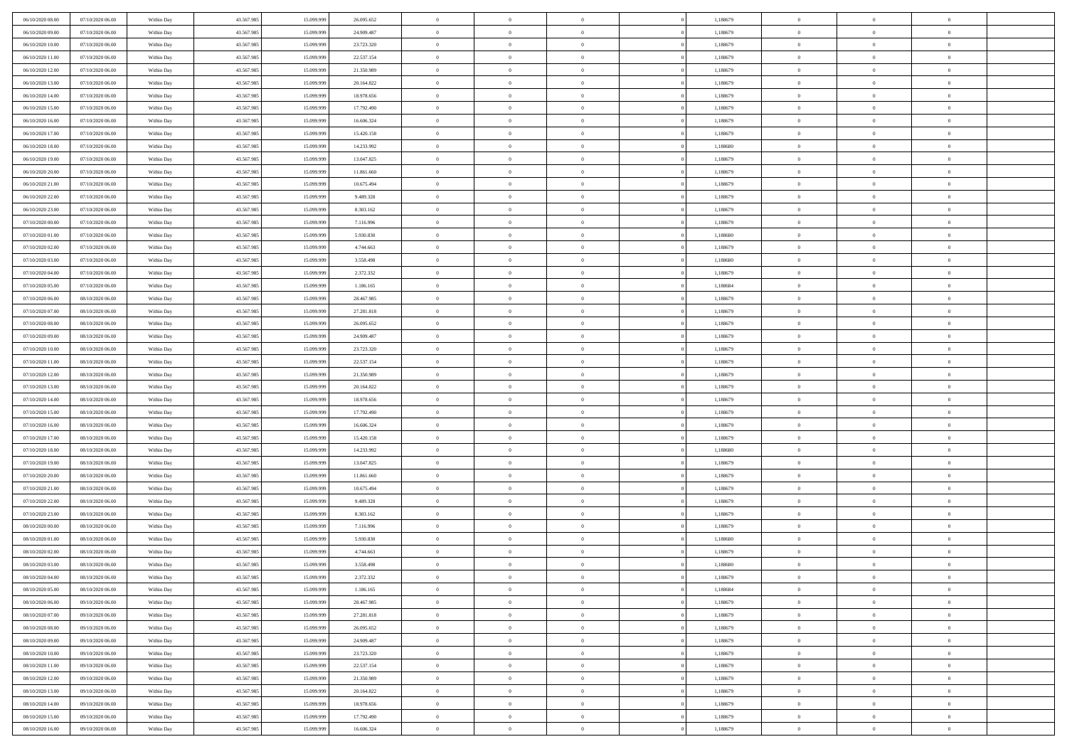| | | | | | | | | | | | | | | |
|---|---|---|---|---|---|---|---|---|---|---|---|---|---|---|
| 06/10/2020 08:00 | 07/10/2020 06:00 | Within Day | 43.567.985 | 15.099.999 | 26.095.652 | 0 | 0 | 0 | | 1,188679 | 0 | 0 | 0 | |
| 06/10/2020 09:00 | 07/10/2020 06:00 | Within Day | 43.567.985 | 15.099.999 | 24.909.487 | 0 | 0 | 0 | | 1,188679 | 0 | 0 | 0 | |
| 06/10/2020 10:00 | 07/10/2020 06:00 | Within Day | 43.567.985 | 15.099.999 | 23.723.320 | 0 | 0 | 0 | | 1,188679 | 0 | 0 | 0 | |
| 06/10/2020 11:00 | 07/10/2020 06:00 | Within Day | 43.567.985 | 15.099.999 | 22.537.154 | 0 | 0 | 0 | | 1,188679 | 0 | 0 | 0 | |
| 06/10/2020 12:00 | 07/10/2020 06:00 | Within Day | 43.567.985 | 15.099.999 | 21.350.989 | 0 | 0 | 0 | | 1,188679 | 0 | 0 | 0 | |
| 06/10/2020 13:00 | 07/10/2020 06:00 | Within Day | 43.567.985 | 15.099.999 | 20.164.822 | 0 | 0 | 0 | | 1,188679 | 0 | 0 | 0 | |
| 06/10/2020 14:00 | 07/10/2020 06:00 | Within Day | 43.567.985 | 15.099.999 | 18.978.656 | 0 | 0 | 0 | | 1,188679 | 0 | 0 | 0 | |
| 06/10/2020 15:00 | 07/10/2020 06:00 | Within Day | 43.567.985 | 15.099.999 | 17.792.490 | 0 | 0 | 0 | | 1,188679 | 0 | 0 | 0 | |
| 06/10/2020 16:00 | 07/10/2020 06:00 | Within Day | 43.567.985 | 15.099.999 | 16.606.324 | 0 | 0 | 0 | | 1,188679 | 0 | 0 | 0 | |
| 06/10/2020 17:00 | 07/10/2020 06:00 | Within Day | 43.567.985 | 15.099.999 | 15.420.158 | 0 | 0 | 0 | | 1,188679 | 0 | 0 | 0 | |
| 06/10/2020 18:00 | 07/10/2020 06:00 | Within Day | 43.567.985 | 15.099.999 | 14.233.992 | 0 | 0 | 0 | | 1,188680 | 0 | 0 | 0 | |
| 06/10/2020 19:00 | 07/10/2020 06:00 | Within Day | 43.567.985 | 15.099.999 | 13.047.825 | 0 | 0 | 0 | | 1,188679 | 0 | 0 | 0 | |
| 06/10/2020 20:00 | 07/10/2020 06:00 | Within Day | 43.567.985 | 15.099.999 | 11.861.660 | 0 | 0 | 0 | | 1,188679 | 0 | 0 | 0 | |
| 06/10/2020 21:00 | 07/10/2020 06:00 | Within Day | 43.567.985 | 15.099.999 | 10.675.494 | 0 | 0 | 0 | | 1,188679 | 0 | 0 | 0 | |
| 06/10/2020 22:00 | 07/10/2020 06:00 | Within Day | 43.567.985 | 15.099.999 | 9.489.328 | 0 | 0 | 0 | | 1,188679 | 0 | 0 | 0 | |
| 06/10/2020 23:00 | 07/10/2020 06:00 | Within Day | 43.567.985 | 15.099.999 | 8.303.162 | 0 | 0 | 0 | | 1,188679 | 0 | 0 | 0 | |
| 07/10/2020 00:00 | 07/10/2020 06:00 | Within Day | 43.567.985 | 15.099.999 | 7.116.996 | 0 | 0 | 0 | | 1,188679 | 0 | 0 | 0 | |
| 07/10/2020 01:00 | 07/10/2020 06:00 | Within Day | 43.567.985 | 15.099.999 | 5.930.830 | 0 | 0 | 0 | | 1,188680 | 0 | 0 | 0 | |
| 07/10/2020 02:00 | 07/10/2020 06:00 | Within Day | 43.567.985 | 15.099.999 | 4.744.663 | 0 | 0 | 0 | | 1,188679 | 0 | 0 | 0 | |
| 07/10/2020 03:00 | 07/10/2020 06:00 | Within Day | 43.567.985 | 15.099.999 | 3.558.498 | 0 | 0 | 0 | | 1,188680 | 0 | 0 | 0 | |
| 07/10/2020 04:00 | 07/10/2020 06:00 | Within Day | 43.567.985 | 15.099.999 | 2.372.332 | 0 | 0 | 0 | | 1,188679 | 0 | 0 | 0 | |
| 07/10/2020 05:00 | 07/10/2020 06:00 | Within Day | 43.567.985 | 15.099.999 | 1.186.165 | 0 | 0 | 0 | | 1,188684 | 0 | 0 | 0 | |
| 07/10/2020 06:00 | 08/10/2020 06:00 | Within Day | 43.567.985 | 15.099.999 | 28.467.985 | 0 | 0 | 0 | | 1,188679 | 0 | 0 | 0 | |
| 07/10/2020 07:00 | 08/10/2020 06:00 | Within Day | 43.567.985 | 15.099.999 | 27.281.818 | 0 | 0 | 0 | | 1,188679 | 0 | 0 | 0 | |
| 07/10/2020 08:00 | 08/10/2020 06:00 | Within Day | 43.567.985 | 15.099.999 | 26.095.652 | 0 | 0 | 0 | | 1,188679 | 0 | 0 | 0 | |
| 07/10/2020 09:00 | 08/10/2020 06:00 | Within Day | 43.567.985 | 15.099.999 | 24.909.487 | 0 | 0 | 0 | | 1,188679 | 0 | 0 | 0 | |
| 07/10/2020 10:00 | 08/10/2020 06:00 | Within Day | 43.567.985 | 15.099.999 | 23.723.320 | 0 | 0 | 0 | | 1,188679 | 0 | 0 | 0 | |
| 07/10/2020 11:00 | 08/10/2020 06:00 | Within Day | 43.567.985 | 15.099.999 | 22.537.154 | 0 | 0 | 0 | | 1,188679 | 0 | 0 | 0 | |
| 07/10/2020 12:00 | 08/10/2020 06:00 | Within Day | 43.567.985 | 15.099.999 | 21.350.989 | 0 | 0 | 0 | | 1,188679 | 0 | 0 | 0 | |
| 07/10/2020 13:00 | 08/10/2020 06:00 | Within Day | 43.567.985 | 15.099.999 | 20.164.822 | 0 | 0 | 0 | | 1,188679 | 0 | 0 | 0 | |
| 07/10/2020 14:00 | 08/10/2020 06:00 | Within Day | 43.567.985 | 15.099.999 | 18.978.656 | 0 | 0 | 0 | | 1,188679 | 0 | 0 | 0 | |
| 07/10/2020 15:00 | 08/10/2020 06:00 | Within Day | 43.567.985 | 15.099.999 | 17.792.490 | 0 | 0 | 0 | | 1,188679 | 0 | 0 | 0 | |
| 07/10/2020 16:00 | 08/10/2020 06:00 | Within Day | 43.567.985 | 15.099.999 | 16.606.324 | 0 | 0 | 0 | | 1,188679 | 0 | 0 | 0 | |
| 07/10/2020 17:00 | 08/10/2020 06:00 | Within Day | 43.567.985 | 15.099.999 | 15.420.158 | 0 | 0 | 0 | | 1,188679 | 0 | 0 | 0 | |
| 07/10/2020 18:00 | 08/10/2020 06:00 | Within Day | 43.567.985 | 15.099.999 | 14.233.992 | 0 | 0 | 0 | | 1,188680 | 0 | 0 | 0 | |
| 07/10/2020 19:00 | 08/10/2020 06:00 | Within Day | 43.567.985 | 15.099.999 | 13.047.825 | 0 | 0 | 0 | | 1,188679 | 0 | 0 | 0 | |
| 07/10/2020 20:00 | 08/10/2020 06:00 | Within Day | 43.567.985 | 15.099.999 | 11.861.660 | 0 | 0 | 0 | | 1,188679 | 0 | 0 | 0 | |
| 07/10/2020 21:00 | 08/10/2020 06:00 | Within Day | 43.567.985 | 15.099.999 | 10.675.494 | 0 | 0 | 0 | | 1,188679 | 0 | 0 | 0 | |
| 07/10/2020 22:00 | 08/10/2020 06:00 | Within Day | 43.567.985 | 15.099.999 | 9.489.328 | 0 | 0 | 0 | | 1,188679 | 0 | 0 | 0 | |
| 07/10/2020 23:00 | 08/10/2020 06:00 | Within Day | 43.567.985 | 15.099.999 | 8.303.162 | 0 | 0 | 0 | | 1,188679 | 0 | 0 | 0 | |
| 08/10/2020 00:00 | 08/10/2020 06:00 | Within Day | 43.567.985 | 15.099.999 | 7.116.996 | 0 | 0 | 0 | | 1,188679 | 0 | 0 | 0 | |
| 08/10/2020 01:00 | 08/10/2020 06:00 | Within Day | 43.567.985 | 15.099.999 | 5.930.830 | 0 | 0 | 0 | | 1,188680 | 0 | 0 | 0 | |
| 08/10/2020 02:00 | 08/10/2020 06:00 | Within Day | 43.567.985 | 15.099.999 | 4.744.663 | 0 | 0 | 0 | | 1,188679 | 0 | 0 | 0 | |
| 08/10/2020 03:00 | 08/10/2020 06:00 | Within Day | 43.567.985 | 15.099.999 | 3.558.498 | 0 | 0 | 0 | | 1,188680 | 0 | 0 | 0 | |
| 08/10/2020 04:00 | 08/10/2020 06:00 | Within Day | 43.567.985 | 15.099.999 | 2.372.332 | 0 | 0 | 0 | | 1,188679 | 0 | 0 | 0 | |
| 08/10/2020 05:00 | 08/10/2020 06:00 | Within Day | 43.567.985 | 15.099.999 | 1.186.165 | 0 | 0 | 0 | | 1,188684 | 0 | 0 | 0 | |
| 08/10/2020 06:00 | 09/10/2020 06:00 | Within Day | 43.567.985 | 15.099.999 | 28.467.985 | 0 | 0 | 0 | | 1,188679 | 0 | 0 | 0 | |
| 08/10/2020 07:00 | 09/10/2020 06:00 | Within Day | 43.567.985 | 15.099.999 | 27.281.818 | 0 | 0 | 0 | | 1,188679 | 0 | 0 | 0 | |
| 08/10/2020 08:00 | 09/10/2020 06:00 | Within Day | 43.567.985 | 15.099.999 | 26.095.652 | 0 | 0 | 0 | | 1,188679 | 0 | 0 | 0 | |
| 08/10/2020 09:00 | 09/10/2020 06:00 | Within Day | 43.567.985 | 15.099.999 | 24.909.487 | 0 | 0 | 0 | | 1,188679 | 0 | 0 | 0 | |
| 08/10/2020 10:00 | 09/10/2020 06:00 | Within Day | 43.567.985 | 15.099.999 | 23.723.320 | 0 | 0 | 0 | | 1,188679 | 0 | 0 | 0 | |
| 08/10/2020 11:00 | 09/10/2020 06:00 | Within Day | 43.567.985 | 15.099.999 | 22.537.154 | 0 | 0 | 0 | | 1,188679 | 0 | 0 | 0 | |
| 08/10/2020 12:00 | 09/10/2020 06:00 | Within Day | 43.567.985 | 15.099.999 | 21.350.989 | 0 | 0 | 0 | | 1,188679 | 0 | 0 | 0 | |
| 08/10/2020 13:00 | 09/10/2020 06:00 | Within Day | 43.567.985 | 15.099.999 | 20.164.822 | 0 | 0 | 0 | | 1,188679 | 0 | 0 | 0 | |
| 08/10/2020 14:00 | 09/10/2020 06:00 | Within Day | 43.567.985 | 15.099.999 | 18.978.656 | 0 | 0 | 0 | | 1,188679 | 0 | 0 | 0 | |
| 08/10/2020 15:00 | 09/10/2020 06:00 | Within Day | 43.567.985 | 15.099.999 | 17.792.490 | 0 | 0 | 0 | | 1,188679 | 0 | 0 | 0 | |
| 08/10/2020 16:00 | 09/10/2020 06:00 | Within Day | 43.567.985 | 15.099.999 | 16.606.324 | 0 | 0 | 0 | | 1,188679 | 0 | 0 | 0 | |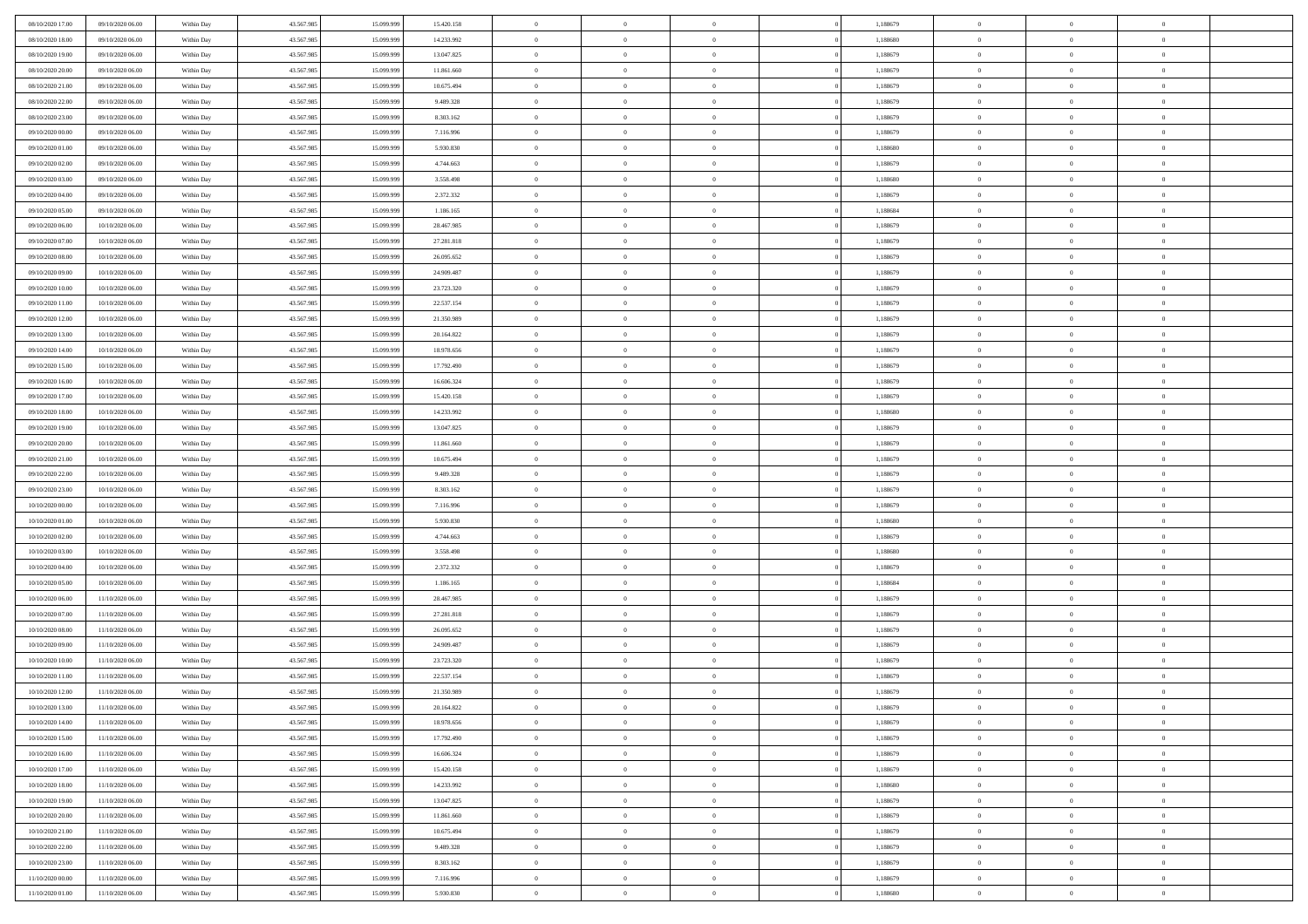| | | | | | | | | | | | | | | |
|---|---|---|---|---|---|---|---|---|---|---|---|---|---|---|
| 08/10/2020 17.00 | 09/10/2020 06.00 | Within Day | 43.567.985 | 15.099.999 | 15.420.158 | 0 | 0 | 0 | | 0 | 1,188679 | 0 | 0 | 0 |
| 08/10/2020 18.00 | 09/10/2020 06.00 | Within Day | 43.567.985 | 15.099.999 | 14.233.992 | 0 | 0 | 0 | | 0 | 1,188680 | 0 | 0 | 0 |
| 08/10/2020 19.00 | 09/10/2020 06.00 | Within Day | 43.567.985 | 15.099.999 | 13.047.825 | 0 | 0 | 0 | | 0 | 1,188679 | 0 | 0 | 0 |
| 08/10/2020 20.00 | 09/10/2020 06.00 | Within Day | 43.567.985 | 15.099.999 | 11.861.660 | 0 | 0 | 0 | | 0 | 1,188679 | 0 | 0 | 0 |
| 08/10/2020 21.00 | 09/10/2020 06.00 | Within Day | 43.567.985 | 15.099.999 | 10.675.494 | 0 | 0 | 0 | | 0 | 1,188679 | 0 | 0 | 0 |
| 08/10/2020 22.00 | 09/10/2020 06.00 | Within Day | 43.567.985 | 15.099.999 | 9.489.328 | 0 | 0 | 0 | | 0 | 1,188679 | 0 | 0 | 0 |
| 08/10/2020 23.00 | 09/10/2020 06.00 | Within Day | 43.567.985 | 15.099.999 | 8.303.162 | 0 | 0 | 0 | | 0 | 1,188679 | 0 | 0 | 0 |
| 09/10/2020 00.00 | 09/10/2020 06.00 | Within Day | 43.567.985 | 15.099.999 | 7.116.996 | 0 | 0 | 0 | | 0 | 1,188679 | 0 | 0 | 0 |
| 09/10/2020 01.00 | 09/10/2020 06.00 | Within Day | 43.567.985 | 15.099.999 | 5.930.830 | 0 | 0 | 0 | | 0 | 1,188680 | 0 | 0 | 0 |
| 09/10/2020 02.00 | 09/10/2020 06.00 | Within Day | 43.567.985 | 15.099.999 | 4.744.663 | 0 | 0 | 0 | | 0 | 1,188679 | 0 | 0 | 0 |
| 09/10/2020 03.00 | 09/10/2020 06.00 | Within Day | 43.567.985 | 15.099.999 | 3.558.498 | 0 | 0 | 0 | | 0 | 1,188680 | 0 | 0 | 0 |
| 09/10/2020 04.00 | 09/10/2020 06.00 | Within Day | 43.567.985 | 15.099.999 | 2.372.332 | 0 | 0 | 0 | | 0 | 1,188679 | 0 | 0 | 0 |
| 09/10/2020 05.00 | 09/10/2020 06.00 | Within Day | 43.567.985 | 15.099.999 | 1.186.165 | 0 | 0 | 0 | | 0 | 1,188684 | 0 | 0 | 0 |
| 09/10/2020 06.00 | 10/10/2020 06.00 | Within Day | 43.567.985 | 15.099.999 | 28.467.985 | 0 | 0 | 0 | | 0 | 1,188679 | 0 | 0 | 0 |
| 09/10/2020 07.00 | 10/10/2020 06.00 | Within Day | 43.567.985 | 15.099.999 | 27.281.818 | 0 | 0 | 0 | | 0 | 1,188679 | 0 | 0 | 0 |
| 09/10/2020 08.00 | 10/10/2020 06.00 | Within Day | 43.567.985 | 15.099.999 | 26.095.652 | 0 | 0 | 0 | | 0 | 1,188679 | 0 | 0 | 0 |
| 09/10/2020 09.00 | 10/10/2020 06.00 | Within Day | 43.567.985 | 15.099.999 | 24.909.487 | 0 | 0 | 0 | | 0 | 1,188679 | 0 | 0 | 0 |
| 09/10/2020 10.00 | 10/10/2020 06.00 | Within Day | 43.567.985 | 15.099.999 | 23.723.320 | 0 | 0 | 0 | | 0 | 1,188679 | 0 | 0 | 0 |
| 09/10/2020 11.00 | 10/10/2020 06.00 | Within Day | 43.567.985 | 15.099.999 | 22.537.154 | 0 | 0 | 0 | | 0 | 1,188679 | 0 | 0 | 0 |
| 09/10/2020 12.00 | 10/10/2020 06.00 | Within Day | 43.567.985 | 15.099.999 | 21.350.989 | 0 | 0 | 0 | | 0 | 1,188679 | 0 | 0 | 0 |
| 09/10/2020 13.00 | 10/10/2020 06.00 | Within Day | 43.567.985 | 15.099.999 | 20.164.822 | 0 | 0 | 0 | | 0 | 1,188679 | 0 | 0 | 0 |
| 09/10/2020 14.00 | 10/10/2020 06.00 | Within Day | 43.567.985 | 15.099.999 | 18.978.656 | 0 | 0 | 0 | | 0 | 1,188679 | 0 | 0 | 0 |
| 09/10/2020 15.00 | 10/10/2020 06.00 | Within Day | 43.567.985 | 15.099.999 | 17.792.490 | 0 | 0 | 0 | | 0 | 1,188679 | 0 | 0 | 0 |
| 09/10/2020 16.00 | 10/10/2020 06.00 | Within Day | 43.567.985 | 15.099.999 | 16.606.324 | 0 | 0 | 0 | | 0 | 1,188679 | 0 | 0 | 0 |
| 09/10/2020 17.00 | 10/10/2020 06.00 | Within Day | 43.567.985 | 15.099.999 | 15.420.158 | 0 | 0 | 0 | | 0 | 1,188679 | 0 | 0 | 0 |
| 09/10/2020 18.00 | 10/10/2020 06.00 | Within Day | 43.567.985 | 15.099.999 | 14.233.992 | 0 | 0 | 0 | | 0 | 1,188680 | 0 | 0 | 0 |
| 09/10/2020 19.00 | 10/10/2020 06.00 | Within Day | 43.567.985 | 15.099.999 | 13.047.825 | 0 | 0 | 0 | | 0 | 1,188679 | 0 | 0 | 0 |
| 09/10/2020 20.00 | 10/10/2020 06.00 | Within Day | 43.567.985 | 15.099.999 | 11.861.660 | 0 | 0 | 0 | | 0 | 1,188679 | 0 | 0 | 0 |
| 09/10/2020 21.00 | 10/10/2020 06.00 | Within Day | 43.567.985 | 15.099.999 | 10.675.494 | 0 | 0 | 0 | | 0 | 1,188679 | 0 | 0 | 0 |
| 09/10/2020 22.00 | 10/10/2020 06.00 | Within Day | 43.567.985 | 15.099.999 | 9.489.328 | 0 | 0 | 0 | | 0 | 1,188679 | 0 | 0 | 0 |
| 09/10/2020 23.00 | 10/10/2020 06.00 | Within Day | 43.567.985 | 15.099.999 | 8.303.162 | 0 | 0 | 0 | | 0 | 1,188679 | 0 | 0 | 0 |
| 10/10/2020 00.00 | 10/10/2020 06.00 | Within Day | 43.567.985 | 15.099.999 | 7.116.996 | 0 | 0 | 0 | | 0 | 1,188679 | 0 | 0 | 0 |
| 10/10/2020 01.00 | 10/10/2020 06.00 | Within Day | 43.567.985 | 15.099.999 | 5.930.830 | 0 | 0 | 0 | | 0 | 1,188680 | 0 | 0 | 0 |
| 10/10/2020 02.00 | 10/10/2020 06.00 | Within Day | 43.567.985 | 15.099.999 | 4.744.663 | 0 | 0 | 0 | | 0 | 1,188679 | 0 | 0 | 0 |
| 10/10/2020 03.00 | 10/10/2020 06.00 | Within Day | 43.567.985 | 15.099.999 | 3.558.498 | 0 | 0 | 0 | | 0 | 1,188680 | 0 | 0 | 0 |
| 10/10/2020 04.00 | 10/10/2020 06.00 | Within Day | 43.567.985 | 15.099.999 | 2.372.332 | 0 | 0 | 0 | | 0 | 1,188679 | 0 | 0 | 0 |
| 10/10/2020 05.00 | 10/10/2020 06.00 | Within Day | 43.567.985 | 15.099.999 | 1.186.165 | 0 | 0 | 0 | | 0 | 1,188684 | 0 | 0 | 0 |
| 10/10/2020 06.00 | 11/10/2020 06.00 | Within Day | 43.567.985 | 15.099.999 | 28.467.985 | 0 | 0 | 0 | | 0 | 1,188679 | 0 | 0 | 0 |
| 10/10/2020 07.00 | 11/10/2020 06.00 | Within Day | 43.567.985 | 15.099.999 | 27.281.818 | 0 | 0 | 0 | | 0 | 1,188679 | 0 | 0 | 0 |
| 10/10/2020 08.00 | 11/10/2020 06.00 | Within Day | 43.567.985 | 15.099.999 | 26.095.652 | 0 | 0 | 0 | | 0 | 1,188679 | 0 | 0 | 0 |
| 10/10/2020 09.00 | 11/10/2020 06.00 | Within Day | 43.567.985 | 15.099.999 | 24.909.487 | 0 | 0 | 0 | | 0 | 1,188679 | 0 | 0 | 0 |
| 10/10/2020 10.00 | 11/10/2020 06.00 | Within Day | 43.567.985 | 15.099.999 | 23.723.320 | 0 | 0 | 0 | | 0 | 1,188679 | 0 | 0 | 0 |
| 10/10/2020 11.00 | 11/10/2020 06.00 | Within Day | 43.567.985 | 15.099.999 | 22.537.154 | 0 | 0 | 0 | | 0 | 1,188679 | 0 | 0 | 0 |
| 10/10/2020 12.00 | 11/10/2020 06.00 | Within Day | 43.567.985 | 15.099.999 | 21.350.989 | 0 | 0 | 0 | | 0 | 1,188679 | 0 | 0 | 0 |
| 10/10/2020 13.00 | 11/10/2020 06.00 | Within Day | 43.567.985 | 15.099.999 | 20.164.822 | 0 | 0 | 0 | | 0 | 1,188679 | 0 | 0 | 0 |
| 10/10/2020 14.00 | 11/10/2020 06.00 | Within Day | 43.567.985 | 15.099.999 | 18.978.656 | 0 | 0 | 0 | | 0 | 1,188679 | 0 | 0 | 0 |
| 10/10/2020 15.00 | 11/10/2020 06.00 | Within Day | 43.567.985 | 15.099.999 | 17.792.490 | 0 | 0 | 0 | | 0 | 1,188679 | 0 | 0 | 0 |
| 10/10/2020 16.00 | 11/10/2020 06.00 | Within Day | 43.567.985 | 15.099.999 | 16.606.324 | 0 | 0 | 0 | | 0 | 1,188679 | 0 | 0 | 0 |
| 10/10/2020 17.00 | 11/10/2020 06.00 | Within Day | 43.567.985 | 15.099.999 | 15.420.158 | 0 | 0 | 0 | | 0 | 1,188679 | 0 | 0 | 0 |
| 10/10/2020 18.00 | 11/10/2020 06.00 | Within Day | 43.567.985 | 15.099.999 | 14.233.992 | 0 | 0 | 0 | | 0 | 1,188680 | 0 | 0 | 0 |
| 10/10/2020 19.00 | 11/10/2020 06.00 | Within Day | 43.567.985 | 15.099.999 | 13.047.825 | 0 | 0 | 0 | | 0 | 1,188679 | 0 | 0 | 0 |
| 10/10/2020 20.00 | 11/10/2020 06.00 | Within Day | 43.567.985 | 15.099.999 | 11.861.660 | 0 | 0 | 0 | | 0 | 1,188679 | 0 | 0 | 0 |
| 10/10/2020 21.00 | 11/10/2020 06.00 | Within Day | 43.567.985 | 15.099.999 | 10.675.494 | 0 | 0 | 0 | | 0 | 1,188679 | 0 | 0 | 0 |
| 10/10/2020 22.00 | 11/10/2020 06.00 | Within Day | 43.567.985 | 15.099.999 | 9.489.328 | 0 | 0 | 0 | | 0 | 1,188679 | 0 | 0 | 0 |
| 10/10/2020 23.00 | 11/10/2020 06.00 | Within Day | 43.567.985 | 15.099.999 | 8.303.162 | 0 | 0 | 0 | | 0 | 1,188679 | 0 | 0 | 0 |
| 11/10/2020 00.00 | 11/10/2020 06.00 | Within Day | 43.567.985 | 15.099.999 | 7.116.996 | 0 | 0 | 0 | | 0 | 1,188679 | 0 | 0 | 0 |
| 11/10/2020 01.00 | 11/10/2020 06.00 | Within Day | 43.567.985 | 15.099.999 | 5.930.830 | 0 | 0 | 0 | | 0 | 1,188680 | 0 | 0 | 0 |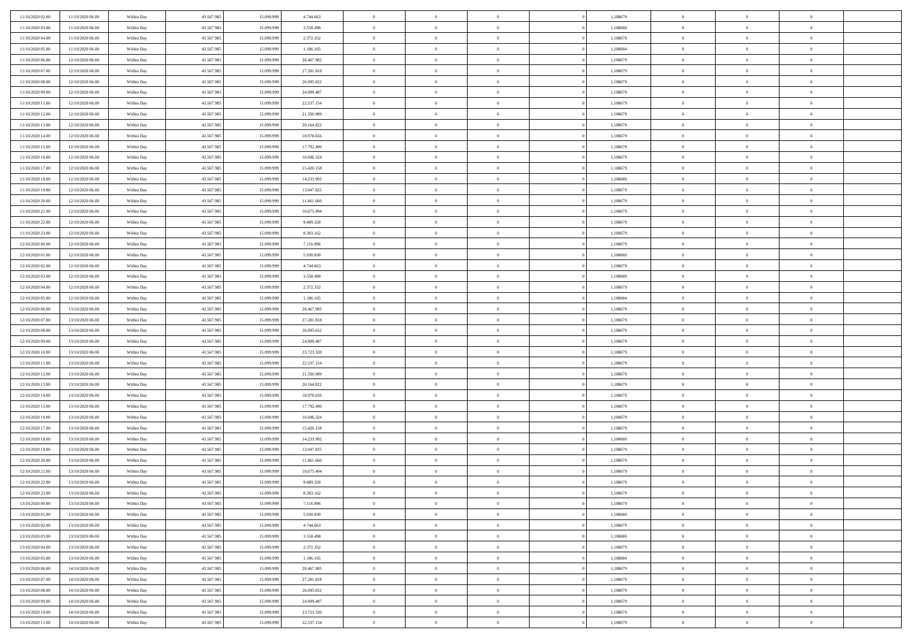| | | | | | | | | | | | | | | |
|---|---|---|---|---|---|---|---|---|---|---|---|---|---|---|
| 11/10/2020 02.00 | 11/10/2020 06.00 | Within Day | 43.567.985 | 15.099.999 | 4.744.663 | 0 | 0 | 0 | | 1,188679 | 0 | 0 | 0 | |
| 11/10/2020 03.00 | 11/10/2020 06.00 | Within Day | 43.567.985 | 15.099.999 | 3.558.498 | 0 | 0 | 0 | | 1,188680 | 0 | 0 | 0 | |
| 11/10/2020 04.00 | 11/10/2020 06.00 | Within Day | 43.567.985 | 15.099.999 | 2.372.332 | 0 | 0 | 0 | | 1,188679 | 0 | 0 | 0 | |
| 11/10/2020 05.00 | 11/10/2020 06.00 | Within Day | 43.567.985 | 15.099.999 | 1.186.165 | 0 | 0 | 0 | | 1,188684 | 0 | 0 | 0 | |
| 11/10/2020 06.00 | 12/10/2020 06.00 | Within Day | 43.567.985 | 15.099.999 | 28.467.985 | 0 | 0 | 0 | | 1,188679 | 0 | 0 | 0 | |
| 11/10/2020 07.00 | 12/10/2020 06.00 | Within Day | 43.567.985 | 15.099.999 | 27.281.818 | 0 | 0 | 0 | | 1,188679 | 0 | 0 | 0 | |
| 11/10/2020 08.00 | 12/10/2020 06.00 | Within Day | 43.567.985 | 15.099.999 | 26.095.652 | 0 | 0 | 0 | | 1,188679 | 0 | 0 | 0 | |
| 11/10/2020 09.00 | 12/10/2020 06.00 | Within Day | 43.567.985 | 15.099.999 | 24.909.487 | 0 | 0 | 0 | | 1,188679 | 0 | 0 | 0 | |
| 11/10/2020 11.00 | 12/10/2020 06.00 | Within Day | 43.567.985 | 15.099.999 | 22.537.154 | 0 | 0 | 0 | | 1,188679 | 0 | 0 | 0 | |
| 11/10/2020 12.00 | 12/10/2020 06.00 | Within Day | 43.567.985 | 15.099.999 | 21.350.989 | 0 | 0 | 0 | | 1,188679 | 0 | 0 | 0 | |
| 11/10/2020 13.00 | 12/10/2020 06.00 | Within Day | 43.567.985 | 15.099.999 | 20.164.822 | 0 | 0 | 0 | | 1,188679 | 0 | 0 | 0 | |
| 11/10/2020 14.00 | 12/10/2020 06.00 | Within Day | 43.567.985 | 15.099.999 | 18.978.656 | 0 | 0 | 0 | | 1,188679 | 0 | 0 | 0 | |
| 11/10/2020 15.00 | 12/10/2020 06.00 | Within Day | 43.567.985 | 15.099.999 | 17.792.490 | 0 | 0 | 0 | | 1,188679 | 0 | 0 | 0 | |
| 11/10/2020 16.00 | 12/10/2020 06.00 | Within Day | 43.567.985 | 15.099.999 | 16.606.324 | 0 | 0 | 0 | | 1,188679 | 0 | 0 | 0 | |
| 11/10/2020 17.00 | 12/10/2020 06.00 | Within Day | 43.567.985 | 15.099.999 | 15.420.158 | 0 | 0 | 0 | | 1,188679 | 0 | 0 | 0 | |
| 11/10/2020 18.00 | 12/10/2020 06.00 | Within Day | 43.567.985 | 15.099.999 | 14.233.992 | 0 | 0 | 0 | | 1,188680 | 0 | 0 | 0 | |
| 11/10/2020 19.00 | 12/10/2020 06.00 | Within Day | 43.567.985 | 15.099.999 | 13.047.825 | 0 | 0 | 0 | | 1,188679 | 0 | 0 | 0 | |
| 11/10/2020 20.00 | 12/10/2020 06.00 | Within Day | 43.567.985 | 15.099.999 | 11.861.660 | 0 | 0 | 0 | | 1,188679 | 0 | 0 | 0 | |
| 11/10/2020 21.00 | 12/10/2020 06.00 | Within Day | 43.567.985 | 15.099.999 | 10.675.494 | 0 | 0 | 0 | | 1,188679 | 0 | 0 | 0 | |
| 11/10/2020 22.00 | 12/10/2020 06.00 | Within Day | 43.567.985 | 15.099.999 | 9.489.328 | 0 | 0 | 0 | | 1,188679 | 0 | 0 | 0 | |
| 11/10/2020 23.00 | 12/10/2020 06.00 | Within Day | 43.567.985 | 15.099.999 | 8.303.162 | 0 | 0 | 0 | | 1,188679 | 0 | 0 | 0 | |
| 12/10/2020 00.00 | 12/10/2020 06.00 | Within Day | 43.567.985 | 15.099.999 | 7.116.996 | 0 | 0 | 0 | | 1,188679 | 0 | 0 | 0 | |
| 12/10/2020 01.00 | 12/10/2020 06.00 | Within Day | 43.567.985 | 15.099.999 | 5.930.830 | 0 | 0 | 0 | | 1,188680 | 0 | 0 | 0 | |
| 12/10/2020 02.00 | 12/10/2020 06.00 | Within Day | 43.567.985 | 15.099.999 | 4.744.663 | 0 | 0 | 0 | | 1,188679 | 0 | 0 | 0 | |
| 12/10/2020 03.00 | 12/10/2020 06.00 | Within Day | 43.567.985 | 15.099.999 | 3.558.498 | 0 | 0 | 0 | | 1,188680 | 0 | 0 | 0 | |
| 12/10/2020 04.00 | 12/10/2020 06.00 | Within Day | 43.567.985 | 15.099.999 | 2.372.332 | 0 | 0 | 0 | | 1,188679 | 0 | 0 | 0 | |
| 12/10/2020 05.00 | 12/10/2020 06.00 | Within Day | 43.567.985 | 15.099.999 | 1.186.165 | 0 | 0 | 0 | | 1,188684 | 0 | 0 | 0 | |
| 12/10/2020 06.00 | 13/10/2020 06.00 | Within Day | 43.567.985 | 15.099.999 | 28.467.985 | 0 | 0 | 0 | | 1,188679 | 0 | 0 | 0 | |
| 12/10/2020 07.00 | 13/10/2020 06.00 | Within Day | 43.567.985 | 15.099.999 | 27.281.818 | 0 | 0 | 0 | | 1,188679 | 0 | 0 | 0 | |
| 12/10/2020 08.00 | 13/10/2020 06.00 | Within Day | 43.567.985 | 15.099.999 | 26.095.652 | 0 | 0 | 0 | | 1,188679 | 0 | 0 | 0 | |
| 12/10/2020 09.00 | 13/10/2020 06.00 | Within Day | 43.567.985 | 15.099.999 | 24.909.487 | 0 | 0 | 0 | | 1,188679 | 0 | 0 | 0 | |
| 12/10/2020 10.00 | 13/10/2020 06.00 | Within Day | 43.567.985 | 15.099.999 | 23.723.320 | 0 | 0 | 0 | | 1,188679 | 0 | 0 | 0 | |
| 12/10/2020 11.00 | 13/10/2020 06.00 | Within Day | 43.567.985 | 15.099.999 | 22.537.154 | 0 | 0 | 0 | | 1,188679 | 0 | 0 | 0 | |
| 12/10/2020 12.00 | 13/10/2020 06.00 | Within Day | 43.567.985 | 15.099.999 | 21.350.989 | 0 | 0 | 0 | | 1,188679 | 0 | 0 | 0 | |
| 12/10/2020 13.00 | 13/10/2020 06.00 | Within Day | 43.567.985 | 15.099.999 | 20.164.822 | 0 | 0 | 0 | | 1,188679 | 0 | 0 | 0 | |
| 12/10/2020 14.00 | 13/10/2020 06.00 | Within Day | 43.567.985 | 15.099.999 | 18.978.656 | 0 | 0 | 0 | | 1,188679 | 0 | 0 | 0 | |
| 12/10/2020 15.00 | 13/10/2020 06.00 | Within Day | 43.567.985 | 15.099.999 | 17.792.490 | 0 | 0 | 0 | | 1,188679 | 0 | 0 | 0 | |
| 12/10/2020 16.00 | 13/10/2020 06.00 | Within Day | 43.567.985 | 15.099.999 | 16.606.324 | 0 | 0 | 0 | | 1,188679 | 0 | 0 | 0 | |
| 12/10/2020 17.00 | 13/10/2020 06.00 | Within Day | 43.567.985 | 15.099.999 | 15.420.158 | 0 | 0 | 0 | | 1,188679 | 0 | 0 | 0 | |
| 12/10/2020 18.00 | 13/10/2020 06.00 | Within Day | 43.567.985 | 15.099.999 | 14.233.992 | 0 | 0 | 0 | | 1,188680 | 0 | 0 | 0 | |
| 12/10/2020 19.00 | 13/10/2020 06.00 | Within Day | 43.567.985 | 15.099.999 | 13.047.825 | 0 | 0 | 0 | | 1,188679 | 0 | 0 | 0 | |
| 12/10/2020 20.00 | 13/10/2020 06.00 | Within Day | 43.567.985 | 15.099.999 | 11.861.660 | 0 | 0 | 0 | | 1,188679 | 0 | 0 | 0 | |
| 12/10/2020 21.00 | 13/10/2020 06.00 | Within Day | 43.567.985 | 15.099.999 | 10.675.494 | 0 | 0 | 0 | | 1,188679 | 0 | 0 | 0 | |
| 12/10/2020 22.00 | 13/10/2020 06.00 | Within Day | 43.567.985 | 15.099.999 | 9.489.328 | 0 | 0 | 0 | | 1,188679 | 0 | 0 | 0 | |
| 12/10/2020 23.00 | 13/10/2020 06.00 | Within Day | 43.567.985 | 15.099.999 | 8.303.162 | 0 | 0 | 0 | | 1,188679 | 0 | 0 | 0 | |
| 13/10/2020 00.00 | 13/10/2020 06.00 | Within Day | 43.567.985 | 15.099.999 | 7.116.996 | 0 | 0 | 0 | | 1,188679 | 0 | 0 | 0 | |
| 13/10/2020 01.00 | 13/10/2020 06.00 | Within Day | 43.567.985 | 15.099.999 | 5.930.830 | 0 | 0 | 0 | | 1,188680 | 0 | 0 | 0 | |
| 13/10/2020 02.00 | 13/10/2020 06.00 | Within Day | 43.567.985 | 15.099.999 | 4.744.663 | 0 | 0 | 0 | | 1,188679 | 0 | 0 | 0 | |
| 13/10/2020 03.00 | 13/10/2020 06.00 | Within Day | 43.567.985 | 15.099.999 | 3.558.498 | 0 | 0 | 0 | | 1,188680 | 0 | 0 | 0 | |
| 13/10/2020 04.00 | 13/10/2020 06.00 | Within Day | 43.567.985 | 15.099.999 | 2.372.332 | 0 | 0 | 0 | | 1,188679 | 0 | 0 | 0 | |
| 13/10/2020 05.00 | 13/10/2020 06.00 | Within Day | 43.567.985 | 15.099.999 | 1.186.165 | 0 | 0 | 0 | | 1,188684 | 0 | 0 | 0 | |
| 13/10/2020 06.00 | 14/10/2020 06.00 | Within Day | 43.567.985 | 15.099.999 | 28.467.985 | 0 | 0 | 0 | | 1,188679 | 0 | 0 | 0 | |
| 13/10/2020 07.00 | 14/10/2020 06.00 | Within Day | 43.567.985 | 15.099.999 | 27.281.818 | 0 | 0 | 0 | | 1,188679 | 0 | 0 | 0 | |
| 13/10/2020 08.00 | 14/10/2020 06.00 | Within Day | 43.567.985 | 15.099.999 | 26.095.652 | 0 | 0 | 0 | | 1,188679 | 0 | 0 | 0 | |
| 13/10/2020 09.00 | 14/10/2020 06.00 | Within Day | 43.567.985 | 15.099.999 | 24.909.487 | 0 | 0 | 0 | | 1,188679 | 0 | 0 | 0 | |
| 13/10/2020 10.00 | 14/10/2020 06.00 | Within Day | 43.567.985 | 15.099.999 | 23.723.320 | 0 | 0 | 0 | | 1,188679 | 0 | 0 | 0 | |
| 13/10/2020 11.00 | 14/10/2020 06.00 | Within Day | 43.567.985 | 15.099.999 | 22.537.154 | 0 | 0 | 0 | | 1,188679 | 0 | 0 | 0 | |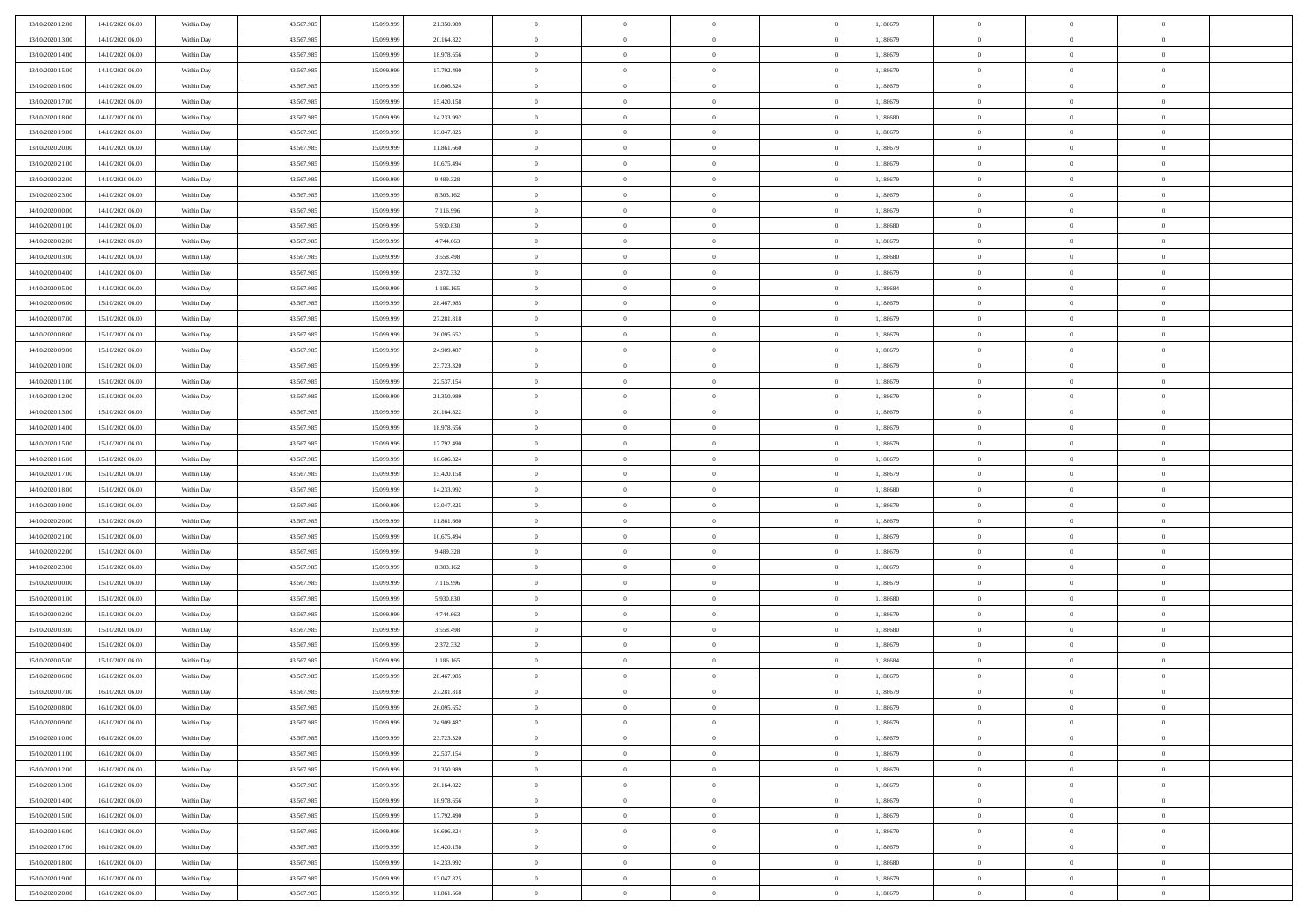| | | | | | | | | | | | | | | |
|---|---|---|---|---|---|---|---|---|---|---|---|---|---|---|
| 13/10/2020 12:00 | 14/10/2020 06:00 | Within Day | 43.567.985 | 15.099.999 | 21.350.989 | 0 | 0 | 0 | 0 | 1,188679 | 0 | 0 | 0 | |
| 13/10/2020 13:00 | 14/10/2020 06:00 | Within Day | 43.567.985 | 15.099.999 | 20.164.822 | 0 | 0 | 0 | 0 | 1,188679 | 0 | 0 | 0 | |
| 13/10/2020 14:00 | 14/10/2020 06:00 | Within Day | 43.567.985 | 15.099.999 | 18.978.656 | 0 | 0 | 0 | 0 | 1,188679 | 0 | 0 | 0 | |
| 13/10/2020 15:00 | 14/10/2020 06:00 | Within Day | 43.567.985 | 15.099.999 | 17.792.490 | 0 | 0 | 0 | 0 | 1,188679 | 0 | 0 | 0 | |
| 13/10/2020 16:00 | 14/10/2020 06:00 | Within Day | 43.567.985 | 15.099.999 | 16.606.324 | 0 | 0 | 0 | 0 | 1,188679 | 0 | 0 | 0 | |
| 13/10/2020 17:00 | 14/10/2020 06:00 | Within Day | 43.567.985 | 15.099.999 | 15.420.158 | 0 | 0 | 0 | 0 | 1,188679 | 0 | 0 | 0 | |
| 13/10/2020 18:00 | 14/10/2020 06:00 | Within Day | 43.567.985 | 15.099.999 | 14.233.992 | 0 | 0 | 0 | 0 | 1,188680 | 0 | 0 | 0 | |
| 13/10/2020 19:00 | 14/10/2020 06:00 | Within Day | 43.567.985 | 15.099.999 | 13.047.825 | 0 | 0 | 0 | 0 | 1,188679 | 0 | 0 | 0 | |
| 13/10/2020 20:00 | 14/10/2020 06:00 | Within Day | 43.567.985 | 15.099.999 | 11.861.660 | 0 | 0 | 0 | 0 | 1,188679 | 0 | 0 | 0 | |
| 13/10/2020 21:00 | 14/10/2020 06:00 | Within Day | 43.567.985 | 15.099.999 | 10.675.494 | 0 | 0 | 0 | 0 | 1,188679 | 0 | 0 | 0 | |
| 13/10/2020 22:00 | 14/10/2020 06:00 | Within Day | 43.567.985 | 15.099.999 | 9.489.328 | 0 | 0 | 0 | 0 | 1,188679 | 0 | 0 | 0 | |
| 13/10/2020 23:00 | 14/10/2020 06:00 | Within Day | 43.567.985 | 15.099.999 | 8.303.162 | 0 | 0 | 0 | 0 | 1,188679 | 0 | 0 | 0 | |
| 14/10/2020 00:00 | 14/10/2020 06:00 | Within Day | 43.567.985 | 15.099.999 | 7.116.996 | 0 | 0 | 0 | 0 | 1,188679 | 0 | 0 | 0 | |
| 14/10/2020 01:00 | 14/10/2020 06:00 | Within Day | 43.567.985 | 15.099.999 | 5.930.830 | 0 | 0 | 0 | 0 | 1,188680 | 0 | 0 | 0 | |
| 14/10/2020 02:00 | 14/10/2020 06:00 | Within Day | 43.567.985 | 15.099.999 | 4.744.663 | 0 | 0 | 0 | 0 | 1,188679 | 0 | 0 | 0 | |
| 14/10/2020 03:00 | 14/10/2020 06:00 | Within Day | 43.567.985 | 15.099.999 | 3.558.498 | 0 | 0 | 0 | 0 | 1,188680 | 0 | 0 | 0 | |
| 14/10/2020 04:00 | 14/10/2020 06:00 | Within Day | 43.567.985 | 15.099.999 | 2.372.332 | 0 | 0 | 0 | 0 | 1,188679 | 0 | 0 | 0 | |
| 14/10/2020 05:00 | 14/10/2020 06:00 | Within Day | 43.567.985 | 15.099.999 | 1.186.165 | 0 | 0 | 0 | 0 | 1,188684 | 0 | 0 | 0 | |
| 14/10/2020 06:00 | 15/10/2020 06:00 | Within Day | 43.567.985 | 15.099.999 | 28.467.985 | 0 | 0 | 0 | 0 | 1,188679 | 0 | 0 | 0 | |
| 14/10/2020 07:00 | 15/10/2020 06:00 | Within Day | 43.567.985 | 15.099.999 | 27.281.818 | 0 | 0 | 0 | 0 | 1,188679 | 0 | 0 | 0 | |
| 14/10/2020 08:00 | 15/10/2020 06:00 | Within Day | 43.567.985 | 15.099.999 | 26.095.652 | 0 | 0 | 0 | 0 | 1,188679 | 0 | 0 | 0 | |
| 14/10/2020 09:00 | 15/10/2020 06:00 | Within Day | 43.567.985 | 15.099.999 | 24.909.487 | 0 | 0 | 0 | 0 | 1,188679 | 0 | 0 | 0 | |
| 14/10/2020 10:00 | 15/10/2020 06:00 | Within Day | 43.567.985 | 15.099.999 | 23.723.320 | 0 | 0 | 0 | 0 | 1,188679 | 0 | 0 | 0 | |
| 14/10/2020 11:00 | 15/10/2020 06:00 | Within Day | 43.567.985 | 15.099.999 | 22.537.154 | 0 | 0 | 0 | 0 | 1,188679 | 0 | 0 | 0 | |
| 14/10/2020 12:00 | 15/10/2020 06:00 | Within Day | 43.567.985 | 15.099.999 | 21.350.989 | 0 | 0 | 0 | 0 | 1,188679 | 0 | 0 | 0 | |
| 14/10/2020 13:00 | 15/10/2020 06:00 | Within Day | 43.567.985 | 15.099.999 | 20.164.822 | 0 | 0 | 0 | 0 | 1,188679 | 0 | 0 | 0 | |
| 14/10/2020 14:00 | 15/10/2020 06:00 | Within Day | 43.567.985 | 15.099.999 | 18.978.656 | 0 | 0 | 0 | 0 | 1,188679 | 0 | 0 | 0 | |
| 14/10/2020 15:00 | 15/10/2020 06:00 | Within Day | 43.567.985 | 15.099.999 | 17.792.490 | 0 | 0 | 0 | 0 | 1,188679 | 0 | 0 | 0 | |
| 14/10/2020 16:00 | 15/10/2020 06:00 | Within Day | 43.567.985 | 15.099.999 | 16.606.324 | 0 | 0 | 0 | 0 | 1,188679 | 0 | 0 | 0 | |
| 14/10/2020 17:00 | 15/10/2020 06:00 | Within Day | 43.567.985 | 15.099.999 | 15.420.158 | 0 | 0 | 0 | 0 | 1,188679 | 0 | 0 | 0 | |
| 14/10/2020 18:00 | 15/10/2020 06:00 | Within Day | 43.567.985 | 15.099.999 | 14.233.992 | 0 | 0 | 0 | 0 | 1,188680 | 0 | 0 | 0 | |
| 14/10/2020 19:00 | 15/10/2020 06:00 | Within Day | 43.567.985 | 15.099.999 | 13.047.825 | 0 | 0 | 0 | 0 | 1,188679 | 0 | 0 | 0 | |
| 14/10/2020 20:00 | 15/10/2020 06:00 | Within Day | 43.567.985 | 15.099.999 | 11.861.660 | 0 | 0 | 0 | 0 | 1,188679 | 0 | 0 | 0 | |
| 14/10/2020 21:00 | 15/10/2020 06:00 | Within Day | 43.567.985 | 15.099.999 | 10.675.494 | 0 | 0 | 0 | 0 | 1,188679 | 0 | 0 | 0 | |
| 14/10/2020 22:00 | 15/10/2020 06:00 | Within Day | 43.567.985 | 15.099.999 | 9.489.328 | 0 | 0 | 0 | 0 | 1,188679 | 0 | 0 | 0 | |
| 14/10/2020 23:00 | 15/10/2020 06:00 | Within Day | 43.567.985 | 15.099.999 | 8.303.162 | 0 | 0 | 0 | 0 | 1,188679 | 0 | 0 | 0 | |
| 15/10/2020 00:00 | 15/10/2020 06:00 | Within Day | 43.567.985 | 15.099.999 | 7.116.996 | 0 | 0 | 0 | 0 | 1,188679 | 0 | 0 | 0 | |
| 15/10/2020 01:00 | 15/10/2020 06:00 | Within Day | 43.567.985 | 15.099.999 | 5.930.830 | 0 | 0 | 0 | 0 | 1,188680 | 0 | 0 | 0 | |
| 15/10/2020 02:00 | 15/10/2020 06:00 | Within Day | 43.567.985 | 15.099.999 | 4.744.663 | 0 | 0 | 0 | 0 | 1,188679 | 0 | 0 | 0 | |
| 15/10/2020 03:00 | 15/10/2020 06:00 | Within Day | 43.567.985 | 15.099.999 | 3.558.498 | 0 | 0 | 0 | 0 | 1,188680 | 0 | 0 | 0 | |
| 15/10/2020 04:00 | 15/10/2020 06:00 | Within Day | 43.567.985 | 15.099.999 | 2.372.332 | 0 | 0 | 0 | 0 | 1,188679 | 0 | 0 | 0 | |
| 15/10/2020 05:00 | 15/10/2020 06:00 | Within Day | 43.567.985 | 15.099.999 | 1.186.165 | 0 | 0 | 0 | 0 | 1,188684 | 0 | 0 | 0 | |
| 15/10/2020 06:00 | 16/10/2020 06:00 | Within Day | 43.567.985 | 15.099.999 | 28.467.985 | 0 | 0 | 0 | 0 | 1,188679 | 0 | 0 | 0 | |
| 15/10/2020 07:00 | 16/10/2020 06:00 | Within Day | 43.567.985 | 15.099.999 | 27.281.818 | 0 | 0 | 0 | 0 | 1,188679 | 0 | 0 | 0 | |
| 15/10/2020 08:00 | 16/10/2020 06:00 | Within Day | 43.567.985 | 15.099.999 | 26.095.652 | 0 | 0 | 0 | 0 | 1,188679 | 0 | 0 | 0 | |
| 15/10/2020 09:00 | 16/10/2020 06:00 | Within Day | 43.567.985 | 15.099.999 | 24.909.487 | 0 | 0 | 0 | 0 | 1,188679 | 0 | 0 | 0 | |
| 15/10/2020 10:00 | 16/10/2020 06:00 | Within Day | 43.567.985 | 15.099.999 | 23.723.320 | 0 | 0 | 0 | 0 | 1,188679 | 0 | 0 | 0 | |
| 15/10/2020 11:00 | 16/10/2020 06:00 | Within Day | 43.567.985 | 15.099.999 | 22.537.154 | 0 | 0 | 0 | 0 | 1,188679 | 0 | 0 | 0 | |
| 15/10/2020 12:00 | 16/10/2020 06:00 | Within Day | 43.567.985 | 15.099.999 | 21.350.989 | 0 | 0 | 0 | 0 | 1,188679 | 0 | 0 | 0 | |
| 15/10/2020 13:00 | 16/10/2020 06:00 | Within Day | 43.567.985 | 15.099.999 | 20.164.822 | 0 | 0 | 0 | 0 | 1,188679 | 0 | 0 | 0 | |
| 15/10/2020 14:00 | 16/10/2020 06:00 | Within Day | 43.567.985 | 15.099.999 | 18.978.656 | 0 | 0 | 0 | 0 | 1,188679 | 0 | 0 | 0 | |
| 15/10/2020 15:00 | 16/10/2020 06:00 | Within Day | 43.567.985 | 15.099.999 | 17.792.490 | 0 | 0 | 0 | 0 | 1,188679 | 0 | 0 | 0 | |
| 15/10/2020 16:00 | 16/10/2020 06:00 | Within Day | 43.567.985 | 15.099.999 | 16.606.324 | 0 | 0 | 0 | 0 | 1,188679 | 0 | 0 | 0 | |
| 15/10/2020 17:00 | 16/10/2020 06:00 | Within Day | 43.567.985 | 15.099.999 | 15.420.158 | 0 | 0 | 0 | 0 | 1,188679 | 0 | 0 | 0 | |
| 15/10/2020 18:00 | 16/10/2020 06:00 | Within Day | 43.567.985 | 15.099.999 | 14.233.992 | 0 | 0 | 0 | 0 | 1,188680 | 0 | 0 | 0 | |
| 15/10/2020 19:00 | 16/10/2020 06:00 | Within Day | 43.567.985 | 15.099.999 | 13.047.825 | 0 | 0 | 0 | 0 | 1,188679 | 0 | 0 | 0 | |
| 15/10/2020 20:00 | 16/10/2020 06:00 | Within Day | 43.567.985 | 15.099.999 | 11.861.660 | 0 | 0 | 0 | 0 | 1,188679 | 0 | 0 | 0 | |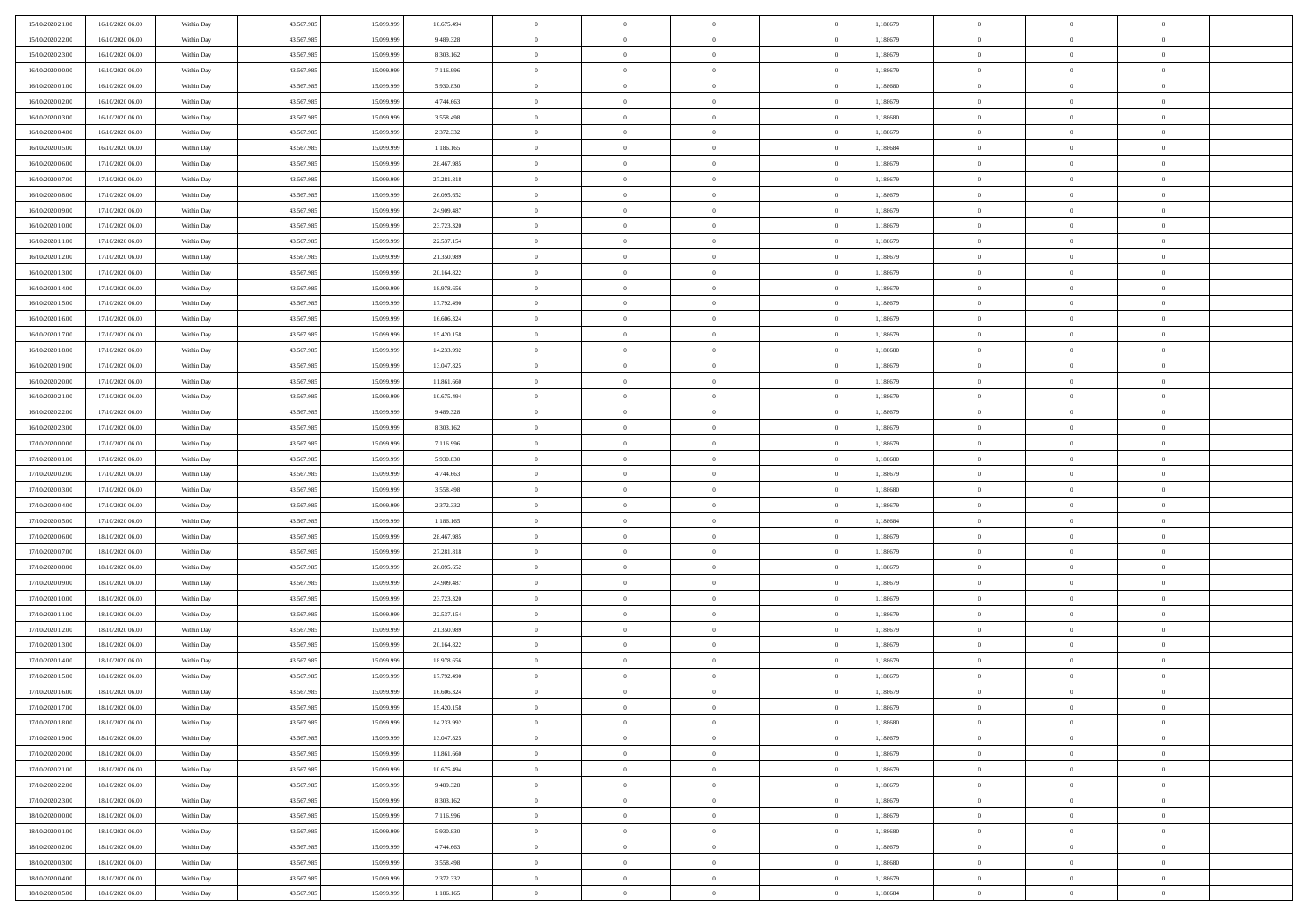| | | | | | | | | | | | | | | |
|---|---|---|---|---|---|---|---|---|---|---|---|---|---|---|
| 15/10/2020 21:00 | 16/10/2020 06:00 | Within Day | 43.567.985 | 15.099.999 | 10.675.494 | 0 | 0 | 0 | | 1,188679 | 0 | 0 | 0 | |
| 15/10/2020 22:00 | 16/10/2020 06:00 | Within Day | 43.567.985 | 15.099.999 | 9.489.328 | 0 | 0 | 0 | | 1,188679 | 0 | 0 | 0 | |
| 15/10/2020 23:00 | 16/10/2020 06:00 | Within Day | 43.567.985 | 15.099.999 | 8.303.162 | 0 | 0 | 0 | | 1,188679 | 0 | 0 | 0 | |
| 16/10/2020 00:00 | 16/10/2020 06:00 | Within Day | 43.567.985 | 15.099.999 | 7.116.996 | 0 | 0 | 0 | | 1,188679 | 0 | 0 | 0 | |
| 16/10/2020 01:00 | 16/10/2020 06:00 | Within Day | 43.567.985 | 15.099.999 | 5.930.830 | 0 | 0 | 0 | | 1,188680 | 0 | 0 | 0 | |
| 16/10/2020 02:00 | 16/10/2020 06:00 | Within Day | 43.567.985 | 15.099.999 | 4.744.663 | 0 | 0 | 0 | | 1,188679 | 0 | 0 | 0 | |
| 16/10/2020 03:00 | 16/10/2020 06:00 | Within Day | 43.567.985 | 15.099.999 | 3.558.498 | 0 | 0 | 0 | | 1,188680 | 0 | 0 | 0 | |
| 16/10/2020 04:00 | 16/10/2020 06:00 | Within Day | 43.567.985 | 15.099.999 | 2.372.332 | 0 | 0 | 0 | | 1,188679 | 0 | 0 | 0 | |
| 16/10/2020 05:00 | 16/10/2020 06:00 | Within Day | 43.567.985 | 15.099.999 | 1.186.165 | 0 | 0 | 0 | | 1,188684 | 0 | 0 | 0 | |
| 16/10/2020 06:00 | 17/10/2020 06:00 | Within Day | 43.567.985 | 15.099.999 | 28.467.985 | 0 | 0 | 0 | | 1,188679 | 0 | 0 | 0 | |
| 16/10/2020 07:00 | 17/10/2020 06:00 | Within Day | 43.567.985 | 15.099.999 | 27.281.818 | 0 | 0 | 0 | | 1,188679 | 0 | 0 | 0 | |
| 16/10/2020 08:00 | 17/10/2020 06:00 | Within Day | 43.567.985 | 15.099.999 | 26.095.652 | 0 | 0 | 0 | | 1,188679 | 0 | 0 | 0 | |
| 16/10/2020 09:00 | 17/10/2020 06:00 | Within Day | 43.567.985 | 15.099.999 | 24.909.487 | 0 | 0 | 0 | | 1,188679 | 0 | 0 | 0 | |
| 16/10/2020 10:00 | 17/10/2020 06:00 | Within Day | 43.567.985 | 15.099.999 | 23.723.320 | 0 | 0 | 0 | | 1,188679 | 0 | 0 | 0 | |
| 16/10/2020 11:00 | 17/10/2020 06:00 | Within Day | 43.567.985 | 15.099.999 | 22.537.154 | 0 | 0 | 0 | | 1,188679 | 0 | 0 | 0 | |
| 16/10/2020 12:00 | 17/10/2020 06:00 | Within Day | 43.567.985 | 15.099.999 | 21.350.989 | 0 | 0 | 0 | | 1,188679 | 0 | 0 | 0 | |
| 16/10/2020 13:00 | 17/10/2020 06:00 | Within Day | 43.567.985 | 15.099.999 | 20.164.822 | 0 | 0 | 0 | | 1,188679 | 0 | 0 | 0 | |
| 16/10/2020 14:00 | 17/10/2020 06:00 | Within Day | 43.567.985 | 15.099.999 | 18.978.656 | 0 | 0 | 0 | | 1,188679 | 0 | 0 | 0 | |
| 16/10/2020 15:00 | 17/10/2020 06:00 | Within Day | 43.567.985 | 15.099.999 | 17.792.490 | 0 | 0 | 0 | | 1,188679 | 0 | 0 | 0 | |
| 16/10/2020 16:00 | 17/10/2020 06:00 | Within Day | 43.567.985 | 15.099.999 | 16.606.324 | 0 | 0 | 0 | | 1,188679 | 0 | 0 | 0 | |
| 16/10/2020 17:00 | 17/10/2020 06:00 | Within Day | 43.567.985 | 15.099.999 | 15.420.158 | 0 | 0 | 0 | | 1,188679 | 0 | 0 | 0 | |
| 16/10/2020 18:00 | 17/10/2020 06:00 | Within Day | 43.567.985 | 15.099.999 | 14.233.992 | 0 | 0 | 0 | | 1,188680 | 0 | 0 | 0 | |
| 16/10/2020 19:00 | 17/10/2020 06:00 | Within Day | 43.567.985 | 15.099.999 | 13.047.825 | 0 | 0 | 0 | | 1,188679 | 0 | 0 | 0 | |
| 16/10/2020 20:00 | 17/10/2020 06:00 | Within Day | 43.567.985 | 15.099.999 | 11.861.660 | 0 | 0 | 0 | | 1,188679 | 0 | 0 | 0 | |
| 16/10/2020 21:00 | 17/10/2020 06:00 | Within Day | 43.567.985 | 15.099.999 | 10.675.494 | 0 | 0 | 0 | | 1,188679 | 0 | 0 | 0 | |
| 16/10/2020 22:00 | 17/10/2020 06:00 | Within Day | 43.567.985 | 15.099.999 | 9.489.328 | 0 | 0 | 0 | | 1,188679 | 0 | 0 | 0 | |
| 16/10/2020 23:00 | 17/10/2020 06:00 | Within Day | 43.567.985 | 15.099.999 | 8.303.162 | 0 | 0 | 0 | | 1,188679 | 0 | 0 | 0 | |
| 17/10/2020 00:00 | 17/10/2020 06:00 | Within Day | 43.567.985 | 15.099.999 | 7.116.996 | 0 | 0 | 0 | | 1,188679 | 0 | 0 | 0 | |
| 17/10/2020 01:00 | 17/10/2020 06:00 | Within Day | 43.567.985 | 15.099.999 | 5.930.830 | 0 | 0 | 0 | | 1,188680 | 0 | 0 | 0 | |
| 17/10/2020 02:00 | 17/10/2020 06:00 | Within Day | 43.567.985 | 15.099.999 | 4.744.663 | 0 | 0 | 0 | | 1,188679 | 0 | 0 | 0 | |
| 17/10/2020 03:00 | 17/10/2020 06:00 | Within Day | 43.567.985 | 15.099.999 | 3.558.498 | 0 | 0 | 0 | | 1,188680 | 0 | 0 | 0 | |
| 17/10/2020 04:00 | 17/10/2020 06:00 | Within Day | 43.567.985 | 15.099.999 | 2.372.332 | 0 | 0 | 0 | | 1,188679 | 0 | 0 | 0 | |
| 17/10/2020 05:00 | 17/10/2020 06:00 | Within Day | 43.567.985 | 15.099.999 | 1.186.165 | 0 | 0 | 0 | | 1,188684 | 0 | 0 | 0 | |
| 17/10/2020 06:00 | 18/10/2020 06:00 | Within Day | 43.567.985 | 15.099.999 | 28.467.985 | 0 | 0 | 0 | | 1,188679 | 0 | 0 | 0 | |
| 17/10/2020 07:00 | 18/10/2020 06:00 | Within Day | 43.567.985 | 15.099.999 | 27.281.818 | 0 | 0 | 0 | | 1,188679 | 0 | 0 | 0 | |
| 17/10/2020 08:00 | 18/10/2020 06:00 | Within Day | 43.567.985 | 15.099.999 | 26.095.652 | 0 | 0 | 0 | | 1,188679 | 0 | 0 | 0 | |
| 17/10/2020 09:00 | 18/10/2020 06:00 | Within Day | 43.567.985 | 15.099.999 | 24.909.487 | 0 | 0 | 0 | | 1,188679 | 0 | 0 | 0 | |
| 17/10/2020 10:00 | 18/10/2020 06:00 | Within Day | 43.567.985 | 15.099.999 | 23.723.320 | 0 | 0 | 0 | | 1,188679 | 0 | 0 | 0 | |
| 17/10/2020 11:00 | 18/10/2020 06:00 | Within Day | 43.567.985 | 15.099.999 | 22.537.154 | 0 | 0 | 0 | | 1,188679 | 0 | 0 | 0 | |
| 17/10/2020 12:00 | 18/10/2020 06:00 | Within Day | 43.567.985 | 15.099.999 | 21.350.989 | 0 | 0 | 0 | | 1,188679 | 0 | 0 | 0 | |
| 17/10/2020 13:00 | 18/10/2020 06:00 | Within Day | 43.567.985 | 15.099.999 | 20.164.822 | 0 | 0 | 0 | | 1,188679 | 0 | 0 | 0 | |
| 17/10/2020 14:00 | 18/10/2020 06:00 | Within Day | 43.567.985 | 15.099.999 | 18.978.656 | 0 | 0 | 0 | | 1,188679 | 0 | 0 | 0 | |
| 17/10/2020 15:00 | 18/10/2020 06:00 | Within Day | 43.567.985 | 15.099.999 | 17.792.490 | 0 | 0 | 0 | | 1,188679 | 0 | 0 | 0 | |
| 17/10/2020 16:00 | 18/10/2020 06:00 | Within Day | 43.567.985 | 15.099.999 | 16.606.324 | 0 | 0 | 0 | | 1,188679 | 0 | 0 | 0 | |
| 17/10/2020 17:00 | 18/10/2020 06:00 | Within Day | 43.567.985 | 15.099.999 | 15.420.158 | 0 | 0 | 0 | | 1,188679 | 0 | 0 | 0 | |
| 17/10/2020 18:00 | 18/10/2020 06:00 | Within Day | 43.567.985 | 15.099.999 | 14.233.992 | 0 | 0 | 0 | | 1,188680 | 0 | 0 | 0 | |
| 17/10/2020 19:00 | 18/10/2020 06:00 | Within Day | 43.567.985 | 15.099.999 | 13.047.825 | 0 | 0 | 0 | | 1,188679 | 0 | 0 | 0 | |
| 17/10/2020 20:00 | 18/10/2020 06:00 | Within Day | 43.567.985 | 15.099.999 | 11.861.660 | 0 | 0 | 0 | | 1,188679 | 0 | 0 | 0 | |
| 17/10/2020 21:00 | 18/10/2020 06:00 | Within Day | 43.567.985 | 15.099.999 | 10.675.494 | 0 | 0 | 0 | | 1,188679 | 0 | 0 | 0 | |
| 17/10/2020 22:00 | 18/10/2020 06:00 | Within Day | 43.567.985 | 15.099.999 | 9.489.328 | 0 | 0 | 0 | | 1,188679 | 0 | 0 | 0 | |
| 17/10/2020 23:00 | 18/10/2020 06:00 | Within Day | 43.567.985 | 15.099.999 | 8.303.162 | 0 | 0 | 0 | | 1,188679 | 0 | 0 | 0 | |
| 18/10/2020 00:00 | 18/10/2020 06:00 | Within Day | 43.567.985 | 15.099.999 | 7.116.996 | 0 | 0 | 0 | | 1,188679 | 0 | 0 | 0 | |
| 18/10/2020 01:00 | 18/10/2020 06:00 | Within Day | 43.567.985 | 15.099.999 | 5.930.830 | 0 | 0 | 0 | | 1,188680 | 0 | 0 | 0 | |
| 18/10/2020 02:00 | 18/10/2020 06:00 | Within Day | 43.567.985 | 15.099.999 | 4.744.663 | 0 | 0 | 0 | | 1,188679 | 0 | 0 | 0 | |
| 18/10/2020 03:00 | 18/10/2020 06:00 | Within Day | 43.567.985 | 15.099.999 | 3.558.498 | 0 | 0 | 0 | | 1,188680 | 0 | 0 | 0 | |
| 18/10/2020 04:00 | 18/10/2020 06:00 | Within Day | 43.567.985 | 15.099.999 | 2.372.332 | 0 | 0 | 0 | | 1,188679 | 0 | 0 | 0 | |
| 18/10/2020 05:00 | 18/10/2020 06:00 | Within Day | 43.567.985 | 15.099.999 | 1.186.165 | 0 | 0 | 0 | | 1,188684 | 0 | 0 | 0 | |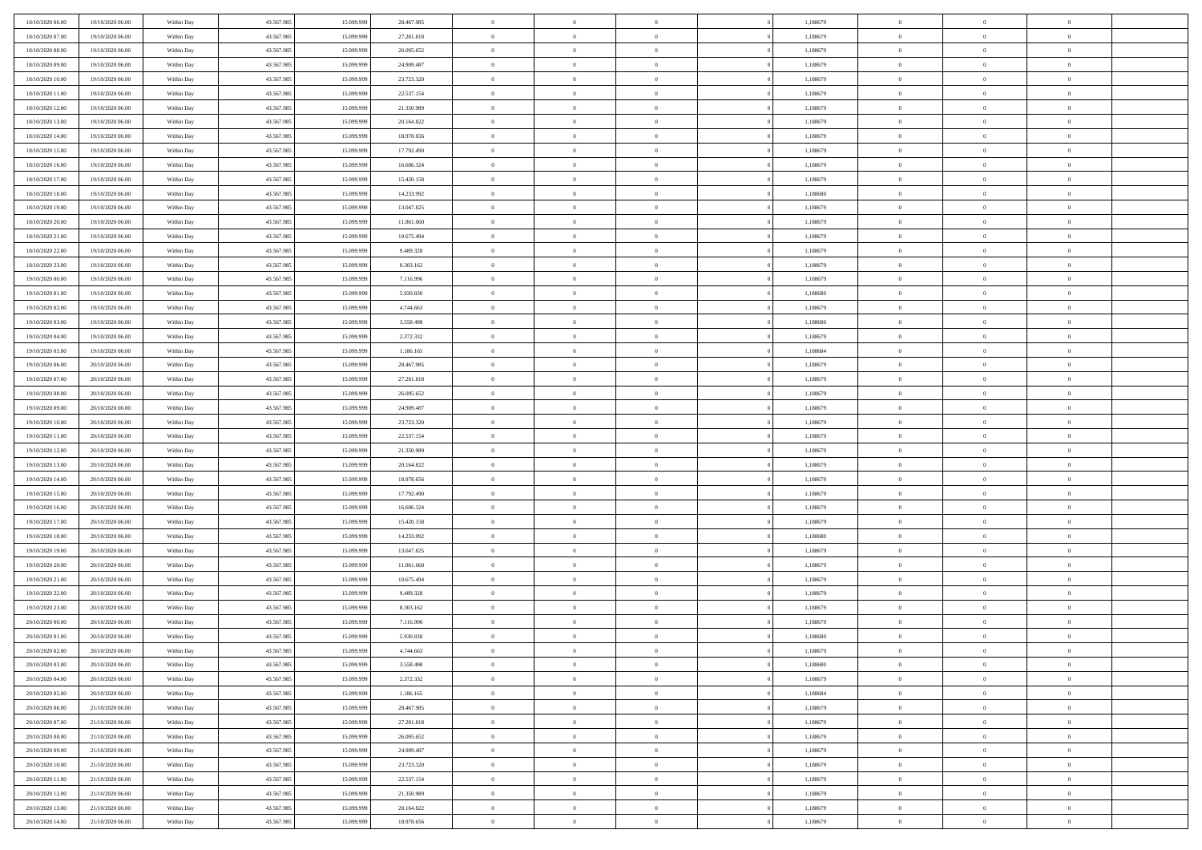| | | | | | | | | | | | | | | |
|---|---|---|---|---|---|---|---|---|---|---|---|---|---|---|
| 18/10/2020 06:00 | 19/10/2020 06:00 | Within Day | 43.567.985 | 15.099.999 | 28.467.985 | 0 | 0 | 0 | | 1,188679 | 0 | 0 | 0 | |
| 18/10/2020 07:00 | 19/10/2020 06:00 | Within Day | 43.567.985 | 15.099.999 | 27.281.818 | 0 | 0 | 0 | | 1,188679 | 0 | 0 | 0 | |
| 18/10/2020 08:00 | 19/10/2020 06:00 | Within Day | 43.567.985 | 15.099.999 | 26.095.652 | 0 | 0 | 0 | | 1,188679 | 0 | 0 | 0 | |
| 18/10/2020 09:00 | 19/10/2020 06:00 | Within Day | 43.567.985 | 15.099.999 | 24.909.487 | 0 | 0 | 0 | | 1,188679 | 0 | 0 | 0 | |
| 18/10/2020 10:00 | 19/10/2020 06:00 | Within Day | 43.567.985 | 15.099.999 | 23.723.320 | 0 | 0 | 0 | | 1,188679 | 0 | 0 | 0 | |
| 18/10/2020 11:00 | 19/10/2020 06:00 | Within Day | 43.567.985 | 15.099.999 | 22.537.154 | 0 | 0 | 0 | | 1,188679 | 0 | 0 | 0 | |
| 18/10/2020 12:00 | 19/10/2020 06:00 | Within Day | 43.567.985 | 15.099.999 | 21.350.989 | 0 | 0 | 0 | | 1,188679 | 0 | 0 | 0 | |
| 18/10/2020 13:00 | 19/10/2020 06:00 | Within Day | 43.567.985 | 15.099.999 | 20.164.822 | 0 | 0 | 0 | | 1,188679 | 0 | 0 | 0 | |
| 18/10/2020 14:00 | 19/10/2020 06:00 | Within Day | 43.567.985 | 15.099.999 | 18.978.656 | 0 | 0 | 0 | | 1,188679 | 0 | 0 | 0 | |
| 18/10/2020 15:00 | 19/10/2020 06:00 | Within Day | 43.567.985 | 15.099.999 | 17.792.490 | 0 | 0 | 0 | | 1,188679 | 0 | 0 | 0 | |
| 18/10/2020 16:00 | 19/10/2020 06:00 | Within Day | 43.567.985 | 15.099.999 | 16.606.324 | 0 | 0 | 0 | | 1,188679 | 0 | 0 | 0 | |
| 18/10/2020 17:00 | 19/10/2020 06:00 | Within Day | 43.567.985 | 15.099.999 | 15.420.158 | 0 | 0 | 0 | | 1,188679 | 0 | 0 | 0 | |
| 18/10/2020 18:00 | 19/10/2020 06:00 | Within Day | 43.567.985 | 15.099.999 | 14.233.992 | 0 | 0 | 0 | | 1,188680 | 0 | 0 | 0 | |
| 18/10/2020 19:00 | 19/10/2020 06:00 | Within Day | 43.567.985 | 15.099.999 | 13.047.825 | 0 | 0 | 0 | | 1,188679 | 0 | 0 | 0 | |
| 18/10/2020 20:00 | 19/10/2020 06:00 | Within Day | 43.567.985 | 15.099.999 | 11.861.660 | 0 | 0 | 0 | | 1,188679 | 0 | 0 | 0 | |
| 18/10/2020 21:00 | 19/10/2020 06:00 | Within Day | 43.567.985 | 15.099.999 | 10.675.494 | 0 | 0 | 0 | | 1,188679 | 0 | 0 | 0 | |
| 18/10/2020 22:00 | 19/10/2020 06:00 | Within Day | 43.567.985 | 15.099.999 | 9.489.328 | 0 | 0 | 0 | | 1,188679 | 0 | 0 | 0 | |
| 18/10/2020 23:00 | 19/10/2020 06:00 | Within Day | 43.567.985 | 15.099.999 | 8.303.162 | 0 | 0 | 0 | | 1,188679 | 0 | 0 | 0 | |
| 19/10/2020 00:00 | 19/10/2020 06:00 | Within Day | 43.567.985 | 15.099.999 | 7.116.996 | 0 | 0 | 0 | | 1,188679 | 0 | 0 | 0 | |
| 19/10/2020 01:00 | 19/10/2020 06:00 | Within Day | 43.567.985 | 15.099.999 | 5.930.830 | 0 | 0 | 0 | | 1,188680 | 0 | 0 | 0 | |
| 19/10/2020 02:00 | 19/10/2020 06:00 | Within Day | 43.567.985 | 15.099.999 | 4.744.663 | 0 | 0 | 0 | | 1,188679 | 0 | 0 | 0 | |
| 19/10/2020 03:00 | 19/10/2020 06:00 | Within Day | 43.567.985 | 15.099.999 | 3.558.498 | 0 | 0 | 0 | | 1,188680 | 0 | 0 | 0 | |
| 19/10/2020 04:00 | 19/10/2020 06:00 | Within Day | 43.567.985 | 15.099.999 | 2.372.332 | 0 | 0 | 0 | | 1,188679 | 0 | 0 | 0 | |
| 19/10/2020 05:00 | 19/10/2020 06:00 | Within Day | 43.567.985 | 15.099.999 | 1.186.165 | 0 | 0 | 0 | | 1,188684 | 0 | 0 | 0 | |
| 19/10/2020 06:00 | 20/10/2020 06:00 | Within Day | 43.567.985 | 15.099.999 | 28.467.985 | 0 | 0 | 0 | | 1,188679 | 0 | 0 | 0 | |
| 19/10/2020 07:00 | 20/10/2020 06:00 | Within Day | 43.567.985 | 15.099.999 | 27.281.818 | 0 | 0 | 0 | | 1,188679 | 0 | 0 | 0 | |
| 19/10/2020 08:00 | 20/10/2020 06:00 | Within Day | 43.567.985 | 15.099.999 | 26.095.652 | 0 | 0 | 0 | | 1,188679 | 0 | 0 | 0 | |
| 19/10/2020 09:00 | 20/10/2020 06:00 | Within Day | 43.567.985 | 15.099.999 | 24.909.487 | 0 | 0 | 0 | | 1,188679 | 0 | 0 | 0 | |
| 19/10/2020 10:00 | 20/10/2020 06:00 | Within Day | 43.567.985 | 15.099.999 | 23.723.320 | 0 | 0 | 0 | | 1,188679 | 0 | 0 | 0 | |
| 19/10/2020 11:00 | 20/10/2020 06:00 | Within Day | 43.567.985 | 15.099.999 | 22.537.154 | 0 | 0 | 0 | | 1,188679 | 0 | 0 | 0 | |
| 19/10/2020 12:00 | 20/10/2020 06:00 | Within Day | 43.567.985 | 15.099.999 | 21.350.989 | 0 | 0 | 0 | | 1,188679 | 0 | 0 | 0 | |
| 19/10/2020 13:00 | 20/10/2020 06:00 | Within Day | 43.567.985 | 15.099.999 | 20.164.822 | 0 | 0 | 0 | | 1,188679 | 0 | 0 | 0 | |
| 19/10/2020 14:00 | 20/10/2020 06:00 | Within Day | 43.567.985 | 15.099.999 | 18.978.656 | 0 | 0 | 0 | | 1,188679 | 0 | 0 | 0 | |
| 19/10/2020 15:00 | 20/10/2020 06:00 | Within Day | 43.567.985 | 15.099.999 | 17.792.490 | 0 | 0 | 0 | | 1,188679 | 0 | 0 | 0 | |
| 19/10/2020 16:00 | 20/10/2020 06:00 | Within Day | 43.567.985 | 15.099.999 | 16.606.324 | 0 | 0 | 0 | | 1,188679 | 0 | 0 | 0 | |
| 19/10/2020 17:00 | 20/10/2020 06:00 | Within Day | 43.567.985 | 15.099.999 | 15.420.158 | 0 | 0 | 0 | | 1,188679 | 0 | 0 | 0 | |
| 19/10/2020 18:00 | 20/10/2020 06:00 | Within Day | 43.567.985 | 15.099.999 | 14.233.992 | 0 | 0 | 0 | | 1,188680 | 0 | 0 | 0 | |
| 19/10/2020 19:00 | 20/10/2020 06:00 | Within Day | 43.567.985 | 15.099.999 | 13.047.825 | 0 | 0 | 0 | | 1,188679 | 0 | 0 | 0 | |
| 19/10/2020 20:00 | 20/10/2020 06:00 | Within Day | 43.567.985 | 15.099.999 | 11.861.660 | 0 | 0 | 0 | | 1,188679 | 0 | 0 | 0 | |
| 19/10/2020 21:00 | 20/10/2020 06:00 | Within Day | 43.567.985 | 15.099.999 | 10.675.494 | 0 | 0 | 0 | | 1,188679 | 0 | 0 | 0 | |
| 19/10/2020 22:00 | 20/10/2020 06:00 | Within Day | 43.567.985 | 15.099.999 | 9.489.328 | 0 | 0 | 0 | | 1,188679 | 0 | 0 | 0 | |
| 19/10/2020 23:00 | 20/10/2020 06:00 | Within Day | 43.567.985 | 15.099.999 | 8.303.162 | 0 | 0 | 0 | | 1,188679 | 0 | 0 | 0 | |
| 20/10/2020 00:00 | 20/10/2020 06:00 | Within Day | 43.567.985 | 15.099.999 | 7.116.996 | 0 | 0 | 0 | | 1,188679 | 0 | 0 | 0 | |
| 20/10/2020 01:00 | 20/10/2020 06:00 | Within Day | 43.567.985 | 15.099.999 | 5.930.830 | 0 | 0 | 0 | | 1,188680 | 0 | 0 | 0 | |
| 20/10/2020 02:00 | 20/10/2020 06:00 | Within Day | 43.567.985 | 15.099.999 | 4.744.663 | 0 | 0 | 0 | | 1,188679 | 0 | 0 | 0 | |
| 20/10/2020 03:00 | 20/10/2020 06:00 | Within Day | 43.567.985 | 15.099.999 | 3.558.498 | 0 | 0 | 0 | | 1,188680 | 0 | 0 | 0 | |
| 20/10/2020 04:00 | 20/10/2020 06:00 | Within Day | 43.567.985 | 15.099.999 | 2.372.332 | 0 | 0 | 0 | | 1,188679 | 0 | 0 | 0 | |
| 20/10/2020 05:00 | 20/10/2020 06:00 | Within Day | 43.567.985 | 15.099.999 | 1.186.165 | 0 | 0 | 0 | | 1,188684 | 0 | 0 | 0 | |
| 20/10/2020 06:00 | 21/10/2020 06:00 | Within Day | 43.567.985 | 15.099.999 | 28.467.985 | 0 | 0 | 0 | | 1,188679 | 0 | 0 | 0 | |
| 20/10/2020 07:00 | 21/10/2020 06:00 | Within Day | 43.567.985 | 15.099.999 | 27.281.818 | 0 | 0 | 0 | | 1,188679 | 0 | 0 | 0 | |
| 20/10/2020 08:00 | 21/10/2020 06:00 | Within Day | 43.567.985 | 15.099.999 | 26.095.652 | 0 | 0 | 0 | | 1,188679 | 0 | 0 | 0 | |
| 20/10/2020 09:00 | 21/10/2020 06:00 | Within Day | 43.567.985 | 15.099.999 | 24.909.487 | 0 | 0 | 0 | | 1,188679 | 0 | 0 | 0 | |
| 20/10/2020 10:00 | 21/10/2020 06:00 | Within Day | 43.567.985 | 15.099.999 | 23.723.320 | 0 | 0 | 0 | | 1,188679 | 0 | 0 | 0 | |
| 20/10/2020 11:00 | 21/10/2020 06:00 | Within Day | 43.567.985 | 15.099.999 | 22.537.154 | 0 | 0 | 0 | | 1,188679 | 0 | 0 | 0 | |
| 20/10/2020 12:00 | 21/10/2020 06:00 | Within Day | 43.567.985 | 15.099.999 | 21.350.989 | 0 | 0 | 0 | | 1,188679 | 0 | 0 | 0 | |
| 20/10/2020 13:00 | 21/10/2020 06:00 | Within Day | 43.567.985 | 15.099.999 | 20.164.822 | 0 | 0 | 0 | | 1,188679 | 0 | 0 | 0 | |
| 20/10/2020 14:00 | 21/10/2020 06:00 | Within Day | 43.567.985 | 15.099.999 | 18.978.656 | 0 | 0 | 0 | | 1,188679 | 0 | 0 | 0 | |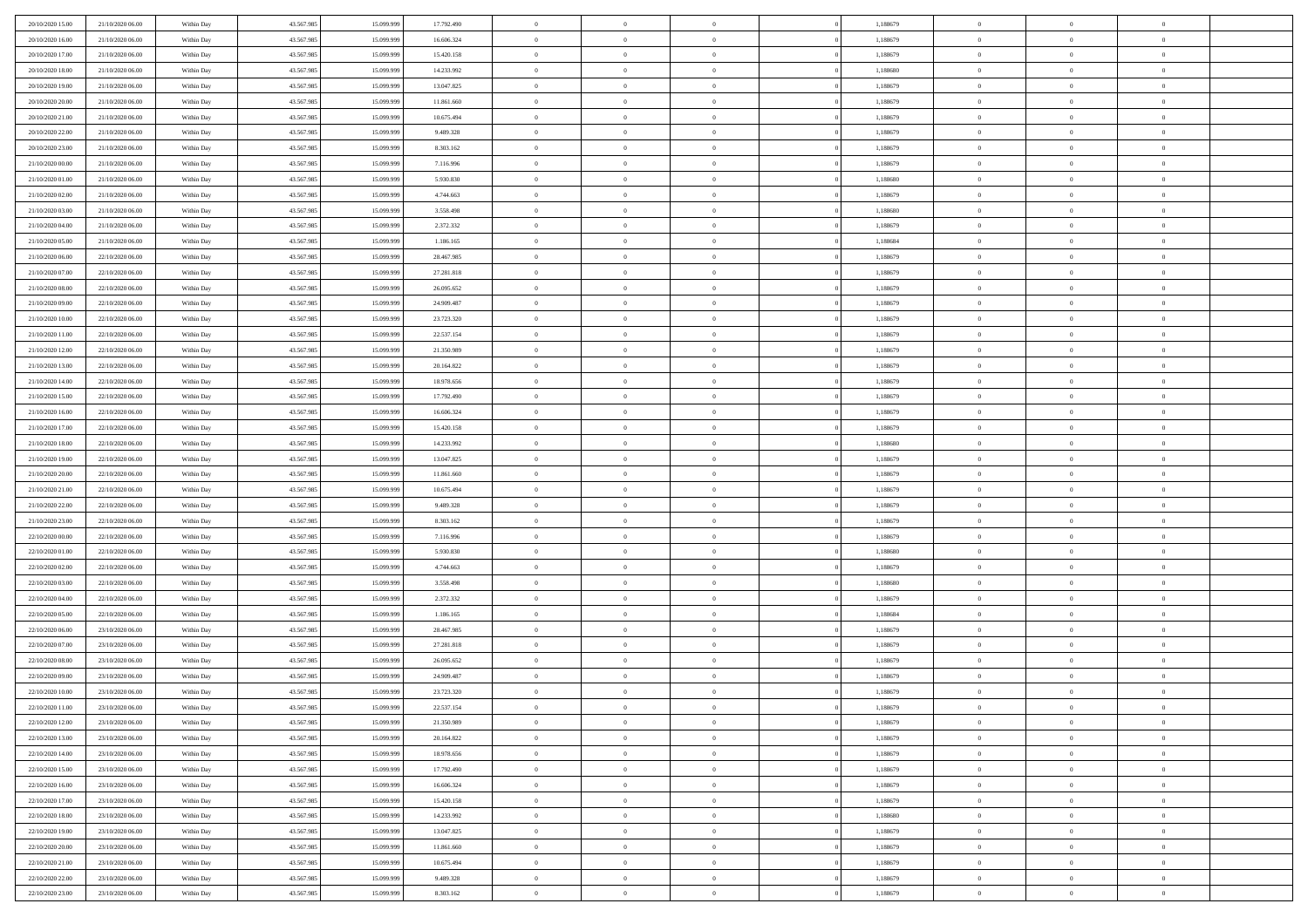| | | | | | | | | | | | | | | |
|---|---|---|---|---|---|---|---|---|---|---|---|---|---|---|
| 20/10/2020 15.00 | 21/10/2020 06.00 | Within Day | 43.567.985 | 15.099.999 | 17.792.490 | 0 | 0 | 0 | | 1,188679 | 0 | 0 | 0 | |
| 20/10/2020 16.00 | 21/10/2020 06.00 | Within Day | 43.567.985 | 15.099.999 | 16.606.324 | 0 | 0 | 0 | | 1,188679 | 0 | 0 | 0 | |
| 20/10/2020 17.00 | 21/10/2020 06.00 | Within Day | 43.567.985 | 15.099.999 | 15.420.158 | 0 | 0 | 0 | | 1,188679 | 0 | 0 | 0 | |
| 20/10/2020 18.00 | 21/10/2020 06.00 | Within Day | 43.567.985 | 15.099.999 | 14.233.992 | 0 | 0 | 0 | | 1,188680 | 0 | 0 | 0 | |
| 20/10/2020 19.00 | 21/10/2020 06.00 | Within Day | 43.567.985 | 15.099.999 | 13.047.825 | 0 | 0 | 0 | | 1,188679 | 0 | 0 | 0 | |
| 20/10/2020 20.00 | 21/10/2020 06.00 | Within Day | 43.567.985 | 15.099.999 | 11.861.660 | 0 | 0 | 0 | | 1,188679 | 0 | 0 | 0 | |
| 20/10/2020 21.00 | 21/10/2020 06.00 | Within Day | 43.567.985 | 15.099.999 | 10.675.494 | 0 | 0 | 0 | | 1,188679 | 0 | 0 | 0 | |
| 20/10/2020 22.00 | 21/10/2020 06.00 | Within Day | 43.567.985 | 15.099.999 | 9.489.328 | 0 | 0 | 0 | | 1,188679 | 0 | 0 | 0 | |
| 20/10/2020 23.00 | 21/10/2020 06.00 | Within Day | 43.567.985 | 15.099.999 | 8.303.162 | 0 | 0 | 0 | | 1,188679 | 0 | 0 | 0 | |
| 21/10/2020 00.00 | 21/10/2020 06.00 | Within Day | 43.567.985 | 15.099.999 | 7.116.996 | 0 | 0 | 0 | | 1,188679 | 0 | 0 | 0 | |
| 21/10/2020 01.00 | 21/10/2020 06.00 | Within Day | 43.567.985 | 15.099.999 | 5.930.830 | 0 | 0 | 0 | | 1,188680 | 0 | 0 | 0 | |
| 21/10/2020 02.00 | 21/10/2020 06.00 | Within Day | 43.567.985 | 15.099.999 | 4.744.663 | 0 | 0 | 0 | | 1,188679 | 0 | 0 | 0 | |
| 21/10/2020 03.00 | 21/10/2020 06.00 | Within Day | 43.567.985 | 15.099.999 | 3.558.498 | 0 | 0 | 0 | | 1,188680 | 0 | 0 | 0 | |
| 21/10/2020 04.00 | 21/10/2020 06.00 | Within Day | 43.567.985 | 15.099.999 | 2.372.332 | 0 | 0 | 0 | | 1,188679 | 0 | 0 | 0 | |
| 21/10/2020 05.00 | 21/10/2020 06.00 | Within Day | 43.567.985 | 15.099.999 | 1.186.165 | 0 | 0 | 0 | | 1,188684 | 0 | 0 | 0 | |
| 21/10/2020 06.00 | 22/10/2020 06.00 | Within Day | 43.567.985 | 15.099.999 | 28.467.985 | 0 | 0 | 0 | | 1,188679 | 0 | 0 | 0 | |
| 21/10/2020 07.00 | 22/10/2020 06.00 | Within Day | 43.567.985 | 15.099.999 | 27.281.818 | 0 | 0 | 0 | | 1,188679 | 0 | 0 | 0 | |
| 21/10/2020 08.00 | 22/10/2020 06.00 | Within Day | 43.567.985 | 15.099.999 | 26.095.652 | 0 | 0 | 0 | | 1,188679 | 0 | 0 | 0 | |
| 21/10/2020 09.00 | 22/10/2020 06.00 | Within Day | 43.567.985 | 15.099.999 | 24.909.487 | 0 | 0 | 0 | | 1,188679 | 0 | 0 | 0 | |
| 21/10/2020 10.00 | 22/10/2020 06.00 | Within Day | 43.567.985 | 15.099.999 | 23.723.320 | 0 | 0 | 0 | | 1,188679 | 0 | 0 | 0 | |
| 21/10/2020 11.00 | 22/10/2020 06.00 | Within Day | 43.567.985 | 15.099.999 | 22.537.154 | 0 | 0 | 0 | | 1,188679 | 0 | 0 | 0 | |
| 21/10/2020 12.00 | 22/10/2020 06.00 | Within Day | 43.567.985 | 15.099.999 | 21.350.989 | 0 | 0 | 0 | | 1,188679 | 0 | 0 | 0 | |
| 21/10/2020 13.00 | 22/10/2020 06.00 | Within Day | 43.567.985 | 15.099.999 | 20.164.822 | 0 | 0 | 0 | | 1,188679 | 0 | 0 | 0 | |
| 21/10/2020 14.00 | 22/10/2020 06.00 | Within Day | 43.567.985 | 15.099.999 | 18.978.656 | 0 | 0 | 0 | | 1,188679 | 0 | 0 | 0 | |
| 21/10/2020 15.00 | 22/10/2020 06.00 | Within Day | 43.567.985 | 15.099.999 | 17.792.490 | 0 | 0 | 0 | | 1,188679 | 0 | 0 | 0 | |
| 21/10/2020 16.00 | 22/10/2020 06.00 | Within Day | 43.567.985 | 15.099.999 | 16.606.324 | 0 | 0 | 0 | | 1,188679 | 0 | 0 | 0 | |
| 21/10/2020 17.00 | 22/10/2020 06.00 | Within Day | 43.567.985 | 15.099.999 | 15.420.158 | 0 | 0 | 0 | | 1,188679 | 0 | 0 | 0 | |
| 21/10/2020 18.00 | 22/10/2020 06.00 | Within Day | 43.567.985 | 15.099.999 | 14.233.992 | 0 | 0 | 0 | | 1,188680 | 0 | 0 | 0 | |
| 21/10/2020 19.00 | 22/10/2020 06.00 | Within Day | 43.567.985 | 15.099.999 | 13.047.825 | 0 | 0 | 0 | | 1,188679 | 0 | 0 | 0 | |
| 21/10/2020 20.00 | 22/10/2020 06.00 | Within Day | 43.567.985 | 15.099.999 | 11.861.660 | 0 | 0 | 0 | | 1,188679 | 0 | 0 | 0 | |
| 21/10/2020 21.00 | 22/10/2020 06.00 | Within Day | 43.567.985 | 15.099.999 | 10.675.494 | 0 | 0 | 0 | | 1,188679 | 0 | 0 | 0 | |
| 21/10/2020 22.00 | 22/10/2020 06.00 | Within Day | 43.567.985 | 15.099.999 | 9.489.328 | 0 | 0 | 0 | | 1,188679 | 0 | 0 | 0 | |
| 21/10/2020 23.00 | 22/10/2020 06.00 | Within Day | 43.567.985 | 15.099.999 | 8.303.162 | 0 | 0 | 0 | | 1,188679 | 0 | 0 | 0 | |
| 22/10/2020 00.00 | 22/10/2020 06.00 | Within Day | 43.567.985 | 15.099.999 | 7.116.996 | 0 | 0 | 0 | | 1,188679 | 0 | 0 | 0 | |
| 22/10/2020 01.00 | 22/10/2020 06.00 | Within Day | 43.567.985 | 15.099.999 | 5.930.830 | 0 | 0 | 0 | | 1,188680 | 0 | 0 | 0 | |
| 22/10/2020 02.00 | 22/10/2020 06.00 | Within Day | 43.567.985 | 15.099.999 | 4.744.663 | 0 | 0 | 0 | | 1,188679 | 0 | 0 | 0 | |
| 22/10/2020 03.00 | 22/10/2020 06.00 | Within Day | 43.567.985 | 15.099.999 | 3.558.498 | 0 | 0 | 0 | | 1,188680 | 0 | 0 | 0 | |
| 22/10/2020 04.00 | 22/10/2020 06.00 | Within Day | 43.567.985 | 15.099.999 | 2.372.332 | 0 | 0 | 0 | | 1,188679 | 0 | 0 | 0 | |
| 22/10/2020 05.00 | 22/10/2020 06.00 | Within Day | 43.567.985 | 15.099.999 | 1.186.165 | 0 | 0 | 0 | | 1,188684 | 0 | 0 | 0 | |
| 22/10/2020 06.00 | 23/10/2020 06.00 | Within Day | 43.567.985 | 15.099.999 | 28.467.985 | 0 | 0 | 0 | | 1,188679 | 0 | 0 | 0 | |
| 22/10/2020 07.00 | 23/10/2020 06.00 | Within Day | 43.567.985 | 15.099.999 | 27.281.818 | 0 | 0 | 0 | | 1,188679 | 0 | 0 | 0 | |
| 22/10/2020 08.00 | 23/10/2020 06.00 | Within Day | 43.567.985 | 15.099.999 | 26.095.652 | 0 | 0 | 0 | | 1,188679 | 0 | 0 | 0 | |
| 22/10/2020 09.00 | 23/10/2020 06.00 | Within Day | 43.567.985 | 15.099.999 | 24.909.487 | 0 | 0 | 0 | | 1,188679 | 0 | 0 | 0 | |
| 22/10/2020 10.00 | 23/10/2020 06.00 | Within Day | 43.567.985 | 15.099.999 | 23.723.320 | 0 | 0 | 0 | | 1,188679 | 0 | 0 | 0 | |
| 22/10/2020 11.00 | 23/10/2020 06.00 | Within Day | 43.567.985 | 15.099.999 | 22.537.154 | 0 | 0 | 0 | | 1,188679 | 0 | 0 | 0 | |
| 22/10/2020 12.00 | 23/10/2020 06.00 | Within Day | 43.567.985 | 15.099.999 | 21.350.989 | 0 | 0 | 0 | | 1,188679 | 0 | 0 | 0 | |
| 22/10/2020 13.00 | 23/10/2020 06.00 | Within Day | 43.567.985 | 15.099.999 | 20.164.822 | 0 | 0 | 0 | | 1,188679 | 0 | 0 | 0 | |
| 22/10/2020 14.00 | 23/10/2020 06.00 | Within Day | 43.567.985 | 15.099.999 | 18.978.656 | 0 | 0 | 0 | | 1,188679 | 0 | 0 | 0 | |
| 22/10/2020 15.00 | 23/10/2020 06.00 | Within Day | 43.567.985 | 15.099.999 | 17.792.490 | 0 | 0 | 0 | | 1,188679 | 0 | 0 | 0 | |
| 22/10/2020 16.00 | 23/10/2020 06.00 | Within Day | 43.567.985 | 15.099.999 | 16.606.324 | 0 | 0 | 0 | | 1,188679 | 0 | 0 | 0 | |
| 22/10/2020 17.00 | 23/10/2020 06.00 | Within Day | 43.567.985 | 15.099.999 | 15.420.158 | 0 | 0 | 0 | | 1,188679 | 0 | 0 | 0 | |
| 22/10/2020 18.00 | 23/10/2020 06.00 | Within Day | 43.567.985 | 15.099.999 | 14.233.992 | 0 | 0 | 0 | | 1,188680 | 0 | 0 | 0 | |
| 22/10/2020 19.00 | 23/10/2020 06.00 | Within Day | 43.567.985 | 15.099.999 | 13.047.825 | 0 | 0 | 0 | | 1,188679 | 0 | 0 | 0 | |
| 22/10/2020 20.00 | 23/10/2020 06.00 | Within Day | 43.567.985 | 15.099.999 | 11.861.660 | 0 | 0 | 0 | | 1,188679 | 0 | 0 | 0 | |
| 22/10/2020 21.00 | 23/10/2020 06.00 | Within Day | 43.567.985 | 15.099.999 | 10.675.494 | 0 | 0 | 0 | | 1,188679 | 0 | 0 | 0 | |
| 22/10/2020 22.00 | 23/10/2020 06.00 | Within Day | 43.567.985 | 15.099.999 | 9.489.328 | 0 | 0 | 0 | | 1,188679 | 0 | 0 | 0 | |
| 22/10/2020 23.00 | 23/10/2020 06.00 | Within Day | 43.567.985 | 15.099.999 | 8.303.162 | 0 | 0 | 0 | | 1,188679 | 0 | 0 | 0 | |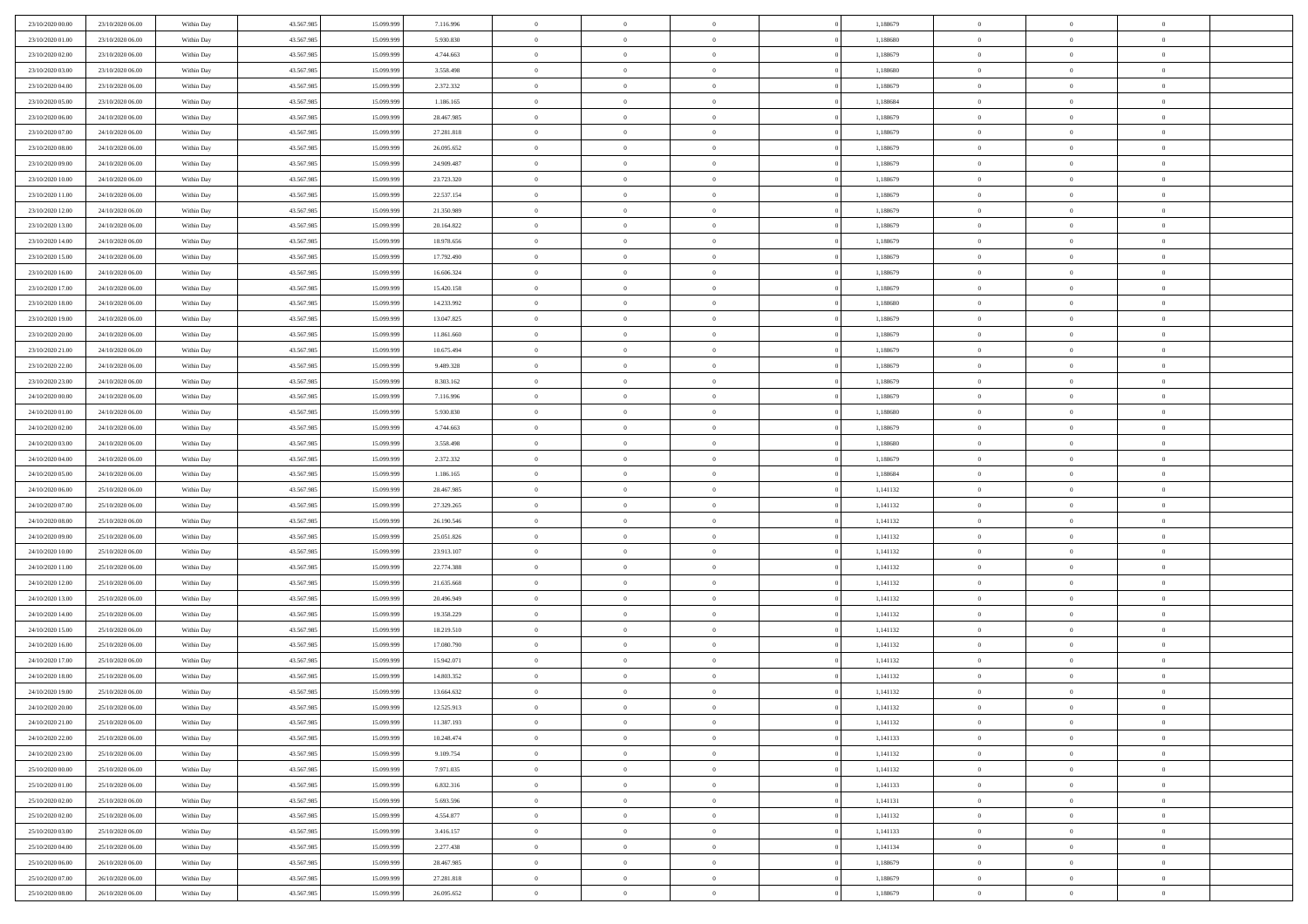| | | | | | | | | | | | | | | |
|---|---|---|---|---|---|---|---|---|---|---|---|---|---|---|
| 23/10/2020 00:00 | 23/10/2020 06:00 | Within Day | 43.567.985 | 15.099.999 | 7.116.996 | 0 | 0 | 0 | | 1,188679 | 0 | 0 | 0 | |
| 23/10/2020 01:00 | 23/10/2020 06:00 | Within Day | 43.567.985 | 15.099.999 | 5.930.830 | 0 | 0 | 0 | | 1,188680 | 0 | 0 | 0 | |
| 23/10/2020 02:00 | 23/10/2020 06:00 | Within Day | 43.567.985 | 15.099.999 | 4.744.663 | 0 | 0 | 0 | | 1,188679 | 0 | 0 | 0 | |
| 23/10/2020 03:00 | 23/10/2020 06:00 | Within Day | 43.567.985 | 15.099.999 | 3.558.498 | 0 | 0 | 0 | | 1,188680 | 0 | 0 | 0 | |
| 23/10/2020 04:00 | 23/10/2020 06:00 | Within Day | 43.567.985 | 15.099.999 | 2.372.332 | 0 | 0 | 0 | | 1,188679 | 0 | 0 | 0 | |
| 23/10/2020 05:00 | 23/10/2020 06:00 | Within Day | 43.567.985 | 15.099.999 | 1.186.165 | 0 | 0 | 0 | | 1,188684 | 0 | 0 | 0 | |
| 23/10/2020 06:00 | 24/10/2020 06:00 | Within Day | 43.567.985 | 15.099.999 | 28.467.985 | 0 | 0 | 0 | | 1,188679 | 0 | 0 | 0 | |
| 23/10/2020 07:00 | 24/10/2020 06:00 | Within Day | 43.567.985 | 15.099.999 | 27.281.818 | 0 | 0 | 0 | | 1,188679 | 0 | 0 | 0 | |
| 23/10/2020 08:00 | 24/10/2020 06:00 | Within Day | 43.567.985 | 15.099.999 | 26.095.652 | 0 | 0 | 0 | | 1,188679 | 0 | 0 | 0 | |
| 23/10/2020 09:00 | 24/10/2020 06:00 | Within Day | 43.567.985 | 15.099.999 | 24.909.487 | 0 | 0 | 0 | | 1,188679 | 0 | 0 | 0 | |
| 23/10/2020 10:00 | 24/10/2020 06:00 | Within Day | 43.567.985 | 15.099.999 | 23.723.320 | 0 | 0 | 0 | | 1,188679 | 0 | 0 | 0 | |
| 23/10/2020 11:00 | 24/10/2020 06:00 | Within Day | 43.567.985 | 15.099.999 | 22.537.154 | 0 | 0 | 0 | | 1,188679 | 0 | 0 | 0 | |
| 23/10/2020 12:00 | 24/10/2020 06:00 | Within Day | 43.567.985 | 15.099.999 | 21.350.989 | 0 | 0 | 0 | | 1,188679 | 0 | 0 | 0 | |
| 23/10/2020 13:00 | 24/10/2020 06:00 | Within Day | 43.567.985 | 15.099.999 | 20.164.822 | 0 | 0 | 0 | | 1,188679 | 0 | 0 | 0 | |
| 23/10/2020 14:00 | 24/10/2020 06:00 | Within Day | 43.567.985 | 15.099.999 | 18.978.656 | 0 | 0 | 0 | | 1,188679 | 0 | 0 | 0 | |
| 23/10/2020 15:00 | 24/10/2020 06:00 | Within Day | 43.567.985 | 15.099.999 | 17.792.490 | 0 | 0 | 0 | | 1,188679 | 0 | 0 | 0 | |
| 23/10/2020 16:00 | 24/10/2020 06:00 | Within Day | 43.567.985 | 15.099.999 | 16.606.324 | 0 | 0 | 0 | | 1,188679 | 0 | 0 | 0 | |
| 23/10/2020 17:00 | 24/10/2020 06:00 | Within Day | 43.567.985 | 15.099.999 | 15.420.158 | 0 | 0 | 0 | | 1,188679 | 0 | 0 | 0 | |
| 23/10/2020 18:00 | 24/10/2020 06:00 | Within Day | 43.567.985 | 15.099.999 | 14.233.992 | 0 | 0 | 0 | | 1,188680 | 0 | 0 | 0 | |
| 23/10/2020 19:00 | 24/10/2020 06:00 | Within Day | 43.567.985 | 15.099.999 | 13.047.825 | 0 | 0 | 0 | | 1,188679 | 0 | 0 | 0 | |
| 23/10/2020 20:00 | 24/10/2020 06:00 | Within Day | 43.567.985 | 15.099.999 | 11.861.660 | 0 | 0 | 0 | | 1,188679 | 0 | 0 | 0 | |
| 23/10/2020 21:00 | 24/10/2020 06:00 | Within Day | 43.567.985 | 15.099.999 | 10.675.494 | 0 | 0 | 0 | | 1,188679 | 0 | 0 | 0 | |
| 23/10/2020 22:00 | 24/10/2020 06:00 | Within Day | 43.567.985 | 15.099.999 | 9.489.328 | 0 | 0 | 0 | | 1,188679 | 0 | 0 | 0 | |
| 23/10/2020 23:00 | 24/10/2020 06:00 | Within Day | 43.567.985 | 15.099.999 | 8.303.162 | 0 | 0 | 0 | | 1,188679 | 0 | 0 | 0 | |
| 24/10/2020 00:00 | 24/10/2020 06:00 | Within Day | 43.567.985 | 15.099.999 | 7.116.996 | 0 | 0 | 0 | | 1,188679 | 0 | 0 | 0 | |
| 24/10/2020 01:00 | 24/10/2020 06:00 | Within Day | 43.567.985 | 15.099.999 | 5.930.830 | 0 | 0 | 0 | | 1,188680 | 0 | 0 | 0 | |
| 24/10/2020 02:00 | 24/10/2020 06:00 | Within Day | 43.567.985 | 15.099.999 | 4.744.663 | 0 | 0 | 0 | | 1,188679 | 0 | 0 | 0 | |
| 24/10/2020 03:00 | 24/10/2020 06:00 | Within Day | 43.567.985 | 15.099.999 | 3.558.498 | 0 | 0 | 0 | | 1,188680 | 0 | 0 | 0 | |
| 24/10/2020 04:00 | 24/10/2020 06:00 | Within Day | 43.567.985 | 15.099.999 | 2.372.332 | 0 | 0 | 0 | | 1,188679 | 0 | 0 | 0 | |
| 24/10/2020 05:00 | 24/10/2020 06:00 | Within Day | 43.567.985 | 15.099.999 | 1.186.165 | 0 | 0 | 0 | | 1,188684 | 0 | 0 | 0 | |
| 24/10/2020 06:00 | 25/10/2020 06:00 | Within Day | 43.567.985 | 15.099.999 | 28.467.985 | 0 | 0 | 0 | | 1,141132 | 0 | 0 | 0 | |
| 24/10/2020 07:00 | 25/10/2020 06:00 | Within Day | 43.567.985 | 15.099.999 | 27.329.265 | 0 | 0 | 0 | | 1,141132 | 0 | 0 | 0 | |
| 24/10/2020 08:00 | 25/10/2020 06:00 | Within Day | 43.567.985 | 15.099.999 | 26.190.546 | 0 | 0 | 0 | | 1,141132 | 0 | 0 | 0 | |
| 24/10/2020 09:00 | 25/10/2020 06:00 | Within Day | 43.567.985 | 15.099.999 | 25.051.826 | 0 | 0 | 0 | | 1,141132 | 0 | 0 | 0 | |
| 24/10/2020 10:00 | 25/10/2020 06:00 | Within Day | 43.567.985 | 15.099.999 | 23.913.107 | 0 | 0 | 0 | | 1,141132 | 0 | 0 | 0 | |
| 24/10/2020 11:00 | 25/10/2020 06:00 | Within Day | 43.567.985 | 15.099.999 | 22.774.388 | 0 | 0 | 0 | | 1,141132 | 0 | 0 | 0 | |
| 24/10/2020 12:00 | 25/10/2020 06:00 | Within Day | 43.567.985 | 15.099.999 | 21.635.668 | 0 | 0 | 0 | | 1,141132 | 0 | 0 | 0 | |
| 24/10/2020 13:00 | 25/10/2020 06:00 | Within Day | 43.567.985 | 15.099.999 | 20.496.949 | 0 | 0 | 0 | | 1,141132 | 0 | 0 | 0 | |
| 24/10/2020 14:00 | 25/10/2020 06:00 | Within Day | 43.567.985 | 15.099.999 | 19.358.229 | 0 | 0 | 0 | | 1,141132 | 0 | 0 | 0 | |
| 24/10/2020 15:00 | 25/10/2020 06:00 | Within Day | 43.567.985 | 15.099.999 | 18.219.510 | 0 | 0 | 0 | | 1,141132 | 0 | 0 | 0 | |
| 24/10/2020 16:00 | 25/10/2020 06:00 | Within Day | 43.567.985 | 15.099.999 | 17.080.790 | 0 | 0 | 0 | | 1,141132 | 0 | 0 | 0 | |
| 24/10/2020 17:00 | 25/10/2020 06:00 | Within Day | 43.567.985 | 15.099.999 | 15.942.071 | 0 | 0 | 0 | | 1,141132 | 0 | 0 | 0 | |
| 24/10/2020 18:00 | 25/10/2020 06:00 | Within Day | 43.567.985 | 15.099.999 | 14.803.352 | 0 | 0 | 0 | | 1,141132 | 0 | 0 | 0 | |
| 24/10/2020 19:00 | 25/10/2020 06:00 | Within Day | 43.567.985 | 15.099.999 | 13.664.632 | 0 | 0 | 0 | | 1,141132 | 0 | 0 | 0 | |
| 24/10/2020 20:00 | 25/10/2020 06:00 | Within Day | 43.567.985 | 15.099.999 | 12.525.913 | 0 | 0 | 0 | | 1,141132 | 0 | 0 | 0 | |
| 24/10/2020 21:00 | 25/10/2020 06:00 | Within Day | 43.567.985 | 15.099.999 | 11.387.193 | 0 | 0 | 0 | | 1,141132 | 0 | 0 | 0 | |
| 24/10/2020 22:00 | 25/10/2020 06:00 | Within Day | 43.567.985 | 15.099.999 | 10.248.474 | 0 | 0 | 0 | | 1,141133 | 0 | 0 | 0 | |
| 24/10/2020 23:00 | 25/10/2020 06:00 | Within Day | 43.567.985 | 15.099.999 | 9.109.754 | 0 | 0 | 0 | | 1,141132 | 0 | 0 | 0 | |
| 25/10/2020 00:00 | 25/10/2020 06:00 | Within Day | 43.567.985 | 15.099.999 | 7.971.035 | 0 | 0 | 0 | | 1,141132 | 0 | 0 | 0 | |
| 25/10/2020 01:00 | 25/10/2020 06:00 | Within Day | 43.567.985 | 15.099.999 | 6.832.316 | 0 | 0 | 0 | | 1,141133 | 0 | 0 | 0 | |
| 25/10/2020 02:00 | 25/10/2020 06:00 | Within Day | 43.567.985 | 15.099.999 | 5.693.596 | 0 | 0 | 0 | | 1,141131 | 0 | 0 | 0 | |
| 25/10/2020 02:00 | 25/10/2020 06:00 | Within Day | 43.567.985 | 15.099.999 | 4.554.877 | 0 | 0 | 0 | | 1,141132 | 0 | 0 | 0 | |
| 25/10/2020 03:00 | 25/10/2020 06:00 | Within Day | 43.567.985 | 15.099.999 | 3.416.157 | 0 | 0 | 0 | | 1,141133 | 0 | 0 | 0 | |
| 25/10/2020 04:00 | 25/10/2020 06:00 | Within Day | 43.567.985 | 15.099.999 | 2.277.438 | 0 | 0 | 0 | | 1,141134 | 0 | 0 | 0 | |
| 25/10/2020 06:00 | 26/10/2020 06:00 | Within Day | 43.567.985 | 15.099.999 | 28.467.985 | 0 | 0 | 0 | | 1,188679 | 0 | 0 | 0 | |
| 25/10/2020 07:00 | 26/10/2020 06:00 | Within Day | 43.567.985 | 15.099.999 | 27.281.818 | 0 | 0 | 0 | | 1,188679 | 0 | 0 | 0 | |
| 25/10/2020 08:00 | 26/10/2020 06:00 | Within Day | 43.567.985 | 15.099.999 | 26.095.652 | 0 | 0 | 0 | | 1,188679 | 0 | 0 | 0 | |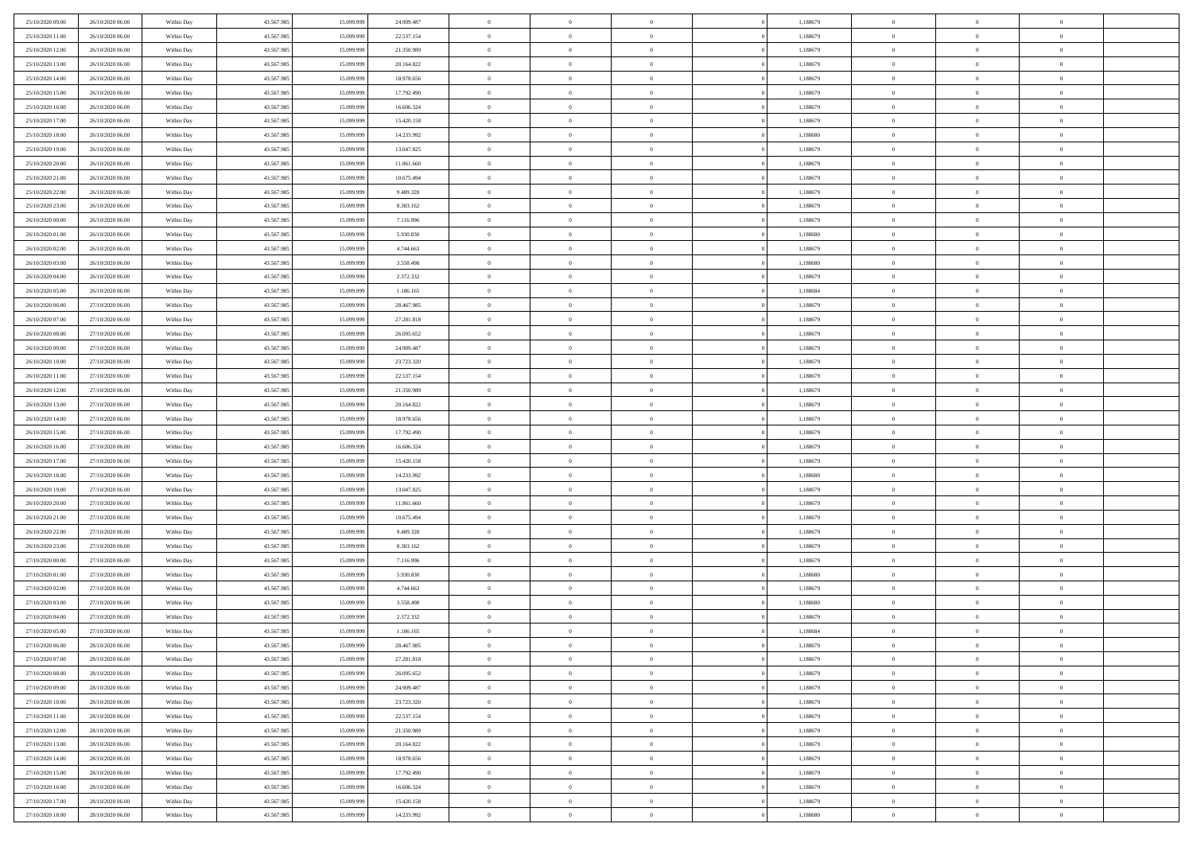| | | | | | | | | | | | | | | |
|---|---|---|---|---|---|---|---|---|---|---|---|---|---|---|
| 25/10/2020 09.00 | 26/10/2020 06.00 | Within Day | 43.567.985 | 15.099.999 | 24.909.487 | 0 | 0 | 0 | | 1,188679 | 0 | 0 | 0 | |
| 25/10/2020 11.00 | 26/10/2020 06.00 | Within Day | 43.567.985 | 15.099.999 | 22.537.154 | 0 | 0 | 0 | | 1,188679 | 0 | 0 | 0 | |
| 25/10/2020 12.00 | 26/10/2020 06.00 | Within Day | 43.567.985 | 15.099.999 | 21.350.989 | 0 | 0 | 0 | | 1,188679 | 0 | 0 | 0 | |
| 25/10/2020 13.00 | 26/10/2020 06.00 | Within Day | 43.567.985 | 15.099.999 | 20.164.822 | 0 | 0 | 0 | | 1,188679 | 0 | 0 | 0 | |
| 25/10/2020 14.00 | 26/10/2020 06.00 | Within Day | 43.567.985 | 15.099.999 | 18.978.656 | 0 | 0 | 0 | | 1,188679 | 0 | 0 | 0 | |
| 25/10/2020 15.00 | 26/10/2020 06.00 | Within Day | 43.567.985 | 15.099.999 | 17.792.490 | 0 | 0 | 0 | | 1,188679 | 0 | 0 | 0 | |
| 25/10/2020 16.00 | 26/10/2020 06.00 | Within Day | 43.567.985 | 15.099.999 | 16.606.324 | 0 | 0 | 0 | | 1,188679 | 0 | 0 | 0 | |
| 25/10/2020 17.00 | 26/10/2020 06.00 | Within Day | 43.567.985 | 15.099.999 | 15.420.158 | 0 | 0 | 0 | | 1,188679 | 0 | 0 | 0 | |
| 25/10/2020 18.00 | 26/10/2020 06.00 | Within Day | 43.567.985 | 15.099.999 | 14.233.992 | 0 | 0 | 0 | | 1,188680 | 0 | 0 | 0 | |
| 25/10/2020 19.00 | 26/10/2020 06.00 | Within Day | 43.567.985 | 15.099.999 | 13.047.825 | 0 | 0 | 0 | | 1,188679 | 0 | 0 | 0 | |
| 25/10/2020 20.00 | 26/10/2020 06.00 | Within Day | 43.567.985 | 15.099.999 | 11.861.660 | 0 | 0 | 0 | | 1,188679 | 0 | 0 | 0 | |
| 25/10/2020 21.00 | 26/10/2020 06.00 | Within Day | 43.567.985 | 15.099.999 | 10.675.494 | 0 | 0 | 0 | | 1,188679 | 0 | 0 | 0 | |
| 25/10/2020 22.00 | 26/10/2020 06.00 | Within Day | 43.567.985 | 15.099.999 | 9.489.328 | 0 | 0 | 0 | | 1,188679 | 0 | 0 | 0 | |
| 25/10/2020 23.00 | 26/10/2020 06.00 | Within Day | 43.567.985 | 15.099.999 | 8.303.162 | 0 | 0 | 0 | | 1,188679 | 0 | 0 | 0 | |
| 26/10/2020 00.00 | 26/10/2020 06.00 | Within Day | 43.567.985 | 15.099.999 | 7.116.996 | 0 | 0 | 0 | | 1,188679 | 0 | 0 | 0 | |
| 26/10/2020 01.00 | 26/10/2020 06.00 | Within Day | 43.567.985 | 15.099.999 | 5.930.830 | 0 | 0 | 0 | | 1,188680 | 0 | 0 | 0 | |
| 26/10/2020 02.00 | 26/10/2020 06.00 | Within Day | 43.567.985 | 15.099.999 | 4.744.663 | 0 | 0 | 0 | | 1,188679 | 0 | 0 | 0 | |
| 26/10/2020 03.00 | 26/10/2020 06.00 | Within Day | 43.567.985 | 15.099.999 | 3.558.498 | 0 | 0 | 0 | | 1,188680 | 0 | 0 | 0 | |
| 26/10/2020 04.00 | 26/10/2020 06.00 | Within Day | 43.567.985 | 15.099.999 | 2.372.332 | 0 | 0 | 0 | | 1,188679 | 0 | 0 | 0 | |
| 26/10/2020 05.00 | 26/10/2020 06.00 | Within Day | 43.567.985 | 15.099.999 | 1.186.165 | 0 | 0 | 0 | | 1,188684 | 0 | 0 | 0 | |
| 26/10/2020 06.00 | 27/10/2020 06.00 | Within Day | 43.567.985 | 15.099.999 | 28.467.985 | 0 | 0 | 0 | | 1,188679 | 0 | 0 | 0 | |
| 26/10/2020 07.00 | 27/10/2020 06.00 | Within Day | 43.567.985 | 15.099.999 | 27.281.818 | 0 | 0 | 0 | | 1,188679 | 0 | 0 | 0 | |
| 26/10/2020 08.00 | 27/10/2020 06.00 | Within Day | 43.567.985 | 15.099.999 | 26.095.652 | 0 | 0 | 0 | | 1,188679 | 0 | 0 | 0 | |
| 26/10/2020 09.00 | 27/10/2020 06.00 | Within Day | 43.567.985 | 15.099.999 | 24.909.487 | 0 | 0 | 0 | | 1,188679 | 0 | 0 | 0 | |
| 26/10/2020 10.00 | 27/10/2020 06.00 | Within Day | 43.567.985 | 15.099.999 | 23.723.320 | 0 | 0 | 0 | | 1,188679 | 0 | 0 | 0 | |
| 26/10/2020 11.00 | 27/10/2020 06.00 | Within Day | 43.567.985 | 15.099.999 | 22.537.154 | 0 | 0 | 0 | | 1,188679 | 0 | 0 | 0 | |
| 26/10/2020 12.00 | 27/10/2020 06.00 | Within Day | 43.567.985 | 15.099.999 | 21.350.989 | 0 | 0 | 0 | | 1,188679 | 0 | 0 | 0 | |
| 26/10/2020 13.00 | 27/10/2020 06.00 | Within Day | 43.567.985 | 15.099.999 | 20.164.822 | 0 | 0 | 0 | | 1,188679 | 0 | 0 | 0 | |
| 26/10/2020 14.00 | 27/10/2020 06.00 | Within Day | 43.567.985 | 15.099.999 | 18.978.656 | 0 | 0 | 0 | | 1,188679 | 0 | 0 | 0 | |
| 26/10/2020 15.00 | 27/10/2020 06.00 | Within Day | 43.567.985 | 15.099.999 | 17.792.490 | 0 | 0 | 0 | | 1,188679 | 0 | 0 | 0 | |
| 26/10/2020 16.00 | 27/10/2020 06.00 | Within Day | 43.567.985 | 15.099.999 | 16.606.324 | 0 | 0 | 0 | | 1,188679 | 0 | 0 | 0 | |
| 26/10/2020 17.00 | 27/10/2020 06.00 | Within Day | 43.567.985 | 15.099.999 | 15.420.158 | 0 | 0 | 0 | | 1,188679 | 0 | 0 | 0 | |
| 26/10/2020 18.00 | 27/10/2020 06.00 | Within Day | 43.567.985 | 15.099.999 | 14.233.992 | 0 | 0 | 0 | | 1,188680 | 0 | 0 | 0 | |
| 26/10/2020 19.00 | 27/10/2020 06.00 | Within Day | 43.567.985 | 15.099.999 | 13.047.825 | 0 | 0 | 0 | | 1,188679 | 0 | 0 | 0 | |
| 26/10/2020 20.00 | 27/10/2020 06.00 | Within Day | 43.567.985 | 15.099.999 | 11.861.660 | 0 | 0 | 0 | | 1,188679 | 0 | 0 | 0 | |
| 26/10/2020 21.00 | 27/10/2020 06.00 | Within Day | 43.567.985 | 15.099.999 | 10.675.494 | 0 | 0 | 0 | | 1,188679 | 0 | 0 | 0 | |
| 26/10/2020 22.00 | 27/10/2020 06.00 | Within Day | 43.567.985 | 15.099.999 | 9.489.328 | 0 | 0 | 0 | | 1,188679 | 0 | 0 | 0 | |
| 26/10/2020 23.00 | 27/10/2020 06.00 | Within Day | 43.567.985 | 15.099.999 | 8.303.162 | 0 | 0 | 0 | | 1,188679 | 0 | 0 | 0 | |
| 27/10/2020 00.00 | 27/10/2020 06.00 | Within Day | 43.567.985 | 15.099.999 | 7.116.996 | 0 | 0 | 0 | | 1,188679 | 0 | 0 | 0 | |
| 27/10/2020 01.00 | 27/10/2020 06.00 | Within Day | 43.567.985 | 15.099.999 | 5.930.830 | 0 | 0 | 0 | | 1,188680 | 0 | 0 | 0 | |
| 27/10/2020 02.00 | 27/10/2020 06.00 | Within Day | 43.567.985 | 15.099.999 | 4.744.663 | 0 | 0 | 0 | | 1,188679 | 0 | 0 | 0 | |
| 27/10/2020 03.00 | 27/10/2020 06.00 | Within Day | 43.567.985 | 15.099.999 | 3.558.498 | 0 | 0 | 0 | | 1,188680 | 0 | 0 | 0 | |
| 27/10/2020 04.00 | 27/10/2020 06.00 | Within Day | 43.567.985 | 15.099.999 | 2.372.332 | 0 | 0 | 0 | | 1,188679 | 0 | 0 | 0 | |
| 27/10/2020 05.00 | 27/10/2020 06.00 | Within Day | 43.567.985 | 15.099.999 | 1.186.165 | 0 | 0 | 0 | | 1,188684 | 0 | 0 | 0 | |
| 27/10/2020 06.00 | 28/10/2020 06.00 | Within Day | 43.567.985 | 15.099.999 | 28.467.985 | 0 | 0 | 0 | | 1,188679 | 0 | 0 | 0 | |
| 27/10/2020 07.00 | 28/10/2020 06.00 | Within Day | 43.567.985 | 15.099.999 | 27.281.818 | 0 | 0 | 0 | | 1,188679 | 0 | 0 | 0 | |
| 27/10/2020 08.00 | 28/10/2020 06.00 | Within Day | 43.567.985 | 15.099.999 | 26.095.652 | 0 | 0 | 0 | | 1,188679 | 0 | 0 | 0 | |
| 27/10/2020 09.00 | 28/10/2020 06.00 | Within Day | 43.567.985 | 15.099.999 | 24.909.487 | 0 | 0 | 0 | | 1,188679 | 0 | 0 | 0 | |
| 27/10/2020 10.00 | 28/10/2020 06.00 | Within Day | 43.567.985 | 15.099.999 | 23.723.320 | 0 | 0 | 0 | | 1,188679 | 0 | 0 | 0 | |
| 27/10/2020 11.00 | 28/10/2020 06.00 | Within Day | 43.567.985 | 15.099.999 | 22.537.154 | 0 | 0 | 0 | | 1,188679 | 0 | 0 | 0 | |
| 27/10/2020 12.00 | 28/10/2020 06.00 | Within Day | 43.567.985 | 15.099.999 | 21.350.989 | 0 | 0 | 0 | | 1,188679 | 0 | 0 | 0 | |
| 27/10/2020 13.00 | 28/10/2020 06.00 | Within Day | 43.567.985 | 15.099.999 | 20.164.822 | 0 | 0 | 0 | | 1,188679 | 0 | 0 | 0 | |
| 27/10/2020 14.00 | 28/10/2020 06.00 | Within Day | 43.567.985 | 15.099.999 | 18.978.656 | 0 | 0 | 0 | | 1,188679 | 0 | 0 | 0 | |
| 27/10/2020 15.00 | 28/10/2020 06.00 | Within Day | 43.567.985 | 15.099.999 | 17.792.490 | 0 | 0 | 0 | | 1,188679 | 0 | 0 | 0 | |
| 27/10/2020 16.00 | 28/10/2020 06.00 | Within Day | 43.567.985 | 15.099.999 | 16.606.324 | 0 | 0 | 0 | | 1,188679 | 0 | 0 | 0 | |
| 27/10/2020 17.00 | 28/10/2020 06.00 | Within Day | 43.567.985 | 15.099.999 | 15.420.158 | 0 | 0 | 0 | | 1,188679 | 0 | 0 | 0 | |
| 27/10/2020 18.00 | 28/10/2020 06.00 | Within Day | 43.567.985 | 15.099.999 | 14.233.992 | 0 | 0 | 0 | | 1,188680 | 0 | 0 | 0 | |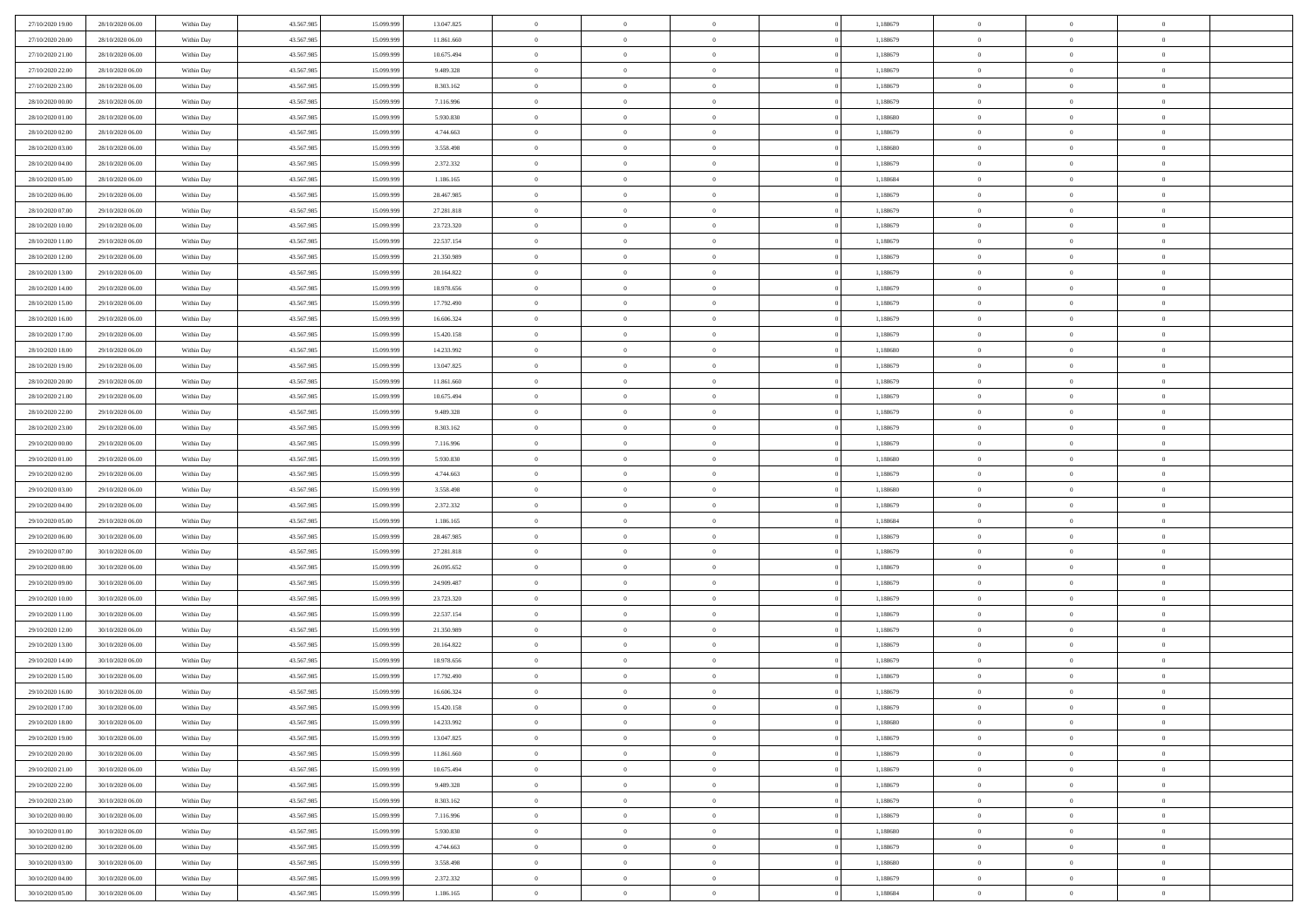| | | | | | | | | | | | | | | |
|---|---|---|---|---|---|---|---|---|---|---|---|---|---|---|
| 27/10/2020 19.00 | 28/10/2020 06.00 | Within Day | 43.567.985 | 15.099.999 | 13.047.825 | 0 | 0 | 0 | | 0 | 1,188679 | 0 | 0 | 0 |
| 27/10/2020 20.00 | 28/10/2020 06.00 | Within Day | 43.567.985 | 15.099.999 | 11.861.660 | 0 | 0 | 0 | | 0 | 1,188679 | 0 | 0 | 0 |
| 27/10/2020 21.00 | 28/10/2020 06.00 | Within Day | 43.567.985 | 15.099.999 | 10.675.494 | 0 | 0 | 0 | | 0 | 1,188679 | 0 | 0 | 0 |
| 27/10/2020 22.00 | 28/10/2020 06.00 | Within Day | 43.567.985 | 15.099.999 | 9.489.328 | 0 | 0 | 0 | | 0 | 1,188679 | 0 | 0 | 0 |
| 27/10/2020 23.00 | 28/10/2020 06.00 | Within Day | 43.567.985 | 15.099.999 | 8.303.162 | 0 | 0 | 0 | | 0 | 1,188679 | 0 | 0 | 0 |
| 28/10/2020 00.00 | 28/10/2020 06.00 | Within Day | 43.567.985 | 15.099.999 | 7.116.996 | 0 | 0 | 0 | | 0 | 1,188679 | 0 | 0 | 0 |
| 28/10/2020 01.00 | 28/10/2020 06.00 | Within Day | 43.567.985 | 15.099.999 | 5.930.830 | 0 | 0 | 0 | | 0 | 1,188680 | 0 | 0 | 0 |
| 28/10/2020 02.00 | 28/10/2020 06.00 | Within Day | 43.567.985 | 15.099.999 | 4.744.663 | 0 | 0 | 0 | | 0 | 1,188679 | 0 | 0 | 0 |
| 28/10/2020 03.00 | 28/10/2020 06.00 | Within Day | 43.567.985 | 15.099.999 | 3.558.498 | 0 | 0 | 0 | | 0 | 1,188680 | 0 | 0 | 0 |
| 28/10/2020 04.00 | 28/10/2020 06.00 | Within Day | 43.567.985 | 15.099.999 | 2.372.332 | 0 | 0 | 0 | | 0 | 1,188679 | 0 | 0 | 0 |
| 28/10/2020 05.00 | 28/10/2020 06.00 | Within Day | 43.567.985 | 15.099.999 | 1.186.165 | 0 | 0 | 0 | | 0 | 1,188684 | 0 | 0 | 0 |
| 28/10/2020 06.00 | 29/10/2020 06.00 | Within Day | 43.567.985 | 15.099.999 | 28.467.985 | 0 | 0 | 0 | | 0 | 1,188679 | 0 | 0 | 0 |
| 28/10/2020 07.00 | 29/10/2020 06.00 | Within Day | 43.567.985 | 15.099.999 | 27.281.818 | 0 | 0 | 0 | | 0 | 1,188679 | 0 | 0 | 0 |
| 28/10/2020 10.00 | 29/10/2020 06.00 | Within Day | 43.567.985 | 15.099.999 | 23.723.320 | 0 | 0 | 0 | | 0 | 1,188679 | 0 | 0 | 0 |
| 28/10/2020 11.00 | 29/10/2020 06.00 | Within Day | 43.567.985 | 15.099.999 | 22.537.154 | 0 | 0 | 0 | | 0 | 1,188679 | 0 | 0 | 0 |
| 28/10/2020 12.00 | 29/10/2020 06.00 | Within Day | 43.567.985 | 15.099.999 | 21.350.989 | 0 | 0 | 0 | | 0 | 1,188679 | 0 | 0 | 0 |
| 28/10/2020 13.00 | 29/10/2020 06.00 | Within Day | 43.567.985 | 15.099.999 | 20.164.822 | 0 | 0 | 0 | | 0 | 1,188679 | 0 | 0 | 0 |
| 28/10/2020 14.00 | 29/10/2020 06.00 | Within Day | 43.567.985 | 15.099.999 | 18.978.656 | 0 | 0 | 0 | | 0 | 1,188679 | 0 | 0 | 0 |
| 28/10/2020 15.00 | 29/10/2020 06.00 | Within Day | 43.567.985 | 15.099.999 | 17.792.490 | 0 | 0 | 0 | | 0 | 1,188679 | 0 | 0 | 0 |
| 28/10/2020 16.00 | 29/10/2020 06.00 | Within Day | 43.567.985 | 15.099.999 | 16.606.324 | 0 | 0 | 0 | | 0 | 1,188679 | 0 | 0 | 0 |
| 28/10/2020 17.00 | 29/10/2020 06.00 | Within Day | 43.567.985 | 15.099.999 | 15.420.158 | 0 | 0 | 0 | | 0 | 1,188679 | 0 | 0 | 0 |
| 28/10/2020 18.00 | 29/10/2020 06.00 | Within Day | 43.567.985 | 15.099.999 | 14.233.992 | 0 | 0 | 0 | | 0 | 1,188680 | 0 | 0 | 0 |
| 28/10/2020 19.00 | 29/10/2020 06.00 | Within Day | 43.567.985 | 15.099.999 | 13.047.825 | 0 | 0 | 0 | | 0 | 1,188679 | 0 | 0 | 0 |
| 28/10/2020 20.00 | 29/10/2020 06.00 | Within Day | 43.567.985 | 15.099.999 | 11.861.660 | 0 | 0 | 0 | | 0 | 1,188679 | 0 | 0 | 0 |
| 28/10/2020 21.00 | 29/10/2020 06.00 | Within Day | 43.567.985 | 15.099.999 | 10.675.494 | 0 | 0 | 0 | | 0 | 1,188679 | 0 | 0 | 0 |
| 28/10/2020 22.00 | 29/10/2020 06.00 | Within Day | 43.567.985 | 15.099.999 | 9.489.328 | 0 | 0 | 0 | | 0 | 1,188679 | 0 | 0 | 0 |
| 28/10/2020 23.00 | 29/10/2020 06.00 | Within Day | 43.567.985 | 15.099.999 | 8.303.162 | 0 | 0 | 0 | | 0 | 1,188679 | 0 | 0 | 0 |
| 29/10/2020 00.00 | 29/10/2020 06.00 | Within Day | 43.567.985 | 15.099.999 | 7.116.996 | 0 | 0 | 0 | | 0 | 1,188679 | 0 | 0 | 0 |
| 29/10/2020 01.00 | 29/10/2020 06.00 | Within Day | 43.567.985 | 15.099.999 | 5.930.830 | 0 | 0 | 0 | | 0 | 1,188680 | 0 | 0 | 0 |
| 29/10/2020 02.00 | 29/10/2020 06.00 | Within Day | 43.567.985 | 15.099.999 | 4.744.663 | 0 | 0 | 0 | | 0 | 1,188679 | 0 | 0 | 0 |
| 29/10/2020 03.00 | 29/10/2020 06.00 | Within Day | 43.567.985 | 15.099.999 | 3.558.498 | 0 | 0 | 0 | | 0 | 1,188680 | 0 | 0 | 0 |
| 29/10/2020 04.00 | 29/10/2020 06.00 | Within Day | 43.567.985 | 15.099.999 | 2.372.332 | 0 | 0 | 0 | | 0 | 1,188679 | 0 | 0 | 0 |
| 29/10/2020 05.00 | 29/10/2020 06.00 | Within Day | 43.567.985 | 15.099.999 | 1.186.165 | 0 | 0 | 0 | | 0 | 1,188684 | 0 | 0 | 0 |
| 29/10/2020 06.00 | 30/10/2020 06.00 | Within Day | 43.567.985 | 15.099.999 | 28.467.985 | 0 | 0 | 0 | | 0 | 1,188679 | 0 | 0 | 0 |
| 29/10/2020 07.00 | 30/10/2020 06.00 | Within Day | 43.567.985 | 15.099.999 | 27.281.818 | 0 | 0 | 0 | | 0 | 1,188679 | 0 | 0 | 0 |
| 29/10/2020 08.00 | 30/10/2020 06.00 | Within Day | 43.567.985 | 15.099.999 | 26.095.652 | 0 | 0 | 0 | | 0 | 1,188679 | 0 | 0 | 0 |
| 29/10/2020 09.00 | 30/10/2020 06.00 | Within Day | 43.567.985 | 15.099.999 | 24.909.487 | 0 | 0 | 0 | | 0 | 1,188679 | 0 | 0 | 0 |
| 29/10/2020 10.00 | 30/10/2020 06.00 | Within Day | 43.567.985 | 15.099.999 | 23.723.320 | 0 | 0 | 0 | | 0 | 1,188679 | 0 | 0 | 0 |
| 29/10/2020 11.00 | 30/10/2020 06.00 | Within Day | 43.567.985 | 15.099.999 | 22.537.154 | 0 | 0 | 0 | | 0 | 1,188679 | 0 | 0 | 0 |
| 29/10/2020 12.00 | 30/10/2020 06.00 | Within Day | 43.567.985 | 15.099.999 | 21.350.989 | 0 | 0 | 0 | | 0 | 1,188679 | 0 | 0 | 0 |
| 29/10/2020 13.00 | 30/10/2020 06.00 | Within Day | 43.567.985 | 15.099.999 | 20.164.822 | 0 | 0 | 0 | | 0 | 1,188679 | 0 | 0 | 0 |
| 29/10/2020 14.00 | 30/10/2020 06.00 | Within Day | 43.567.985 | 15.099.999 | 18.978.656 | 0 | 0 | 0 | | 0 | 1,188679 | 0 | 0 | 0 |
| 29/10/2020 15.00 | 30/10/2020 06.00 | Within Day | 43.567.985 | 15.099.999 | 17.792.490 | 0 | 0 | 0 | | 0 | 1,188679 | 0 | 0 | 0 |
| 29/10/2020 16.00 | 30/10/2020 06.00 | Within Day | 43.567.985 | 15.099.999 | 16.606.324 | 0 | 0 | 0 | | 0 | 1,188679 | 0 | 0 | 0 |
| 29/10/2020 17.00 | 30/10/2020 06.00 | Within Day | 43.567.985 | 15.099.999 | 15.420.158 | 0 | 0 | 0 | | 0 | 1,188679 | 0 | 0 | 0 |
| 29/10/2020 18.00 | 30/10/2020 06.00 | Within Day | 43.567.985 | 15.099.999 | 14.233.992 | 0 | 0 | 0 | | 0 | 1,188680 | 0 | 0 | 0 |
| 29/10/2020 19.00 | 30/10/2020 06.00 | Within Day | 43.567.985 | 15.099.999 | 13.047.825 | 0 | 0 | 0 | | 0 | 1,188679 | 0 | 0 | 0 |
| 29/10/2020 20.00 | 30/10/2020 06.00 | Within Day | 43.567.985 | 15.099.999 | 11.861.660 | 0 | 0 | 0 | | 0 | 1,188679 | 0 | 0 | 0 |
| 29/10/2020 21.00 | 30/10/2020 06.00 | Within Day | 43.567.985 | 15.099.999 | 10.675.494 | 0 | 0 | 0 | | 0 | 1,188679 | 0 | 0 | 0 |
| 29/10/2020 22.00 | 30/10/2020 06.00 | Within Day | 43.567.985 | 15.099.999 | 9.489.328 | 0 | 0 | 0 | | 0 | 1,188679 | 0 | 0 | 0 |
| 29/10/2020 23.00 | 30/10/2020 06.00 | Within Day | 43.567.985 | 15.099.999 | 8.303.162 | 0 | 0 | 0 | | 0 | 1,188679 | 0 | 0 | 0 |
| 30/10/2020 00.00 | 30/10/2020 06.00 | Within Day | 43.567.985 | 15.099.999 | 7.116.996 | 0 | 0 | 0 | | 0 | 1,188679 | 0 | 0 | 0 |
| 30/10/2020 01.00 | 30/10/2020 06.00 | Within Day | 43.567.985 | 15.099.999 | 5.930.830 | 0 | 0 | 0 | | 0 | 1,188680 | 0 | 0 | 0 |
| 30/10/2020 02.00 | 30/10/2020 06.00 | Within Day | 43.567.985 | 15.099.999 | 4.744.663 | 0 | 0 | 0 | | 0 | 1,188679 | 0 | 0 | 0 |
| 30/10/2020 03.00 | 30/10/2020 06.00 | Within Day | 43.567.985 | 15.099.999 | 3.558.498 | 0 | 0 | 0 | | 0 | 1,188680 | 0 | 0 | 0 |
| 30/10/2020 04.00 | 30/10/2020 06.00 | Within Day | 43.567.985 | 15.099.999 | 2.372.332 | 0 | 0 | 0 | | 0 | 1,188679 | 0 | 0 | 0 |
| 30/10/2020 05.00 | 30/10/2020 06.00 | Within Day | 43.567.985 | 15.099.999 | 1.186.165 | 0 | 0 | 0 | | 0 | 1,188684 | 0 | 0 | 0 |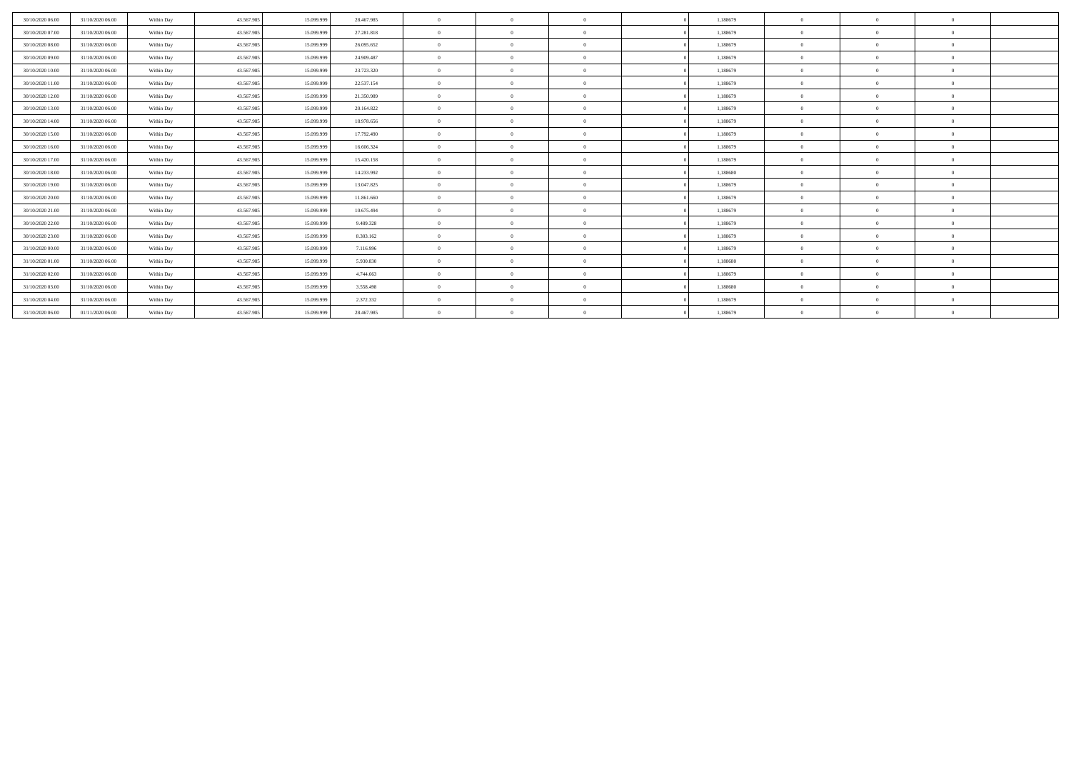| | | | | | | | | | | | | | | | |
|---|---|---|---|---|---|---|---|---|---|---|---|---|---|---|---|
| 30/10/2020 06.00 | 31/10/2020 06.00 | Within Day | 43.567.985 | 15.099.999 | 28.467.985 | 0 | 0 | 0 | | 0 | 1,188679 | 0 | 0 | 0 | |
| 30/10/2020 07.00 | 31/10/2020 06.00 | Within Day | 43.567.985 | 15.099.999 | 27.281.818 | 0 | 0 | 0 | | 0 | 1,188679 | 0 | 0 | 0 | |
| 30/10/2020 08.00 | 31/10/2020 06.00 | Within Day | 43.567.985 | 15.099.999 | 26.095.652 | 0 | 0 | 0 | | 0 | 1,188679 | 0 | 0 | 0 | |
| 30/10/2020 09.00 | 31/10/2020 06.00 | Within Day | 43.567.985 | 15.099.999 | 24.909.487 | 0 | 0 | 0 | | 0 | 1,188679 | 0 | 0 | 0 | |
| 30/10/2020 10.00 | 31/10/2020 06.00 | Within Day | 43.567.985 | 15.099.999 | 23.723.320 | 0 | 0 | 0 | | 0 | 1,188679 | 0 | 0 | 0 | |
| 30/10/2020 11.00 | 31/10/2020 06.00 | Within Day | 43.567.985 | 15.099.999 | 22.537.154 | 0 | 0 | 0 | | 0 | 1,188679 | 0 | 0 | 0 | |
| 30/10/2020 12.00 | 31/10/2020 06.00 | Within Day | 43.567.985 | 15.099.999 | 21.350.989 | 0 | 0 | 0 | | 0 | 1,188679 | 0 | 0 | 0 | |
| 30/10/2020 13.00 | 31/10/2020 06.00 | Within Day | 43.567.985 | 15.099.999 | 20.164.822 | 0 | 0 | 0 | | 0 | 1,188679 | 0 | 0 | 0 | |
| 30/10/2020 14.00 | 31/10/2020 06.00 | Within Day | 43.567.985 | 15.099.999 | 18.978.656 | 0 | 0 | 0 | | 0 | 1,188679 | 0 | 0 | 0 | |
| 30/10/2020 15.00 | 31/10/2020 06.00 | Within Day | 43.567.985 | 15.099.999 | 17.792.490 | 0 | 0 | 0 | | 0 | 1,188679 | 0 | 0 | 0 | |
| 30/10/2020 16.00 | 31/10/2020 06.00 | Within Day | 43.567.985 | 15.099.999 | 16.606.324 | 0 | 0 | 0 | | 0 | 1,188679 | 0 | 0 | 0 | |
| 30/10/2020 17.00 | 31/10/2020 06.00 | Within Day | 43.567.985 | 15.099.999 | 15.420.158 | 0 | 0 | 0 | | 0 | 1,188679 | 0 | 0 | 0 | |
| 30/10/2020 18.00 | 31/10/2020 06.00 | Within Day | 43.567.985 | 15.099.999 | 14.233.992 | 0 | 0 | 0 | | 0 | 1,188680 | 0 | 0 | 0 | |
| 30/10/2020 19.00 | 31/10/2020 06.00 | Within Day | 43.567.985 | 15.099.999 | 13.047.825 | 0 | 0 | 0 | | 0 | 1,188679 | 0 | 0 | 0 | |
| 30/10/2020 20.00 | 31/10/2020 06.00 | Within Day | 43.567.985 | 15.099.999 | 11.861.660 | 0 | 0 | 0 | | 0 | 1,188679 | 0 | 0 | 0 | |
| 30/10/2020 21.00 | 31/10/2020 06.00 | Within Day | 43.567.985 | 15.099.999 | 10.675.494 | 0 | 0 | 0 | | 0 | 1,188679 | 0 | 0 | 0 | |
| 30/10/2020 22.00 | 31/10/2020 06.00 | Within Day | 43.567.985 | 15.099.999 | 9.489.328 | 0 | 0 | 0 | | 0 | 1,188679 | 0 | 0 | 0 | |
| 30/10/2020 23.00 | 31/10/2020 06.00 | Within Day | 43.567.985 | 15.099.999 | 8.303.162 | 0 | 0 | 0 | | 0 | 1,188679 | 0 | 0 | 0 | |
| 31/10/2020 00.00 | 31/10/2020 06.00 | Within Day | 43.567.985 | 15.099.999 | 7.116.996 | 0 | 0 | 0 | | 0 | 1,188679 | 0 | 0 | 0 | |
| 31/10/2020 01.00 | 31/10/2020 06.00 | Within Day | 43.567.985 | 15.099.999 | 5.930.830 | 0 | 0 | 0 | | 0 | 1,188680 | 0 | 0 | 0 | |
| 31/10/2020 02.00 | 31/10/2020 06.00 | Within Day | 43.567.985 | 15.099.999 | 4.744.663 | 0 | 0 | 0 | | 0 | 1,188679 | 0 | 0 | 0 | |
| 31/10/2020 03.00 | 31/10/2020 06.00 | Within Day | 43.567.985 | 15.099.999 | 3.558.498 | 0 | 0 | 0 | | 0 | 1,188680 | 0 | 0 | 0 | |
| 31/10/2020 04.00 | 31/10/2020 06.00 | Within Day | 43.567.985 | 15.099.999 | 2.372.332 | 0 | 0 | 0 | | 0 | 1,188679 | 0 | 0 | 0 | |
| 31/10/2020 06.00 | 01/11/2020 06.00 | Within Day | 43.567.985 | 15.099.999 | 28.467.985 | 0 | 0 | 0 | | 0 | 1,188679 | 0 | 0 | 0 | |